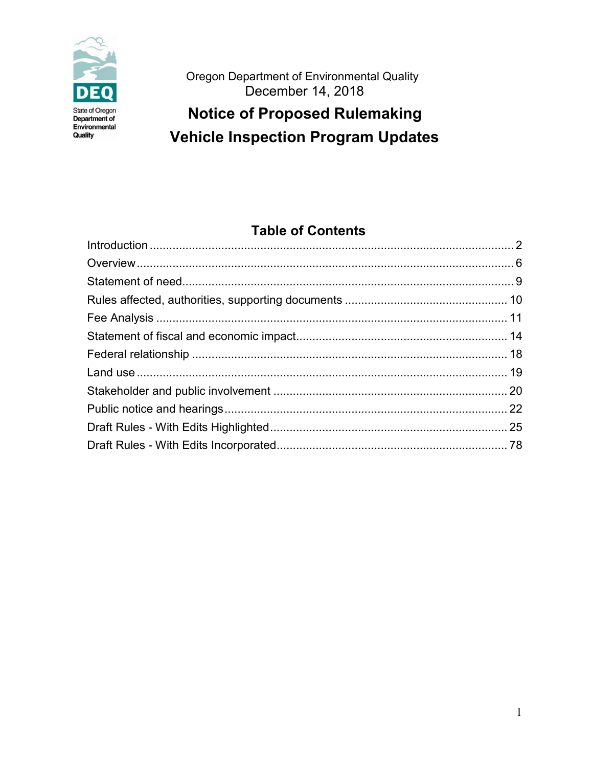State of Oregon Department of Environmental Quality

Oregon Department of Environmental Quality
December 14, 2018

# Notice of Proposed Rulemaking
# Vehicle Inspection Program Updates

## Table of Contents

| | |
|---|---|
| Introduction | 2 |
| Overview | 6 |
| Statement of need | 9 |
| Rules affected, authorities, supporting documents | 10 |
| Fee Analysis | 11 |
| Statement of fiscal and economic impact | 14 |
| Federal relationship | 18 |
| Land use | 19 |
| Stakeholder and public involvement | 20 |
| Public notice and hearings | 22 |
| Draft Rules - With Edits Highlighted | 25 |
| Draft Rules - With Edits Incorporated | 78 |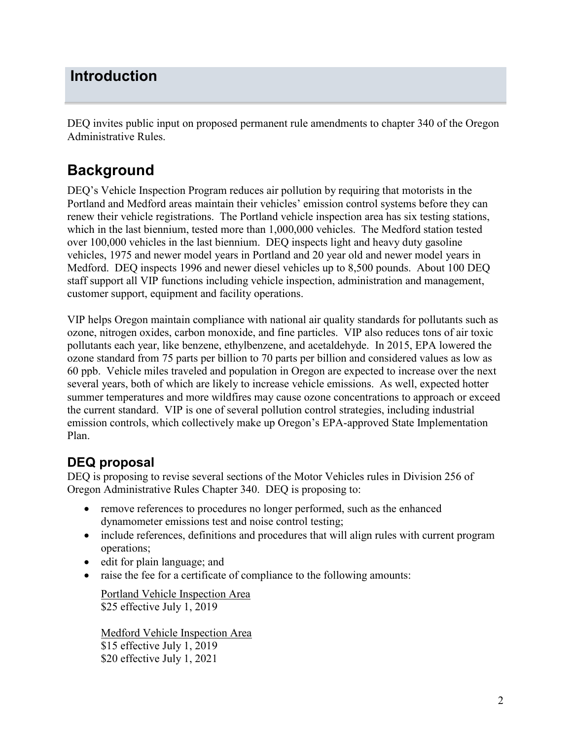# Introduction

DEQ invites public input on proposed permanent rule amendments to chapter 340 of the Oregon Administrative Rules.

## Background

DEQ's Vehicle Inspection Program reduces air pollution by requiring that motorists in the Portland and Medford areas maintain their vehicles' emission control systems before they can renew their vehicle registrations. The Portland vehicle inspection area has six testing stations, which in the last biennium, tested more than 1,000,000 vehicles. The Medford station tested over 100,000 vehicles in the last biennium. DEQ inspects light and heavy duty gasoline vehicles, 1975 and newer model years in Portland and 20 year old and newer model years in Medford. DEQ inspects 1996 and newer diesel vehicles up to 8,500 pounds. About 100 DEQ staff support all VIP functions including vehicle inspection, administration and management, customer support, equipment and facility operations.

VIP helps Oregon maintain compliance with national air quality standards for pollutants such as ozone, nitrogen oxides, carbon monoxide, and fine particles. VIP also reduces tons of air toxic pollutants each year, like benzene, ethylbenzene, and acetaldehyde. In 2015, EPA lowered the ozone standard from 75 parts per billion to 70 parts per billion and considered values as low as 60 ppb. Vehicle miles traveled and population in Oregon are expected to increase over the next several years, both of which are likely to increase vehicle emissions. As well, expected hotter summer temperatures and more wildfires may cause ozone concentrations to approach or exceed the current standard. VIP is one of several pollution control strategies, including industrial emission controls, which collectively make up Oregon's EPA-approved State Implementation Plan.

### DEQ proposal

DEQ is proposing to revise several sections of the Motor Vehicles rules in Division 256 of Oregon Administrative Rules Chapter 340. DEQ is proposing to:

- remove references to procedures no longer performed, such as the enhanced dynamometer emissions test and noise control testing;
- include references, definitions and procedures that will align rules with current program operations;
- edit for plain language; and
- raise the fee for a certificate of compliance to the following amounts:

  Portland Vehicle Inspection Area
  $25 effective July 1, 2019

  Medford Vehicle Inspection Area
  $15 effective July 1, 2019
  $20 effective July 1, 2021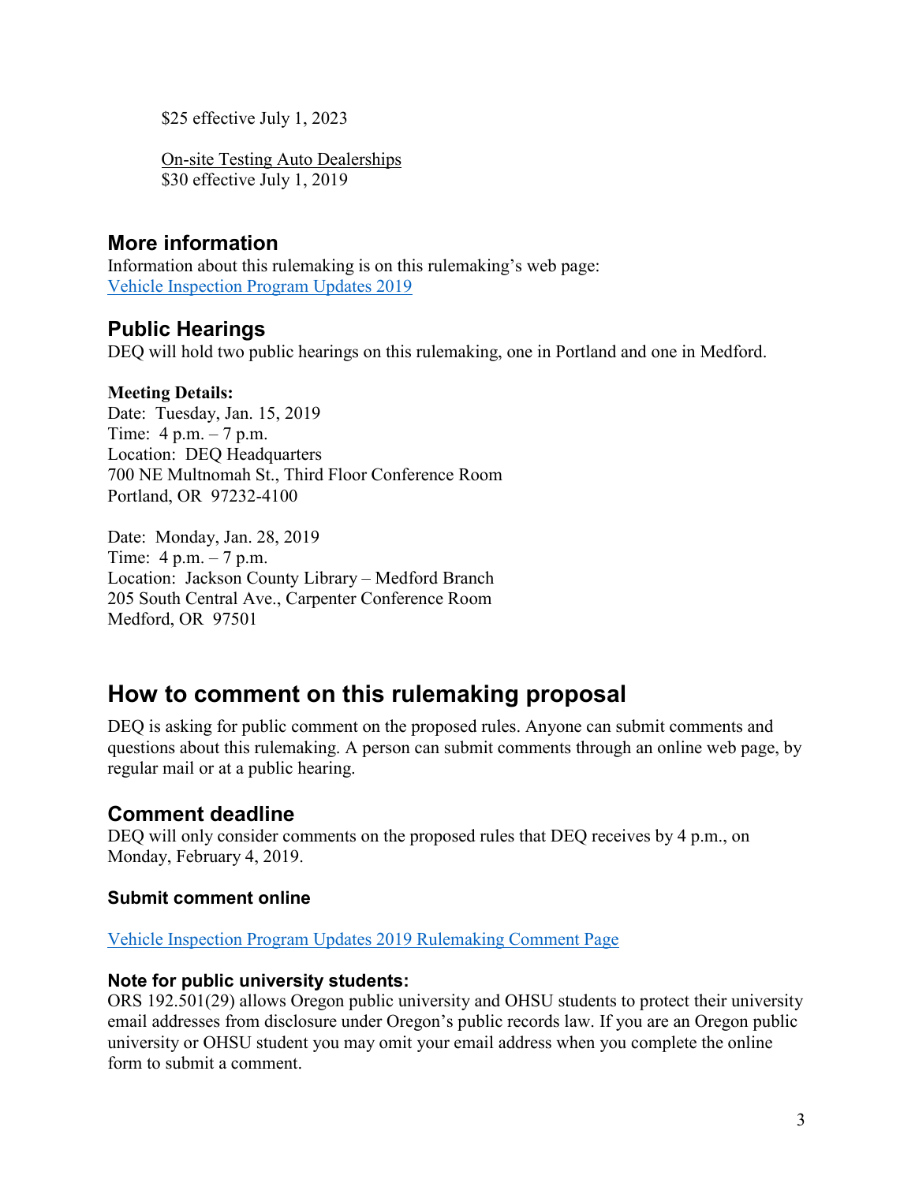$25 effective July 1, 2023

On-site Testing Auto Dealerships
$30 effective July 1, 2019

### More information

Information about this rulemaking is on this rulemaking's web page:
[Vehicle Inspection Program Updates 2019]

### Public Hearings

DEQ will hold two public hearings on this rulemaking, one in Portland and one in Medford.

**Meeting Details:**
Date: Tuesday, Jan. 15, 2019
Time: 4 p.m. – 7 p.m.
Location: DEQ Headquarters
700 NE Multnomah St., Third Floor Conference Room
Portland, OR 97232-4100

Date: Monday, Jan. 28, 2019
Time: 4 p.m. – 7 p.m.
Location: Jackson County Library – Medford Branch
205 South Central Ave., Carpenter Conference Room
Medford, OR 97501

## How to comment on this rulemaking proposal

DEQ is asking for public comment on the proposed rules. Anyone can submit comments and questions about this rulemaking. A person can submit comments through an online web page, by regular mail or at a public hearing.

### Comment deadline

DEQ will only consider comments on the proposed rules that DEQ receives by 4 p.m., on Monday, February 4, 2019.

#### Submit comment online

[Vehicle Inspection Program Updates 2019 Rulemaking Comment Page]

#### Note for public university students:

ORS 192.501(29) allows Oregon public university and OHSU students to protect their university email addresses from disclosure under Oregon's public records law. If you are an Oregon public university or OHSU student you may omit your email address when you complete the online form to submit a comment.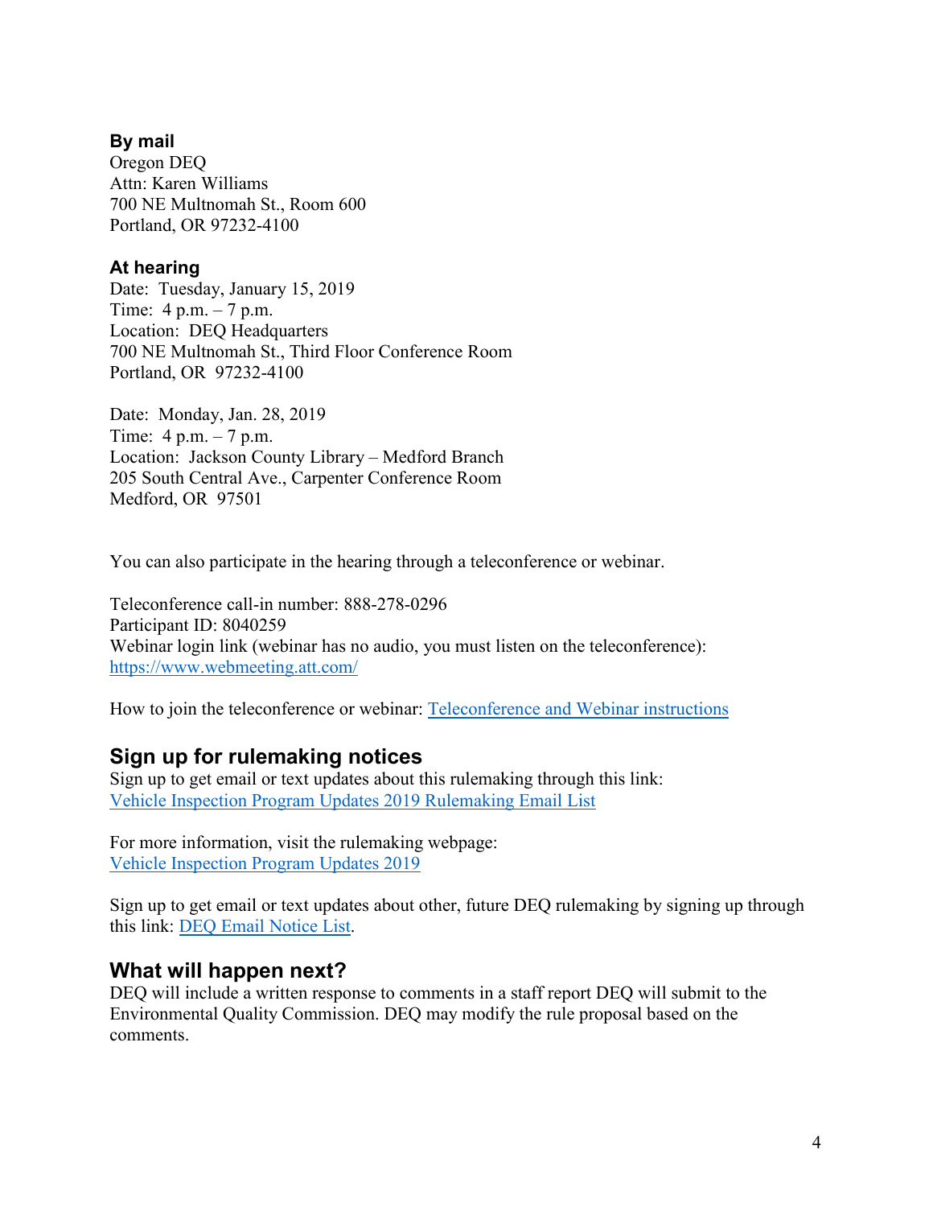### By mail

Oregon DEQ
Attn: Karen Williams
700 NE Multnomah St., Room 600
Portland, OR 97232-4100

### At hearing

Date: Tuesday, January 15, 2019
Time: 4 p.m. – 7 p.m.
Location: DEQ Headquarters
700 NE Multnomah St., Third Floor Conference Room
Portland, OR 97232-4100

Date: Monday, Jan. 28, 2019
Time: 4 p.m. – 7 p.m.
Location: Jackson County Library – Medford Branch
205 South Central Ave., Carpenter Conference Room
Medford, OR 97501

You can also participate in the hearing through a teleconference or webinar.

Teleconference call-in number: 888-278-0296
Participant ID: 8040259
Webinar login link (webinar has no audio, you must listen on the teleconference):
[https://www.webmeeting.att.com/](https://www.webmeeting.att.com/)

How to join the teleconference or webinar: [Teleconference and Webinar instructions]()

## Sign up for rulemaking notices

Sign up to get email or text updates about this rulemaking through this link:
[Vehicle Inspection Program Updates 2019 Rulemaking Email List]()

For more information, visit the rulemaking webpage:
[Vehicle Inspection Program Updates 2019]()

Sign up to get email or text updates about other, future DEQ rulemaking by signing up through this link: [DEQ Email Notice List]().

## What will happen next?

DEQ will include a written response to comments in a staff report DEQ will submit to the Environmental Quality Commission. DEQ may modify the rule proposal based on the comments.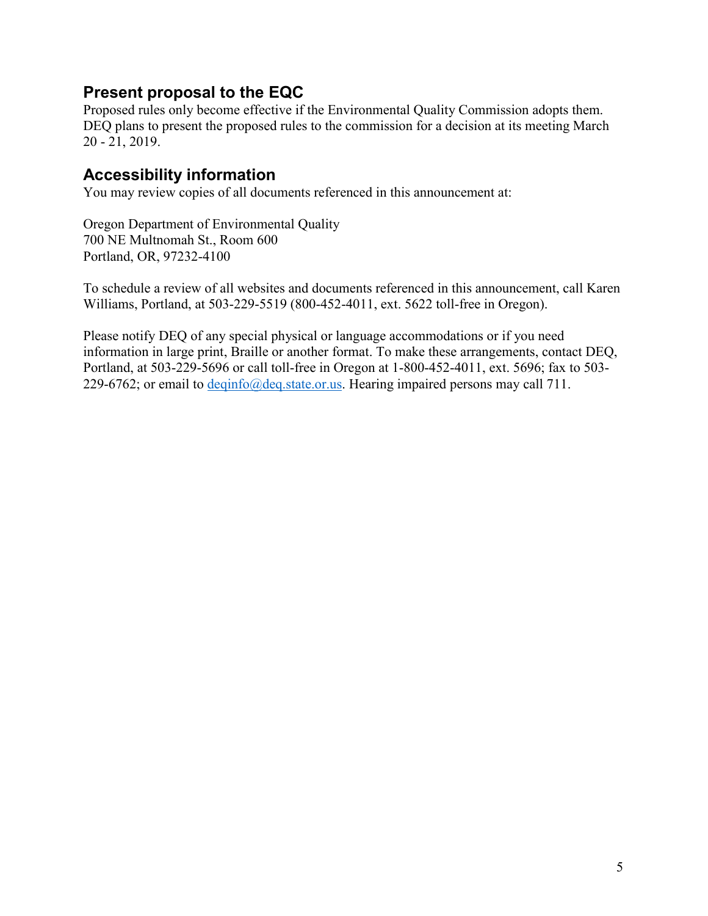## Present proposal to the EQC

Proposed rules only become effective if the Environmental Quality Commission adopts them. DEQ plans to present the proposed rules to the commission for a decision at its meeting March 20 - 21, 2019.

## Accessibility information

You may review copies of all documents referenced in this announcement at:

Oregon Department of Environmental Quality
700 NE Multnomah St., Room 600
Portland, OR, 97232-4100

To schedule a review of all websites and documents referenced in this announcement, call Karen Williams, Portland, at 503-229-5519 (800-452-4011, ext. 5622 toll-free in Oregon).

Please notify DEQ of any special physical or language accommodations or if you need information in large print, Braille or another format. To make these arrangements, contact DEQ, Portland, at 503-229-5696 or call toll-free in Oregon at 1-800-452-4011, ext. 5696; fax to 503-229-6762; or email to deqinfo@deq.state.or.us. Hearing impaired persons may call 711.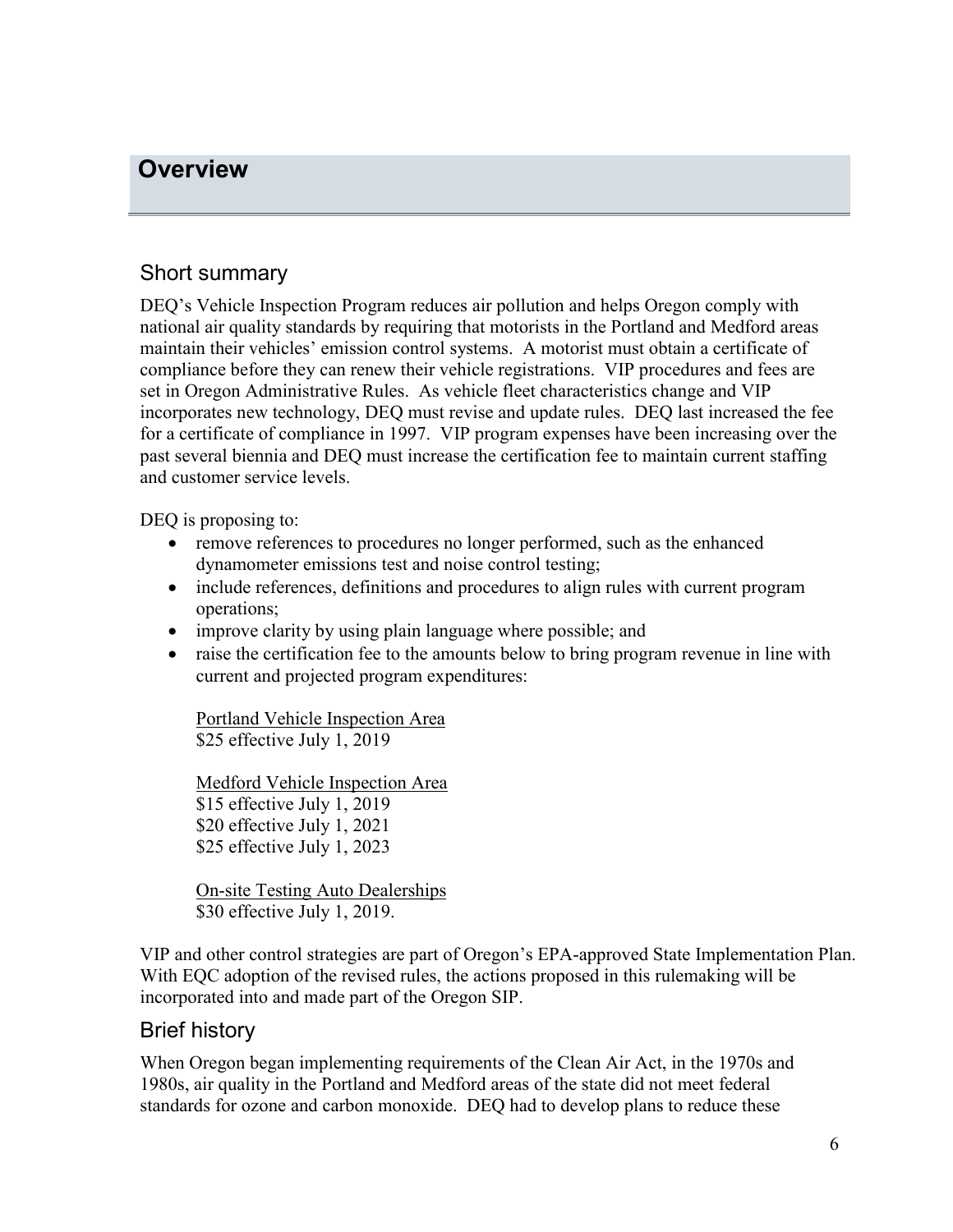# Overview

## Short summary

DEQ's Vehicle Inspection Program reduces air pollution and helps Oregon comply with national air quality standards by requiring that motorists in the Portland and Medford areas maintain their vehicles' emission control systems. A motorist must obtain a certificate of compliance before they can renew their vehicle registrations. VIP procedures and fees are set in Oregon Administrative Rules. As vehicle fleet characteristics change and VIP incorporates new technology, DEQ must revise and update rules. DEQ last increased the fee for a certificate of compliance in 1997. VIP program expenses have been increasing over the past several biennia and DEQ must increase the certification fee to maintain current staffing and customer service levels.

DEQ is proposing to:

- remove references to procedures no longer performed, such as the enhanced dynamometer emissions test and noise control testing;
- include references, definitions and procedures to align rules with current program operations;
- improve clarity by using plain language where possible; and
- raise the certification fee to the amounts below to bring program revenue in line with current and projected program expenditures:

  Portland Vehicle Inspection Area
  $25 effective July 1, 2019

  Medford Vehicle Inspection Area
  $15 effective July 1, 2019
  $20 effective July 1, 2021
  $25 effective July 1, 2023

  On-site Testing Auto Dealerships
  $30 effective July 1, 2019.

VIP and other control strategies are part of Oregon's EPA-approved State Implementation Plan. With EQC adoption of the revised rules, the actions proposed in this rulemaking will be incorporated into and made part of the Oregon SIP.

## Brief history

When Oregon began implementing requirements of the Clean Air Act, in the 1970s and 1980s, air quality in the Portland and Medford areas of the state did not meet federal standards for ozone and carbon monoxide. DEQ had to develop plans to reduce these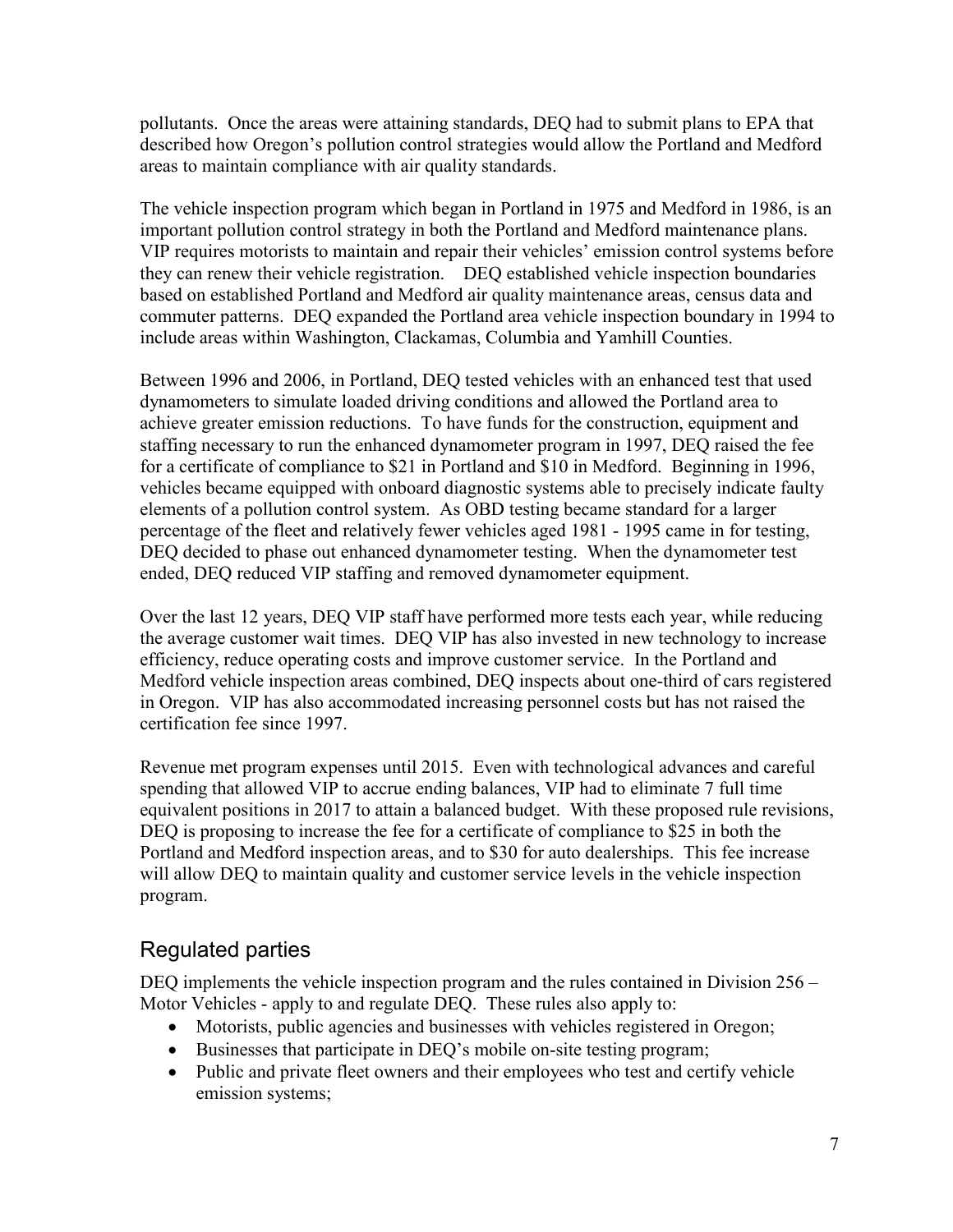pollutants. Once the areas were attaining standards, DEQ had to submit plans to EPA that described how Oregon's pollution control strategies would allow the Portland and Medford areas to maintain compliance with air quality standards.

The vehicle inspection program which began in Portland in 1975 and Medford in 1986, is an important pollution control strategy in both the Portland and Medford maintenance plans. VIP requires motorists to maintain and repair their vehicles' emission control systems before they can renew their vehicle registration. DEQ established vehicle inspection boundaries based on established Portland and Medford air quality maintenance areas, census data and commuter patterns. DEQ expanded the Portland area vehicle inspection boundary in 1994 to include areas within Washington, Clackamas, Columbia and Yamhill Counties.

Between 1996 and 2006, in Portland, DEQ tested vehicles with an enhanced test that used dynamometers to simulate loaded driving conditions and allowed the Portland area to achieve greater emission reductions. To have funds for the construction, equipment and staffing necessary to run the enhanced dynamometer program in 1997, DEQ raised the fee for a certificate of compliance to $21 in Portland and $10 in Medford. Beginning in 1996, vehicles became equipped with onboard diagnostic systems able to precisely indicate faulty elements of a pollution control system. As OBD testing became standard for a larger percentage of the fleet and relatively fewer vehicles aged 1981 - 1995 came in for testing, DEQ decided to phase out enhanced dynamometer testing. When the dynamometer test ended, DEQ reduced VIP staffing and removed dynamometer equipment.

Over the last 12 years, DEQ VIP staff have performed more tests each year, while reducing the average customer wait times. DEQ VIP has also invested in new technology to increase efficiency, reduce operating costs and improve customer service. In the Portland and Medford vehicle inspection areas combined, DEQ inspects about one-third of cars registered in Oregon. VIP has also accommodated increasing personnel costs but has not raised the certification fee since 1997.

Revenue met program expenses until 2015. Even with technological advances and careful spending that allowed VIP to accrue ending balances, VIP had to eliminate 7 full time equivalent positions in 2017 to attain a balanced budget. With these proposed rule revisions, DEQ is proposing to increase the fee for a certificate of compliance to $25 in both the Portland and Medford inspection areas, and to $30 for auto dealerships. This fee increase will allow DEQ to maintain quality and customer service levels in the vehicle inspection program.

## Regulated parties

DEQ implements the vehicle inspection program and the rules contained in Division 256 – Motor Vehicles - apply to and regulate DEQ. These rules also apply to:

- Motorists, public agencies and businesses with vehicles registered in Oregon;
- Businesses that participate in DEQ's mobile on-site testing program;
- Public and private fleet owners and their employees who test and certify vehicle emission systems;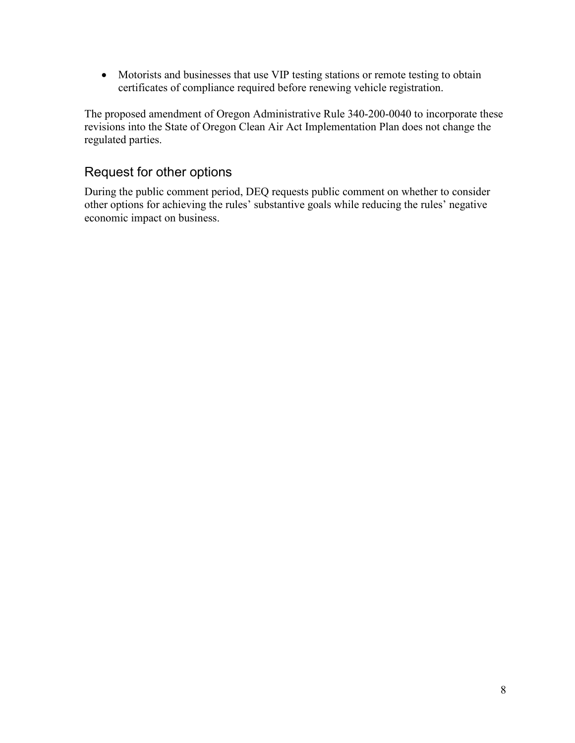- Motorists and businesses that use VIP testing stations or remote testing to obtain certificates of compliance required before renewing vehicle registration.

The proposed amendment of Oregon Administrative Rule 340-200-0040 to incorporate these revisions into the State of Oregon Clean Air Act Implementation Plan does not change the regulated parties.

## Request for other options

During the public comment period, DEQ requests public comment on whether to consider other options for achieving the rules' substantive goals while reducing the rules' negative economic impact on business.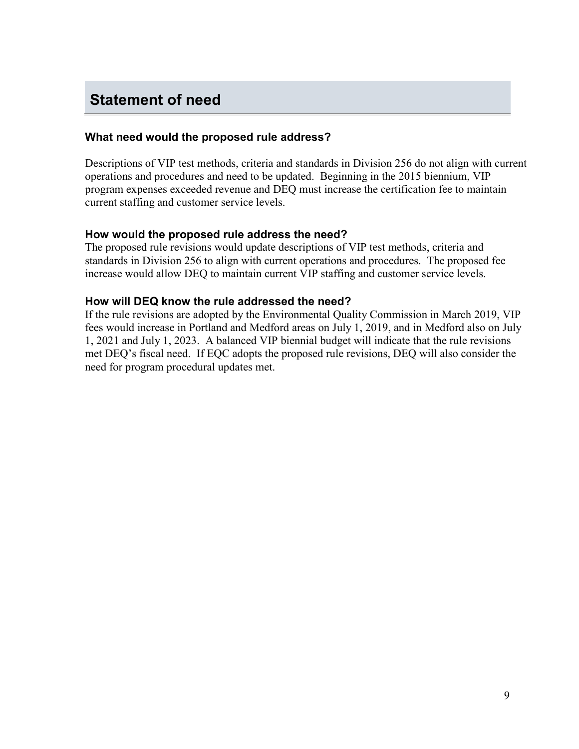## Statement of need

### What need would the proposed rule address?

Descriptions of VIP test methods, criteria and standards in Division 256 do not align with current operations and procedures and need to be updated. Beginning in the 2015 biennium, VIP program expenses exceeded revenue and DEQ must increase the certification fee to maintain current staffing and customer service levels.

### How would the proposed rule address the need?

The proposed rule revisions would update descriptions of VIP test methods, criteria and standards in Division 256 to align with current operations and procedures. The proposed fee increase would allow DEQ to maintain current VIP staffing and customer service levels.

### How will DEQ know the rule addressed the need?

If the rule revisions are adopted by the Environmental Quality Commission in March 2019, VIP fees would increase in Portland and Medford areas on July 1, 2019, and in Medford also on July 1, 2021 and July 1, 2023. A balanced VIP biennial budget will indicate that the rule revisions met DEQ's fiscal need. If EQC adopts the proposed rule revisions, DEQ will also consider the need for program procedural updates met.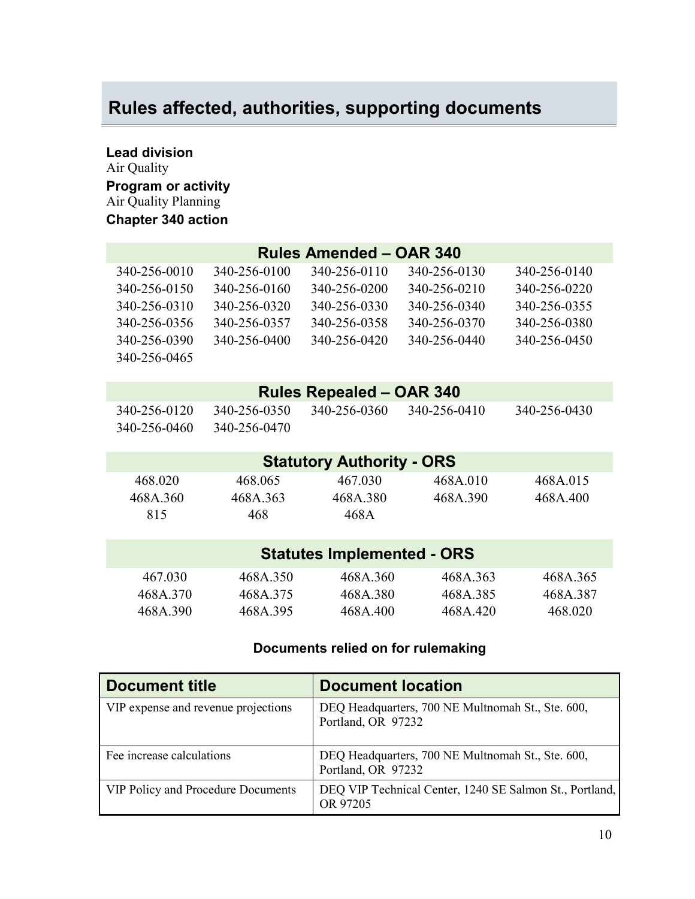## Rules affected, authorities, supporting documents

**Lead division**
Air Quality

**Program or activity**
Air Quality Planning

**Chapter 340 action**

| Rules Amended – OAR 340 | | | | |
|---|---|---|---|---|
| 340-256-0010 | 340-256-0100 | 340-256-0110 | 340-256-0130 | 340-256-0140 |
| 340-256-0150 | 340-256-0160 | 340-256-0200 | 340-256-0210 | 340-256-0220 |
| 340-256-0310 | 340-256-0320 | 340-256-0330 | 340-256-0340 | 340-256-0355 |
| 340-256-0356 | 340-256-0357 | 340-256-0358 | 340-256-0370 | 340-256-0380 |
| 340-256-0390 | 340-256-0400 | 340-256-0420 | 340-256-0440 | 340-256-0450 |
| 340-256-0465 | | | | |

| Rules Repealed – OAR 340 | | | | |
|---|---|---|---|---|
| 340-256-0120 | 340-256-0350 | 340-256-0360 | 340-256-0410 | 340-256-0430 |
| 340-256-0460 | 340-256-0470 | | | |

| Statutory Authority - ORS | | | | |
|---|---|---|---|---|
| 468.020 | 468.065 | 467.030 | 468A.010 | 468A.015 |
| 468A.360 | 468A.363 | 468A.380 | 468A.390 | 468A.400 |
| 815 | 468 | 468A | | |

| Statutes Implemented - ORS | | | | |
|---|---|---|---|---|
| 467.030 | 468A.350 | 468A.360 | 468A.363 | 468A.365 |
| 468A.370 | 468A.375 | 468A.380 | 468A.385 | 468A.387 |
| 468A.390 | 468A.395 | 468A.400 | 468A.420 | 468.020 |

**Documents relied on for rulemaking**

| Document title | Document location |
|---|---|
| VIP expense and revenue projections | DEQ Headquarters, 700 NE Multnomah St., Ste. 600, Portland, OR 97232 |
| Fee increase calculations | DEQ Headquarters, 700 NE Multnomah St., Ste. 600, Portland, OR 97232 |
| VIP Policy and Procedure Documents | DEQ VIP Technical Center, 1240 SE Salmon St., Portland, OR 97205 |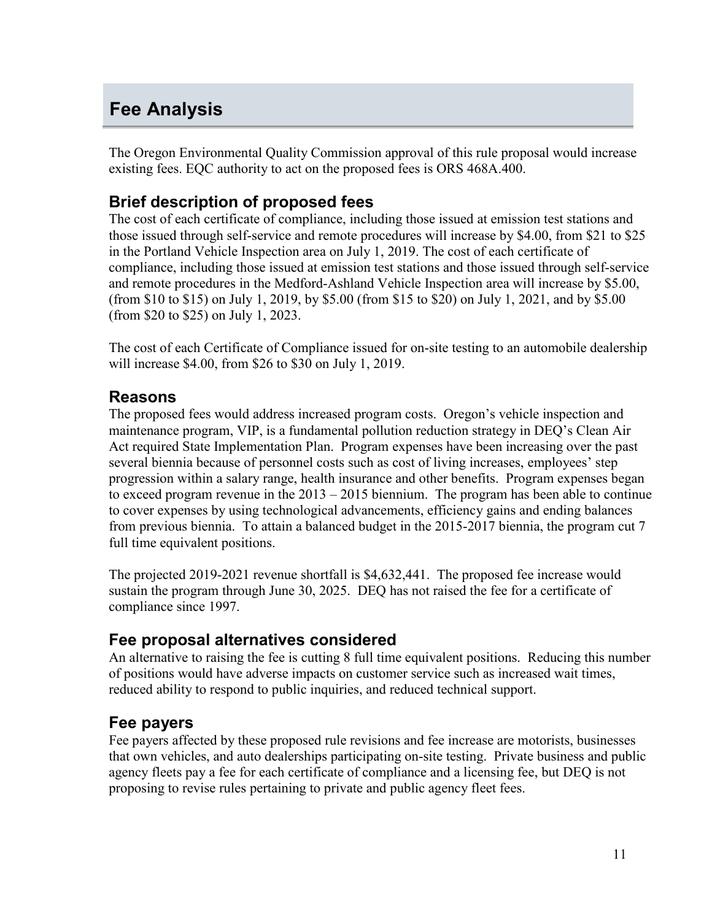# Fee Analysis

The Oregon Environmental Quality Commission approval of this rule proposal would increase existing fees. EQC authority to act on the proposed fees is ORS 468A.400.

## Brief description of proposed fees

The cost of each certificate of compliance, including those issued at emission test stations and those issued through self-service and remote procedures will increase by $4.00, from $21 to $25 in the Portland Vehicle Inspection area on July 1, 2019. The cost of each certificate of compliance, including those issued at emission test stations and those issued through self-service and remote procedures in the Medford-Ashland Vehicle Inspection area will increase by $5.00, (from $10 to $15) on July 1, 2019, by $5.00 (from $15 to $20) on July 1, 2021, and by $5.00 (from $20 to $25) on July 1, 2023.

The cost of each Certificate of Compliance issued for on-site testing to an automobile dealership will increase $4.00, from $26 to $30 on July 1, 2019.

## Reasons

The proposed fees would address increased program costs. Oregon's vehicle inspection and maintenance program, VIP, is a fundamental pollution reduction strategy in DEQ's Clean Air Act required State Implementation Plan. Program expenses have been increasing over the past several biennia because of personnel costs such as cost of living increases, employees' step progression within a salary range, health insurance and other benefits. Program expenses began to exceed program revenue in the 2013 – 2015 biennium. The program has been able to continue to cover expenses by using technological advancements, efficiency gains and ending balances from previous biennia. To attain a balanced budget in the 2015-2017 biennia, the program cut 7 full time equivalent positions.

The projected 2019-2021 revenue shortfall is $4,632,441. The proposed fee increase would sustain the program through June 30, 2025. DEQ has not raised the fee for a certificate of compliance since 1997.

## Fee proposal alternatives considered

An alternative to raising the fee is cutting 8 full time equivalent positions. Reducing this number of positions would have adverse impacts on customer service such as increased wait times, reduced ability to respond to public inquiries, and reduced technical support.

## Fee payers

Fee payers affected by these proposed rule revisions and fee increase are motorists, businesses that own vehicles, and auto dealerships participating on-site testing. Private business and public agency fleets pay a fee for each certificate of compliance and a licensing fee, but DEQ is not proposing to revise rules pertaining to private and public agency fleet fees.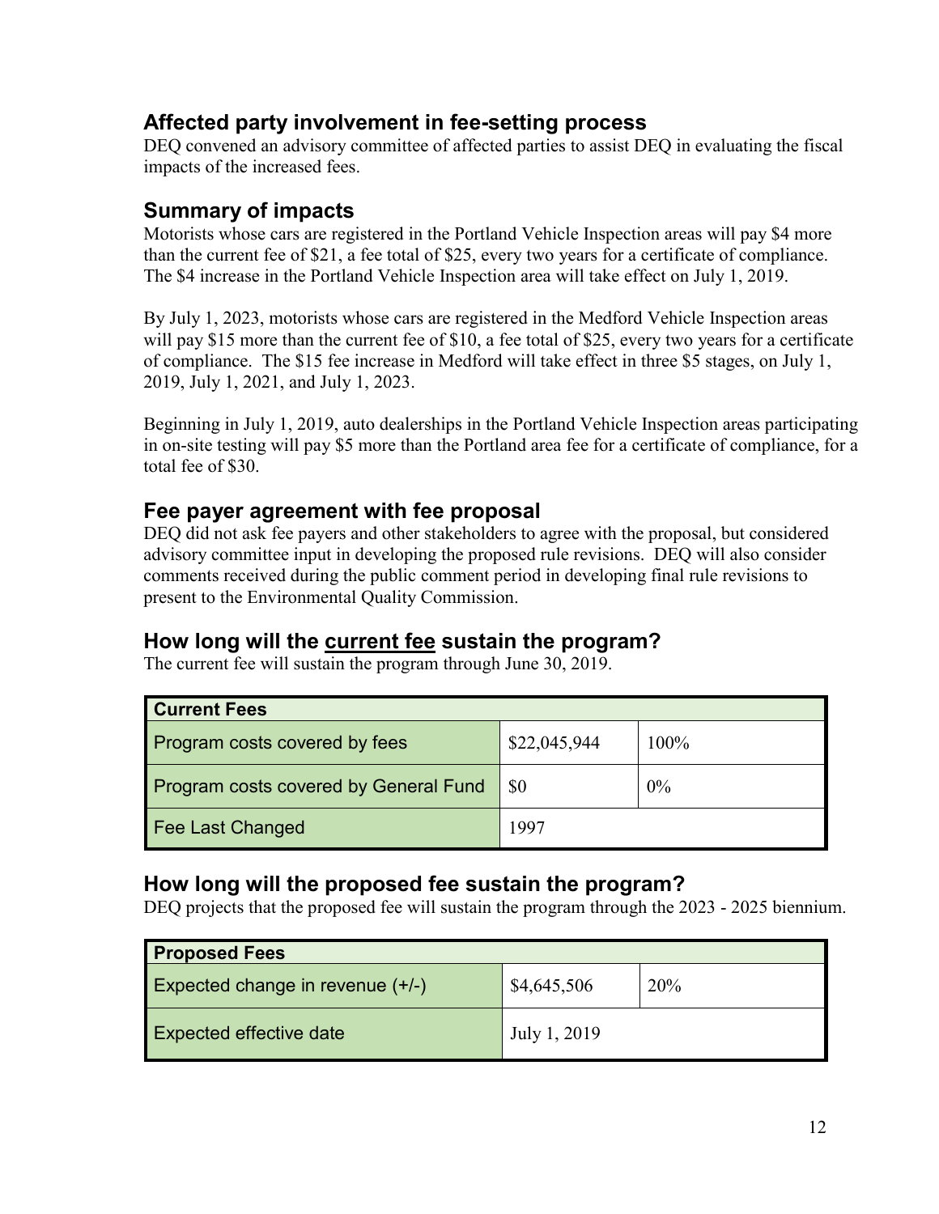## Affected party involvement in fee-setting process

DEQ convened an advisory committee of affected parties to assist DEQ in evaluating the fiscal impacts of the increased fees.

## Summary of impacts

Motorists whose cars are registered in the Portland Vehicle Inspection areas will pay $4 more than the current fee of $21, a fee total of $25, every two years for a certificate of compliance. The $4 increase in the Portland Vehicle Inspection area will take effect on July 1, 2019.

By July 1, 2023, motorists whose cars are registered in the Medford Vehicle Inspection areas will pay $15 more than the current fee of $10, a fee total of $25, every two years for a certificate of compliance. The $15 fee increase in Medford will take effect in three $5 stages, on July 1, 2019, July 1, 2021, and July 1, 2023.

Beginning in July 1, 2019, auto dealerships in the Portland Vehicle Inspection areas participating in on-site testing will pay $5 more than the Portland area fee for a certificate of compliance, for a total fee of $30.

## Fee payer agreement with fee proposal

DEQ did not ask fee payers and other stakeholders to agree with the proposal, but considered advisory committee input in developing the proposed rule revisions. DEQ will also consider comments received during the public comment period in developing final rule revisions to present to the Environmental Quality Commission.

## How long will the current fee sustain the program?

The current fee will sustain the program through June 30, 2019.

| Current Fees | | |
|---|---|---|
| Program costs covered by fees | $22,045,944 | 100% |
| Program costs covered by General Fund | $0 | 0% |
| Fee Last Changed | 1997 | |

## How long will the proposed fee sustain the program?

DEQ projects that the proposed fee will sustain the program through the 2023 - 2025 biennium.

| Proposed Fees | | |
|---|---|---|
| Expected change in revenue (+/-) | $4,645,506 | 20% |
| Expected effective date | July 1, 2019 | |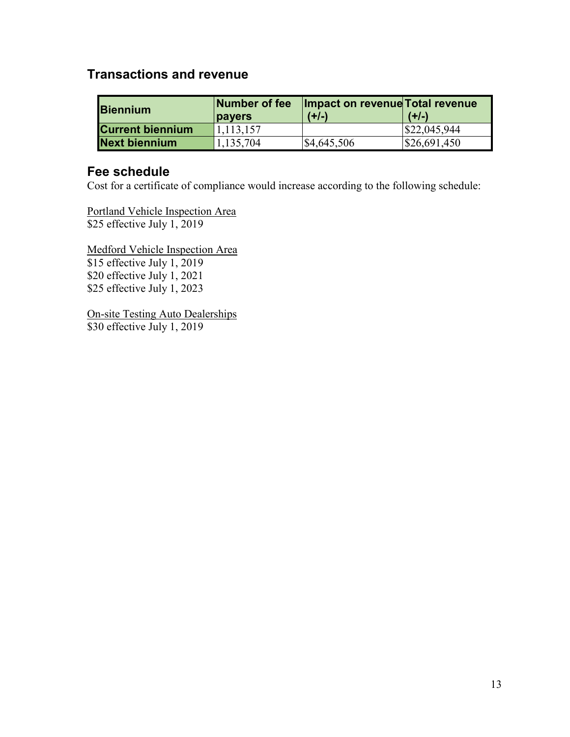## Transactions and revenue

| Biennium | Number of fee payers | Impact on revenue (+/-) | Total revenue (+/-) |
|---|---|---|---|
| Current biennium | 1,113,157 | | $22,045,944 |
| Next biennium | 1,135,704 | $4,645,506 | $26,691,450 |

## Fee schedule

Cost for a certificate of compliance would increase according to the following schedule:

Portland Vehicle Inspection Area
$25 effective July 1, 2019

Medford Vehicle Inspection Area
$15 effective July 1, 2019
$20 effective July 1, 2021
$25 effective July 1, 2023

On-site Testing Auto Dealerships
$30 effective July 1, 2019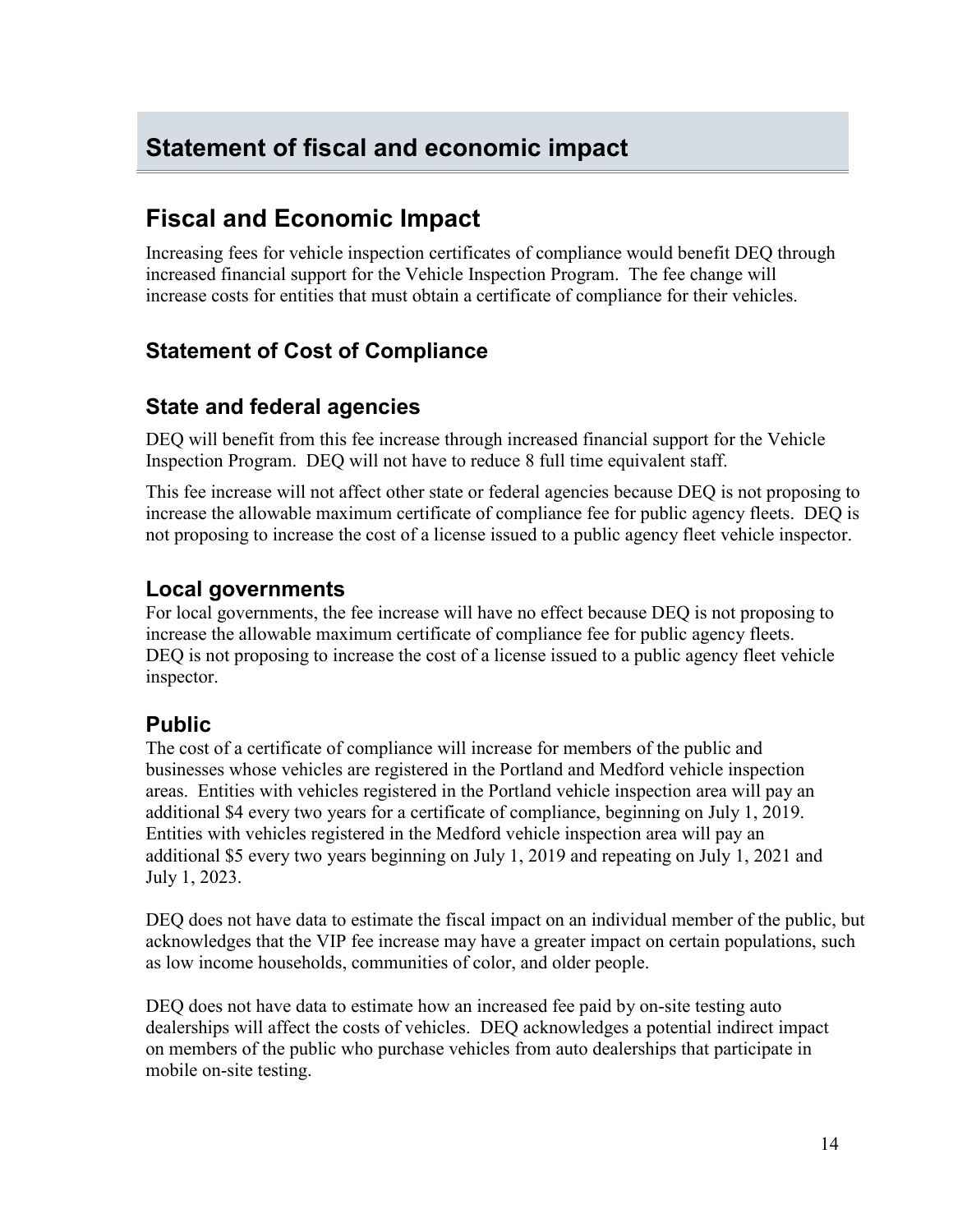# Statement of fiscal and economic impact

## Fiscal and Economic Impact

Increasing fees for vehicle inspection certificates of compliance would benefit DEQ through increased financial support for the Vehicle Inspection Program. The fee change will increase costs for entities that must obtain a certificate of compliance for their vehicles.

### Statement of Cost of Compliance

### State and federal agencies

DEQ will benefit from this fee increase through increased financial support for the Vehicle Inspection Program. DEQ will not have to reduce 8 full time equivalent staff.

This fee increase will not affect other state or federal agencies because DEQ is not proposing to increase the allowable maximum certificate of compliance fee for public agency fleets. DEQ is not proposing to increase the cost of a license issued to a public agency fleet vehicle inspector.

### Local governments

For local governments, the fee increase will have no effect because DEQ is not proposing to increase the allowable maximum certificate of compliance fee for public agency fleets. DEQ is not proposing to increase the cost of a license issued to a public agency fleet vehicle inspector.

### Public

The cost of a certificate of compliance will increase for members of the public and businesses whose vehicles are registered in the Portland and Medford vehicle inspection areas. Entities with vehicles registered in the Portland vehicle inspection area will pay an additional $4 every two years for a certificate of compliance, beginning on July 1, 2019. Entities with vehicles registered in the Medford vehicle inspection area will pay an additional $5 every two years beginning on July 1, 2019 and repeating on July 1, 2021 and July 1, 2023.

DEQ does not have data to estimate the fiscal impact on an individual member of the public, but acknowledges that the VIP fee increase may have a greater impact on certain populations, such as low income households, communities of color, and older people.

DEQ does not have data to estimate how an increased fee paid by on-site testing auto dealerships will affect the costs of vehicles. DEQ acknowledges a potential indirect impact on members of the public who purchase vehicles from auto dealerships that participate in mobile on-site testing.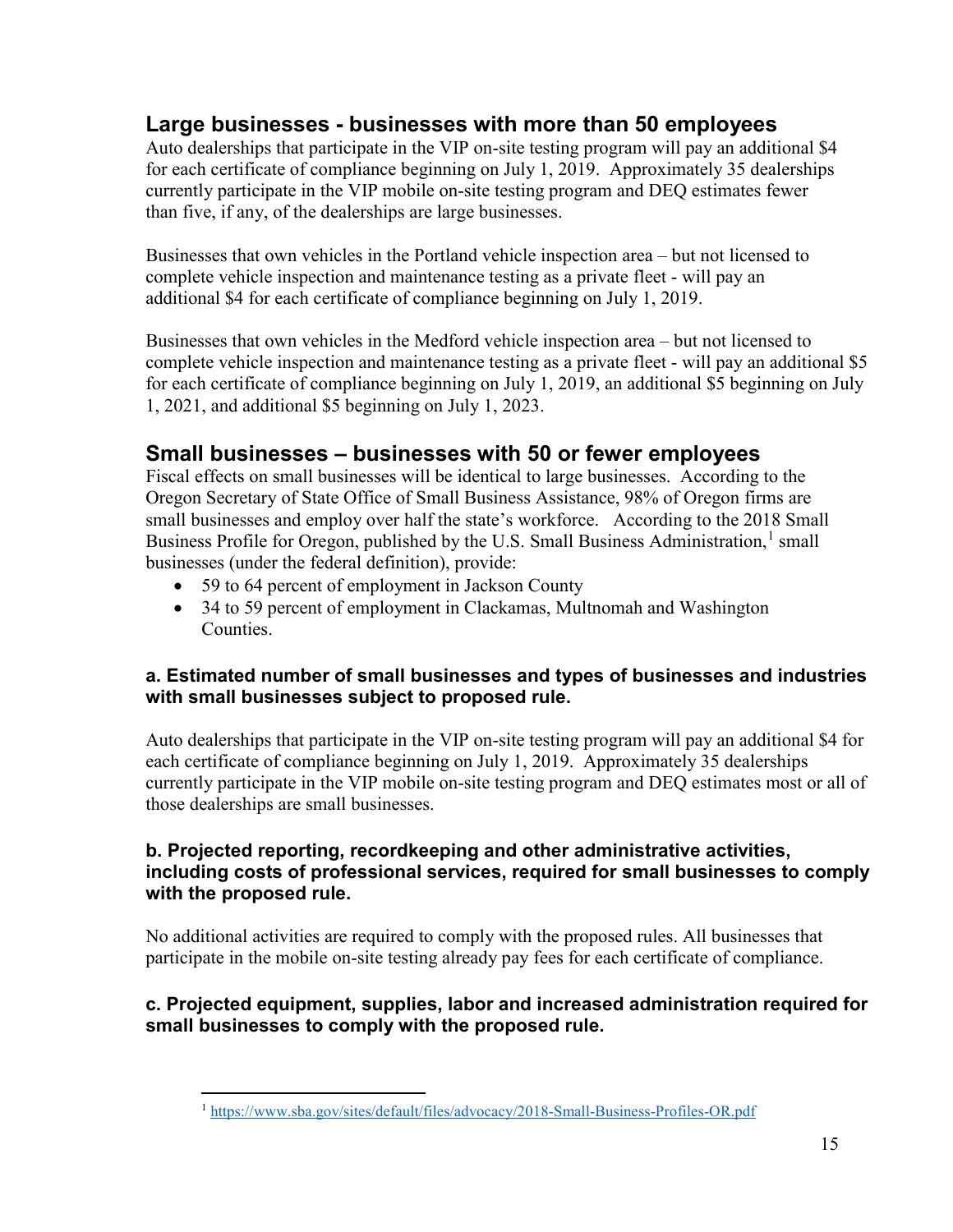## Large businesses - businesses with more than 50 employees

Auto dealerships that participate in the VIP on-site testing program will pay an additional $4 for each certificate of compliance beginning on July 1, 2019. Approximately 35 dealerships currently participate in the VIP mobile on-site testing program and DEQ estimates fewer than five, if any, of the dealerships are large businesses.

Businesses that own vehicles in the Portland vehicle inspection area – but not licensed to complete vehicle inspection and maintenance testing as a private fleet - will pay an additional $4 for each certificate of compliance beginning on July 1, 2019.

Businesses that own vehicles in the Medford vehicle inspection area – but not licensed to complete vehicle inspection and maintenance testing as a private fleet - will pay an additional $5 for each certificate of compliance beginning on July 1, 2019, an additional $5 beginning on July 1, 2021, and additional $5 beginning on July 1, 2023.

## Small businesses – businesses with 50 or fewer employees

Fiscal effects on small businesses will be identical to large businesses. According to the Oregon Secretary of State Office of Small Business Assistance, 98% of Oregon firms are small businesses and employ over half the state's workforce. According to the 2018 Small Business Profile for Oregon, published by the U.S. Small Business Administration,[1] small businesses (under the federal definition), provide:

- 59 to 64 percent of employment in Jackson County
- 34 to 59 percent of employment in Clackamas, Multnomah and Washington Counties.

### a. Estimated number of small businesses and types of businesses and industries with small businesses subject to proposed rule.

Auto dealerships that participate in the VIP on-site testing program will pay an additional $4 for each certificate of compliance beginning on July 1, 2019. Approximately 35 dealerships currently participate in the VIP mobile on-site testing program and DEQ estimates most or all of those dealerships are small businesses.

### b. Projected reporting, recordkeeping and other administrative activities, including costs of professional services, required for small businesses to comply with the proposed rule.

No additional activities are required to comply with the proposed rules. All businesses that participate in the mobile on-site testing already pay fees for each certificate of compliance.

### c. Projected equipment, supplies, labor and increased administration required for small businesses to comply with the proposed rule.

[1] https://www.sba.gov/sites/default/files/advocacy/2018-Small-Business-Profiles-OR.pdf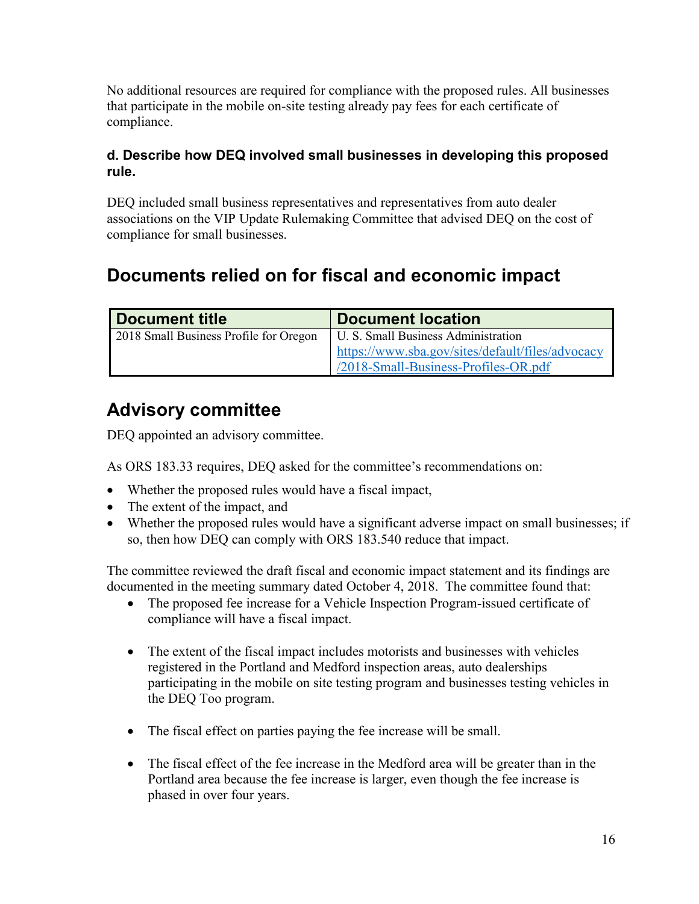No additional resources are required for compliance with the proposed rules. All businesses that participate in the mobile on-site testing already pay fees for each certificate of compliance.

### d. Describe how DEQ involved small businesses in developing this proposed rule.

DEQ included small business representatives and representatives from auto dealer associations on the VIP Update Rulemaking Committee that advised DEQ on the cost of compliance for small businesses.

## Documents relied on for fiscal and economic impact

| Document title | Document location |
| --- | --- |
| 2018 Small Business Profile for Oregon | U. S. Small Business Administration https://www.sba.gov/sites/default/files/advocacy/2018-Small-Business-Profiles-OR.pdf |

## Advisory committee

DEQ appointed an advisory committee.

As ORS 183.33 requires, DEQ asked for the committee's recommendations on:

- Whether the proposed rules would have a fiscal impact,
- The extent of the impact, and
- Whether the proposed rules would have a significant adverse impact on small businesses; if so, then how DEQ can comply with ORS 183.540 reduce that impact.

The committee reviewed the draft fiscal and economic impact statement and its findings are documented in the meeting summary dated October 4, 2018. The committee found that:

- The proposed fee increase for a Vehicle Inspection Program-issued certificate of compliance will have a fiscal impact.
- The extent of the fiscal impact includes motorists and businesses with vehicles registered in the Portland and Medford inspection areas, auto dealerships participating in the mobile on site testing program and businesses testing vehicles in the DEQ Too program.
- The fiscal effect on parties paying the fee increase will be small.
- The fiscal effect of the fee increase in the Medford area will be greater than in the Portland area because the fee increase is larger, even though the fee increase is phased in over four years.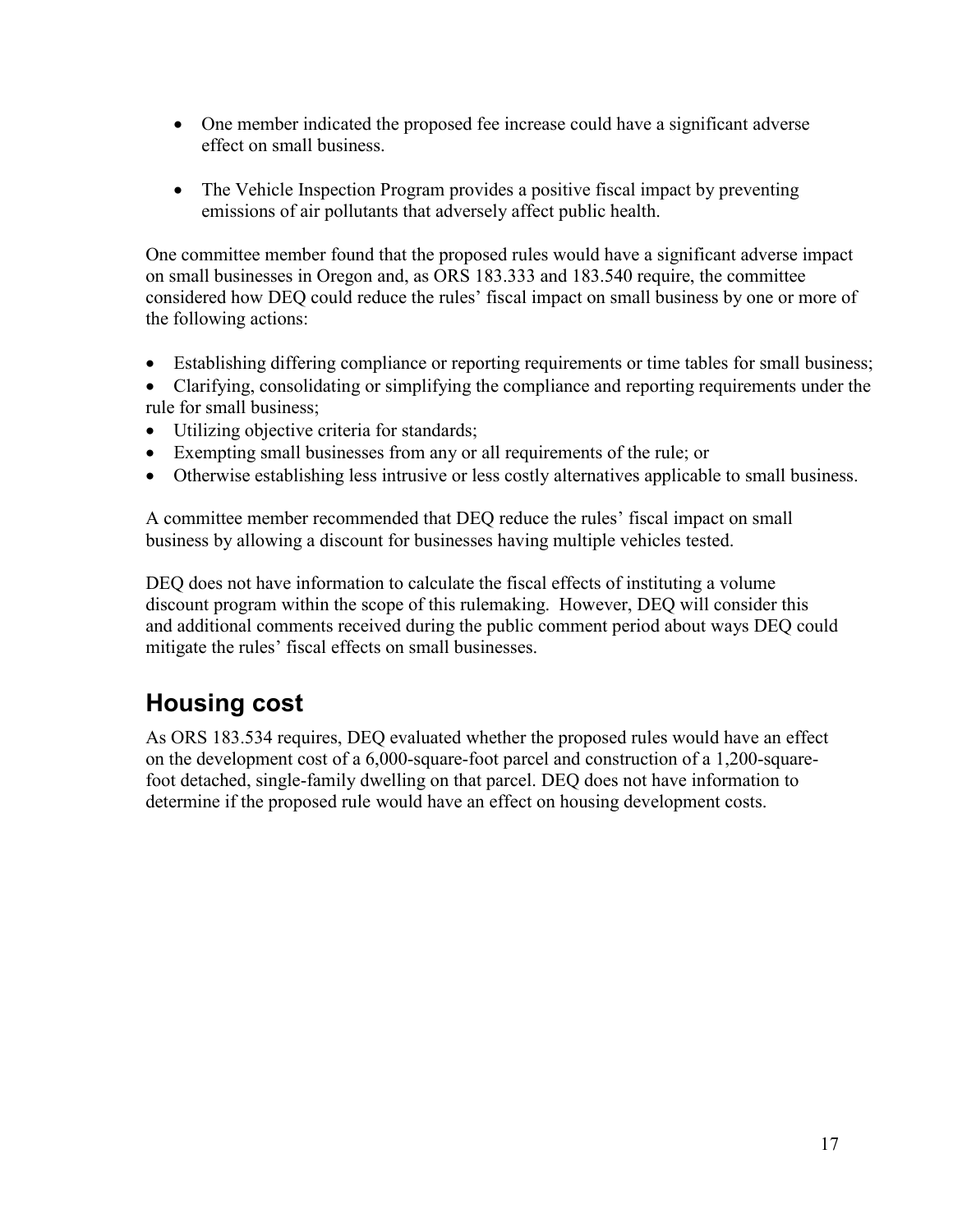- One member indicated the proposed fee increase could have a significant adverse effect on small business.

- The Vehicle Inspection Program provides a positive fiscal impact by preventing emissions of air pollutants that adversely affect public health.

One committee member found that the proposed rules would have a significant adverse impact on small businesses in Oregon and, as ORS 183.333 and 183.540 require, the committee considered how DEQ could reduce the rules' fiscal impact on small business by one or more of the following actions:

- Establishing differing compliance or reporting requirements or time tables for small business;
- Clarifying, consolidating or simplifying the compliance and reporting requirements under the rule for small business;
- Utilizing objective criteria for standards;
- Exempting small businesses from any or all requirements of the rule; or
- Otherwise establishing less intrusive or less costly alternatives applicable to small business.

A committee member recommended that DEQ reduce the rules' fiscal impact on small business by allowing a discount for businesses having multiple vehicles tested.

DEQ does not have information to calculate the fiscal effects of instituting a volume discount program within the scope of this rulemaking. However, DEQ will consider this and additional comments received during the public comment period about ways DEQ could mitigate the rules' fiscal effects on small businesses.

## Housing cost

As ORS 183.534 requires, DEQ evaluated whether the proposed rules would have an effect on the development cost of a 6,000-square-foot parcel and construction of a 1,200-square-foot detached, single-family dwelling on that parcel. DEQ does not have information to determine if the proposed rule would have an effect on housing development costs.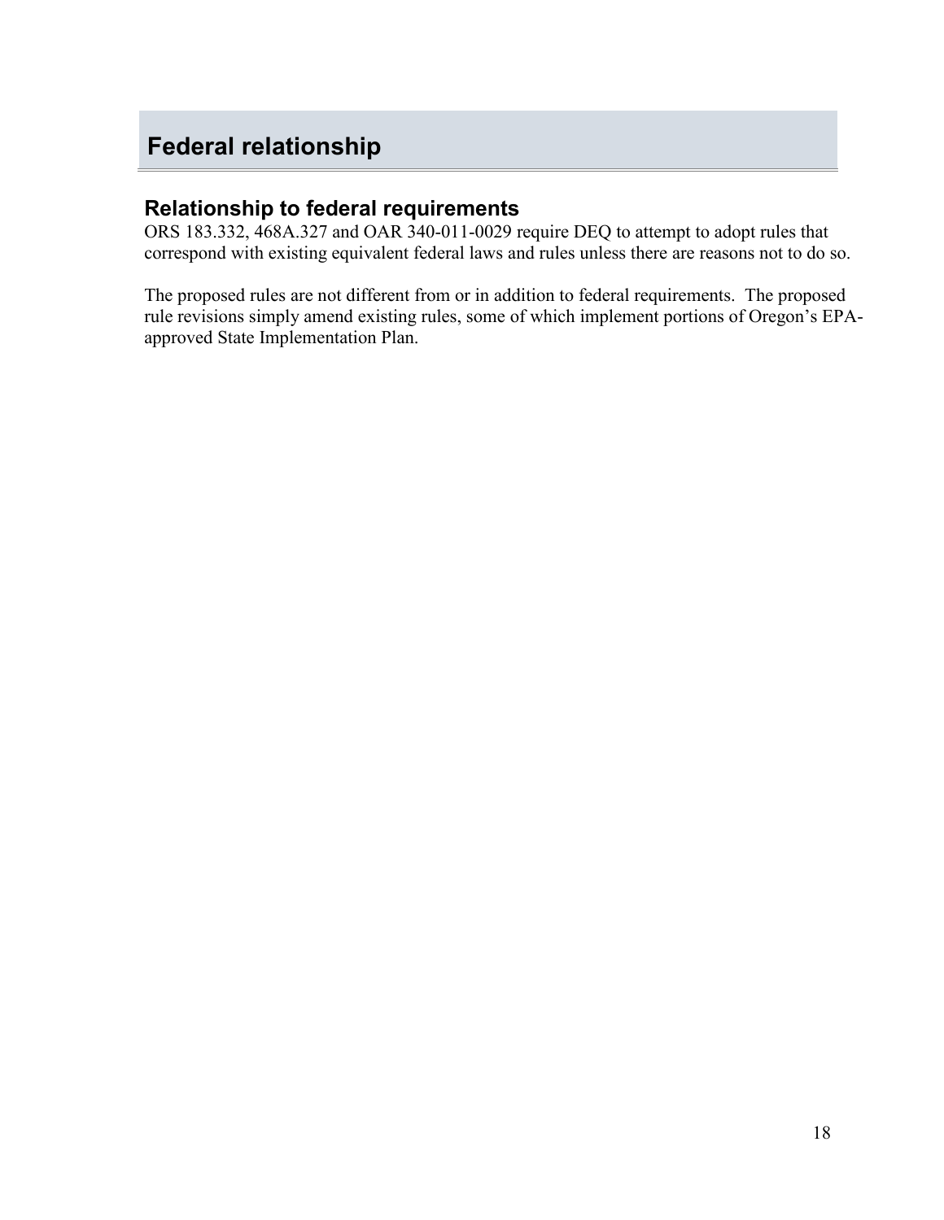# Federal relationship

## Relationship to federal requirements

ORS 183.332, 468A.327 and OAR 340-011-0029 require DEQ to attempt to adopt rules that correspond with existing equivalent federal laws and rules unless there are reasons not to do so.

The proposed rules are not different from or in addition to federal requirements. The proposed rule revisions simply amend existing rules, some of which implement portions of Oregon's EPA-approved State Implementation Plan.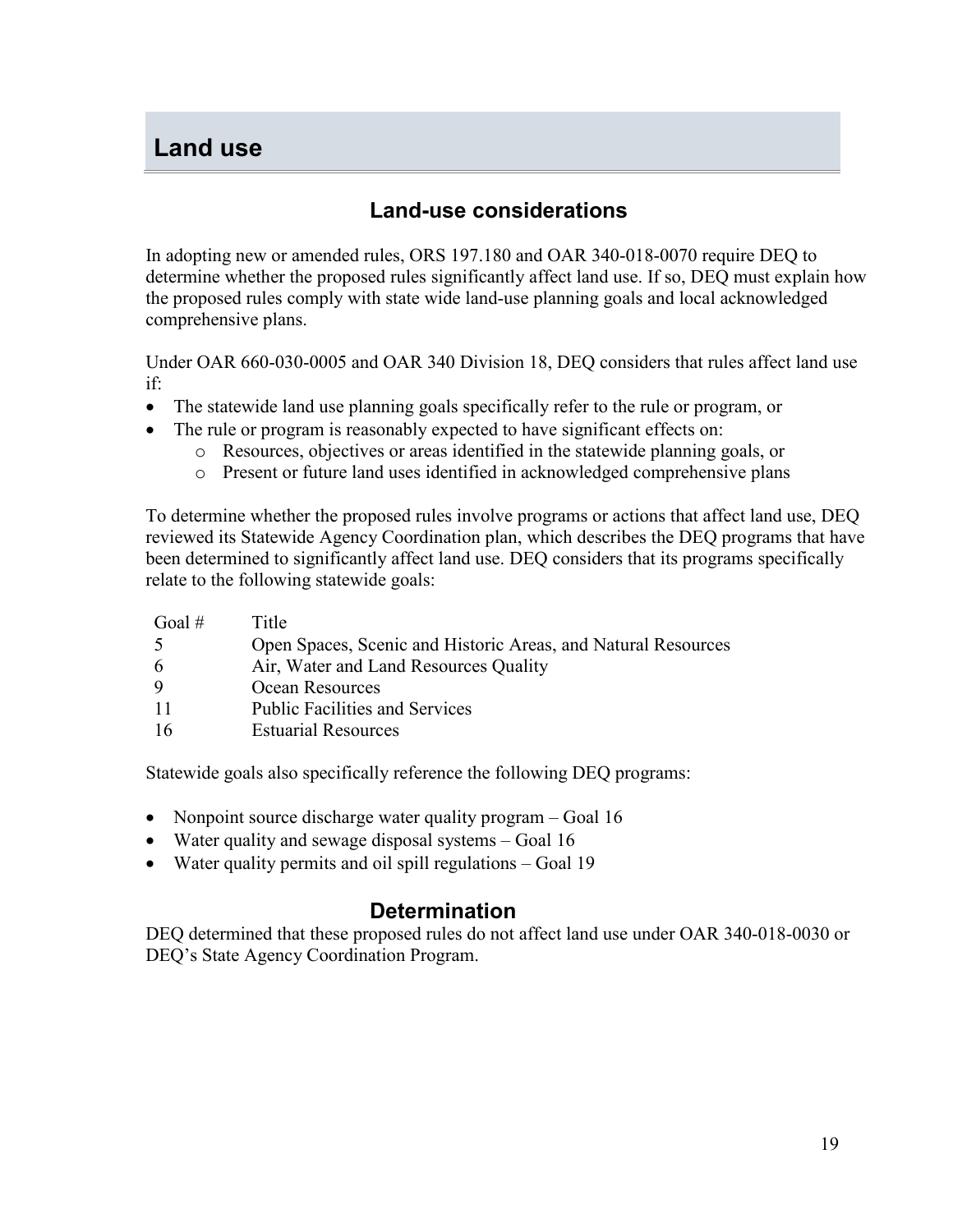# Land use

## Land-use considerations

In adopting new or amended rules, ORS 197.180 and OAR 340-018-0070 require DEQ to determine whether the proposed rules significantly affect land use. If so, DEQ must explain how the proposed rules comply with state wide land-use planning goals and local acknowledged comprehensive plans.

Under OAR 660-030-0005 and OAR 340 Division 18, DEQ considers that rules affect land use if:

- The statewide land use planning goals specifically refer to the rule or program, or
- The rule or program is reasonably expected to have significant effects on:
  - Resources, objectives or areas identified in the statewide planning goals, or
  - Present or future land uses identified in acknowledged comprehensive plans

To determine whether the proposed rules involve programs or actions that affect land use, DEQ reviewed its Statewide Agency Coordination plan, which describes the DEQ programs that have been determined to significantly affect land use. DEQ considers that its programs specifically relate to the following statewide goals:

| Goal # | Title |
|---|---|
| 5 | Open Spaces, Scenic and Historic Areas, and Natural Resources |
| 6 | Air, Water and Land Resources Quality |
| 9 | Ocean Resources |
| 11 | Public Facilities and Services |
| 16 | Estuarial Resources |

Statewide goals also specifically reference the following DEQ programs:

- Nonpoint source discharge water quality program – Goal 16
- Water quality and sewage disposal systems – Goal 16
- Water quality permits and oil spill regulations – Goal 19

## Determination

DEQ determined that these proposed rules do not affect land use under OAR 340-018-0030 or DEQ's State Agency Coordination Program.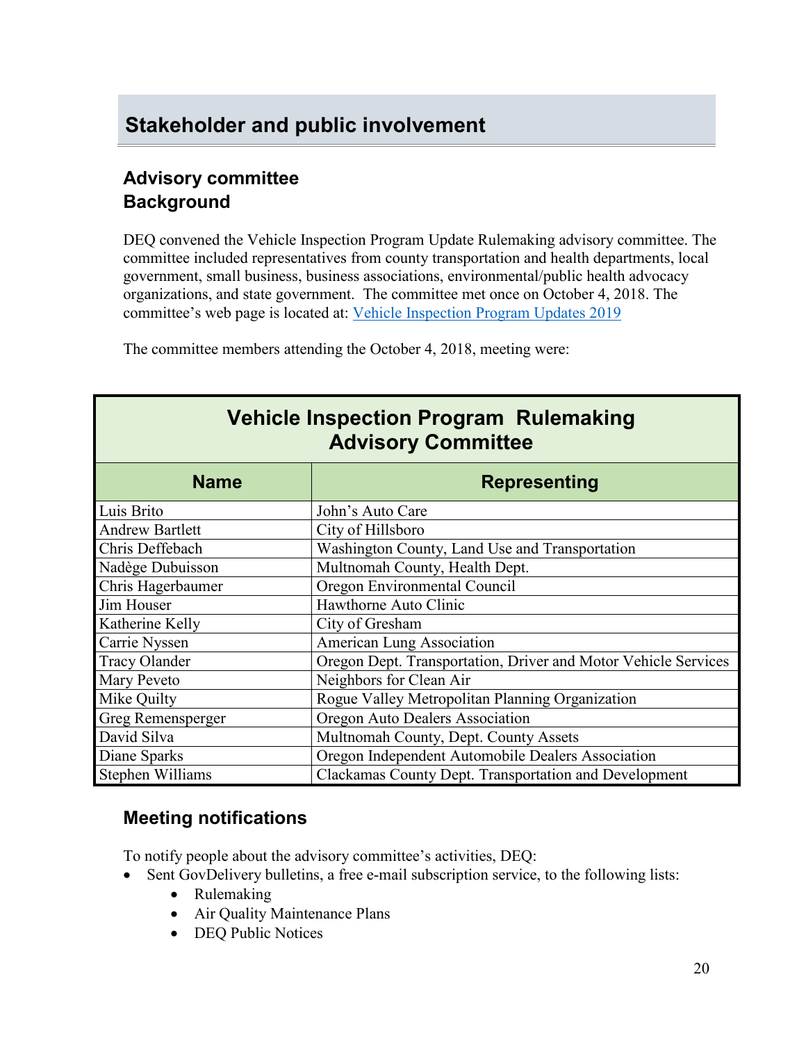## Stakeholder and public involvement

### Advisory committee

### Background

DEQ convened the Vehicle Inspection Program Update Rulemaking advisory committee. The committee included representatives from county transportation and health departments, local government, small business, business associations, environmental/public health advocacy organizations, and state government. The committee met once on October 4, 2018. The committee's web page is located at: [Vehicle Inspection Program Updates 2019]

The committee members attending the October 4, 2018, meeting were:

**Vehicle Inspection Program Rulemaking Advisory Committee**

| Name | Representing |
|---|---|
| Luis Brito | John's Auto Care |
| Andrew Bartlett | City of Hillsboro |
| Chris Deffebach | Washington County, Land Use and Transportation |
| Nadège Dubuisson | Multnomah County, Health Dept. |
| Chris Hagerbaumer | Oregon Environmental Council |
| Jim Houser | Hawthorne Auto Clinic |
| Katherine Kelly | City of Gresham |
| Carrie Nyssen | American Lung Association |
| Tracy Olander | Oregon Dept. Transportation, Driver and Motor Vehicle Services |
| Mary Peveto | Neighbors for Clean Air |
| Mike Quilty | Rogue Valley Metropolitan Planning Organization |
| Greg Remensperger | Oregon Auto Dealers Association |
| David Silva | Multnomah County, Dept. County Assets |
| Diane Sparks | Oregon Independent Automobile Dealers Association |
| Stephen Williams | Clackamas County Dept. Transportation and Development |

### Meeting notifications

To notify people about the advisory committee's activities, DEQ:

- Sent GovDelivery bulletins, a free e-mail subscription service, to the following lists:
  - Rulemaking
  - Air Quality Maintenance Plans
  - DEQ Public Notices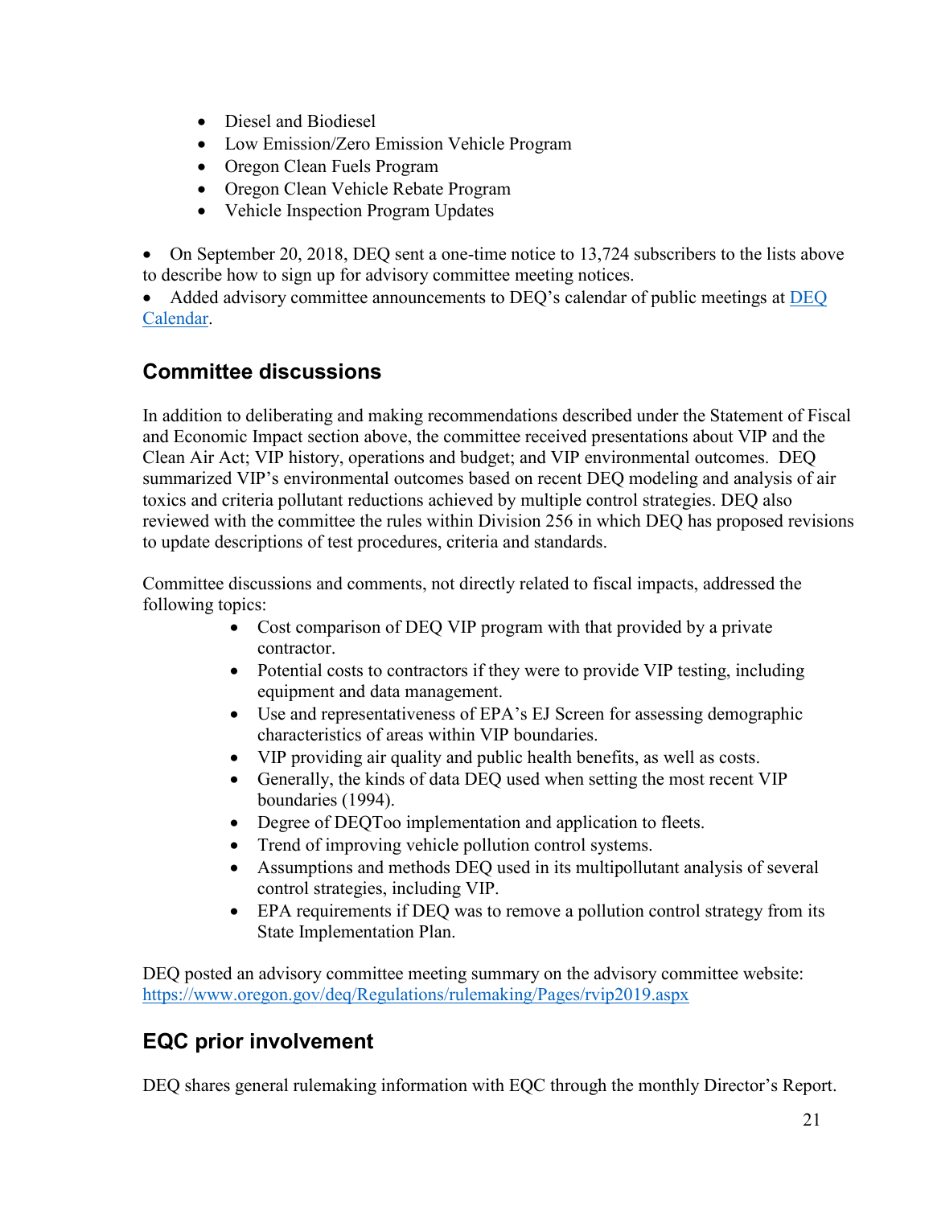- Diesel and Biodiesel
- Low Emission/Zero Emission Vehicle Program
- Oregon Clean Fuels Program
- Oregon Clean Vehicle Rebate Program
- Vehicle Inspection Program Updates

- On September 20, 2018, DEQ sent a one-time notice to 13,724 subscribers to the lists above to describe how to sign up for advisory committee meeting notices.
- Added advisory committee announcements to DEQ's calendar of public meetings at [DEQ Calendar](DEQ Calendar).

## Committee discussions

In addition to deliberating and making recommendations described under the Statement of Fiscal and Economic Impact section above, the committee received presentations about VIP and the Clean Air Act; VIP history, operations and budget; and VIP environmental outcomes. DEQ summarized VIP's environmental outcomes based on recent DEQ modeling and analysis of air toxics and criteria pollutant reductions achieved by multiple control strategies. DEQ also reviewed with the committee the rules within Division 256 in which DEQ has proposed revisions to update descriptions of test procedures, criteria and standards.

Committee discussions and comments, not directly related to fiscal impacts, addressed the following topics:

- Cost comparison of DEQ VIP program with that provided by a private contractor.
- Potential costs to contractors if they were to provide VIP testing, including equipment and data management.
- Use and representativeness of EPA's EJ Screen for assessing demographic characteristics of areas within VIP boundaries.
- VIP providing air quality and public health benefits, as well as costs.
- Generally, the kinds of data DEQ used when setting the most recent VIP boundaries (1994).
- Degree of DEQToo implementation and application to fleets.
- Trend of improving vehicle pollution control systems.
- Assumptions and methods DEQ used in its multipollutant analysis of several control strategies, including VIP.
- EPA requirements if DEQ was to remove a pollution control strategy from its State Implementation Plan.

DEQ posted an advisory committee meeting summary on the advisory committee website: https://www.oregon.gov/deq/Regulations/rulemaking/Pages/rvip2019.aspx

## EQC prior involvement

DEQ shares general rulemaking information with EQC through the monthly Director's Report.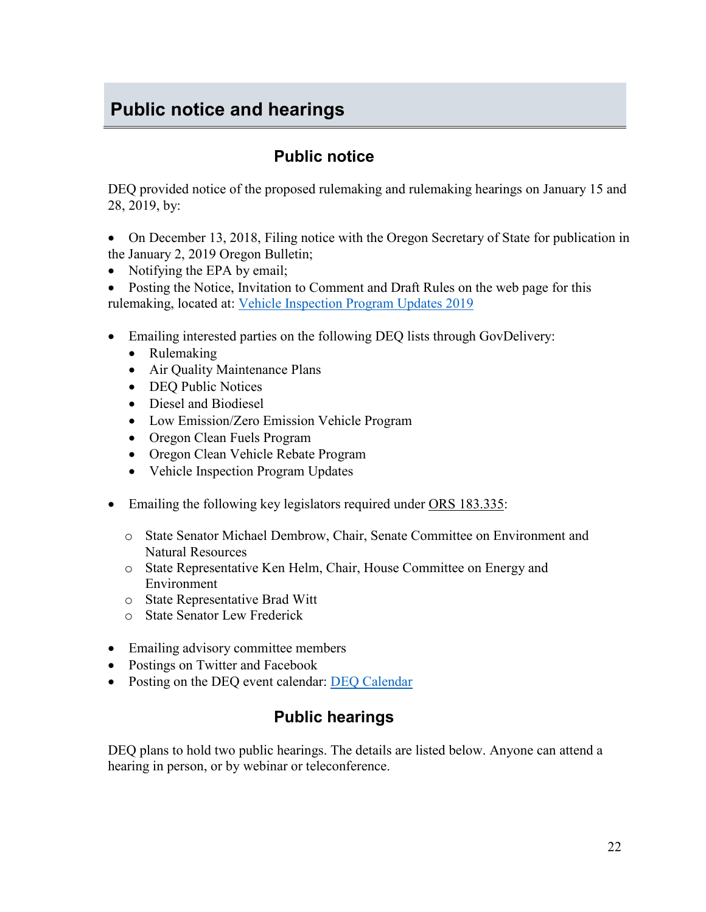# Public notice and hearings

## Public notice

DEQ provided notice of the proposed rulemaking and rulemaking hearings on January 15 and 28, 2019, by:

- On December 13, 2018, Filing notice with the Oregon Secretary of State for publication in the January 2, 2019 Oregon Bulletin;
- Notifying the EPA by email;
- Posting the Notice, Invitation to Comment and Draft Rules on the web page for this rulemaking, located at: [Vehicle Inspection Program Updates 2019]

- Emailing interested parties on the following DEQ lists through GovDelivery:
  - Rulemaking
  - Air Quality Maintenance Plans
  - DEQ Public Notices
  - Diesel and Biodiesel
  - Low Emission/Zero Emission Vehicle Program
  - Oregon Clean Fuels Program
  - Oregon Clean Vehicle Rebate Program
  - Vehicle Inspection Program Updates

- Emailing the following key legislators required under ORS 183.335:
  - State Senator Michael Dembrow, Chair, Senate Committee on Environment and Natural Resources
  - State Representative Ken Helm, Chair, House Committee on Energy and Environment
  - State Representative Brad Witt
  - State Senator Lew Frederick

- Emailing advisory committee members
- Postings on Twitter and Facebook
- Posting on the DEQ event calendar: [DEQ Calendar]

## Public hearings

DEQ plans to hold two public hearings. The details are listed below. Anyone can attend a hearing in person, or by webinar or teleconference.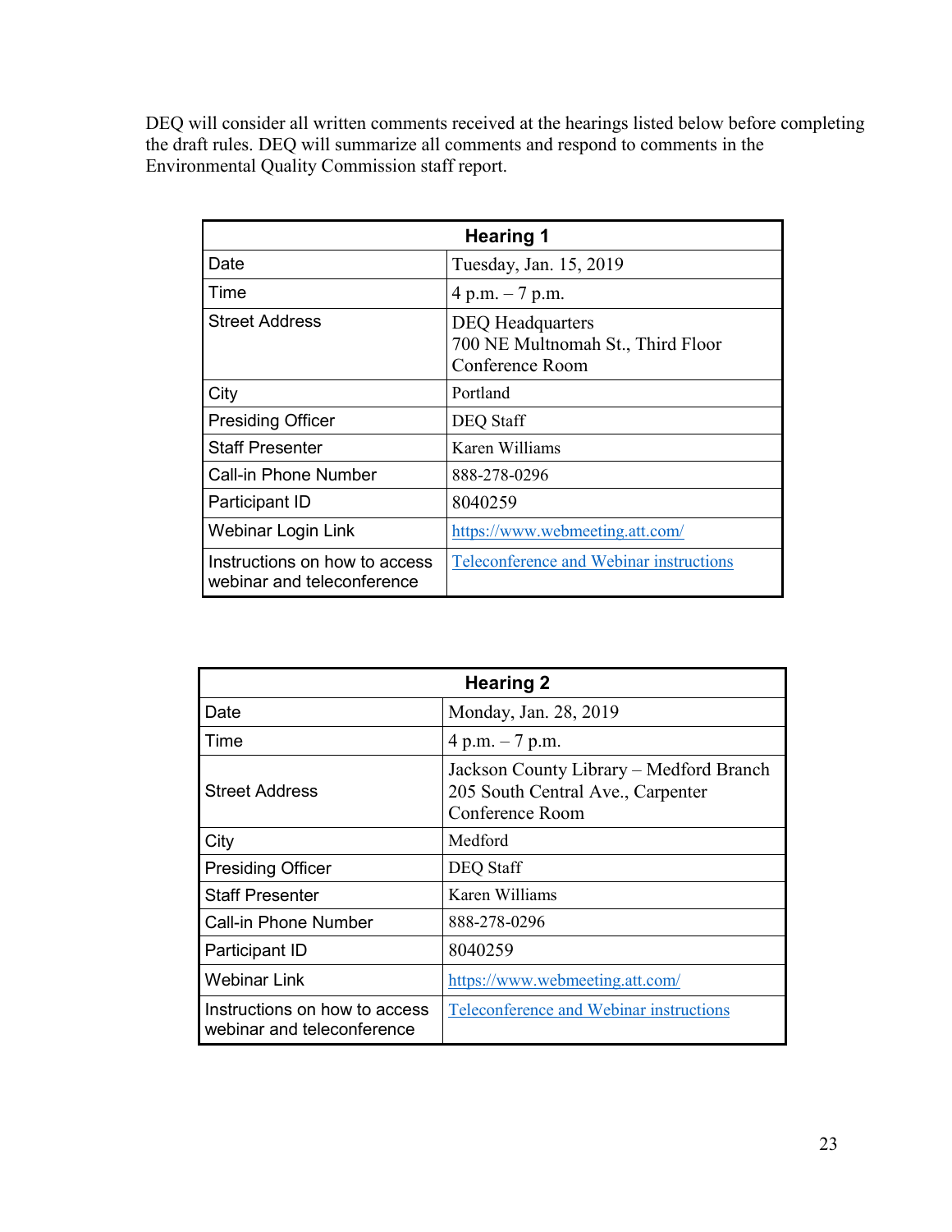DEQ will consider all written comments received at the hearings listed below before completing the draft rules. DEQ will summarize all comments and respond to comments in the Environmental Quality Commission staff report.

| **Hearing 1** | |
|---|---|
| Date | Tuesday, Jan. 15, 2019 |
| Time | 4 p.m. – 7 p.m. |
| Street Address | DEQ Headquarters<br>700 NE Multnomah St., Third Floor<br>Conference Room |
| City | Portland |
| Presiding Officer | DEQ Staff |
| Staff Presenter | Karen Williams |
| Call-in Phone Number | 888-278-0296 |
| Participant ID | 8040259 |
| Webinar Login Link | https://www.webmeeting.att.com/ |
| Instructions on how to access webinar and teleconference | Teleconference and Webinar instructions |

| **Hearing 2** | |
|---|---|
| Date | Monday, Jan. 28, 2019 |
| Time | 4 p.m. – 7 p.m. |
| Street Address | Jackson County Library – Medford Branch<br>205 South Central Ave., Carpenter<br>Conference Room |
| City | Medford |
| Presiding Officer | DEQ Staff |
| Staff Presenter | Karen Williams |
| Call-in Phone Number | 888-278-0296 |
| Participant ID | 8040259 |
| Webinar Link | https://www.webmeeting.att.com/ |
| Instructions on how to access webinar and teleconference | Teleconference and Webinar instructions |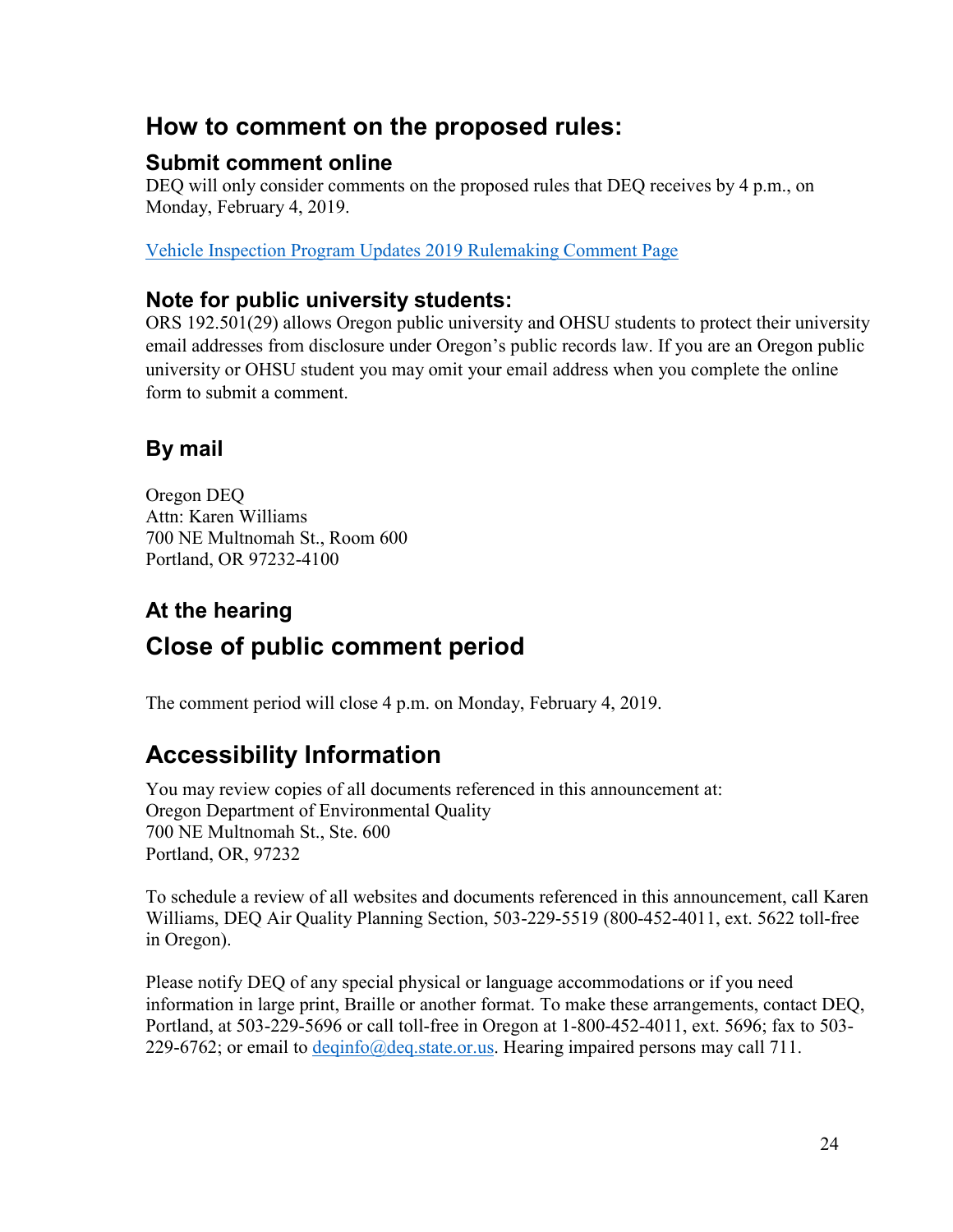## How to comment on the proposed rules:

### Submit comment online

DEQ will only consider comments on the proposed rules that DEQ receives by 4 p.m., on Monday, February 4, 2019.

[Vehicle Inspection Program Updates 2019 Rulemaking Comment Page]

### Note for public university students:

ORS 192.501(29) allows Oregon public university and OHSU students to protect their university email addresses from disclosure under Oregon's public records law. If you are an Oregon public university or OHSU student you may omit your email address when you complete the online form to submit a comment.

### By mail

Oregon DEQ
Attn: Karen Williams
700 NE Multnomah St., Room 600
Portland, OR 97232-4100

### At the hearing

## Close of public comment period

The comment period will close 4 p.m. on Monday, February 4, 2019.

## Accessibility Information

You may review copies of all documents referenced in this announcement at:
Oregon Department of Environmental Quality
700 NE Multnomah St., Ste. 600
Portland, OR, 97232

To schedule a review of all websites and documents referenced in this announcement, call Karen Williams, DEQ Air Quality Planning Section, 503-229-5519 (800-452-4011, ext. 5622 toll-free in Oregon).

Please notify DEQ of any special physical or language accommodations or if you need information in large print, Braille or another format. To make these arrangements, contact DEQ, Portland, at 503-229-5696 or call toll-free in Oregon at 1-800-452-4011, ext. 5696; fax to 503-229-6762; or email to deqinfo@deq.state.or.us. Hearing impaired persons may call 711.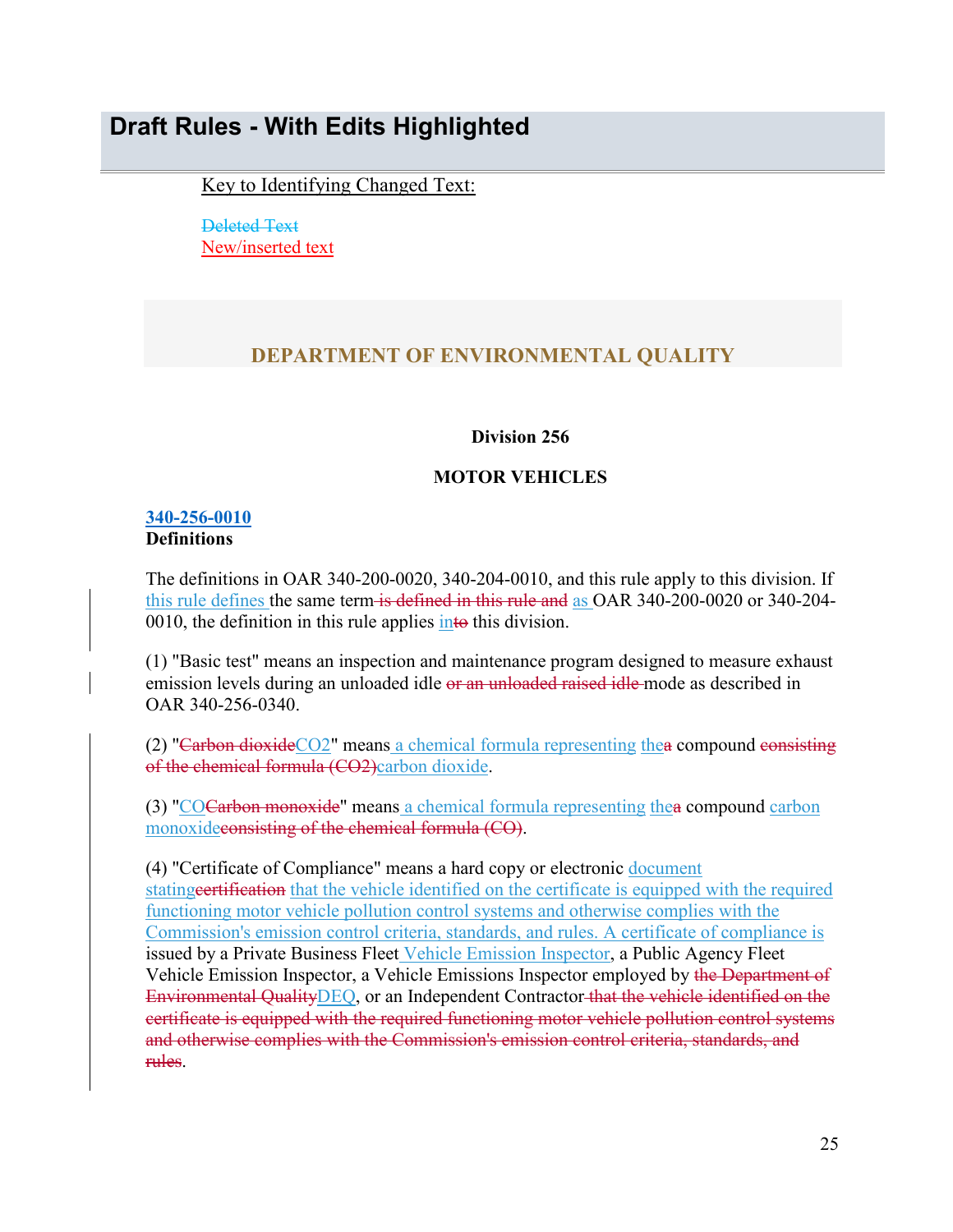# Draft Rules - With Edits Highlighted

Key to Identifying Changed Text:

~~Deleted Text~~
New/inserted text

## DEPARTMENT OF ENVIRONMENTAL QUALITY

**Division 256**

**MOTOR VEHICLES**

**340-256-0010**
**Definitions**

The definitions in OAR 340-200-0020, 340-204-0010, and this rule apply to this division. If this rule defines the same term ~~is defined in this rule and~~ as OAR 340-200-0020 or 340-204-0010, the definition in this rule applies in~~to~~ this division.

(1) "Basic test" means an inspection and maintenance program designed to measure exhaust emission levels during an unloaded idle ~~or an unloaded raised idle~~ mode as described in OAR 340-256-0340.

(2) "~~Carbon dioxide~~CO2" means a chemical formula representing the~~a~~ compound ~~consisting of the chemical formula (CO2)~~carbon dioxide.

(3) "CO~~Carbon monoxide~~" means a chemical formula representing the~~a~~ compound carbon monoxide~~consisting of the chemical formula (CO)~~.

(4) "Certificate of Compliance" means a hard copy or electronic document stating~~certification~~ that the vehicle identified on the certificate is equipped with the required functioning motor vehicle pollution control systems and otherwise complies with the Commission's emission control criteria, standards, and rules. A certificate of compliance is issued by a Private Business Fleet Vehicle Emission Inspector, a Public Agency Fleet Vehicle Emission Inspector, a Vehicle Emissions Inspector employed by ~~the Department of Environmental Quality~~DEQ, or an Independent Contractor ~~that the vehicle identified on the certificate is equipped with the required functioning motor vehicle pollution control systems and otherwise complies with the Commission's emission control criteria, standards, and rules~~.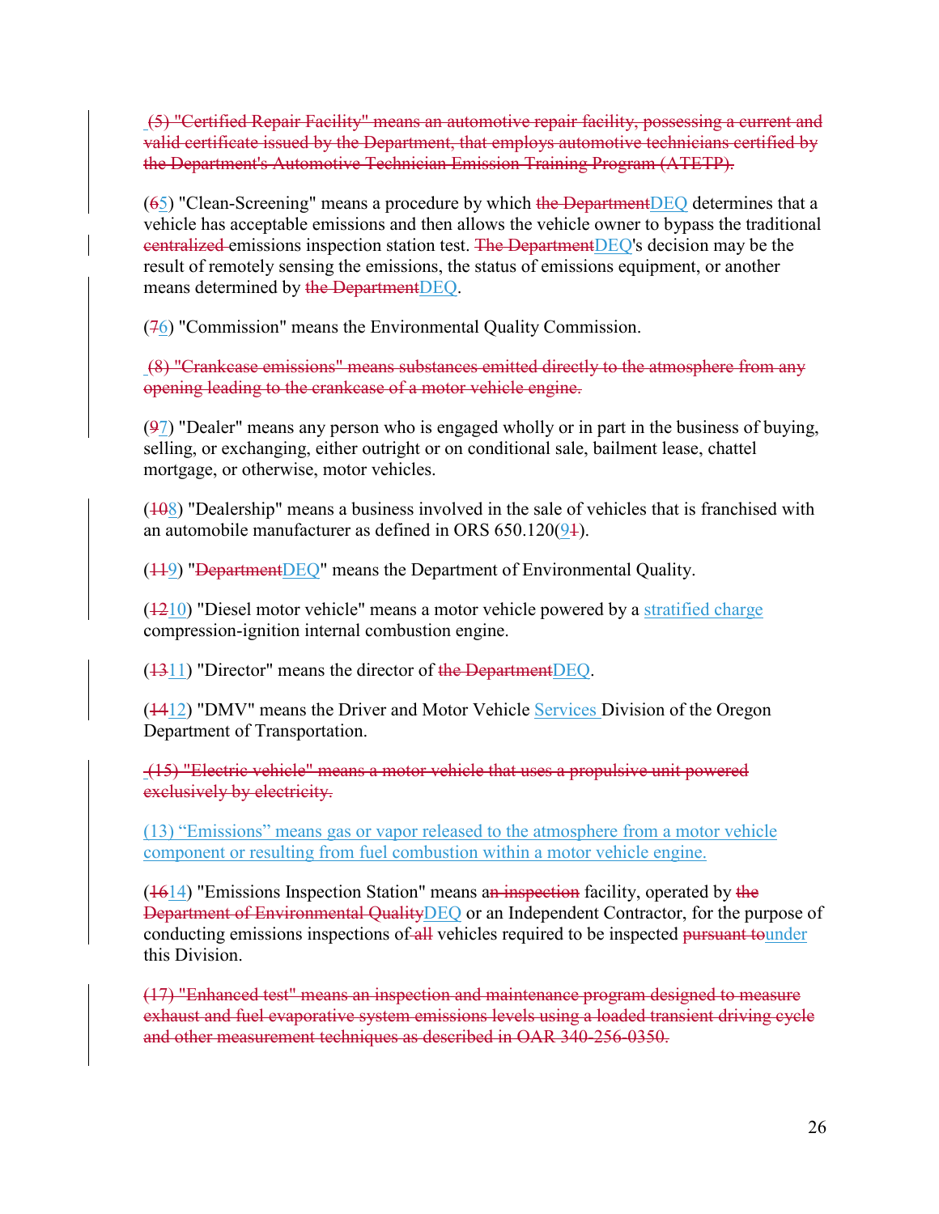(5) "Certified Repair Facility" means an automotive repair facility, possessing a current and valid certificate issued by the Department, that employs automotive technicians certified by the Department's Automotive Technician Emission Training Program (ATETP).

(65) "Clean-Screening" means a procedure by which the DepartmentDEQ determines that a vehicle has acceptable emissions and then allows the vehicle owner to bypass the traditional centralized emissions inspection station test. The DepartmentDEQ's decision may be the result of remotely sensing the emissions, the status of emissions equipment, or another means determined by the DepartmentDEQ.

(76) "Commission" means the Environmental Quality Commission.

(8) "Crankcase emissions" means substances emitted directly to the atmosphere from any opening leading to the crankcase of a motor vehicle engine.

(97) "Dealer" means any person who is engaged wholly or in part in the business of buying, selling, or exchanging, either outright or on conditional sale, bailment lease, chattel mortgage, or otherwise, motor vehicles.

(108) "Dealership" means a business involved in the sale of vehicles that is franchised with an automobile manufacturer as defined in ORS 650.120(91).

(119) "DepartmentDEQ" means the Department of Environmental Quality.

(1210) "Diesel motor vehicle" means a motor vehicle powered by a stratified charge compression-ignition internal combustion engine.

(1311) "Director" means the director of the DepartmentDEQ.

(1412) "DMV" means the Driver and Motor Vehicle Services Division of the Oregon Department of Transportation.

(15) "Electric vehicle" means a motor vehicle that uses a propulsive unit powered exclusively by electricity.

(13) "Emissions" means gas or vapor released to the atmosphere from a motor vehicle component or resulting from fuel combustion within a motor vehicle engine.

(1614) "Emissions Inspection Station" means an inspection facility, operated by the Department of Environmental QualityDEQ or an Independent Contractor, for the purpose of conducting emissions inspections of all vehicles required to be inspected pursuant tounder this Division.

(17) "Enhanced test" means an inspection and maintenance program designed to measure exhaust and fuel evaporative system emissions levels using a loaded transient driving cycle and other measurement techniques as described in OAR 340-256-0350.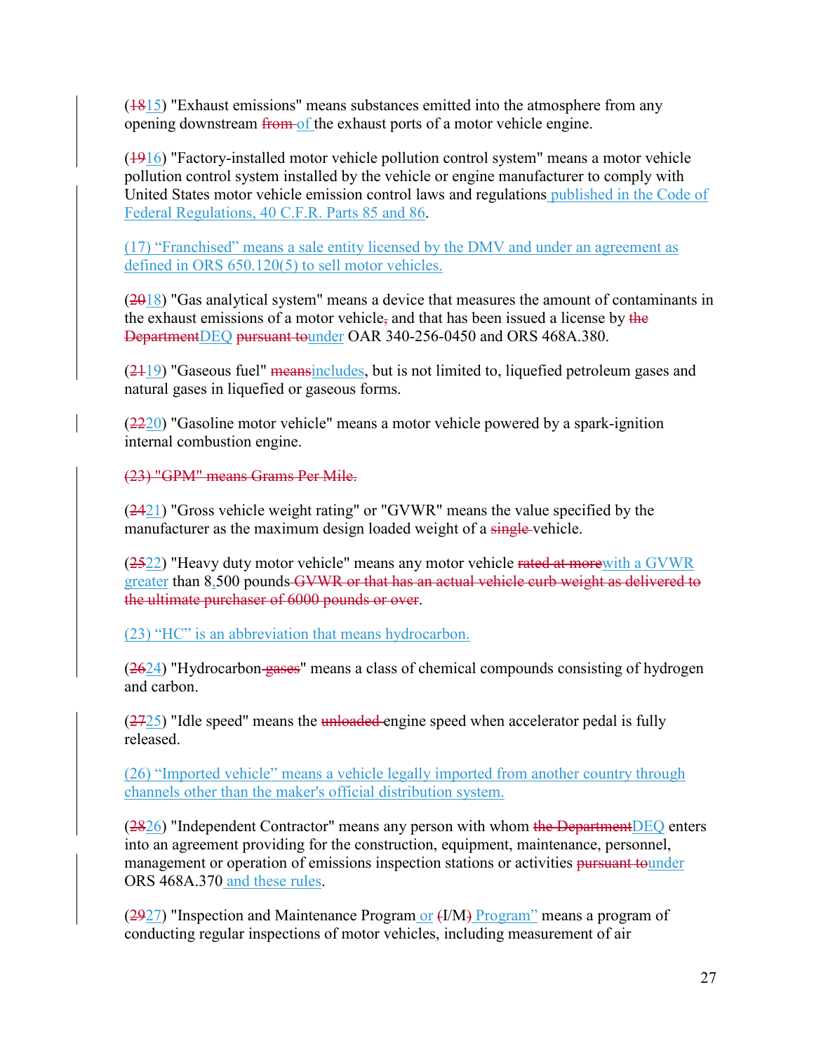(~~18~~15) "Exhaust emissions" means substances emitted into the atmosphere from any opening downstream ~~from~~ of the exhaust ports of a motor vehicle engine.

(~~19~~16) "Factory-installed motor vehicle pollution control system" means a motor vehicle pollution control system installed by the vehicle or engine manufacturer to comply with United States motor vehicle emission control laws and regulations published in the Code of Federal Regulations, 40 C.F.R. Parts 85 and 86.

(17) "Franchised" means a sale entity licensed by the DMV and under an agreement as defined in ORS 650.120(5) to sell motor vehicles.

(~~20~~18) "Gas analytical system" means a device that measures the amount of contaminants in the exhaust emissions of a motor vehicle~~,~~ and that has been issued a license by ~~the Department~~DEQ ~~pursuant to~~under OAR 340-256-0450 and ORS 468A.380.

(~~21~~19) "Gaseous fuel" ~~means~~includes, but is not limited to, liquefied petroleum gases and natural gases in liquefied or gaseous forms.

(~~22~~20) "Gasoline motor vehicle" means a motor vehicle powered by a spark-ignition internal combustion engine.

~~(23) "GPM" means Grams Per Mile.~~

(~~24~~21) "Gross vehicle weight rating" or "GVWR" means the value specified by the manufacturer as the maximum design loaded weight of a ~~single~~ vehicle.

(~~25~~22) "Heavy duty motor vehicle" means any motor vehicle ~~rated at more~~with a GVWR greater than 8,500 pounds ~~GVWR or that has an actual vehicle curb weight as delivered to the ultimate purchaser of 6000 pounds or over~~.

(23) "HC" is an abbreviation that means hydrocarbon.

(~~26~~24) "Hydrocarbon ~~gases~~" means a class of chemical compounds consisting of hydrogen and carbon.

(~~27~~25) "Idle speed" means the ~~unloaded~~ engine speed when accelerator pedal is fully released.

(26) "Imported vehicle" means a vehicle legally imported from another country through channels other than the maker's official distribution system.

(~~28~~26) "Independent Contractor" means any person with whom ~~the Department~~DEQ enters into an agreement providing for the construction, equipment, maintenance, personnel, management or operation of emissions inspection stations or activities ~~pursuant to~~under ORS 468A.370 and these rules.

(~~29~~27) "Inspection and Maintenance Program or ~~(~~I/M~~)~~ Program" means a program of conducting regular inspections of motor vehicles, including measurement of air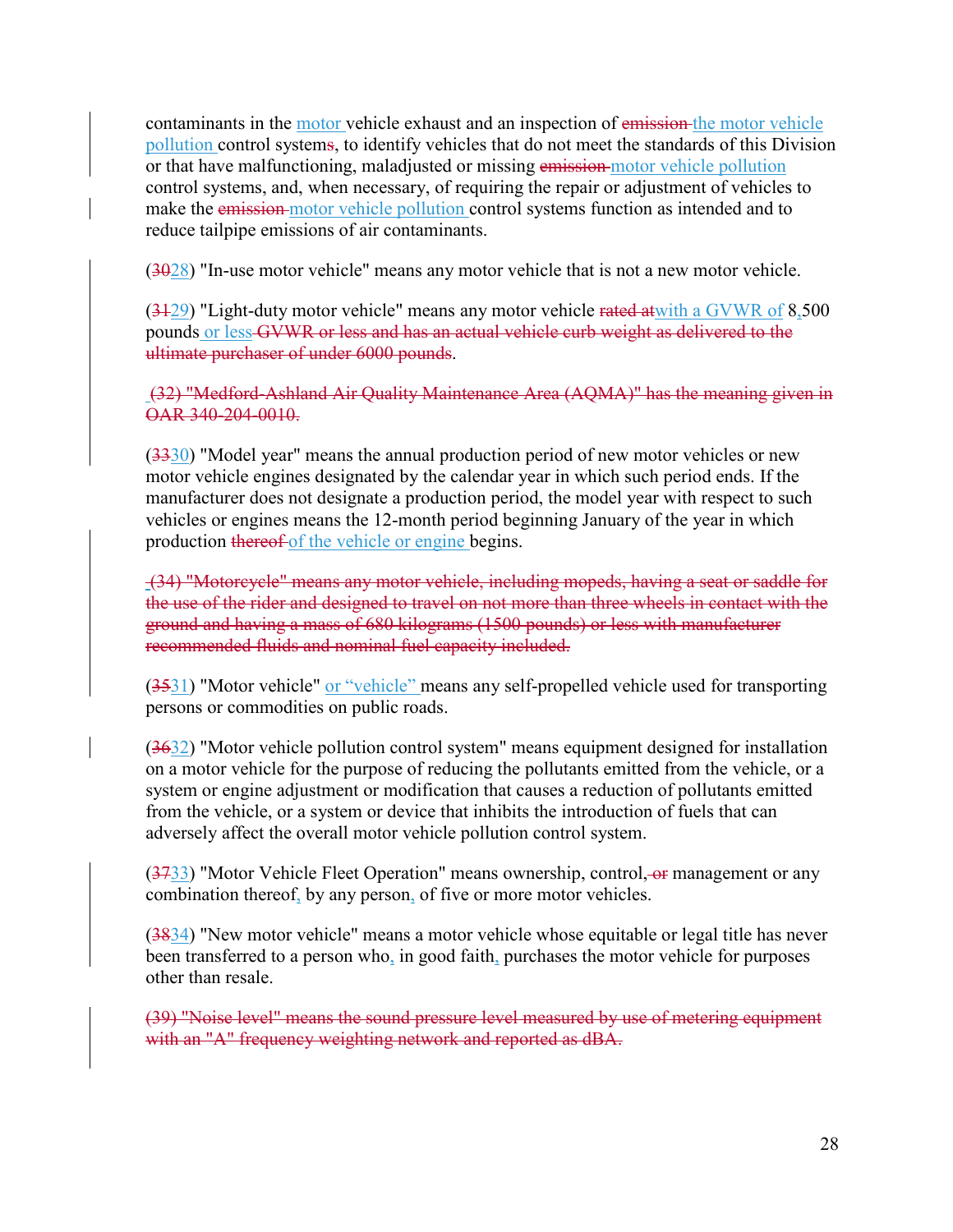contaminants in the motor vehicle exhaust and an inspection of ~~emission~~ the motor vehicle pollution control system~~s~~, to identify vehicles that do not meet the standards of this Division or that have malfunctioning, maladjusted or missing ~~emission~~ motor vehicle pollution control systems, and, when necessary, of requiring the repair or adjustment of vehicles to make the ~~emission~~ motor vehicle pollution control systems function as intended and to reduce tailpipe emissions of air contaminants.

(~~30~~28) "In-use motor vehicle" means any motor vehicle that is not a new motor vehicle.

(~~31~~29) "Light-duty motor vehicle" means any motor vehicle ~~rated at~~with a GVWR of 8,500 pounds or less ~~GVWR or less and has an actual vehicle curb weight as delivered to the ultimate purchaser of under 6000 pounds~~.

~~(32) "Medford-Ashland Air Quality Maintenance Area (AQMA)" has the meaning given in OAR 340-204-0010.~~

(~~33~~30) "Model year" means the annual production period of new motor vehicles or new motor vehicle engines designated by the calendar year in which such period ends. If the manufacturer does not designate a production period, the model year with respect to such vehicles or engines means the 12-month period beginning January of the year in which production ~~thereof~~ of the vehicle or engine begins.

~~(34) "Motorcycle" means any motor vehicle, including mopeds, having a seat or saddle for the use of the rider and designed to travel on not more than three wheels in contact with the ground and having a mass of 680 kilograms (1500 pounds) or less with manufacturer recommended fluids and nominal fuel capacity included.~~

(~~35~~31) "Motor vehicle" or "vehicle" means any self-propelled vehicle used for transporting persons or commodities on public roads.

(~~36~~32) "Motor vehicle pollution control system" means equipment designed for installation on a motor vehicle for the purpose of reducing the pollutants emitted from the vehicle, or a system or engine adjustment or modification that causes a reduction of pollutants emitted from the vehicle, or a system or device that inhibits the introduction of fuels that can adversely affect the overall motor vehicle pollution control system.

(~~37~~33) "Motor Vehicle Fleet Operation" means ownership, control, ~~or~~ management or any combination thereof, by any person, of five or more motor vehicles.

(~~38~~34) "New motor vehicle" means a motor vehicle whose equitable or legal title has never been transferred to a person who, in good faith, purchases the motor vehicle for purposes other than resale.

~~(39) "Noise level" means the sound pressure level measured by use of metering equipment with an "A" frequency weighting network and reported as dBA.~~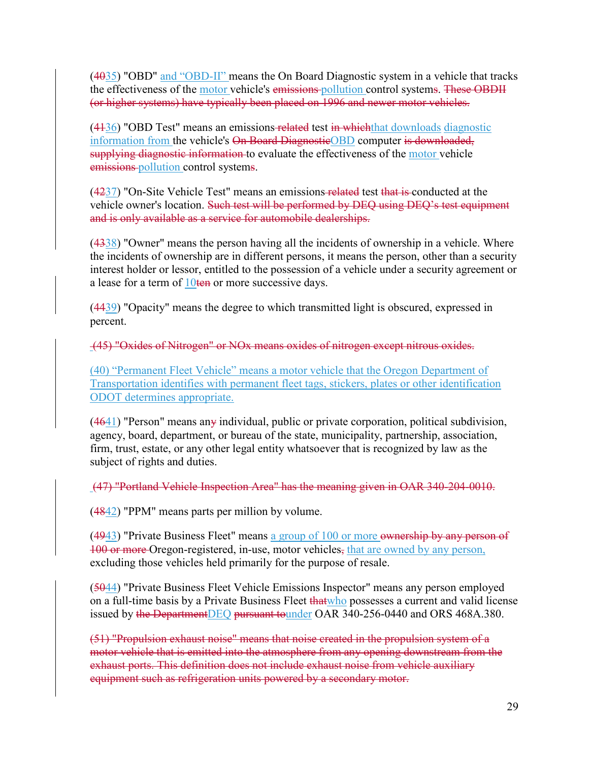(~~40~~35) "OBD" and "OBD-II" means the On Board Diagnostic system in a vehicle that tracks the effectiveness of the motor vehicle's ~~emissions~~ pollution control system~~s~~. ~~These OBDII (or higher systems) have typically been placed on 1996 and newer motor vehicles.~~

(~~41~~36) "OBD Test" means an emissions~~-related~~ test ~~in which~~that downloads diagnostic information from the vehicle's ~~On Board Diagnostic~~OBD computer ~~is downloaded, supplying diagnostic information~~ to evaluate the effectiveness of the motor vehicle ~~emissions~~ pollution control system~~s~~.

(~~42~~37) "On-Site Vehicle Test" means an emissions~~-related~~ test ~~that is~~ conducted at the vehicle owner's location. ~~Such test will be performed by DEQ using DEQ's test equipment and is only available as a service for automobile dealerships.~~

(~~43~~38) "Owner" means the person having all the incidents of ownership in a vehicle. Where the incidents of ownership are in different persons, it means the person, other than a security interest holder or lessor, entitled to the possession of a vehicle under a security agreement or a lease for a term of 10~~ten~~ or more successive days.

(~~44~~39) "Opacity" means the degree to which transmitted light is obscured, expressed in percent.

~~(45) "Oxides of Nitrogen" or NOx means oxides of nitrogen except nitrous oxides.~~

(40) "Permanent Fleet Vehicle" means a motor vehicle that the Oregon Department of Transportation identifies with permanent fleet tags, stickers, plates or other identification ODOT determines appropriate.

(~~46~~41) "Person" means an~~y~~ individual, public or private corporation, political subdivision, agency, board, department, or bureau of the state, municipality, partnership, association, firm, trust, estate, or any other legal entity whatsoever that is recognized by law as the subject of rights and duties.

~~(47) "Portland Vehicle Inspection Area" has the meaning given in OAR 340-204-0010.~~

(~~48~~42) "PPM" means parts per million by volume.

(~~49~~43) "Private Business Fleet" means a group of 100 or more ~~ownership by any person of 100 or more~~ Oregon-registered, in-use, motor vehicles~~,~~ that are owned by any person, excluding those vehicles held primarily for the purpose of resale.

(~~50~~44) "Private Business Fleet Vehicle Emissions Inspector" means any person employed on a full-time basis by a Private Business Fleet ~~that~~who possesses a current and valid license issued by ~~the Department~~DEQ ~~pursuant to~~under OAR 340-256-0440 and ORS 468A.380.

~~(51) "Propulsion exhaust noise" means that noise created in the propulsion system of a motor vehicle that is emitted into the atmosphere from any opening downstream from the exhaust ports. This definition does not include exhaust noise from vehicle auxiliary equipment such as refrigeration units powered by a secondary motor.~~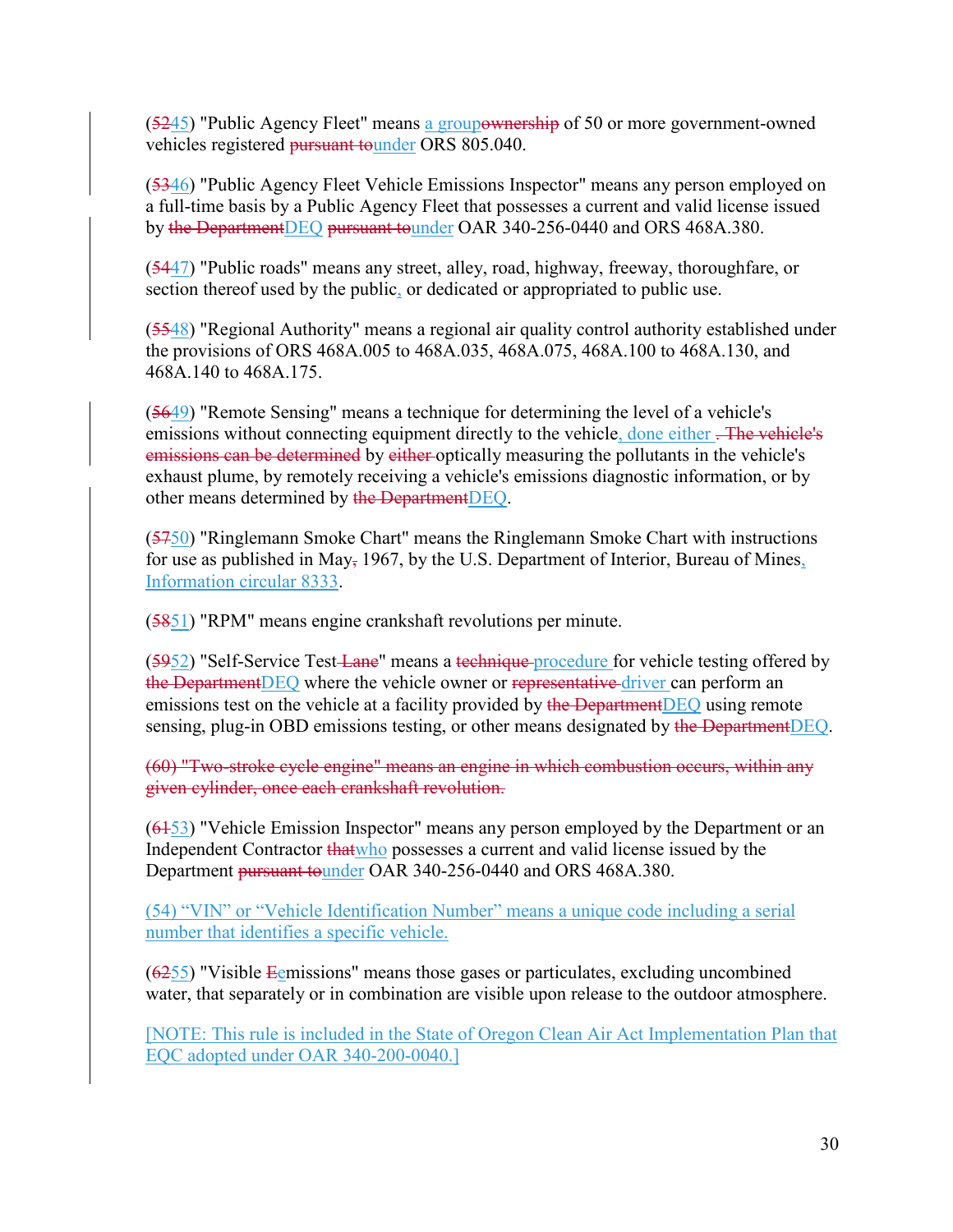(~~52~~45) "Public Agency Fleet" means a group~~ownership~~ of 50 or more government-owned vehicles registered ~~pursuant to~~under ORS 805.040.

(~~53~~46) "Public Agency Fleet Vehicle Emissions Inspector" means any person employed on a full-time basis by a Public Agency Fleet that possesses a current and valid license issued by ~~the Department~~DEQ ~~pursuant to~~under OAR 340-256-0440 and ORS 468A.380.

(~~54~~47) "Public roads" means any street, alley, road, highway, freeway, thoroughfare, or section thereof used by the public, or dedicated or appropriated to public use.

(~~55~~48) "Regional Authority" means a regional air quality control authority established under the provisions of ORS 468A.005 to 468A.035, 468A.075, 468A.100 to 468A.130, and 468A.140 to 468A.175.

(~~56~~49) "Remote Sensing" means a technique for determining the level of a vehicle's emissions without connecting equipment directly to the vehicle, done either ~~. The vehicle's emissions can be determined~~ by ~~either~~ optically measuring the pollutants in the vehicle's exhaust plume, by remotely receiving a vehicle's emissions diagnostic information, or by other means determined by ~~the Department~~DEQ.

(~~57~~50) "Ringlemann Smoke Chart" means the Ringlemann Smoke Chart with instructions for use as published in May~~,~~ 1967, by the U.S. Department of Interior, Bureau of Mines, Information circular 8333.

(~~58~~51) "RPM" means engine crankshaft revolutions per minute.

(~~59~~52) "Self-Service Test ~~Lane~~" means a ~~technique~~ procedure for vehicle testing offered by ~~the Department~~DEQ where the vehicle owner or ~~representative~~ driver can perform an emissions test on the vehicle at a facility provided by ~~the Department~~DEQ using remote sensing, plug-in OBD emissions testing, or other means designated by ~~the Department~~DEQ.

~~(60) "Two-stroke cycle engine" means an engine in which combustion occurs, within any given cylinder, once each crankshaft revolution.~~

(~~61~~53) "Vehicle Emission Inspector" means any person employed by the Department or an Independent Contractor ~~that~~who possesses a current and valid license issued by the Department ~~pursuant to~~under OAR 340-256-0440 and ORS 468A.380.

(54) “VIN” or “Vehicle Identification Number” means a unique code including a serial number that identifies a specific vehicle.

(~~62~~55) "Visible ~~E~~emissions" means those gases or particulates, excluding uncombined water, that separately or in combination are visible upon release to the outdoor atmosphere.

[NOTE: This rule is included in the State of Oregon Clean Air Act Implementation Plan that EQC adopted under OAR 340-200-0040.]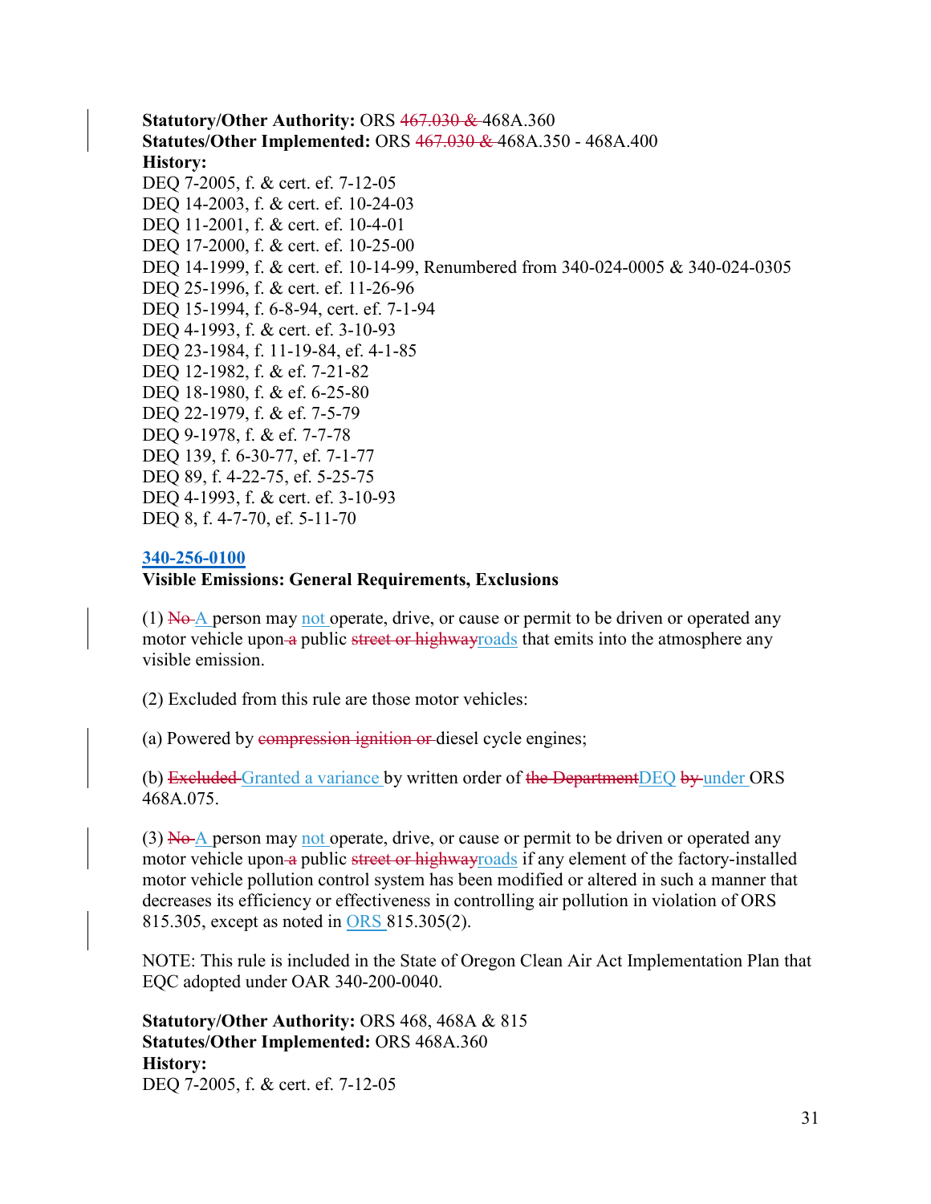**Statutory/Other Authority:** ORS ~~467.030 &~~ 468A.360
**Statutes/Other Implemented:** ORS ~~467.030 &~~ 468A.350 - 468A.400
**History:**
DEQ 7-2005, f. & cert. ef. 7-12-05
DEQ 14-2003, f. & cert. ef. 10-24-03
DEQ 11-2001, f. & cert. ef. 10-4-01
DEQ 17-2000, f. & cert. ef. 10-25-00
DEQ 14-1999, f. & cert. ef. 10-14-99, Renumbered from 340-024-0005 & 340-024-0305
DEQ 25-1996, f. & cert. ef. 11-26-96
DEQ 15-1994, f. 6-8-94, cert. ef. 7-1-94
DEQ 4-1993, f. & cert. ef. 3-10-93
DEQ 23-1984, f. 11-19-84, ef. 4-1-85
DEQ 12-1982, f. & ef. 7-21-82
DEQ 18-1980, f. & ef. 6-25-80
DEQ 22-1979, f. & ef. 7-5-79
DEQ 9-1978, f. & ef. 7-7-78
DEQ 139, f. 6-30-77, ef. 7-1-77
DEQ 89, f. 4-22-75, ef. 5-25-75
DEQ 4-1993, f. & cert. ef. 3-10-93
DEQ 8, f. 4-7-70, ef. 5-11-70

**340-256-0100**
**Visible Emissions: General Requirements, Exclusions**

(1) ~~No~~ A person may not operate, drive, or cause or permit to be driven or operated any motor vehicle upon ~~a~~ public ~~street or highway~~roads that emits into the atmosphere any visible emission.

(2) Excluded from this rule are those motor vehicles:

(a) Powered by ~~compression ignition or~~ diesel cycle engines;

(b) ~~Excluded~~ Granted a variance by written order of ~~the Department~~DEQ ~~by~~ under ORS 468A.075.

(3) ~~No~~ A person may not operate, drive, or cause or permit to be driven or operated any motor vehicle upon ~~a~~ public ~~street or highway~~roads if any element of the factory-installed motor vehicle pollution control system has been modified or altered in such a manner that decreases its efficiency or effectiveness in controlling air pollution in violation of ORS 815.305, except as noted in ORS 815.305(2).

NOTE: This rule is included in the State of Oregon Clean Air Act Implementation Plan that EQC adopted under OAR 340-200-0040.

**Statutory/Other Authority:** ORS 468, 468A & 815
**Statutes/Other Implemented:** ORS 468A.360
**History:**
DEQ 7-2005, f. & cert. ef. 7-12-05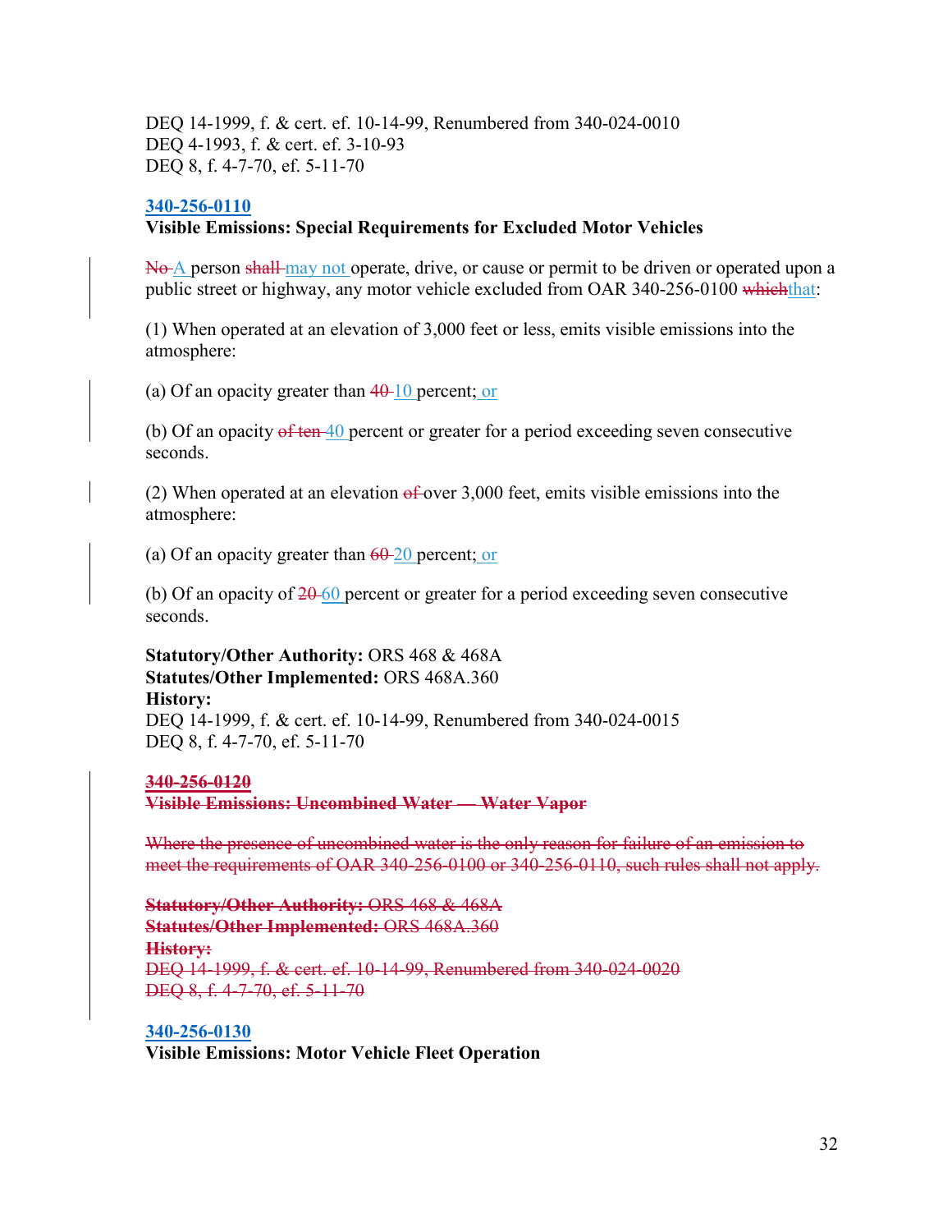DEQ 14-1999, f. & cert. ef. 10-14-99, Renumbered from 340-024-0010
DEQ 4-1993, f. & cert. ef. 3-10-93
DEQ 8, f. 4-7-70, ef. 5-11-70

**340-256-0110**
**Visible Emissions: Special Requirements for Excluded Motor Vehicles**

~~No~~ A person ~~shall~~ may not operate, drive, or cause or permit to be driven or operated upon a public street or highway, any motor vehicle excluded from OAR 340-256-0100 ~~which~~that:

(1) When operated at an elevation of 3,000 feet or less, emits visible emissions into the atmosphere:

(a) Of an opacity greater than ~~40~~ 10 percent; or

(b) Of an opacity ~~of ten~~ 40 percent or greater for a period exceeding seven consecutive seconds.

(2) When operated at an elevation ~~of~~ over 3,000 feet, emits visible emissions into the atmosphere:

(a) Of an opacity greater than ~~60~~ 20 percent; or

(b) Of an opacity of ~~20~~ 60 percent or greater for a period exceeding seven consecutive seconds.

**Statutory/Other Authority:** ORS 468 & 468A
**Statutes/Other Implemented:** ORS 468A.360
**History:**
DEQ 14-1999, f. & cert. ef. 10-14-99, Renumbered from 340-024-0015
DEQ 8, f. 4-7-70, ef. 5-11-70

~~**340-256-0120**~~
~~**Visible Emissions: Uncombined Water — Water Vapor**~~

~~Where the presence of uncombined water is the only reason for failure of an emission to meet the requirements of OAR 340-256-0100 or 340-256-0110, such rules shall not apply.~~

~~**Statutory/Other Authority:** ORS 468 & 468A~~
~~**Statutes/Other Implemented:** ORS 468A.360~~
~~**History:**~~
~~DEQ 14-1999, f. & cert. ef. 10-14-99, Renumbered from 340-024-0020~~
~~DEQ 8, f. 4-7-70, ef. 5-11-70~~

**340-256-0130**
**Visible Emissions: Motor Vehicle Fleet Operation**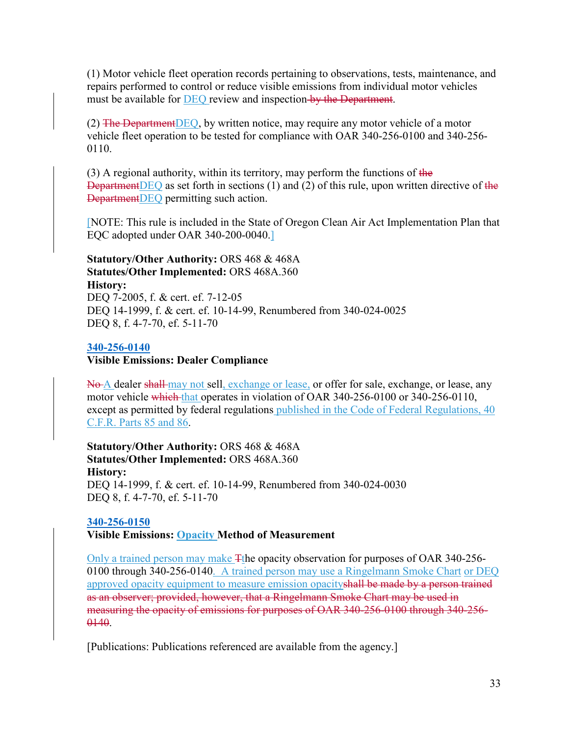(1) Motor vehicle fleet operation records pertaining to observations, tests, maintenance, and repairs performed to control or reduce visible emissions from individual motor vehicles must be available for DEQ review and inspection~~ by the Department~~.

(2) ~~The Department~~DEQ, by written notice, may require any motor vehicle of a motor vehicle fleet operation to be tested for compliance with OAR 340-256-0100 and 340-256-0110.

(3) A regional authority, within its territory, may perform the functions of ~~the Department~~DEQ as set forth in sections (1) and (2) of this rule, upon written directive of ~~the Department~~DEQ permitting such action.

[NOTE: This rule is included in the State of Oregon Clean Air Act Implementation Plan that EQC adopted under OAR 340-200-0040.]

**Statutory/Other Authority:** ORS 468 & 468A
**Statutes/Other Implemented:** ORS 468A.360
**History:**
DEQ 7-2005, f. & cert. ef. 7-12-05
DEQ 14-1999, f. & cert. ef. 10-14-99, Renumbered from 340-024-0025
DEQ 8, f. 4-7-70, ef. 5-11-70

**340-256-0140**
**Visible Emissions: Dealer Compliance**

~~No~~ A dealer ~~shall~~ may not sell, exchange or lease, or offer for sale, exchange, or lease, any motor vehicle ~~which~~ that operates in violation of OAR 340-256-0100 or 340-256-0110, except as permitted by federal regulations published in the Code of Federal Regulations, 40 C.F.R. Parts 85 and 86.

**Statutory/Other Authority:** ORS 468 & 468A
**Statutes/Other Implemented:** ORS 468A.360
**History:**
DEQ 14-1999, f. & cert. ef. 10-14-99, Renumbered from 340-024-0030
DEQ 8, f. 4-7-70, ef. 5-11-70

**340-256-0150**
**Visible Emissions: Opacity Method of Measurement**

Only a trained person may make ~~T~~the opacity observation for purposes of OAR 340-256-0100 through 340-256-0140. A trained person may use a Ringelmann Smoke Chart or DEQ approved opacity equipment to measure emission opacity~~shall be made by a person trained as an observer; provided, however, that a Ringelmann Smoke Chart may be used in measuring the opacity of emissions for purposes of OAR 340-256-0100 through 340-256-0140~~.

[Publications: Publications referenced are available from the agency.]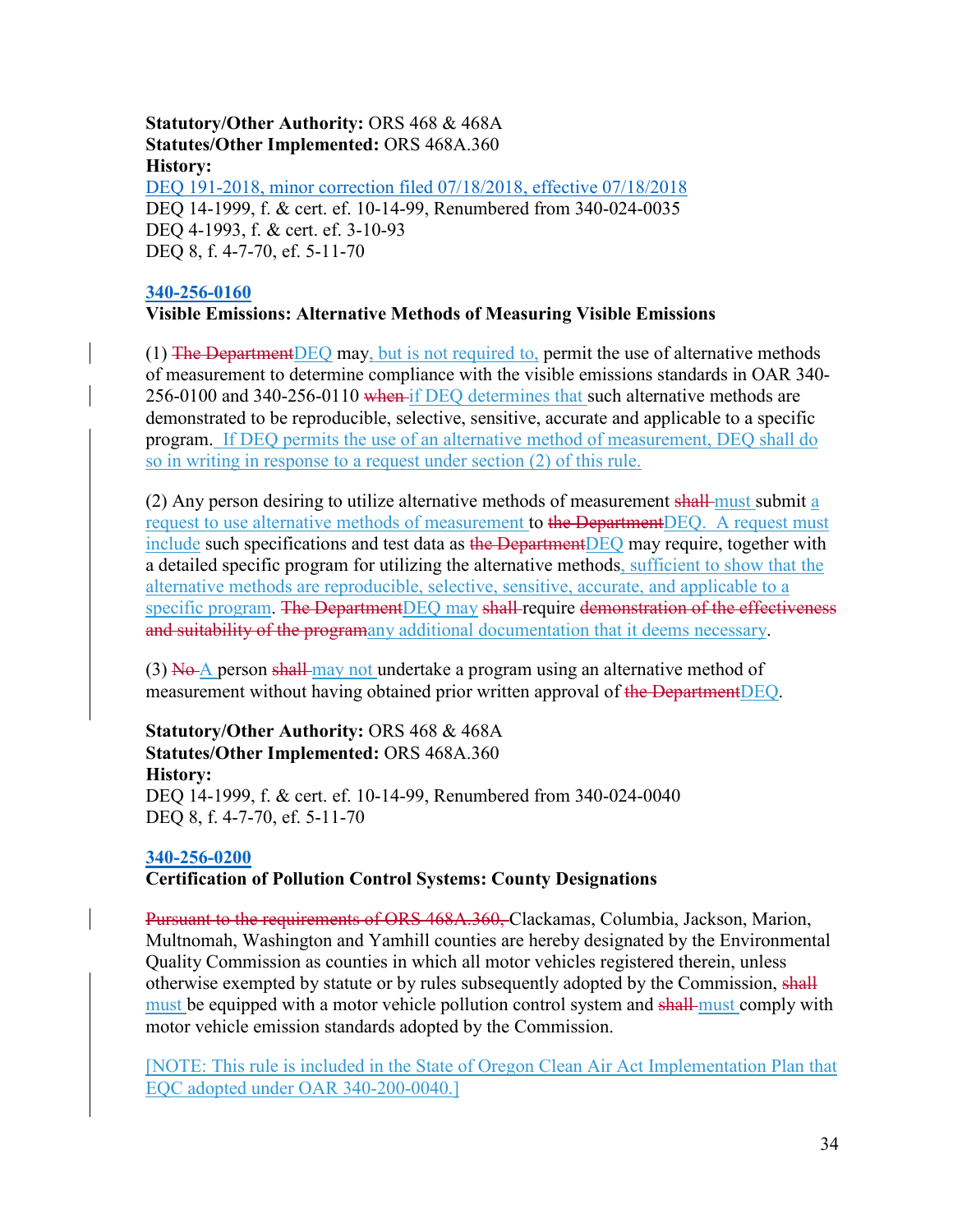**Statutory/Other Authority:** ORS 468 & 468A
**Statutes/Other Implemented:** ORS 468A.360
**History:**
DEQ 191-2018, minor correction filed 07/18/2018, effective 07/18/2018
DEQ 14-1999, f. & cert. ef. 10-14-99, Renumbered from 340-024-0035
DEQ 4-1993, f. & cert. ef. 3-10-93
DEQ 8, f. 4-7-70, ef. 5-11-70

**340-256-0160**
**Visible Emissions: Alternative Methods of Measuring Visible Emissions**

(1) ~~The Department~~DEQ may, but is not required to, permit the use of alternative methods of measurement to determine compliance with the visible emissions standards in OAR 340-256-0100 and 340-256-0110 ~~when~~ if DEQ determines that such alternative methods are demonstrated to be reproducible, selective, sensitive, accurate and applicable to a specific program. If DEQ permits the use of an alternative method of measurement, DEQ shall do so in writing in response to a request under section (2) of this rule.

(2) Any person desiring to utilize alternative methods of measurement ~~shall~~ must submit a request to use alternative methods of measurement to ~~the Department~~DEQ. A request must include such specifications and test data as ~~the Department~~DEQ may require, together with a detailed specific program for utilizing the alternative methods, sufficient to show that the alternative methods are reproducible, selective, sensitive, accurate, and applicable to a specific program. ~~The Department~~DEQ may ~~shall~~ require ~~demonstration of the effectiveness and suitability of the program~~any additional documentation that it deems necessary.

(3) ~~No~~ A person ~~shall~~ may not undertake a program using an alternative method of measurement without having obtained prior written approval of ~~the Department~~DEQ.

**Statutory/Other Authority:** ORS 468 & 468A
**Statutes/Other Implemented:** ORS 468A.360
**History:**
DEQ 14-1999, f. & cert. ef. 10-14-99, Renumbered from 340-024-0040
DEQ 8, f. 4-7-70, ef. 5-11-70

**340-256-0200**
**Certification of Pollution Control Systems: County Designations**

~~Pursuant to the requirements of ORS 468A.360,~~ Clackamas, Columbia, Jackson, Marion, Multnomah, Washington and Yamhill counties are hereby designated by the Environmental Quality Commission as counties in which all motor vehicles registered therein, unless otherwise exempted by statute or by rules subsequently adopted by the Commission, ~~shall~~ must be equipped with a motor vehicle pollution control system and ~~shall~~ must comply with motor vehicle emission standards adopted by the Commission.

[NOTE: This rule is included in the State of Oregon Clean Air Act Implementation Plan that EQC adopted under OAR 340-200-0040.]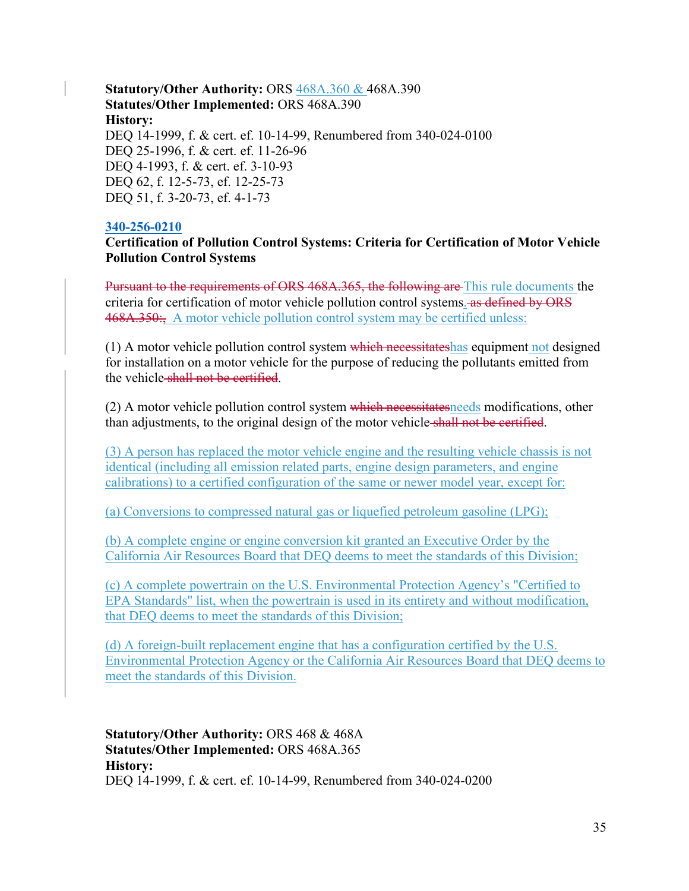**Statutory/Other Authority:** ORS 468A.360 & 468A.390
**Statutes/Other Implemented:** ORS 468A.390
**History:**
DEQ 14-1999, f. & cert. ef. 10-14-99, Renumbered from 340-024-0100
DEQ 25-1996, f. & cert. ef. 11-26-96
DEQ 4-1993, f. & cert. ef. 3-10-93
DEQ 62, f. 12-5-73, ef. 12-25-73
DEQ 51, f. 3-20-73, ef. 4-1-73

**340-256-0210**
**Certification of Pollution Control Systems: Criteria for Certification of Motor Vehicle Pollution Control Systems**

~~Pursuant to the requirements of ORS 468A.365, the following are~~ This rule documents the criteria for certification of motor vehicle pollution control systems. ~~as defined by ORS 468A.350:,~~ A motor vehicle pollution control system may be certified unless:

(1) A motor vehicle pollution control system ~~which necessitates~~has equipment not designed for installation on a motor vehicle for the purpose of reducing the pollutants emitted from the vehicle ~~shall not be certified~~.

(2) A motor vehicle pollution control system ~~which necessitates~~needs modifications, other than adjustments, to the original design of the motor vehicle ~~shall not be certified~~.

(3) A person has replaced the motor vehicle engine and the resulting vehicle chassis is not identical (including all emission related parts, engine design parameters, and engine calibrations) to a certified configuration of the same or newer model year, except for:

(a) Conversions to compressed natural gas or liquefied petroleum gasoline (LPG);

(b) A complete engine or engine conversion kit granted an Executive Order by the California Air Resources Board that DEQ deems to meet the standards of this Division;

(c) A complete powertrain on the U.S. Environmental Protection Agency's "Certified to EPA Standards" list, when the powertrain is used in its entirety and without modification, that DEQ deems to meet the standards of this Division;

(d) A foreign-built replacement engine that has a configuration certified by the U.S. Environmental Protection Agency or the California Air Resources Board that DEQ deems to meet the standards of this Division.

**Statutory/Other Authority:** ORS 468 & 468A
**Statutes/Other Implemented:** ORS 468A.365
**History:**
DEQ 14-1999, f. & cert. ef. 10-14-99, Renumbered from 340-024-0200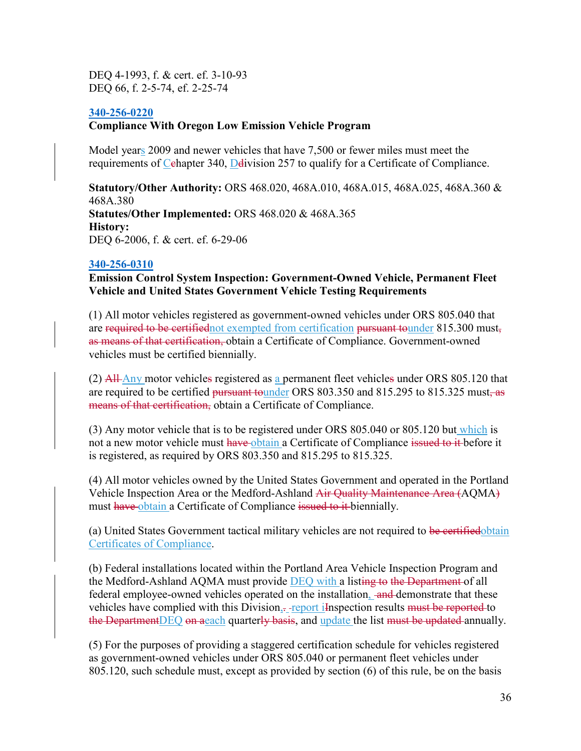DEQ 4-1993, f. & cert. ef. 3-10-93
DEQ 66, f. 2-5-74, ef. 2-25-74

### 340-256-0220

**Compliance With Oregon Low Emission Vehicle Program**

Model years 2009 and newer vehicles that have 7,500 or fewer miles must meet the requirements of C~~c~~hapter 340, D~~d~~ivision 257 to qualify for a Certificate of Compliance.

**Statutory/Other Authority:** ORS 468.020, 468A.010, 468A.015, 468A.025, 468A.360 & 468A.380
**Statutes/Other Implemented:** ORS 468.020 & 468A.365
**History:**
DEQ 6-2006, f. & cert. ef. 6-29-06

### 340-256-0310

**Emission Control System Inspection: Government-Owned Vehicle, Permanent Fleet Vehicle and United States Government Vehicle Testing Requirements**

(1) All motor vehicles registered as government-owned vehicles under ORS 805.040 that are ~~required to be certified~~not exempted from certification ~~pursuant to~~under 815.300 must~~, as means of that certification,~~ obtain a Certificate of Compliance. Government-owned vehicles must be certified biennially.

(2) ~~All~~ Any motor vehicle~~s~~ registered as a permanent fleet vehicle~~s~~ under ORS 805.120 that are required to be certified ~~pursuant to~~under ORS 803.350 and 815.295 to 815.325 must~~, as means of that certification,~~ obtain a Certificate of Compliance.

(3) Any motor vehicle that is to be registered under ORS 805.040 or 805.120 but which is not a new motor vehicle must ~~have~~ obtain a Certificate of Compliance ~~issued to it~~ before it is registered, as required by ORS 803.350 and 815.295 to 815.325.

(4) All motor vehicles owned by the United States Government and operated in the Portland Vehicle Inspection Area or the Medford-Ashland ~~Air Quality Maintenance Area (~~AQMA~~)~~ must ~~have~~ obtain a Certificate of Compliance ~~issued to it~~ biennially.

(a) United States Government tactical military vehicles are not required to ~~be certified~~obtain Certificates of Compliance.

(b) Federal installations located within the Portland Area Vehicle Inspection Program and the Medford-Ashland AQMA must provide DEQ with a list~~ing to the Department~~ of all federal employee-owned vehicles operated on the installation, ~~and~~ demonstrate that these vehicles have complied with this Division,~~.~~ report i~~I~~nspection results ~~must be reported~~ to ~~the Department~~DEQ ~~on a~~each quarter~~ly basis~~, and update the list ~~must be updated~~ annually.

(5) For the purposes of providing a staggered certification schedule for vehicles registered as government-owned vehicles under ORS 805.040 or permanent fleet vehicles under 805.120, such schedule must, except as provided by section (6) of this rule, be on the basis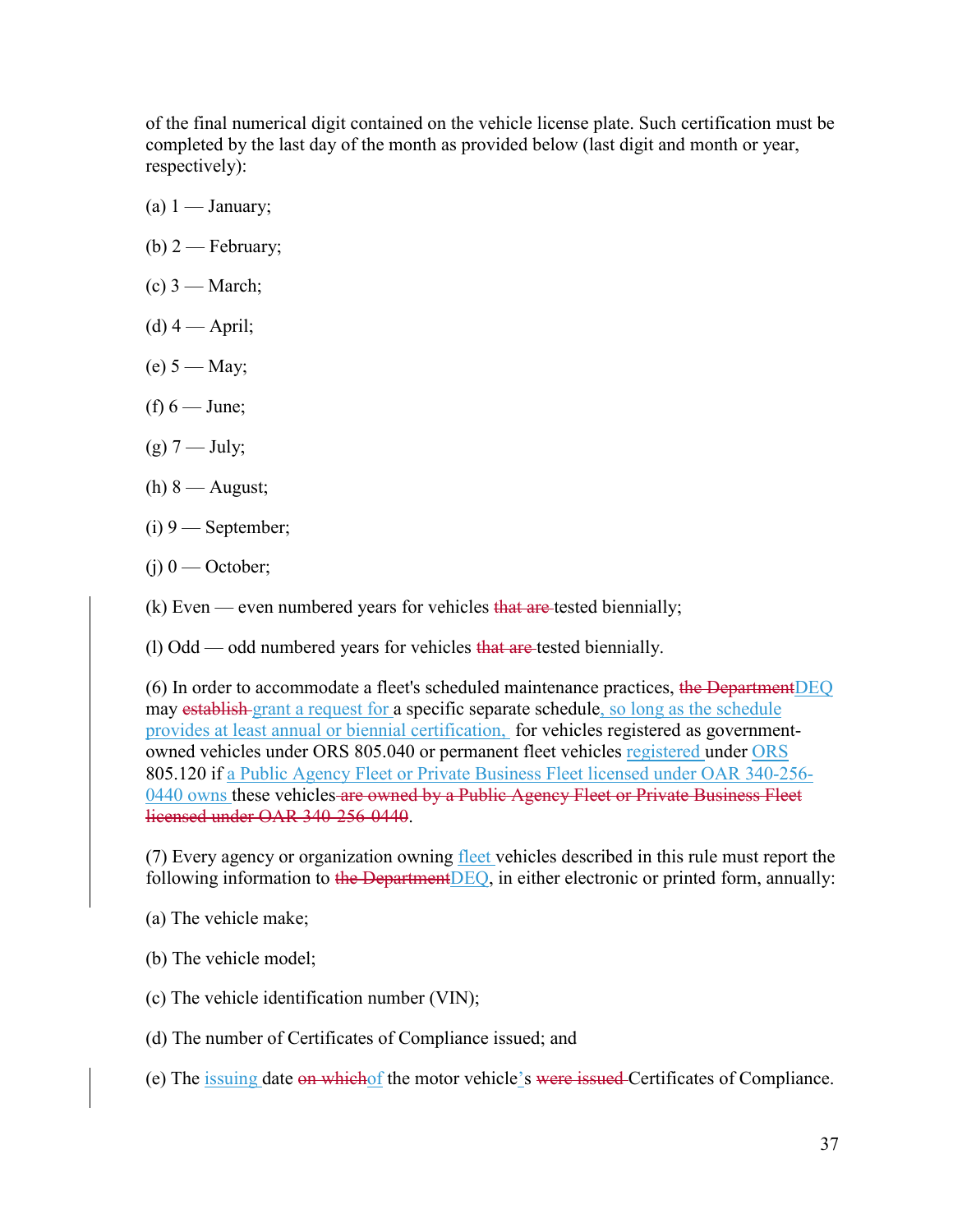of the final numerical digit contained on the vehicle license plate. Such certification must be completed by the last day of the month as provided below (last digit and month or year, respectively):

(a) 1 — January;

(b) 2 — February;

(c) 3 — March;

(d) 4 — April;

(e) 5 — May;

(f) 6 — June;

(g) 7 — July;

(h) 8 — August;

(i) 9 — September;

(j) 0 — October;

(k) Even — even numbered years for vehicles ~~that are~~ tested biennially;

(l) Odd — odd numbered years for vehicles ~~that are~~ tested biennially.

(6) In order to accommodate a fleet's scheduled maintenance practices, ~~the Department~~DEQ may ~~establish~~ grant a request for a specific separate schedule, so long as the schedule provides at least annual or biennial certification, for vehicles registered as government-owned vehicles under ORS 805.040 or permanent fleet vehicles registered under ORS 805.120 if a Public Agency Fleet or Private Business Fleet licensed under OAR 340-256-0440 owns these vehicles ~~are owned by a Public Agency Fleet or Private Business Fleet licensed under OAR 340-256-0440~~.

(7) Every agency or organization owning fleet vehicles described in this rule must report the following information to ~~the Department~~DEQ, in either electronic or printed form, annually:

(a) The vehicle make;

(b) The vehicle model;

(c) The vehicle identification number (VIN);

(d) The number of Certificates of Compliance issued; and

(e) The issuing date ~~on which~~of the motor vehicle's ~~were issued~~ Certificates of Compliance.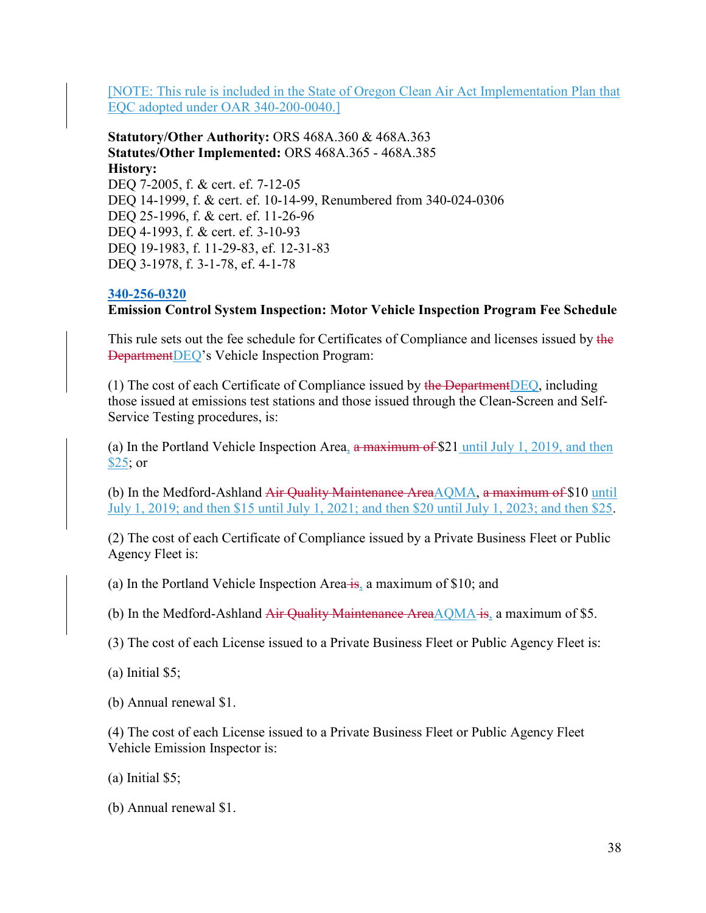[NOTE: This rule is included in the State of Oregon Clean Air Act Implementation Plan that EQC adopted under OAR 340-200-0040.]

**Statutory/Other Authority:** ORS 468A.360 & 468A.363
**Statutes/Other Implemented:** ORS 468A.365 - 468A.385
**History:**
DEQ 7-2005, f. & cert. ef. 7-12-05
DEQ 14-1999, f. & cert. ef. 10-14-99, Renumbered from 340-024-0306
DEQ 25-1996, f. & cert. ef. 11-26-96
DEQ 4-1993, f. & cert. ef. 3-10-93
DEQ 19-1983, f. 11-29-83, ef. 12-31-83
DEQ 3-1978, f. 3-1-78, ef. 4-1-78

**340-256-0320**
**Emission Control System Inspection: Motor Vehicle Inspection Program Fee Schedule**

This rule sets out the fee schedule for Certificates of Compliance and licenses issued by ~~the Department~~DEQ's Vehicle Inspection Program:

(1) The cost of each Certificate of Compliance issued by ~~the Department~~DEQ, including those issued at emissions test stations and those issued through the Clean-Screen and Self-Service Testing procedures, is:

(a) In the Portland Vehicle Inspection Area, ~~a maximum of~~ $21 until July 1, 2019, and then $25; or

(b) In the Medford-Ashland ~~Air Quality Maintenance Area~~AQMA, ~~a maximum of~~ $10 until July 1, 2019; and then $15 until July 1, 2021; and then $20 until July 1, 2023; and then $25.

(2) The cost of each Certificate of Compliance issued by a Private Business Fleet or Public Agency Fleet is:

(a) In the Portland Vehicle Inspection Area ~~is~~, a maximum of $10; and

(b) In the Medford-Ashland ~~Air Quality Maintenance Area~~AQMA ~~is~~, a maximum of $5.

(3) The cost of each License issued to a Private Business Fleet or Public Agency Fleet is:

(a) Initial $5;

(b) Annual renewal $1.

(4) The cost of each License issued to a Private Business Fleet or Public Agency Fleet Vehicle Emission Inspector is:

(a) Initial $5;

(b) Annual renewal $1.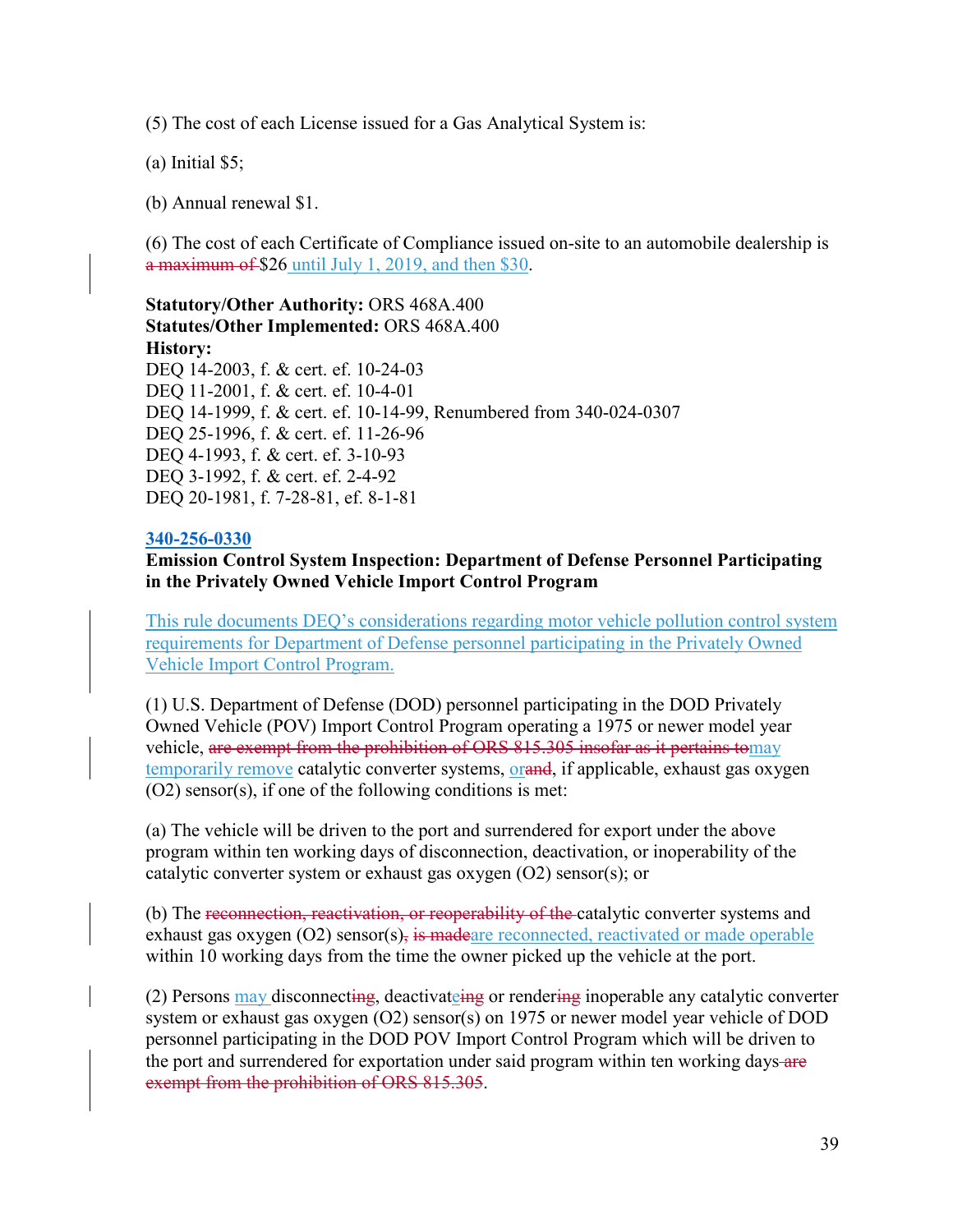(5) The cost of each License issued for a Gas Analytical System is:

(a) Initial $5;

(b) Annual renewal $1.

(6) The cost of each Certificate of Compliance issued on-site to an automobile dealership is ~~a maximum of~~ $26<u> until July 1, 2019, and then $30</u>.

**Statutory/Other Authority:** ORS 468A.400
**Statutes/Other Implemented:** ORS 468A.400
**History:**
DEQ 14-2003, f. & cert. ef. 10-24-03
DEQ 11-2001, f. & cert. ef. 10-4-01
DEQ 14-1999, f. & cert. ef. 10-14-99, Renumbered from 340-024-0307
DEQ 25-1996, f. & cert. ef. 11-26-96
DEQ 4-1993, f. & cert. ef. 3-10-93
DEQ 3-1992, f. & cert. ef. 2-4-92
DEQ 20-1981, f. 7-28-81, ef. 8-1-81

**340-256-0330**
**Emission Control System Inspection: Department of Defense Personnel Participating in the Privately Owned Vehicle Import Control Program**

<u>This rule documents DEQ's considerations regarding motor vehicle pollution control system requirements for Department of Defense personnel participating in the Privately Owned Vehicle Import Control Program.</u>

(1) U.S. Department of Defense (DOD) personnel participating in the DOD Privately Owned Vehicle (POV) Import Control Program operating a 1975 or newer model year vehicle, ~~are exempt from the prohibition of ORS 815.305 insofar as it pertains to~~<u>may temporarily remove</u> catalytic converter systems, <u>or</u>~~and~~, if applicable, exhaust gas oxygen (O2) sensor(s), if one of the following conditions is met:

(a) The vehicle will be driven to the port and surrendered for export under the above program within ten working days of disconnection, deactivation, or inoperability of the catalytic converter system or exhaust gas oxygen (O2) sensor(s); or

(b) The ~~reconnection, reactivation, or reoperability of the~~ catalytic converter systems and exhaust gas oxygen (O2) sensor(s)~~, is made~~<u>are reconnected, reactivated or made operable</u> within 10 working days from the time the owner picked up the vehicle at the port.

(2) Persons <u>may</u> disconnect~~ing~~, deactivat<u>e</u>~~ing~~ or render~~ing~~ inoperable any catalytic converter system or exhaust gas oxygen (O2) sensor(s) on 1975 or newer model year vehicle of DOD personnel participating in the DOD POV Import Control Program which will be driven to the port and surrendered for exportation under said program within ten working days~~ are exempt from the prohibition of ORS 815.305~~.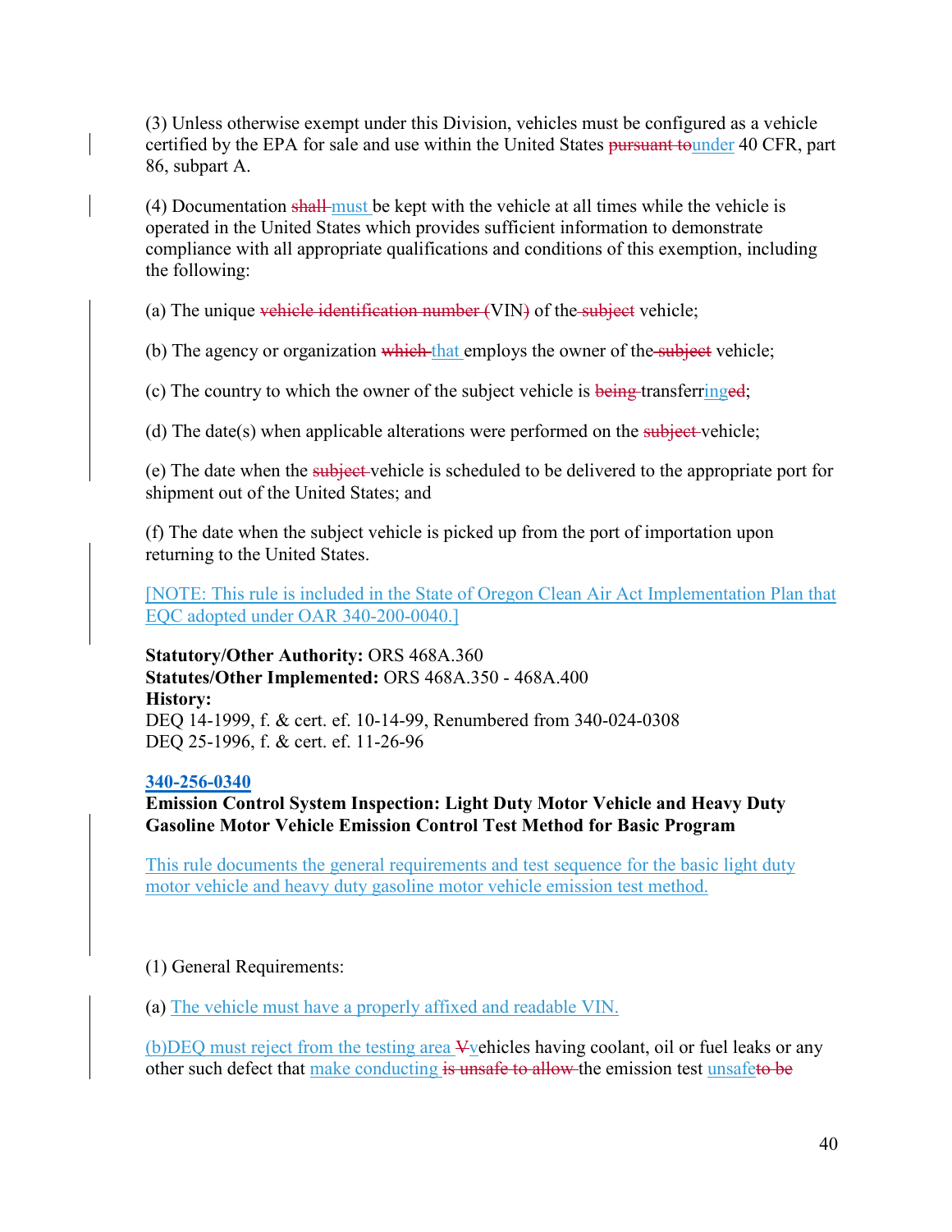(3) Unless otherwise exempt under this Division, vehicles must be configured as a vehicle certified by the EPA for sale and use within the United States ~~pursuant to~~under 40 CFR, part 86, subpart A.

(4) Documentation ~~shall~~ must be kept with the vehicle at all times while the vehicle is operated in the United States which provides sufficient information to demonstrate compliance with all appropriate qualifications and conditions of this exemption, including the following:

(a) The unique ~~vehicle identification number (~~VIN~~)~~ of the ~~subject~~ vehicle;

(b) The agency or organization ~~which~~ that employs the owner of the ~~subject~~ vehicle;

(c) The country to which the owner of the subject vehicle is ~~being~~ transferringed;

(d) The date(s) when applicable alterations were performed on the ~~subject~~ vehicle;

(e) The date when the ~~subject~~ vehicle is scheduled to be delivered to the appropriate port for shipment out of the United States; and

(f) The date when the subject vehicle is picked up from the port of importation upon returning to the United States.

[NOTE: This rule is included in the State of Oregon Clean Air Act Implementation Plan that EQC adopted under OAR 340-200-0040.]

**Statutory/Other Authority:** ORS 468A.360
**Statutes/Other Implemented:** ORS 468A.350 - 468A.400
**History:**
DEQ 14-1999, f. & cert. ef. 10-14-99, Renumbered from 340-024-0308
DEQ 25-1996, f. & cert. ef. 11-26-96

**340-256-0340**
**Emission Control System Inspection: Light Duty Motor Vehicle and Heavy Duty Gasoline Motor Vehicle Emission Control Test Method for Basic Program**

This rule documents the general requirements and test sequence for the basic light duty motor vehicle and heavy duty gasoline motor vehicle emission test method.

(1) General Requirements:

(a) The vehicle must have a properly affixed and readable VIN.

(b)DEQ must reject from the testing area ~~V~~vehicles having coolant, oil or fuel leaks or any other such defect that make conducting ~~is unsafe to allow~~ the emission test unsafe~~to be~~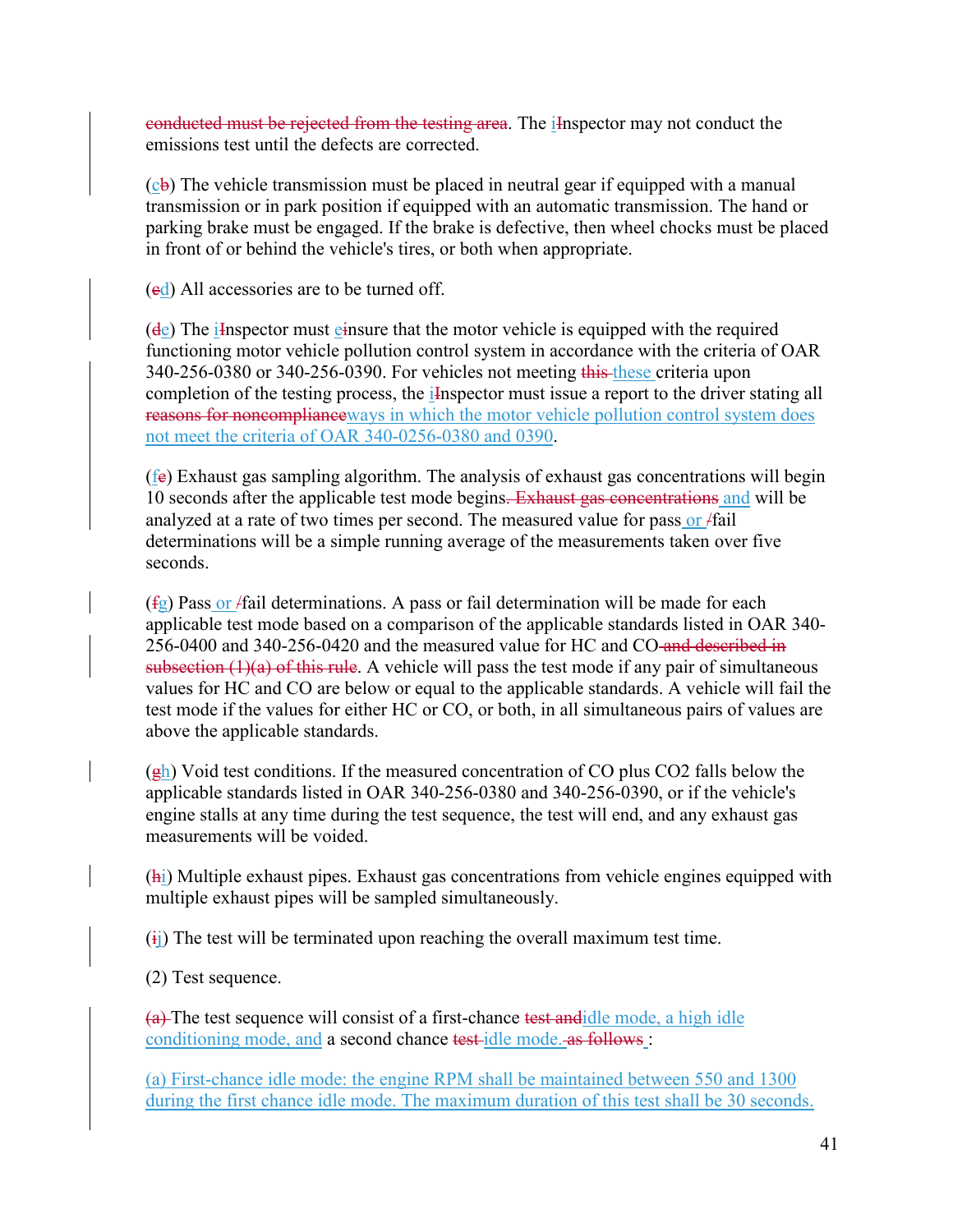~~conducted must be rejected from the testing area~~. The i~~I~~nspector may not conduct the emissions test until the defects are corrected.

(c~~b~~) The vehicle transmission must be placed in neutral gear if equipped with a manual transmission or in park position if equipped with an automatic transmission. The hand or parking brake must be engaged. If the brake is defective, then wheel chocks must be placed in front of or behind the vehicle's tires, or both when appropriate.

(~~c~~d) All accessories are to be turned off.

(~~d~~e) The i~~I~~nspector must e~~i~~nsure that the motor vehicle is equipped with the required functioning motor vehicle pollution control system in accordance with the criteria of OAR 340-256-0380 or 340-256-0390. For vehicles not meeting ~~this~~ these criteria upon completion of the testing process, the i~~I~~nspector must issue a report to the driver stating all ~~reasons for noncompliance~~ways in which the motor vehicle pollution control system does not meet the criteria of OAR 340-0256-0380 and 0390.

(f~~e~~) Exhaust gas sampling algorithm. The analysis of exhaust gas concentrations will begin 10 seconds after the applicable test mode begins~~. Exhaust gas concentrations~~ and will be analyzed at a rate of two times per second. The measured value for pass or ~~/~~fail determinations will be a simple running average of the measurements taken over five seconds.

(~~f~~g) Pass or ~~/~~fail determinations. A pass or fail determination will be made for each applicable test mode based on a comparison of the applicable standards listed in OAR 340-256-0400 and 340-256-0420 and the measured value for HC and CO ~~and described in subsection (1)(a) of this rule~~. A vehicle will pass the test mode if any pair of simultaneous values for HC and CO are below or equal to the applicable standards. A vehicle will fail the test mode if the values for either HC or CO, or both, in all simultaneous pairs of values are above the applicable standards.

(~~g~~h) Void test conditions. If the measured concentration of CO plus CO2 falls below the applicable standards listed in OAR 340-256-0380 and 340-256-0390, or if the vehicle's engine stalls at any time during the test sequence, the test will end, and any exhaust gas measurements will be voided.

(~~h~~i) Multiple exhaust pipes. Exhaust gas concentrations from vehicle engines equipped with multiple exhaust pipes will be sampled simultaneously.

(~~i~~j) The test will be terminated upon reaching the overall maximum test time.

(2) Test sequence.

~~(a)~~ The test sequence will consist of a first-chance ~~test and~~idle mode, a high idle conditioning mode, and a second chance ~~test~~ idle mode. ~~as follows~~ :

(a) First-chance idle mode: the engine RPM shall be maintained between 550 and 1300 during the first chance idle mode. The maximum duration of this test shall be 30 seconds.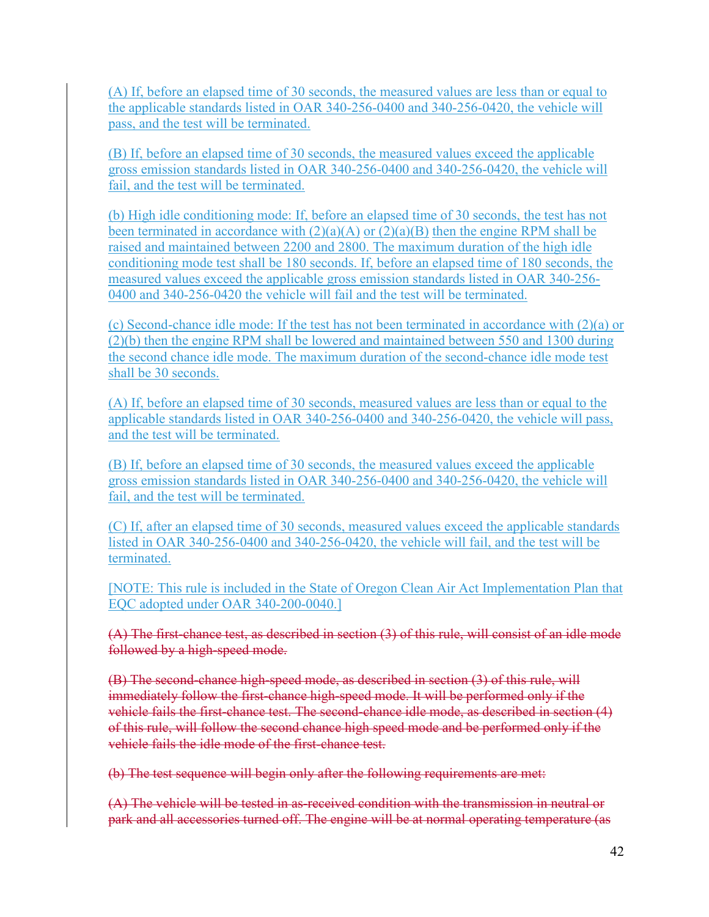(A) If, before an elapsed time of 30 seconds, the measured values are less than or equal to the applicable standards listed in OAR 340-256-0400 and 340-256-0420, the vehicle will pass, and the test will be terminated.

(B) If, before an elapsed time of 30 seconds, the measured values exceed the applicable gross emission standards listed in OAR 340-256-0400 and 340-256-0420, the vehicle will fail, and the test will be terminated.

(b) High idle conditioning mode: If, before an elapsed time of 30 seconds, the test has not been terminated in accordance with (2)(a)(A) or (2)(a)(B) then the engine RPM shall be raised and maintained between 2200 and 2800. The maximum duration of the high idle conditioning mode test shall be 180 seconds. If, before an elapsed time of 180 seconds, the measured values exceed the applicable gross emission standards listed in OAR 340-256-0400 and 340-256-0420 the vehicle will fail and the test will be terminated.

(c) Second-chance idle mode: If the test has not been terminated in accordance with (2)(a) or (2)(b) then the engine RPM shall be lowered and maintained between 550 and 1300 during the second chance idle mode. The maximum duration of the second-chance idle mode test shall be 30 seconds.

(A) If, before an elapsed time of 30 seconds, measured values are less than or equal to the applicable standards listed in OAR 340-256-0400 and 340-256-0420, the vehicle will pass, and the test will be terminated.

(B) If, before an elapsed time of 30 seconds, the measured values exceed the applicable gross emission standards listed in OAR 340-256-0400 and 340-256-0420, the vehicle will fail, and the test will be terminated.

(C) If, after an elapsed time of 30 seconds, measured values exceed the applicable standards listed in OAR 340-256-0400 and 340-256-0420, the vehicle will fail, and the test will be terminated.

[NOTE: This rule is included in the State of Oregon Clean Air Act Implementation Plan that EQC adopted under OAR 340-200-0040.]

~~(A) The first-chance test, as described in section (3) of this rule, will consist of an idle mode followed by a high-speed mode.~~

~~(B) The second-chance high-speed mode, as described in section (3) of this rule, will immediately follow the first-chance high-speed mode. It will be performed only if the vehicle fails the first-chance test. The second-chance idle mode, as described in section (4) of this rule, will follow the second chance high speed mode and be performed only if the vehicle fails the idle mode of the first-chance test.~~

~~(b) The test sequence will begin only after the following requirements are met:~~

~~(A) The vehicle will be tested in as-received condition with the transmission in neutral or park and all accessories turned off. The engine will be at normal operating temperature (as~~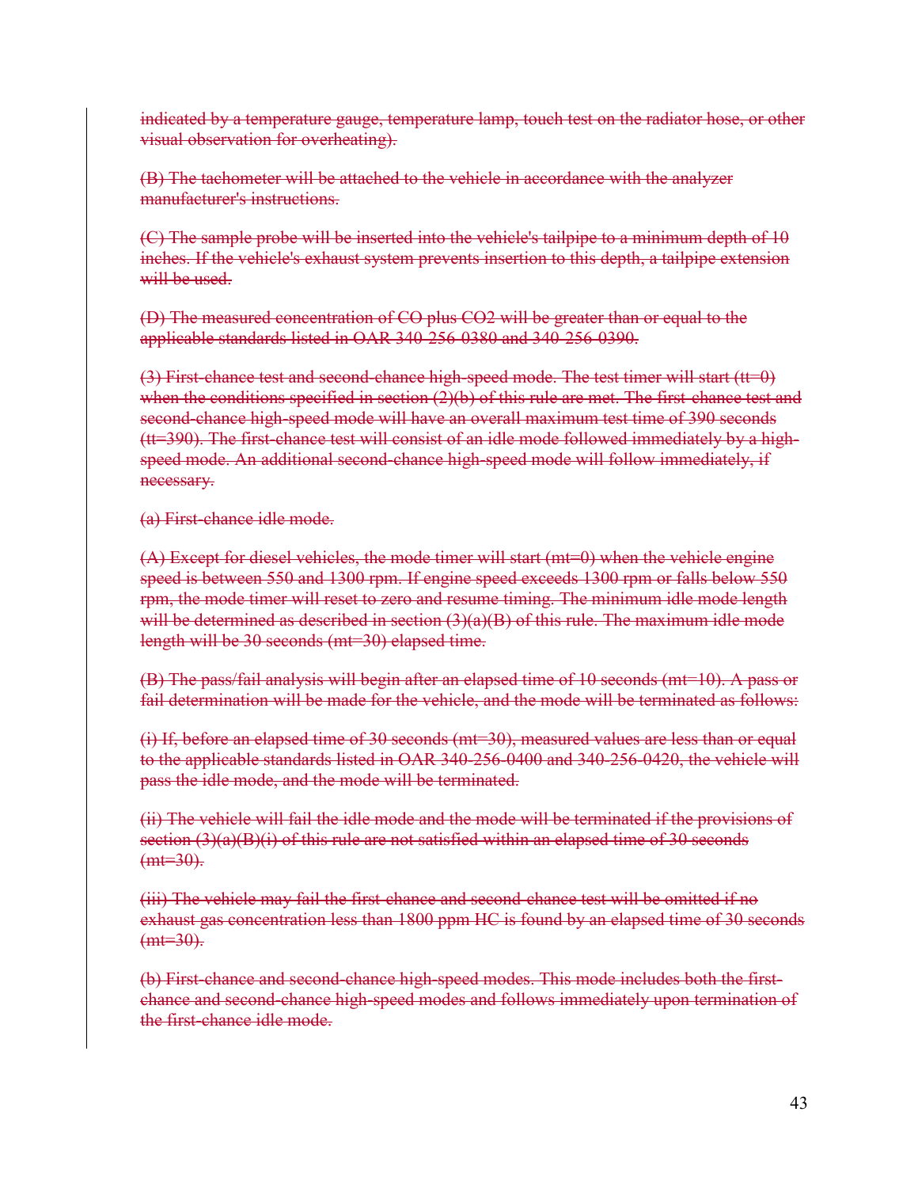~~indicated by a temperature gauge, temperature lamp, touch test on the radiator hose, or other visual observation for overheating).~~

~~(B) The tachometer will be attached to the vehicle in accordance with the analyzer manufacturer's instructions.~~

~~(C) The sample probe will be inserted into the vehicle's tailpipe to a minimum depth of 10 inches. If the vehicle's exhaust system prevents insertion to this depth, a tailpipe extension will be used.~~

~~(D) The measured concentration of CO plus CO2 will be greater than or equal to the applicable standards listed in OAR 340-256-0380 and 340-256-0390.~~

~~(3) First-chance test and second-chance high-speed mode. The test timer will start (tt=0) when the conditions specified in section (2)(b) of this rule are met. The first-chance test and second-chance high-speed mode will have an overall maximum test time of 390 seconds (tt=390). The first-chance test will consist of an idle mode followed immediately by a high-speed mode. An additional second-chance high-speed mode will follow immediately, if necessary.~~

~~(a) First-chance idle mode.~~

~~(A) Except for diesel vehicles, the mode timer will start (mt=0) when the vehicle engine speed is between 550 and 1300 rpm. If engine speed exceeds 1300 rpm or falls below 550 rpm, the mode timer will reset to zero and resume timing. The minimum idle mode length will be determined as described in section (3)(a)(B) of this rule. The maximum idle mode length will be 30 seconds (mt=30) elapsed time.~~

~~(B) The pass/fail analysis will begin after an elapsed time of 10 seconds (mt=10). A pass or fail determination will be made for the vehicle, and the mode will be terminated as follows:~~

~~(i) If, before an elapsed time of 30 seconds (mt=30), measured values are less than or equal to the applicable standards listed in OAR 340-256-0400 and 340-256-0420, the vehicle will pass the idle mode, and the mode will be terminated.~~

~~(ii) The vehicle will fail the idle mode and the mode will be terminated if the provisions of section (3)(a)(B)(i) of this rule are not satisfied within an elapsed time of 30 seconds (mt=30).~~

~~(iii) The vehicle may fail the first-chance and second-chance test will be omitted if no exhaust gas concentration less than 1800 ppm HC is found by an elapsed time of 30 seconds (mt=30).~~

~~(b) First-chance and second-chance high-speed modes. This mode includes both the first-chance and second-chance high-speed modes and follows immediately upon termination of the first-chance idle mode.~~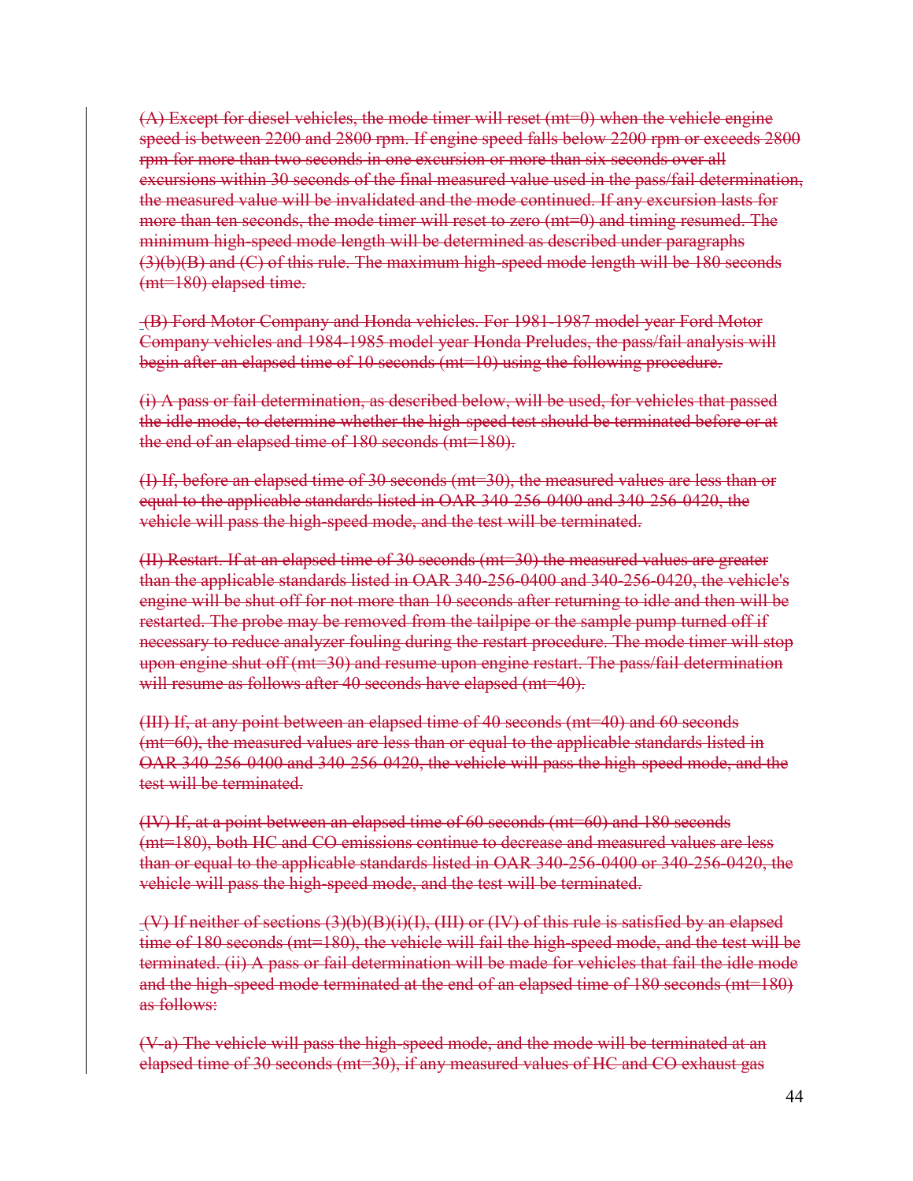~~(A) Except for diesel vehicles, the mode timer will reset (mt=0) when the vehicle engine speed is between 2200 and 2800 rpm. If engine speed falls below 2200 rpm or exceeds 2800 rpm for more than two seconds in one excursion or more than six seconds over all excursions within 30 seconds of the final measured value used in the pass/fail determination, the measured value will be invalidated and the mode continued. If any excursion lasts for more than ten seconds, the mode timer will reset to zero (mt=0) and timing resumed. The minimum high-speed mode length will be determined as described under paragraphs (3)(b)(B) and (C) of this rule. The maximum high-speed mode length will be 180 seconds (mt=180) elapsed time.~~

~~(B) Ford Motor Company and Honda vehicles. For 1981-1987 model year Ford Motor Company vehicles and 1984-1985 model year Honda Preludes, the pass/fail analysis will begin after an elapsed time of 10 seconds (mt=10) using the following procedure.~~

~~(i) A pass or fail determination, as described below, will be used, for vehicles that passed the idle mode, to determine whether the high-speed test should be terminated before or at the end of an elapsed time of 180 seconds (mt=180).~~

~~(I) If, before an elapsed time of 30 seconds (mt=30), the measured values are less than or equal to the applicable standards listed in OAR 340-256-0400 and 340-256-0420, the vehicle will pass the high-speed mode, and the test will be terminated.~~

~~(II) Restart. If at an elapsed time of 30 seconds (mt=30) the measured values are greater than the applicable standards listed in OAR 340-256-0400 and 340-256-0420, the vehicle's engine will be shut off for not more than 10 seconds after returning to idle and then will be restarted. The probe may be removed from the tailpipe or the sample pump turned off if necessary to reduce analyzer fouling during the restart procedure. The mode timer will stop upon engine shut off (mt=30) and resume upon engine restart. The pass/fail determination will resume as follows after 40 seconds have elapsed (mt=40).~~

~~(III) If, at any point between an elapsed time of 40 seconds (mt=40) and 60 seconds (mt=60), the measured values are less than or equal to the applicable standards listed in OAR 340-256-0400 and 340-256-0420, the vehicle will pass the high-speed mode, and the test will be terminated.~~

~~(IV) If, at a point between an elapsed time of 60 seconds (mt=60) and 180 seconds (mt=180), both HC and CO emissions continue to decrease and measured values are less than or equal to the applicable standards listed in OAR 340-256-0400 or 340-256-0420, the vehicle will pass the high-speed mode, and the test will be terminated.~~

~~(V) If neither of sections (3)(b)(B)(i)(I), (III) or (IV) of this rule is satisfied by an elapsed time of 180 seconds (mt=180), the vehicle will fail the high-speed mode, and the test will be terminated. (ii) A pass or fail determination will be made for vehicles that fail the idle mode and the high-speed mode terminated at the end of an elapsed time of 180 seconds (mt=180) as follows:~~

~~(V-a) The vehicle will pass the high-speed mode, and the mode will be terminated at an elapsed time of 30 seconds (mt=30), if any measured values of HC and CO exhaust gas~~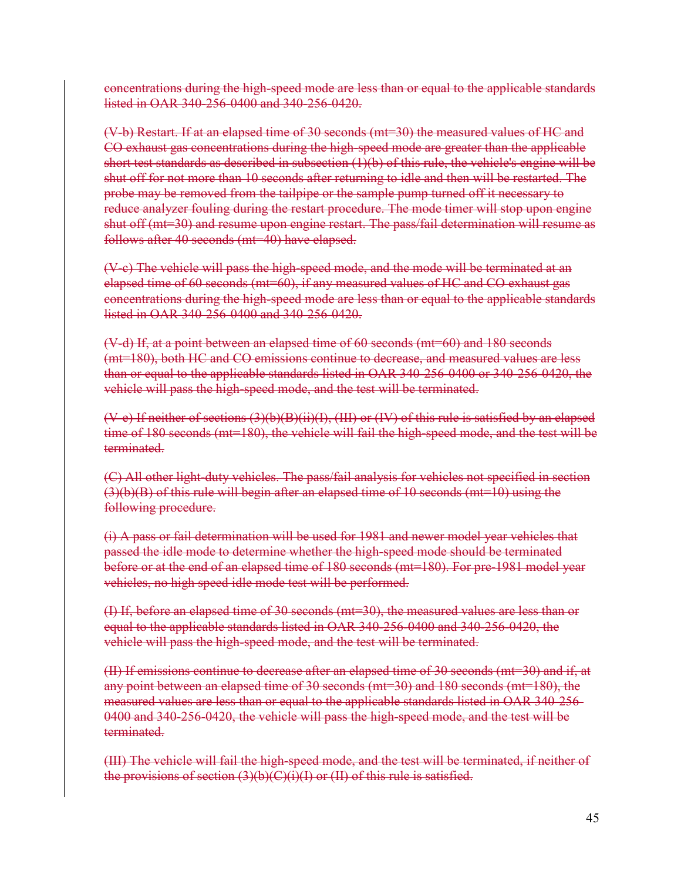~~concentrations during the high-speed mode are less than or equal to the applicable standards listed in OAR 340-256-0400 and 340-256-0420.~~

~~(V-b) Restart. If at an elapsed time of 30 seconds (mt=30) the measured values of HC and CO exhaust gas concentrations during the high-speed mode are greater than the applicable short test standards as described in subsection (1)(b) of this rule, the vehicle's engine will be shut off for not more than 10 seconds after returning to idle and then will be restarted. The probe may be removed from the tailpipe or the sample pump turned off it necessary to reduce analyzer fouling during the restart procedure. The mode timer will stop upon engine shut off (mt=30) and resume upon engine restart. The pass/fail determination will resume as follows after 40 seconds (mt=40) have elapsed.~~

~~(V-c) The vehicle will pass the high-speed mode, and the mode will be terminated at an elapsed time of 60 seconds (mt=60), if any measured values of HC and CO exhaust gas concentrations during the high-speed mode are less than or equal to the applicable standards listed in OAR 340-256-0400 and 340-256-0420.~~

~~(V-d) If, at a point between an elapsed time of 60 seconds (mt=60) and 180 seconds (mt=180), both HC and CO emissions continue to decrease, and measured values are less than or equal to the applicable standards listed in OAR 340-256-0400 or 340-256-0420, the vehicle will pass the high-speed mode, and the test will be terminated.~~

~~(V-e) If neither of sections (3)(b)(B)(ii)(I), (III) or (IV) of this rule is satisfied by an elapsed time of 180 seconds (mt=180), the vehicle will fail the high-speed mode, and the test will be terminated.~~

~~(C) All other light-duty vehicles. The pass/fail analysis for vehicles not specified in section (3)(b)(B) of this rule will begin after an elapsed time of 10 seconds (mt=10) using the following procedure.~~

~~(i) A pass or fail determination will be used for 1981 and newer model year vehicles that passed the idle mode to determine whether the high-speed mode should be terminated before or at the end of an elapsed time of 180 seconds (mt=180). For pre-1981 model year vehicles, no high speed idle mode test will be performed.~~

~~(I) If, before an elapsed time of 30 seconds (mt=30), the measured values are less than or equal to the applicable standards listed in OAR 340-256-0400 and 340-256-0420, the vehicle will pass the high-speed mode, and the test will be terminated.~~

~~(II) If emissions continue to decrease after an elapsed time of 30 seconds (mt=30) and if, at any point between an elapsed time of 30 seconds (mt=30) and 180 seconds (mt=180), the measured values are less than or equal to the applicable standards listed in OAR 340-256-0400 and 340-256-0420, the vehicle will pass the high-speed mode, and the test will be terminated.~~

~~(III) The vehicle will fail the high-speed mode, and the test will be terminated, if neither of the provisions of section (3)(b)(C)(i)(I) or (II) of this rule is satisfied.~~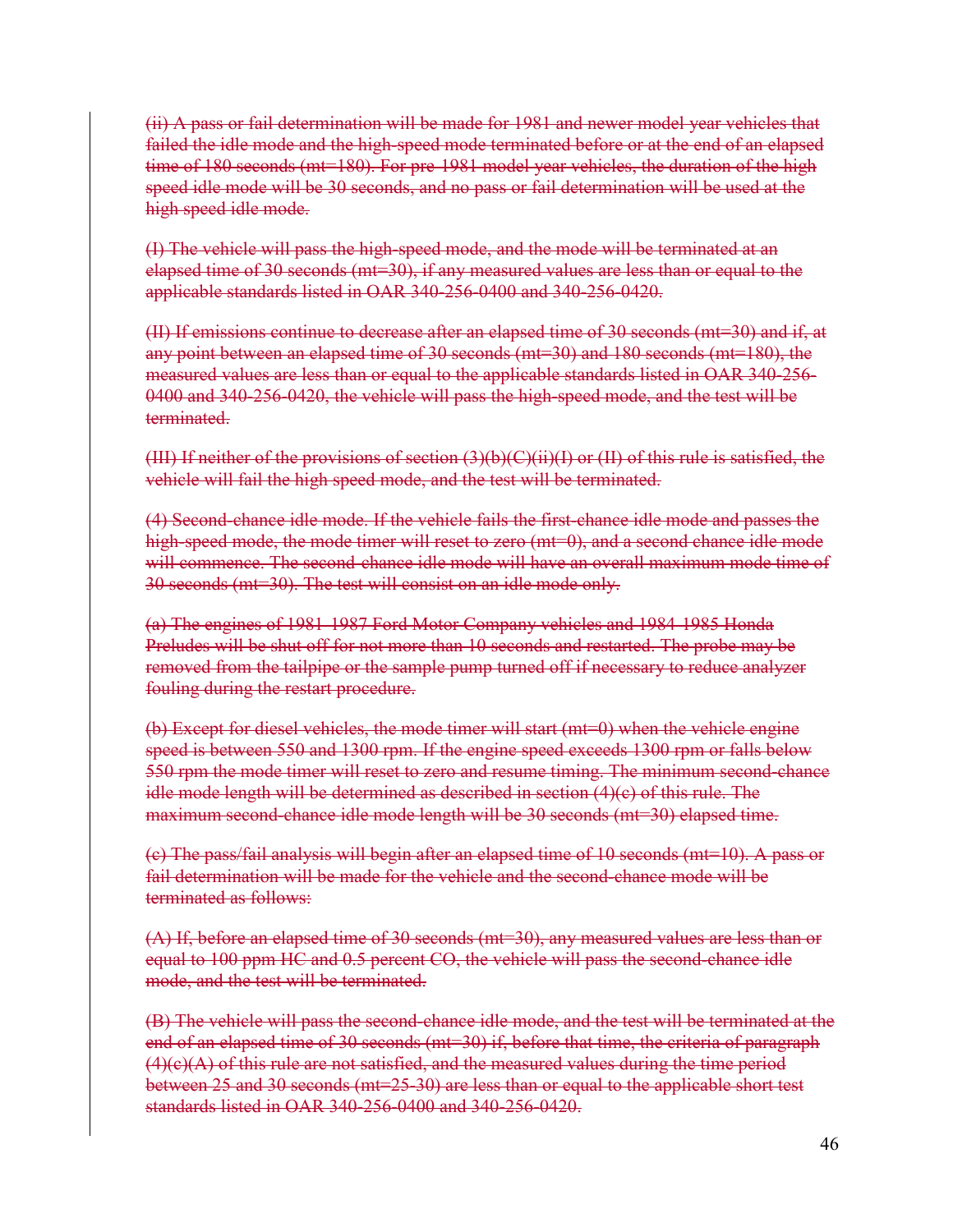~~(ii) A pass or fail determination will be made for 1981 and newer model year vehicles that failed the idle mode and the high-speed mode terminated before or at the end of an elapsed time of 180 seconds (mt=180). For pre-1981 model year vehicles, the duration of the high speed idle mode will be 30 seconds, and no pass or fail determination will be used at the high speed idle mode.~~

~~(I) The vehicle will pass the high-speed mode, and the mode will be terminated at an elapsed time of 30 seconds (mt=30), if any measured values are less than or equal to the applicable standards listed in OAR 340-256-0400 and 340-256-0420.~~

~~(II) If emissions continue to decrease after an elapsed time of 30 seconds (mt=30) and if, at any point between an elapsed time of 30 seconds (mt=30) and 180 seconds (mt=180), the measured values are less than or equal to the applicable standards listed in OAR 340-256-0400 and 340-256-0420, the vehicle will pass the high-speed mode, and the test will be terminated.~~

~~(III) If neither of the provisions of section (3)(b)(C)(ii)(I) or (II) of this rule is satisfied, the vehicle will fail the high speed mode, and the test will be terminated.~~

~~(4) Second-chance idle mode. If the vehicle fails the first-chance idle mode and passes the high-speed mode, the mode timer will reset to zero (mt=0), and a second chance idle mode will commence. The second-chance idle mode will have an overall maximum mode time of 30 seconds (mt=30). The test will consist on an idle mode only.~~

~~(a) The engines of 1981-1987 Ford Motor Company vehicles and 1984-1985 Honda Preludes will be shut off for not more than 10 seconds and restarted. The probe may be removed from the tailpipe or the sample pump turned off if necessary to reduce analyzer fouling during the restart procedure.~~

~~(b) Except for diesel vehicles, the mode timer will start (mt=0) when the vehicle engine speed is between 550 and 1300 rpm. If the engine speed exceeds 1300 rpm or falls below 550 rpm the mode timer will reset to zero and resume timing. The minimum second-chance idle mode length will be determined as described in section (4)(c) of this rule. The maximum second-chance idle mode length will be 30 seconds (mt=30) elapsed time.~~

~~(c) The pass/fail analysis will begin after an elapsed time of 10 seconds (mt=10). A pass or fail determination will be made for the vehicle and the second-chance mode will be terminated as follows:~~

~~(A) If, before an elapsed time of 30 seconds (mt=30), any measured values are less than or equal to 100 ppm HC and 0.5 percent CO, the vehicle will pass the second-chance idle mode, and the test will be terminated.~~

~~(B) The vehicle will pass the second-chance idle mode, and the test will be terminated at the end of an elapsed time of 30 seconds (mt=30) if, before that time, the criteria of paragraph (4)(c)(A) of this rule are not satisfied, and the measured values during the time period between 25 and 30 seconds (mt=25-30) are less than or equal to the applicable short test standards listed in OAR 340-256-0400 and 340-256-0420.~~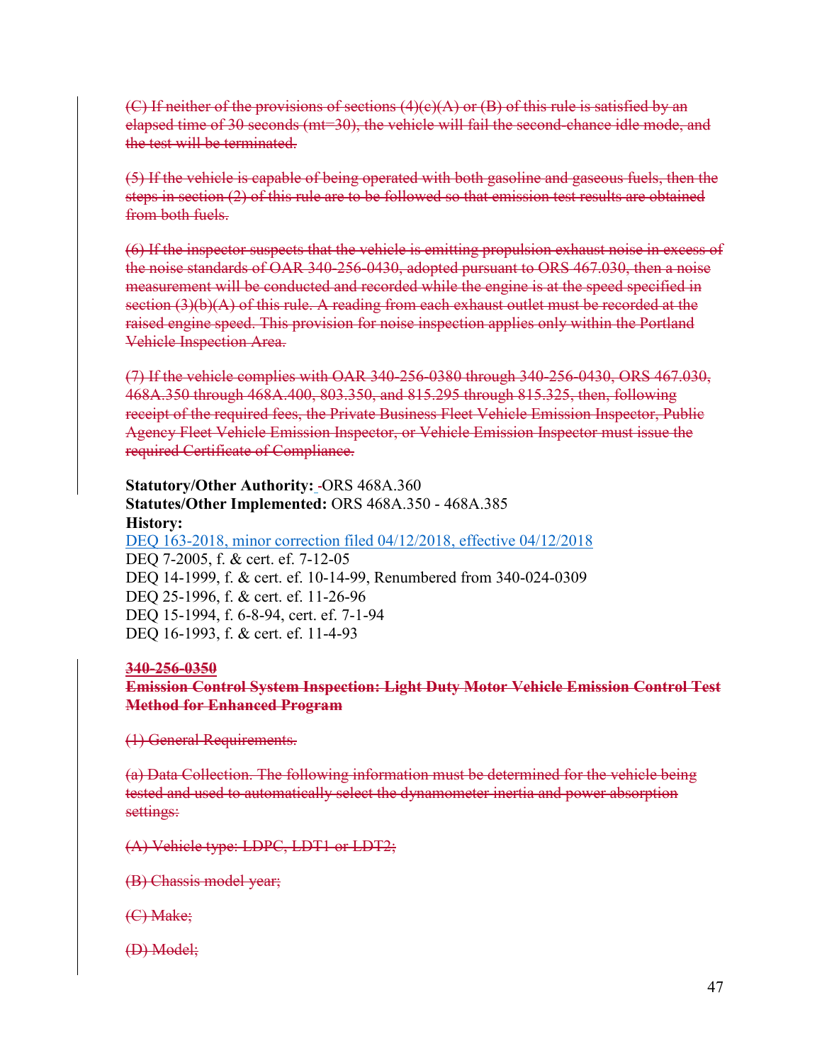~~(C) If neither of the provisions of sections (4)(c)(A) or (B) of this rule is satisfied by an elapsed time of 30 seconds (mt=30), the vehicle will fail the second-chance idle mode, and the test will be terminated.~~

~~(5) If the vehicle is capable of being operated with both gasoline and gaseous fuels, then the steps in section (2) of this rule are to be followed so that emission test results are obtained from both fuels.~~

~~(6) If the inspector suspects that the vehicle is emitting propulsion exhaust noise in excess of the noise standards of OAR 340-256-0430, adopted pursuant to ORS 467.030, then a noise measurement will be conducted and recorded while the engine is at the speed specified in section (3)(b)(A) of this rule. A reading from each exhaust outlet must be recorded at the raised engine speed. This provision for noise inspection applies only within the Portland Vehicle Inspection Area.~~

~~(7) If the vehicle complies with OAR 340-256-0380 through 340-256-0430, ORS 467.030, 468A.350 through 468A.400, 803.350, and 815.295 through 815.325, then, following receipt of the required fees, the Private Business Fleet Vehicle Emission Inspector, Public Agency Fleet Vehicle Emission Inspector, or Vehicle Emission Inspector must issue the required Certificate of Compliance.~~

**Statutory/Other Authority:** ORS 468A.360
**Statutes/Other Implemented:** ORS 468A.350 - 468A.385
**History:**
DEQ 163-2018, minor correction filed 04/12/2018, effective 04/12/2018
DEQ 7-2005, f. & cert. ef. 7-12-05
DEQ 14-1999, f. & cert. ef. 10-14-99, Renumbered from 340-024-0309
DEQ 25-1996, f. & cert. ef. 11-26-96
DEQ 15-1994, f. 6-8-94, cert. ef. 7-1-94
DEQ 16-1993, f. & cert. ef. 11-4-93

**~~340-256-0350~~**
**~~Emission Control System Inspection: Light Duty Motor Vehicle Emission Control Test Method for Enhanced Program~~**

~~(1) General Requirements.~~

~~(a) Data Collection. The following information must be determined for the vehicle being tested and used to automatically select the dynamometer inertia and power absorption settings:~~

~~(A) Vehicle type: LDPC, LDT1 or LDT2;~~

~~(B) Chassis model year;~~

~~(C) Make;~~

~~(D) Model;~~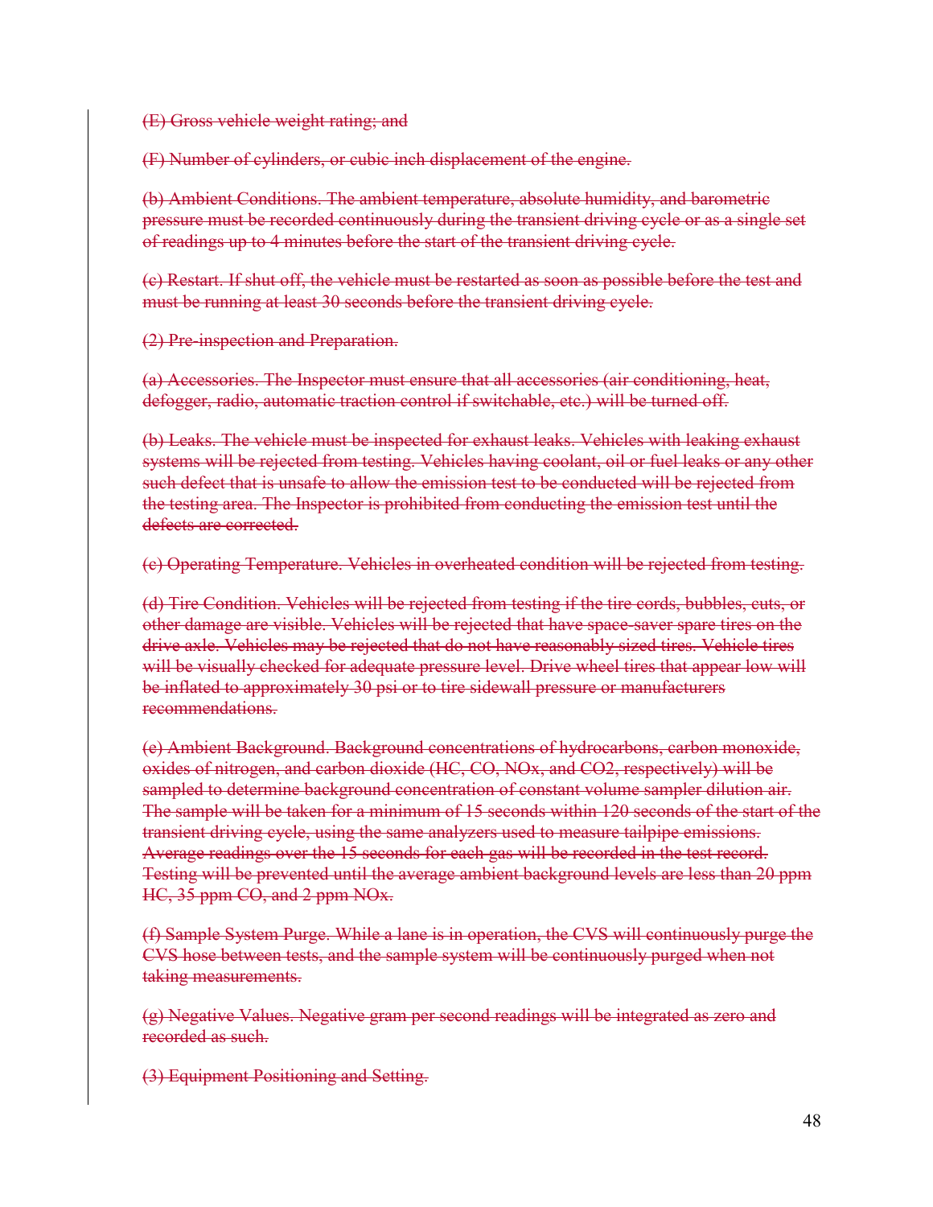~~(E) Gross vehicle weight rating; and~~

~~(F) Number of cylinders, or cubic inch displacement of the engine.~~

~~(b) Ambient Conditions. The ambient temperature, absolute humidity, and barometric pressure must be recorded continuously during the transient driving cycle or as a single set of readings up to 4 minutes before the start of the transient driving cycle.~~

~~(c) Restart. If shut off, the vehicle must be restarted as soon as possible before the test and must be running at least 30 seconds before the transient driving cycle.~~

~~(2) Pre-inspection and Preparation.~~

~~(a) Accessories. The Inspector must ensure that all accessories (air conditioning, heat, defogger, radio, automatic traction control if switchable, etc.) will be turned off.~~

~~(b) Leaks. The vehicle must be inspected for exhaust leaks. Vehicles with leaking exhaust systems will be rejected from testing. Vehicles having coolant, oil or fuel leaks or any other such defect that is unsafe to allow the emission test to be conducted will be rejected from the testing area. The Inspector is prohibited from conducting the emission test until the defects are corrected.~~

~~(c) Operating Temperature. Vehicles in overheated condition will be rejected from testing.~~

~~(d) Tire Condition. Vehicles will be rejected from testing if the tire cords, bubbles, cuts, or other damage are visible. Vehicles will be rejected that have space-saver spare tires on the drive axle. Vehicles may be rejected that do not have reasonably sized tires. Vehicle tires will be visually checked for adequate pressure level. Drive wheel tires that appear low will be inflated to approximately 30 psi or to tire sidewall pressure or manufacturers recommendations.~~

~~(e) Ambient Background. Background concentrations of hydrocarbons, carbon monoxide, oxides of nitrogen, and carbon dioxide (HC, CO, NOx, and CO2, respectively) will be sampled to determine background concentration of constant volume sampler dilution air. The sample will be taken for a minimum of 15 seconds within 120 seconds of the start of the transient driving cycle, using the same analyzers used to measure tailpipe emissions. Average readings over the 15 seconds for each gas will be recorded in the test record. Testing will be prevented until the average ambient background levels are less than 20 ppm HC, 35 ppm CO, and 2 ppm NOx.~~

~~(f) Sample System Purge. While a lane is in operation, the CVS will continuously purge the CVS hose between tests, and the sample system will be continuously purged when not taking measurements.~~

~~(g) Negative Values. Negative gram per second readings will be integrated as zero and recorded as such.~~

~~(3) Equipment Positioning and Setting.~~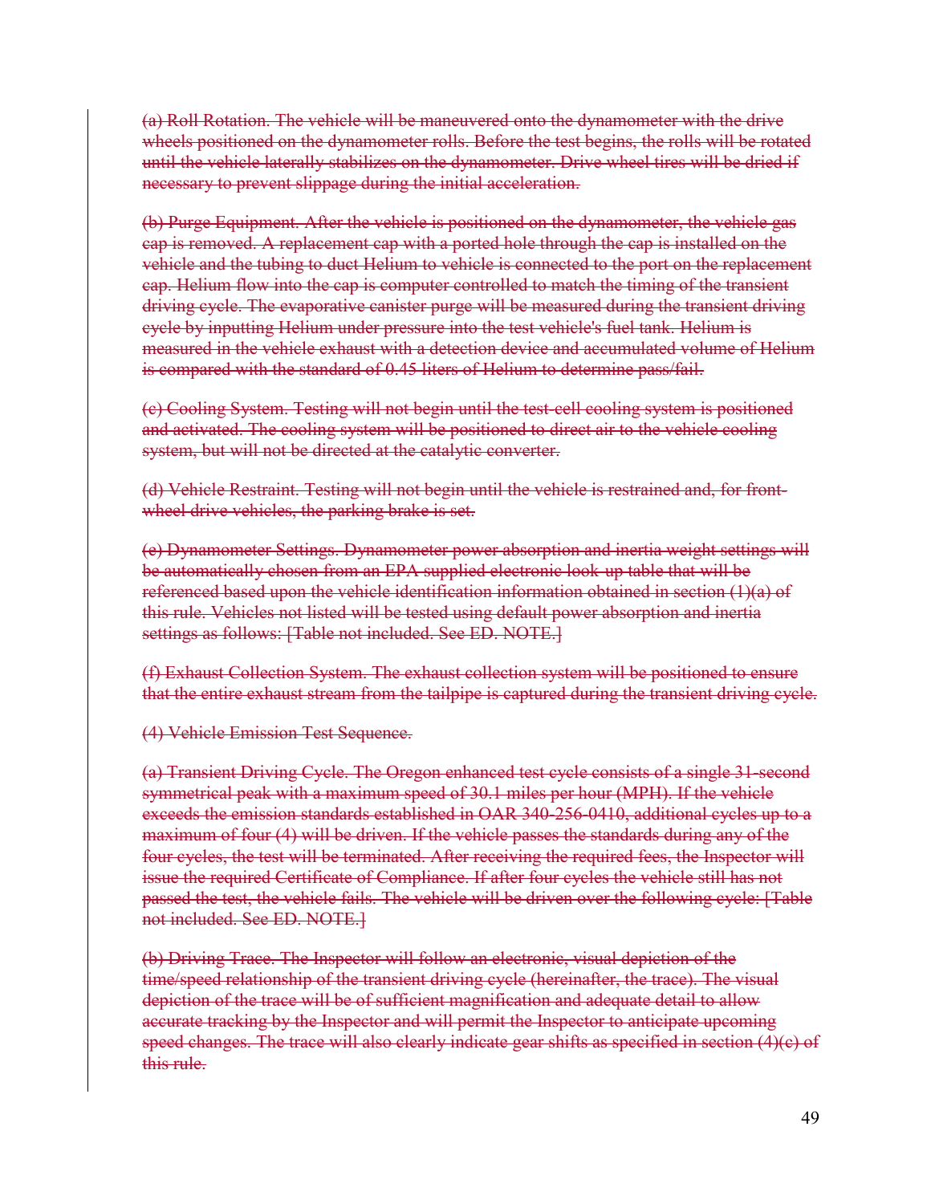~~(a) Roll Rotation. The vehicle will be maneuvered onto the dynamometer with the drive wheels positioned on the dynamometer rolls. Before the test begins, the rolls will be rotated until the vehicle laterally stabilizes on the dynamometer. Drive wheel tires will be dried if necessary to prevent slippage during the initial acceleration.~~

~~(b) Purge Equipment. After the vehicle is positioned on the dynamometer, the vehicle gas cap is removed. A replacement cap with a ported hole through the cap is installed on the vehicle and the tubing to duct Helium to vehicle is connected to the port on the replacement cap. Helium flow into the cap is computer controlled to match the timing of the transient driving cycle. The evaporative canister purge will be measured during the transient driving cycle by inputting Helium under pressure into the test vehicle's fuel tank. Helium is measured in the vehicle exhaust with a detection device and accumulated volume of Helium is compared with the standard of 0.45 liters of Helium to determine pass/fail.~~

~~(c) Cooling System. Testing will not begin until the test-cell cooling system is positioned and activated. The cooling system will be positioned to direct air to the vehicle cooling system, but will not be directed at the catalytic converter.~~

~~(d) Vehicle Restraint. Testing will not begin until the vehicle is restrained and, for front-wheel drive vehicles, the parking brake is set.~~

~~(e) Dynamometer Settings. Dynamometer power absorption and inertia weight settings will be automatically chosen from an EPA supplied electronic look-up table that will be referenced based upon the vehicle identification information obtained in section (1)(a) of this rule. Vehicles not listed will be tested using default power absorption and inertia settings as follows: [Table not included. See ED. NOTE.]~~

~~(f) Exhaust Collection System. The exhaust collection system will be positioned to ensure that the entire exhaust stream from the tailpipe is captured during the transient driving cycle.~~

~~(4) Vehicle Emission Test Sequence.~~

~~(a) Transient Driving Cycle. The Oregon enhanced test cycle consists of a single 31-second symmetrical peak with a maximum speed of 30.1 miles per hour (MPH). If the vehicle exceeds the emission standards established in OAR 340-256-0410, additional cycles up to a maximum of four (4) will be driven. If the vehicle passes the standards during any of the four cycles, the test will be terminated. After receiving the required fees, the Inspector will issue the required Certificate of Compliance. If after four cycles the vehicle still has not passed the test, the vehicle fails. The vehicle will be driven over the following cycle: [Table not included. See ED. NOTE.]~~

~~(b) Driving Trace. The Inspector will follow an electronic, visual depiction of the time/speed relationship of the transient driving cycle (hereinafter, the trace). The visual depiction of the trace will be of sufficient magnification and adequate detail to allow accurate tracking by the Inspector and will permit the Inspector to anticipate upcoming speed changes. The trace will also clearly indicate gear shifts as specified in section (4)(c) of this rule.~~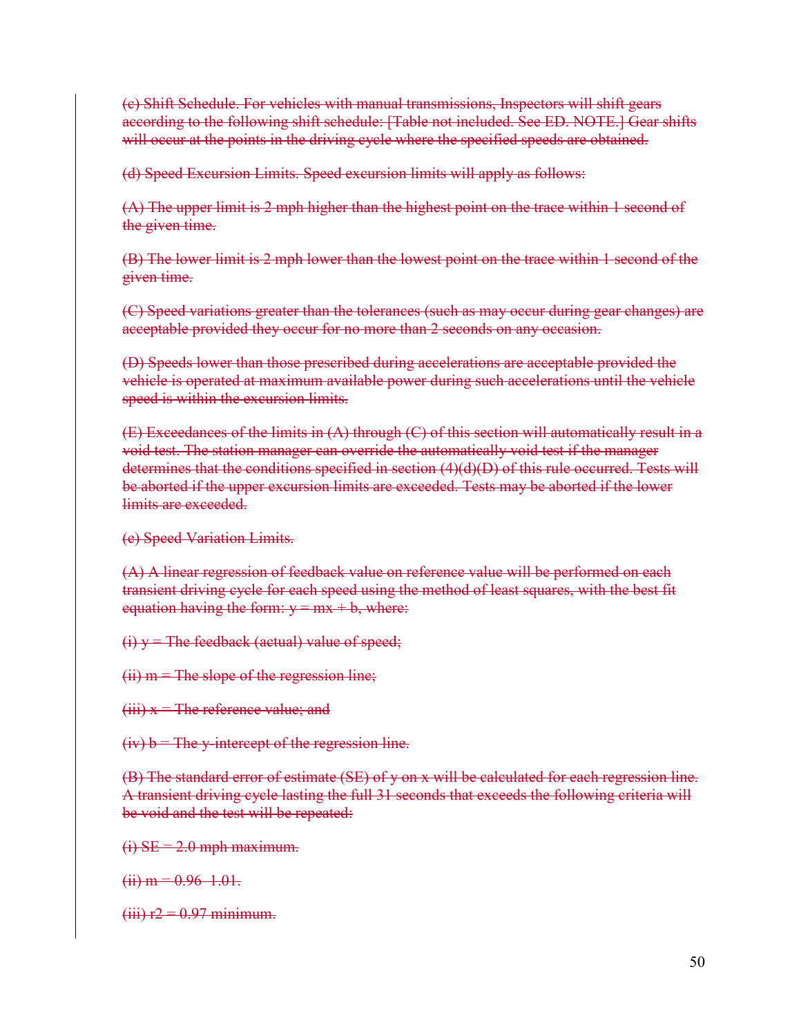~~(c) Shift Schedule. For vehicles with manual transmissions, Inspectors will shift gears according to the following shift schedule: [Table not included. See ED. NOTE.] Gear shifts will occur at the points in the driving cycle where the specified speeds are obtained.~~

~~(d) Speed Excursion Limits. Speed excursion limits will apply as follows:~~

~~(A) The upper limit is 2 mph higher than the highest point on the trace within 1 second of the given time.~~

~~(B) The lower limit is 2 mph lower than the lowest point on the trace within 1 second of the given time.~~

~~(C) Speed variations greater than the tolerances (such as may occur during gear changes) are acceptable provided they occur for no more than 2 seconds on any occasion.~~

~~(D) Speeds lower than those prescribed during accelerations are acceptable provided the vehicle is operated at maximum available power during such accelerations until the vehicle speed is within the excursion limits.~~

~~(E) Exceedances of the limits in (A) through (C) of this section will automatically result in a void test. The station manager can override the automatically void test if the manager determines that the conditions specified in section (4)(d)(D) of this rule occurred. Tests will be aborted if the upper excursion limits are exceeded. Tests may be aborted if the lower limits are exceeded.~~

~~(e) Speed Variation Limits.~~

~~(A) A linear regression of feedback value on reference value will be performed on each transient driving cycle for each speed using the method of least squares, with the best fit equation having the form: $y = mx + b$, where:~~

~~(i) $y$ = The feedback (actual) value of speed;~~

~~(ii) $m$ = The slope of the regression line;~~

~~(iii) $x$ = The reference value; and~~

~~(iv) $b$ = The y-intercept of the regression line.~~

~~(B) The standard error of estimate (SE) of y on x will be calculated for each regression line. A transient driving cycle lasting the full 31 seconds that exceeds the following criteria will be void and the test will be repeated:~~

~~(i) SE = 2.0 mph maximum.~~

~~(ii) $m$ = 0.96–1.01.~~

~~(iii) $r^2$ = 0.97 minimum.~~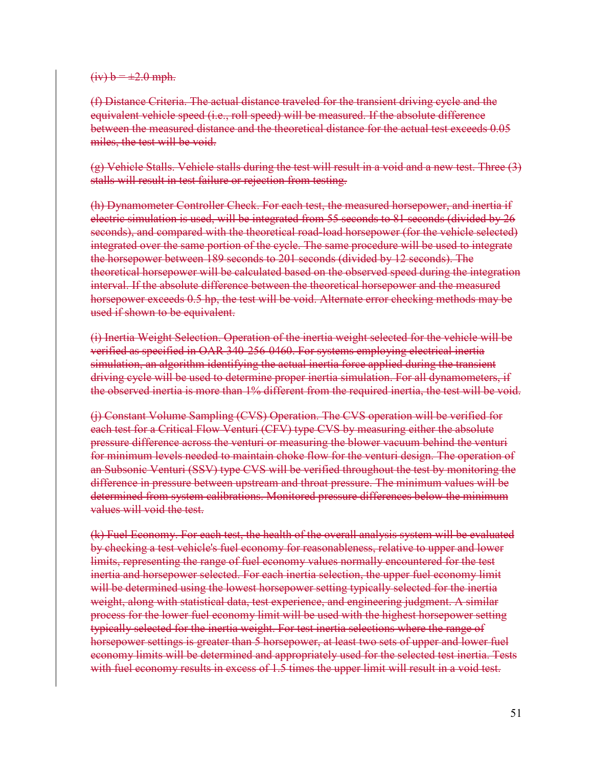~~(iv) b = ±2.0 mph.~~

~~(f) Distance Criteria. The actual distance traveled for the transient driving cycle and the equivalent vehicle speed (i.e., roll speed) will be measured. If the absolute difference between the measured distance and the theoretical distance for the actual test exceeds 0.05 miles, the test will be void.~~

~~(g) Vehicle Stalls. Vehicle stalls during the test will result in a void and a new test. Three (3) stalls will result in test failure or rejection from testing.~~

~~(h) Dynamometer Controller Check. For each test, the measured horsepower, and inertia if electric simulation is used, will be integrated from 55 seconds to 81 seconds (divided by 26 seconds), and compared with the theoretical road-load horsepower (for the vehicle selected) integrated over the same portion of the cycle. The same procedure will be used to integrate the horsepower between 189 seconds to 201 seconds (divided by 12 seconds). The theoretical horsepower will be calculated based on the observed speed during the integration interval. If the absolute difference between the theoretical horsepower and the measured horsepower exceeds 0.5 hp, the test will be void. Alternate error checking methods may be used if shown to be equivalent.~~

~~(i) Inertia Weight Selection. Operation of the inertia weight selected for the vehicle will be verified as specified in OAR 340-256-0460. For systems employing electrical inertia simulation, an algorithm identifying the actual inertia force applied during the transient driving cycle will be used to determine proper inertia simulation. For all dynamometers, if the observed inertia is more than 1% different from the required inertia, the test will be void.~~

~~(j) Constant Volume Sampling (CVS) Operation. The CVS operation will be verified for each test for a Critical Flow Venturi (CFV) type CVS by measuring either the absolute pressure difference across the venturi or measuring the blower vacuum behind the venturi for minimum levels needed to maintain choke flow for the venturi design. The operation of an Subsonic Venturi (SSV) type CVS will be verified throughout the test by monitoring the difference in pressure between upstream and throat pressure. The minimum values will be determined from system calibrations. Monitored pressure differences below the minimum values will void the test.~~

~~(k) Fuel Economy. For each test, the health of the overall analysis system will be evaluated by checking a test vehicle's fuel economy for reasonableness, relative to upper and lower limits, representing the range of fuel economy values normally encountered for the test inertia and horsepower selected. For each inertia selection, the upper fuel economy limit will be determined using the lowest horsepower setting typically selected for the inertia weight, along with statistical data, test experience, and engineering judgment. A similar process for the lower fuel economy limit will be used with the highest horsepower setting typically selected for the inertia weight. For test inertia selections where the range of horsepower settings is greater than 5 horsepower, at least two sets of upper and lower fuel economy limits will be determined and appropriately used for the selected test inertia. Tests with fuel economy results in excess of 1.5 times the upper limit will result in a void test.~~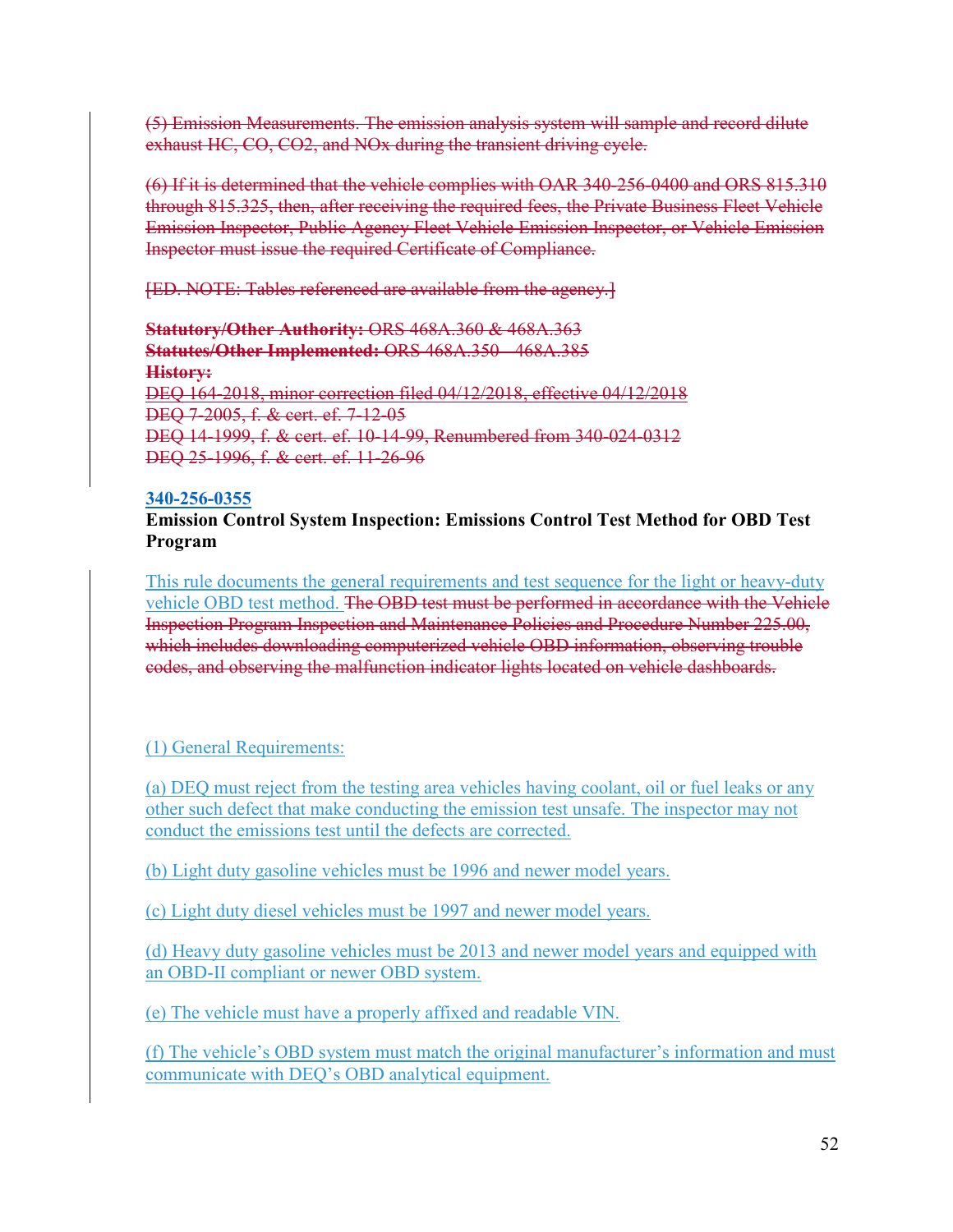~~(5) Emission Measurements. The emission analysis system will sample and record dilute exhaust HC, CO, CO2, and NOx during the transient driving cycle.~~

~~(6) If it is determined that the vehicle complies with OAR 340-256-0400 and ORS 815.310 through 815.325, then, after receiving the required fees, the Private Business Fleet Vehicle Emission Inspector, Public Agency Fleet Vehicle Emission Inspector, or Vehicle Emission Inspector must issue the required Certificate of Compliance.~~

~~[ED. NOTE: Tables referenced are available from the agency.]~~

~~**Statutory/Other Authority:** ORS 468A.360 & 468A.363~~
~~**Statutes/Other Implemented:** ORS 468A.350 - 468A.385~~
~~**History:**~~
~~DEQ 164-2018, minor correction filed 04/12/2018, effective 04/12/2018~~
~~DEQ 7-2005, f. & cert. ef. 7-12-05~~
~~DEQ 14-1999, f. & cert. ef. 10-14-99, Renumbered from 340-024-0312~~
~~DEQ 25-1996, f. & cert. ef. 11-26-96~~

**340-256-0355**
**Emission Control System Inspection: Emissions Control Test Method for OBD Test Program**

This rule documents the general requirements and test sequence for the light or heavy-duty vehicle OBD test method. ~~The OBD test must be performed in accordance with the Vehicle Inspection Program Inspection and Maintenance Policies and Procedure Number 225.00, which includes downloading computerized vehicle OBD information, observing trouble codes, and observing the malfunction indicator lights located on vehicle dashboards.~~

(1) General Requirements:

(a) DEQ must reject from the testing area vehicles having coolant, oil or fuel leaks or any other such defect that make conducting the emission test unsafe. The inspector may not conduct the emissions test until the defects are corrected.

(b) Light duty gasoline vehicles must be 1996 and newer model years.

(c) Light duty diesel vehicles must be 1997 and newer model years.

(d) Heavy duty gasoline vehicles must be 2013 and newer model years and equipped with an OBD-II compliant or newer OBD system.

(e) The vehicle must have a properly affixed and readable VIN.

(f) The vehicle's OBD system must match the original manufacturer's information and must communicate with DEQ's OBD analytical equipment.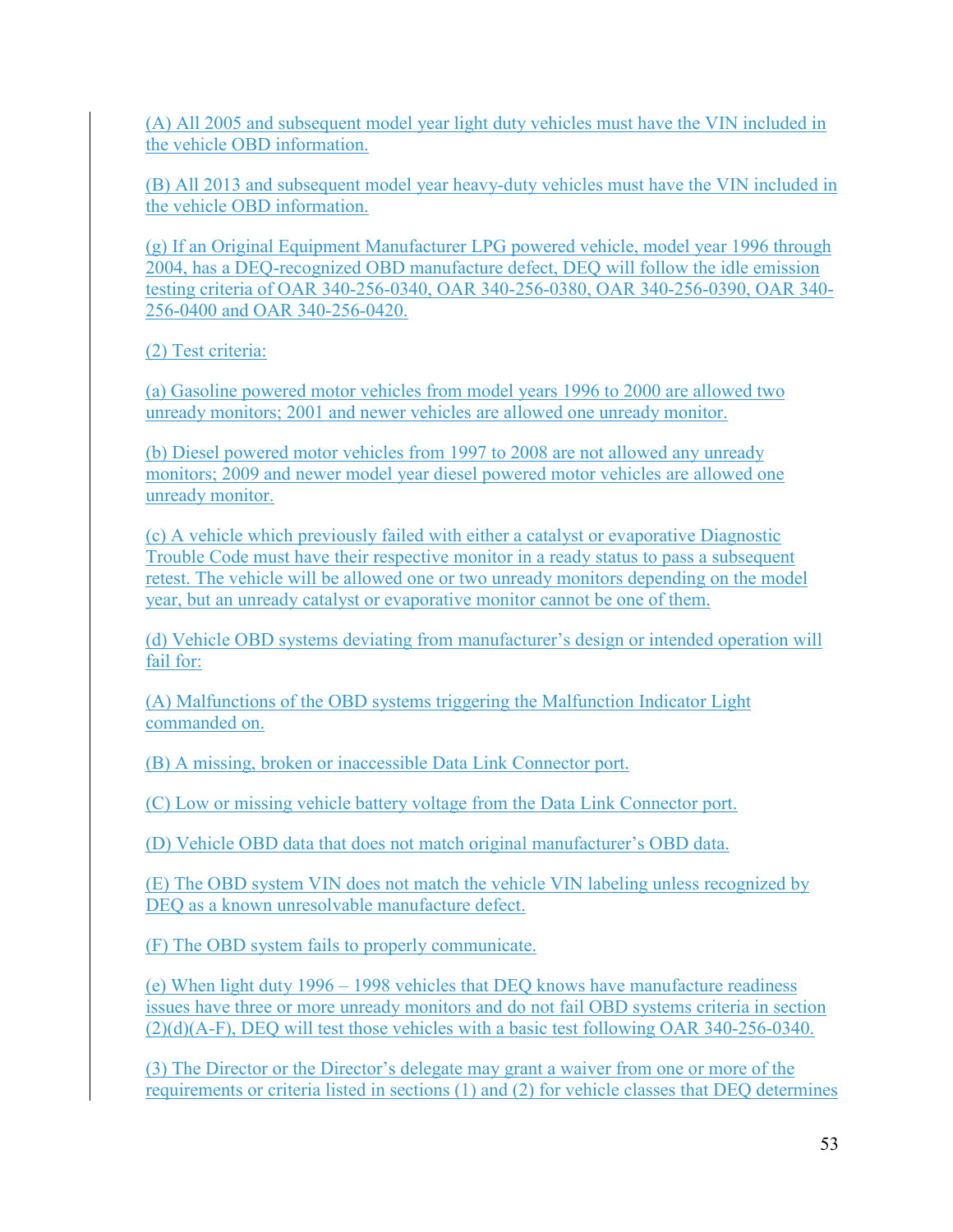(A) All 2005 and subsequent model year light duty vehicles must have the VIN included in the vehicle OBD information.

(B) All 2013 and subsequent model year heavy-duty vehicles must have the VIN included in the vehicle OBD information.

(g) If an Original Equipment Manufacturer LPG powered vehicle, model year 1996 through 2004, has a DEQ-recognized OBD manufacture defect, DEQ will follow the idle emission testing criteria of OAR 340-256-0340, OAR 340-256-0380, OAR 340-256-0390, OAR 340-256-0400 and OAR 340-256-0420.

(2) Test criteria:

(a) Gasoline powered motor vehicles from model years 1996 to 2000 are allowed two unready monitors; 2001 and newer vehicles are allowed one unready monitor.

(b) Diesel powered motor vehicles from 1997 to 2008 are not allowed any unready monitors; 2009 and newer model year diesel powered motor vehicles are allowed one unready monitor.

(c) A vehicle which previously failed with either a catalyst or evaporative Diagnostic Trouble Code must have their respective monitor in a ready status to pass a subsequent retest. The vehicle will be allowed one or two unready monitors depending on the model year, but an unready catalyst or evaporative monitor cannot be one of them.

(d) Vehicle OBD systems deviating from manufacturer's design or intended operation will fail for:

(A) Malfunctions of the OBD systems triggering the Malfunction Indicator Light commanded on.

(B) A missing, broken or inaccessible Data Link Connector port.

(C) Low or missing vehicle battery voltage from the Data Link Connector port.

(D) Vehicle OBD data that does not match original manufacturer's OBD data.

(E) The OBD system VIN does not match the vehicle VIN labeling unless recognized by DEQ as a known unresolvable manufacture defect.

(F) The OBD system fails to properly communicate.

(e) When light duty 1996 – 1998 vehicles that DEQ knows have manufacture readiness issues have three or more unready monitors and do not fail OBD systems criteria in section (2)(d)(A-F), DEQ will test those vehicles with a basic test following OAR 340-256-0340.

(3) The Director or the Director's delegate may grant a waiver from one or more of the requirements or criteria listed in sections (1) and (2) for vehicle classes that DEQ determines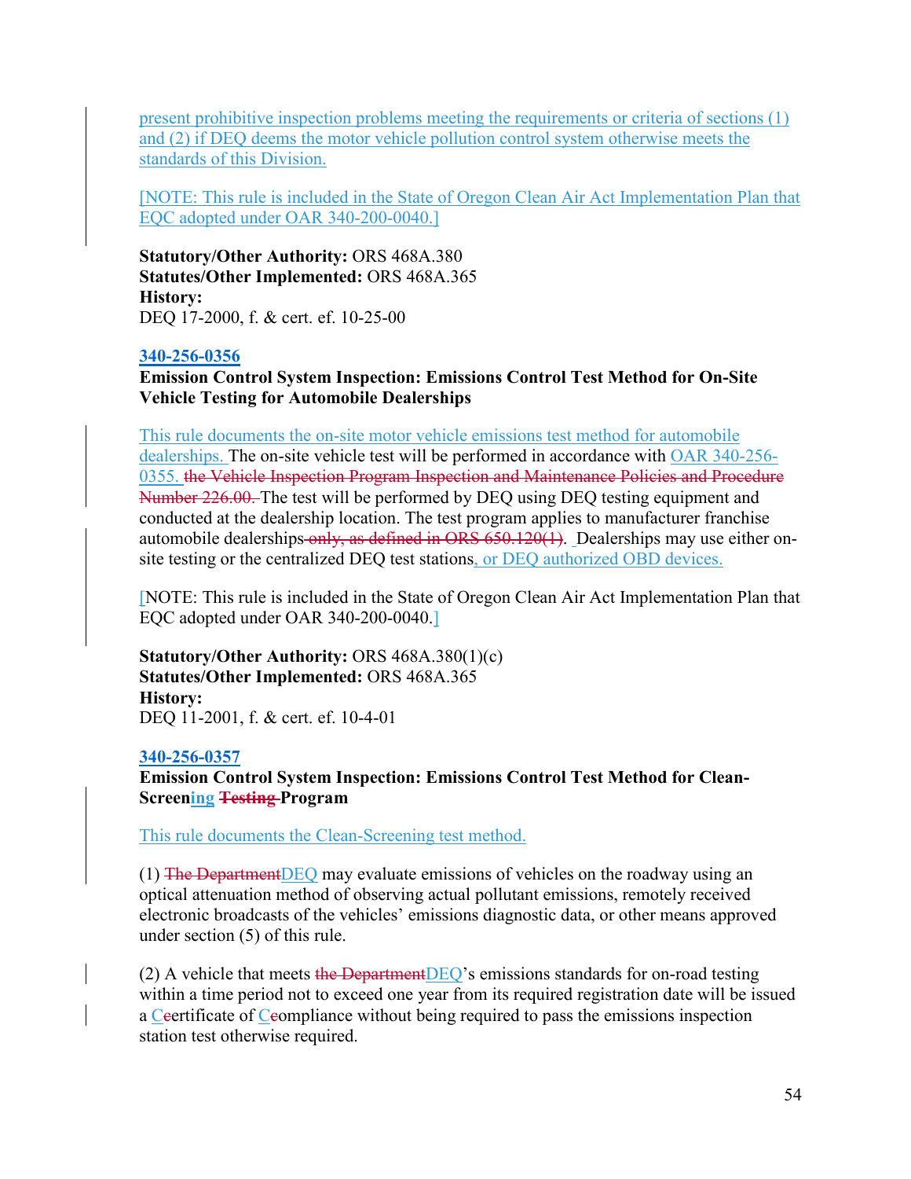present prohibitive inspection problems meeting the requirements or criteria of sections (1) and (2) if DEQ deems the motor vehicle pollution control system otherwise meets the standards of this Division.

[NOTE: This rule is included in the State of Oregon Clean Air Act Implementation Plan that EQC adopted under OAR 340-200-0040.]

**Statutory/Other Authority:** ORS 468A.380
**Statutes/Other Implemented:** ORS 468A.365
**History:**
DEQ 17-2000, f. & cert. ef. 10-25-00

**340-256-0356**
**Emission Control System Inspection: Emissions Control Test Method for On-Site Vehicle Testing for Automobile Dealerships**

This rule documents the on-site motor vehicle emissions test method for automobile dealerships. The on-site vehicle test will be performed in accordance with OAR 340-256-0355. ~~the Vehicle Inspection Program Inspection and Maintenance Policies and Procedure Number 226.00.~~ The test will be performed by DEQ using DEQ testing equipment and conducted at the dealership location. The test program applies to manufacturer franchise automobile dealerships ~~only, as defined in ORS 650.120(1)~~. Dealerships may use either on-site testing or the centralized DEQ test stations, or DEQ authorized OBD devices.

[NOTE: This rule is included in the State of Oregon Clean Air Act Implementation Plan that EQC adopted under OAR 340-200-0040.]

**Statutory/Other Authority:** ORS 468A.380(1)(c)
**Statutes/Other Implemented:** ORS 468A.365
**History:**
DEQ 11-2001, f. & cert. ef. 10-4-01

**340-256-0357**
**Emission Control System Inspection: Emissions Control Test Method for Clean-Screening ~~Testing~~ Program**

This rule documents the Clean-Screening test method.

(1) ~~The Department~~DEQ may evaluate emissions of vehicles on the roadway using an optical attenuation method of observing actual pollutant emissions, remotely received electronic broadcasts of the vehicles' emissions diagnostic data, or other means approved under section (5) of this rule.

(2) A vehicle that meets ~~the Department~~DEQ's emissions standards for on-road testing within a time period not to exceed one year from its required registration date will be issued a C~~c~~ertificate of C~~c~~ompliance without being required to pass the emissions inspection station test otherwise required.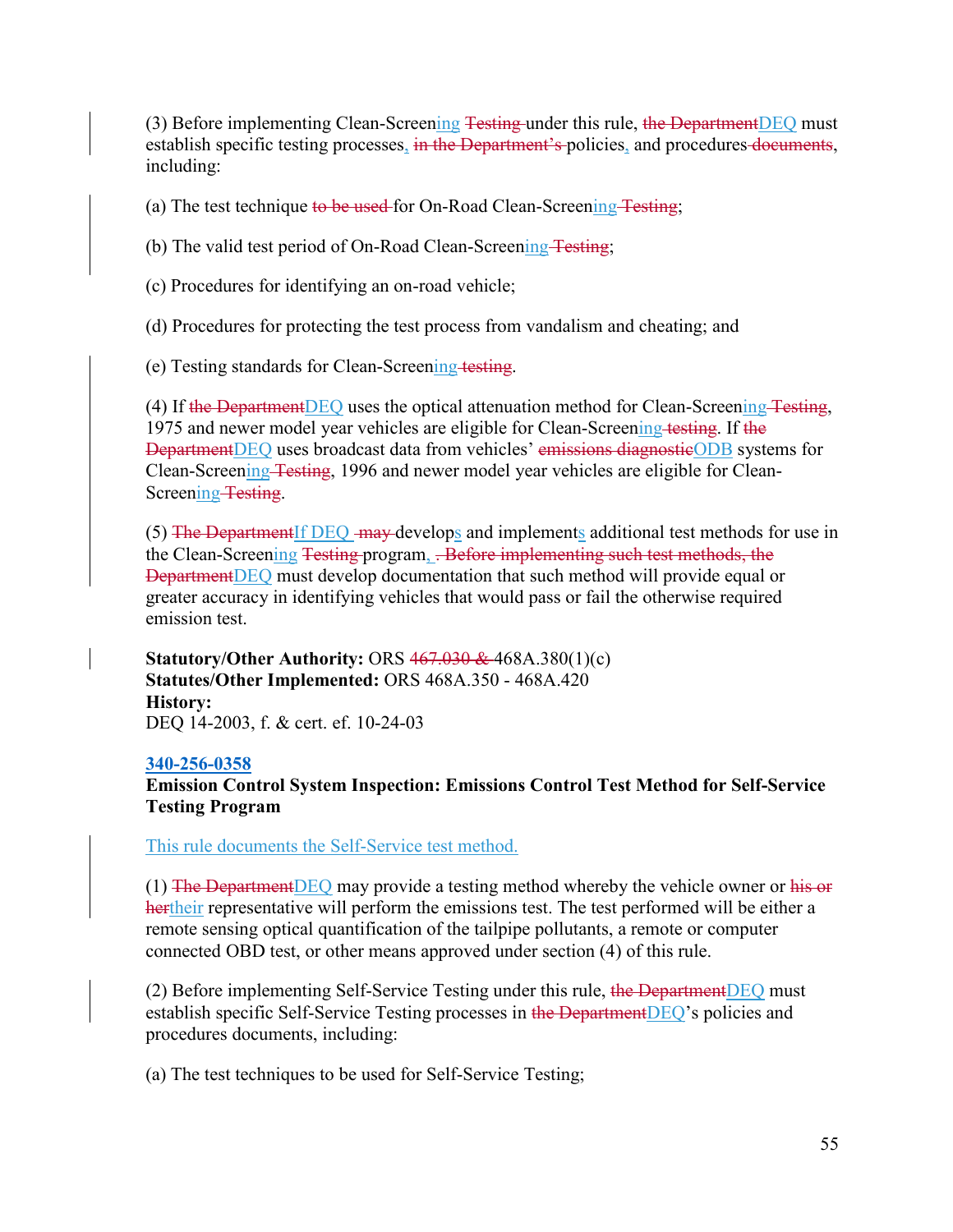(3) Before implementing Clean-Screening ~~Testing~~ under this rule, ~~the Department~~DEQ must establish specific testing processes, ~~in the Department's~~ policies, and procedures ~~documents~~, including:

(a) The test technique ~~to be used~~ for On-Road Clean-Screening ~~Testing~~;

(b) The valid test period of On-Road Clean-Screening ~~Testing~~;

(c) Procedures for identifying an on-road vehicle;

(d) Procedures for protecting the test process from vandalism and cheating; and

(e) Testing standards for Clean-Screening ~~testing~~.

(4) If ~~the Department~~DEQ uses the optical attenuation method for Clean-Screening ~~Testing~~, 1975 and newer model year vehicles are eligible for Clean-Screening ~~testing~~. If ~~the Department~~DEQ uses broadcast data from vehicles' ~~emissions diagnostic~~ODB systems for Clean-Screening ~~Testing~~, 1996 and newer model year vehicles are eligible for Clean-Screening ~~Testing~~.

(5) ~~The Department~~If DEQ ~~may~~ develops and implements additional test methods for use in the Clean-Screening ~~Testing~~ program, ~~. Before implementing such test methods, the Department~~DEQ must develop documentation that such method will provide equal or greater accuracy in identifying vehicles that would pass or fail the otherwise required emission test.

**Statutory/Other Authority:** ORS ~~467.030 &~~ 468A.380(1)(c)
**Statutes/Other Implemented:** ORS 468A.350 - 468A.420
**History:**
DEQ 14-2003, f. & cert. ef. 10-24-03

**340-256-0358**
**Emission Control System Inspection: Emissions Control Test Method for Self-Service Testing Program**

This rule documents the Self-Service test method.

(1) ~~The Department~~DEQ may provide a testing method whereby the vehicle owner or ~~his or her~~their representative will perform the emissions test. The test performed will be either a remote sensing optical quantification of the tailpipe pollutants, a remote or computer connected OBD test, or other means approved under section (4) of this rule.

(2) Before implementing Self-Service Testing under this rule, ~~the Department~~DEQ must establish specific Self-Service Testing processes in ~~the Department~~DEQ's policies and procedures documents, including:

(a) The test techniques to be used for Self-Service Testing;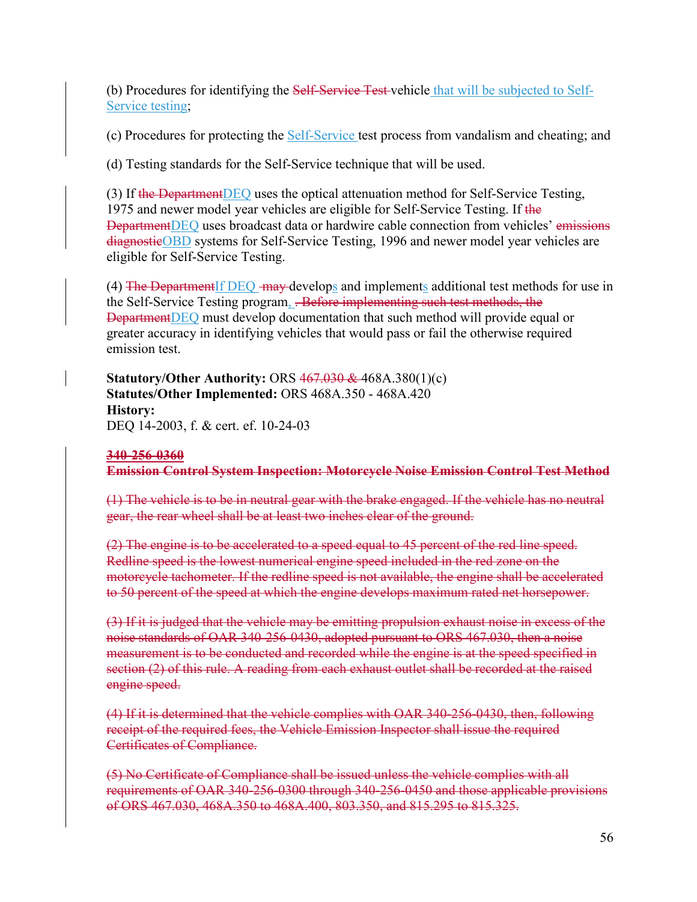(b) Procedures for identifying the ~~Self-Service Test~~ vehicle that will be subjected to Self-Service testing;

(c) Procedures for protecting the Self-Service test process from vandalism and cheating; and

(d) Testing standards for the Self-Service technique that will be used.

(3) If ~~the Department~~DEQ uses the optical attenuation method for Self-Service Testing, 1975 and newer model year vehicles are eligible for Self-Service Testing. If ~~the Department~~DEQ uses broadcast data or hardwire cable connection from vehicles' ~~emissions diagnostic~~OBD systems for Self-Service Testing, 1996 and newer model year vehicles are eligible for Self-Service Testing.

(4) ~~The Department~~If DEQ ~~may~~ develops and implements additional test methods for use in the Self-Service Testing program, ~~. Before implementing such test methods, the Department~~DEQ must develop documentation that such method will provide equal or greater accuracy in identifying vehicles that would pass or fail the otherwise required emission test.

**Statutory/Other Authority:** ORS ~~467.030 &~~ 468A.380(1)(c)
**Statutes/Other Implemented:** ORS 468A.350 - 468A.420
**History:**
DEQ 14-2003, f. & cert. ef. 10-24-03

**~~340-256-0360~~**
**~~Emission Control System Inspection: Motorcycle Noise Emission Control Test Method~~**

~~(1) The vehicle is to be in neutral gear with the brake engaged. If the vehicle has no neutral gear, the rear wheel shall be at least two inches clear of the ground.~~

~~(2) The engine is to be accelerated to a speed equal to 45 percent of the red line speed. Redline speed is the lowest numerical engine speed included in the red zone on the motorcycle tachometer. If the redline speed is not available, the engine shall be accelerated to 50 percent of the speed at which the engine develops maximum rated net horsepower.~~

~~(3) If it is judged that the vehicle may be emitting propulsion exhaust noise in excess of the noise standards of OAR 340-256-0430, adopted pursuant to ORS 467.030, then a noise measurement is to be conducted and recorded while the engine is at the speed specified in section (2) of this rule. A reading from each exhaust outlet shall be recorded at the raised engine speed.~~

~~(4) If it is determined that the vehicle complies with OAR 340-256-0430, then, following receipt of the required fees, the Vehicle Emission Inspector shall issue the required Certificates of Compliance.~~

~~(5) No Certificate of Compliance shall be issued unless the vehicle complies with all requirements of OAR 340-256-0300 through 340-256-0450 and those applicable provisions of ORS 467.030, 468A.350 to 468A.400, 803.350, and 815.295 to 815.325.~~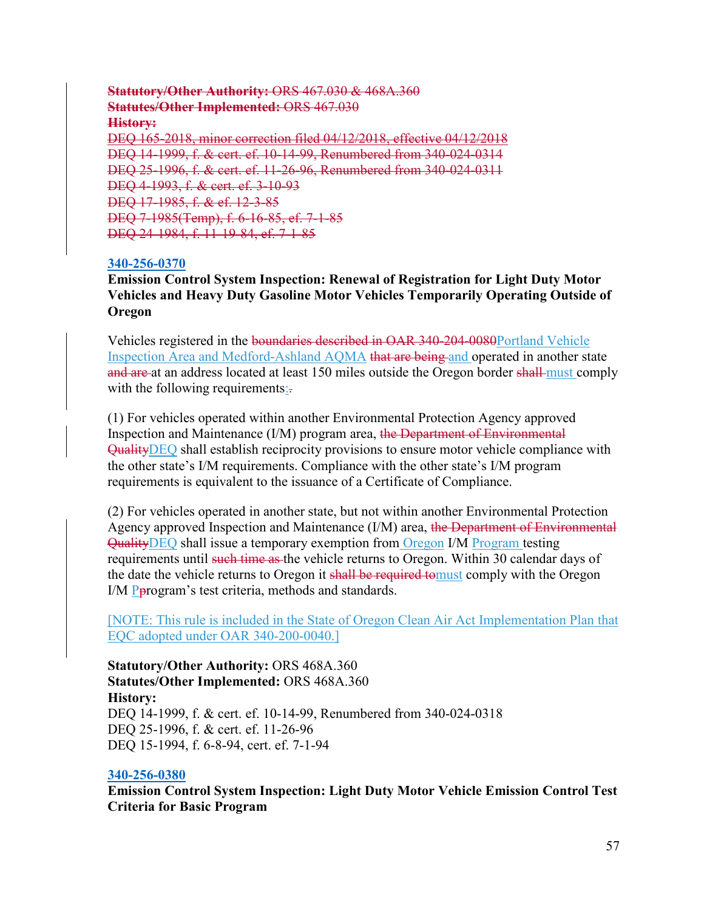~~**Statutory/Other Authority:** ORS 467.030 & 468A.360~~
~~**Statutes/Other Implemented:** ORS 467.030~~
~~**History:**~~
~~DEQ 165-2018, minor correction filed 04/12/2018, effective 04/12/2018~~
~~DEQ 14-1999, f. & cert. ef. 10-14-99, Renumbered from 340-024-0314~~
~~DEQ 25-1996, f. & cert. ef. 11-26-96, Renumbered from 340-024-0311~~
~~DEQ 4-1993, f. & cert. ef. 3-10-93~~
~~DEQ 17-1985, f. & ef. 12-3-85~~
~~DEQ 7-1985(Temp), f. 6-16-85, ef. 7-1-85~~
~~DEQ 24-1984, f. 11-19-84, ef. 7-1-85~~

**340-256-0370**

**Emission Control System Inspection: Renewal of Registration for Light Duty Motor Vehicles and Heavy Duty Gasoline Motor Vehicles Temporarily Operating Outside of Oregon**

Vehicles registered in the ~~boundaries described in OAR 340-204-0080~~Portland Vehicle Inspection Area and Medford-Ashland AQMA ~~that are being~~ and operated in another state ~~and are~~ at an address located at least 150 miles outside the Oregon border ~~shall~~ must comply with the following requirements:~~.~~

(1) For vehicles operated within another Environmental Protection Agency approved Inspection and Maintenance (I/M) program area, ~~the Department of Environmental Quality~~DEQ shall establish reciprocity provisions to ensure motor vehicle compliance with the other state's I/M requirements. Compliance with the other state's I/M program requirements is equivalent to the issuance of a Certificate of Compliance.

(2) For vehicles operated in another state, but not within another Environmental Protection Agency approved Inspection and Maintenance (I/M) area, ~~the Department of Environmental Quality~~DEQ shall issue a temporary exemption from Oregon I/M Program testing requirements until ~~such time as~~ the vehicle returns to Oregon. Within 30 calendar days of the date the vehicle returns to Oregon it ~~shall be required to~~must comply with the Oregon I/M P~~p~~rogram's test criteria, methods and standards.

[NOTE: This rule is included in the State of Oregon Clean Air Act Implementation Plan that EQC adopted under OAR 340-200-0040.]

**Statutory/Other Authority:** ORS 468A.360
**Statutes/Other Implemented:** ORS 468A.360
**History:**
DEQ 14-1999, f. & cert. ef. 10-14-99, Renumbered from 340-024-0318
DEQ 25-1996, f. & cert. ef. 11-26-96
DEQ 15-1994, f. 6-8-94, cert. ef. 7-1-94

**340-256-0380**

**Emission Control System Inspection: Light Duty Motor Vehicle Emission Control Test Criteria for Basic Program**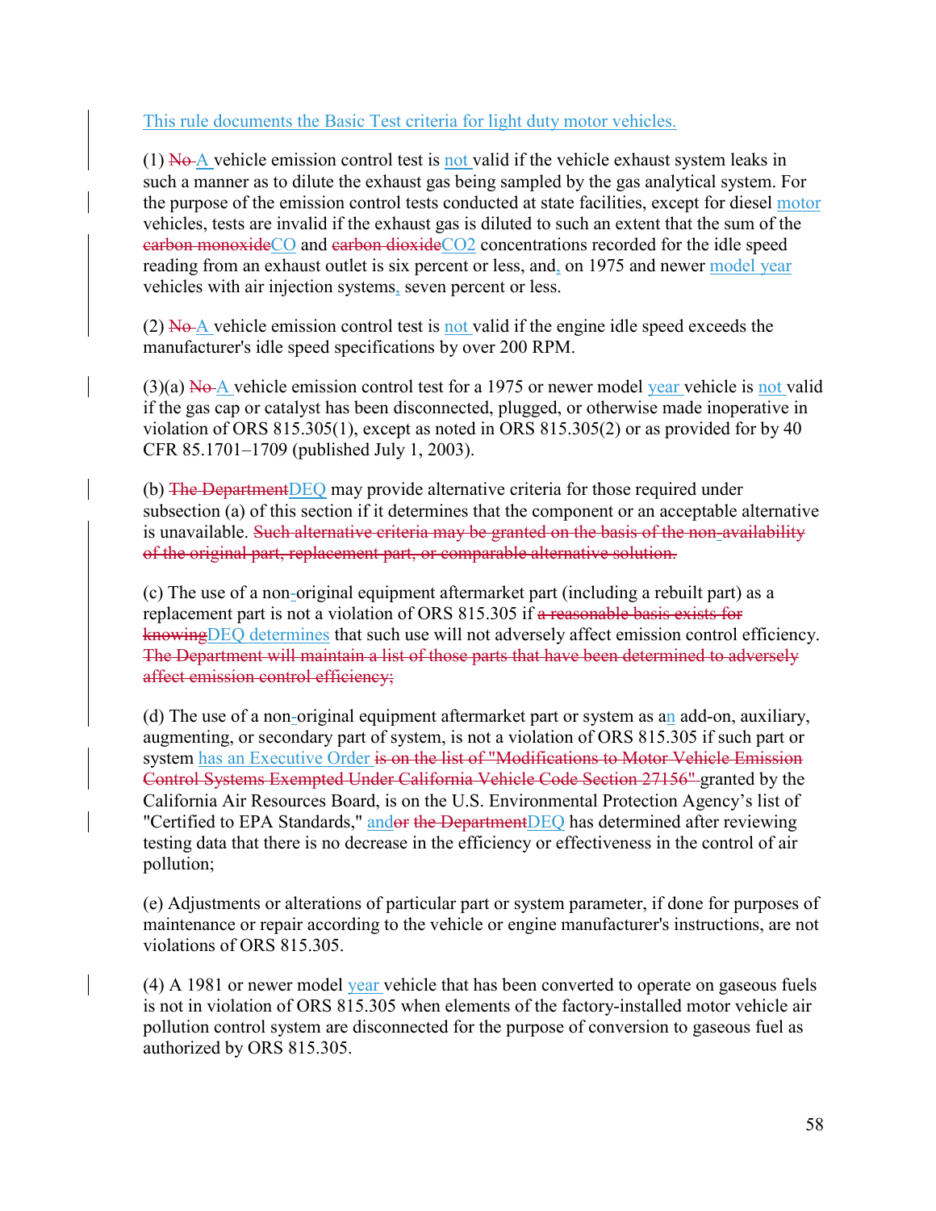This rule documents the Basic Test criteria for light duty motor vehicles.

(1) ~~No~~ A vehicle emission control test is not valid if the vehicle exhaust system leaks in such a manner as to dilute the exhaust gas being sampled by the gas analytical system. For the purpose of the emission control tests conducted at state facilities, except for diesel motor vehicles, tests are invalid if the exhaust gas is diluted to such an extent that the sum of the ~~carbon monoxide~~CO and ~~carbon dioxide~~$CO_2$ concentrations recorded for the idle speed reading from an exhaust outlet is six percent or less, and, on 1975 and newer model year vehicles with air injection systems, seven percent or less.

(2) ~~No~~ A vehicle emission control test is not valid if the engine idle speed exceeds the manufacturer's idle speed specifications by over 200 RPM.

(3)(a) ~~No~~ A vehicle emission control test for a 1975 or newer model year vehicle is not valid if the gas cap or catalyst has been disconnected, plugged, or otherwise made inoperative in violation of ORS 815.305(1), except as noted in ORS 815.305(2) or as provided for by 40 CFR 85.1701–1709 (published July 1, 2003).

(b) ~~The Department~~DEQ may provide alternative criteria for those required under subsection (a) of this section if it determines that the component or an acceptable alternative is unavailable. ~~Such alternative criteria may be granted on the basis of the non-availability of the original part, replacement part, or comparable alternative solution.~~

(c) The use of a non-original equipment aftermarket part (including a rebuilt part) as a replacement part is not a violation of ORS 815.305 if ~~a reasonable basis exists for knowing~~DEQ determines that such use will not adversely affect emission control efficiency. ~~The Department will maintain a list of those parts that have been determined to adversely affect emission control efficiency;~~

(d) The use of a non-original equipment aftermarket part or system as an add-on, auxiliary, augmenting, or secondary part of system, is not a violation of ORS 815.305 if such part or system has an Executive Order ~~is on the list of "Modifications to Motor Vehicle Emission Control Systems Exempted Under California Vehicle Code Section 27156"~~ granted by the California Air Resources Board, is on the U.S. Environmental Protection Agency's list of "Certified to EPA Standards," and~~or the Department~~DEQ has determined after reviewing testing data that there is no decrease in the efficiency or effectiveness in the control of air pollution;

(e) Adjustments or alterations of particular part or system parameter, if done for purposes of maintenance or repair according to the vehicle or engine manufacturer's instructions, are not violations of ORS 815.305.

(4) A 1981 or newer model year vehicle that has been converted to operate on gaseous fuels is not in violation of ORS 815.305 when elements of the factory-installed motor vehicle air pollution control system are disconnected for the purpose of conversion to gaseous fuel as authorized by ORS 815.305.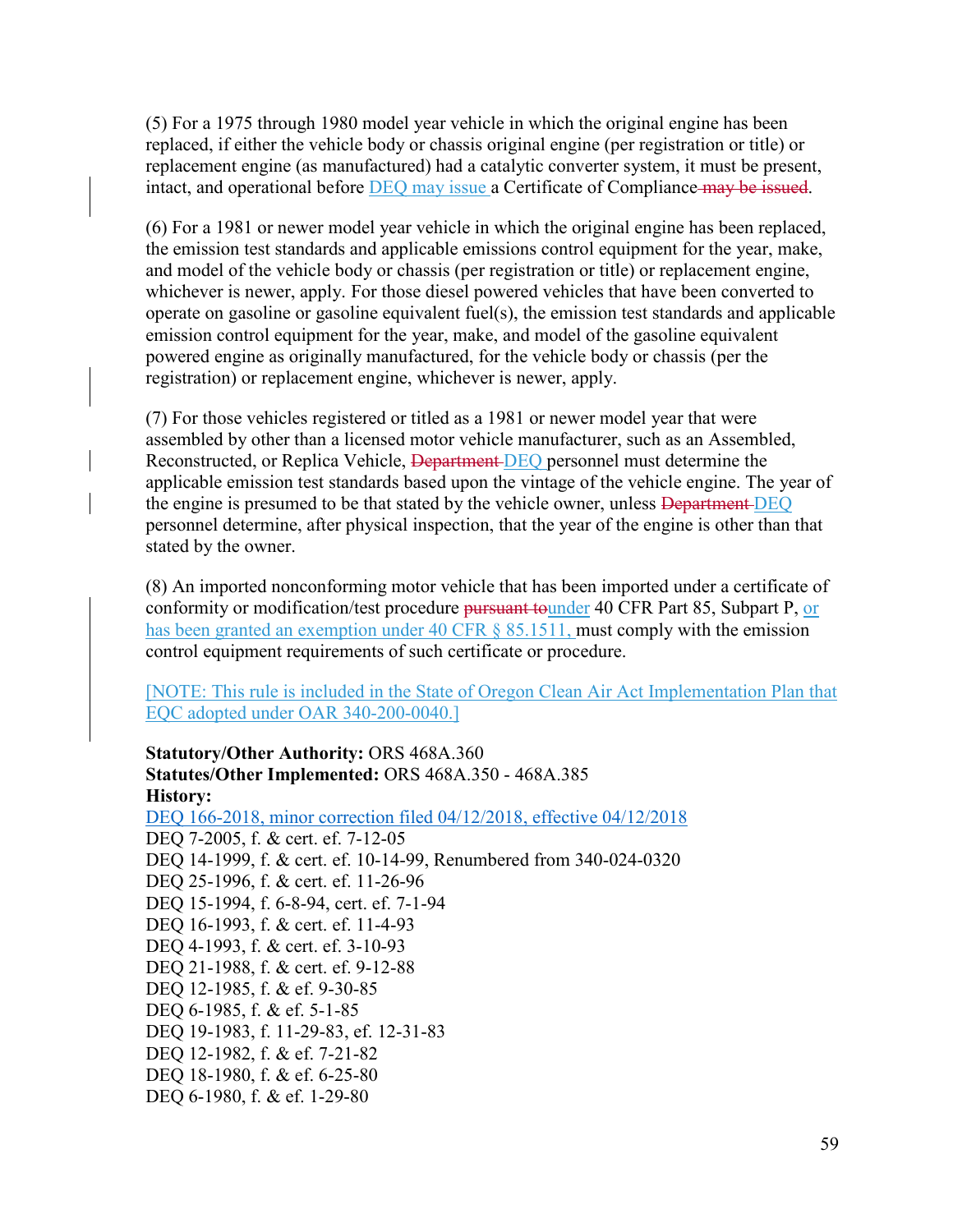(5) For a 1975 through 1980 model year vehicle in which the original engine has been replaced, if either the vehicle body or chassis original engine (per registration or title) or replacement engine (as manufactured) had a catalytic converter system, it must be present, intact, and operational before DEQ may issue a Certificate of Compliance ~~may be issued~~.

(6) For a 1981 or newer model year vehicle in which the original engine has been replaced, the emission test standards and applicable emissions control equipment for the year, make, and model of the vehicle body or chassis (per registration or title) or replacement engine, whichever is newer, apply. For those diesel powered vehicles that have been converted to operate on gasoline or gasoline equivalent fuel(s), the emission test standards and applicable emission control equipment for the year, make, and model of the gasoline equivalent powered engine as originally manufactured, for the vehicle body or chassis (per the registration) or replacement engine, whichever is newer, apply.

(7) For those vehicles registered or titled as a 1981 or newer model year that were assembled by other than a licensed motor vehicle manufacturer, such as an Assembled, Reconstructed, or Replica Vehicle, ~~Department~~ DEQ personnel must determine the applicable emission test standards based upon the vintage of the vehicle engine. The year of the engine is presumed to be that stated by the vehicle owner, unless ~~Department~~ DEQ personnel determine, after physical inspection, that the year of the engine is other than that stated by the owner.

(8) An imported nonconforming motor vehicle that has been imported under a certificate of conformity or modification/test procedure ~~pursuant to~~under 40 CFR Part 85, Subpart P, or has been granted an exemption under 40 CFR § 85.1511, must comply with the emission control equipment requirements of such certificate or procedure.

[NOTE: This rule is included in the State of Oregon Clean Air Act Implementation Plan that EQC adopted under OAR 340-200-0040.]

**Statutory/Other Authority:** ORS 468A.360
**Statutes/Other Implemented:** ORS 468A.350 - 468A.385
**History:**
DEQ 166-2018, minor correction filed 04/12/2018, effective 04/12/2018
DEQ 7-2005, f. & cert. ef. 7-12-05
DEQ 14-1999, f. & cert. ef. 10-14-99, Renumbered from 340-024-0320
DEQ 25-1996, f. & cert. ef. 11-26-96
DEQ 15-1994, f. 6-8-94, cert. ef. 7-1-94
DEQ 16-1993, f. & cert. ef. 11-4-93
DEQ 4-1993, f. & cert. ef. 3-10-93
DEQ 21-1988, f. & cert. ef. 9-12-88
DEQ 12-1985, f. & ef. 9-30-85
DEQ 6-1985, f. & ef. 5-1-85
DEQ 19-1983, f. 11-29-83, ef. 12-31-83
DEQ 12-1982, f. & ef. 7-21-82
DEQ 18-1980, f. & ef. 6-25-80
DEQ 6-1980, f. & ef. 1-29-80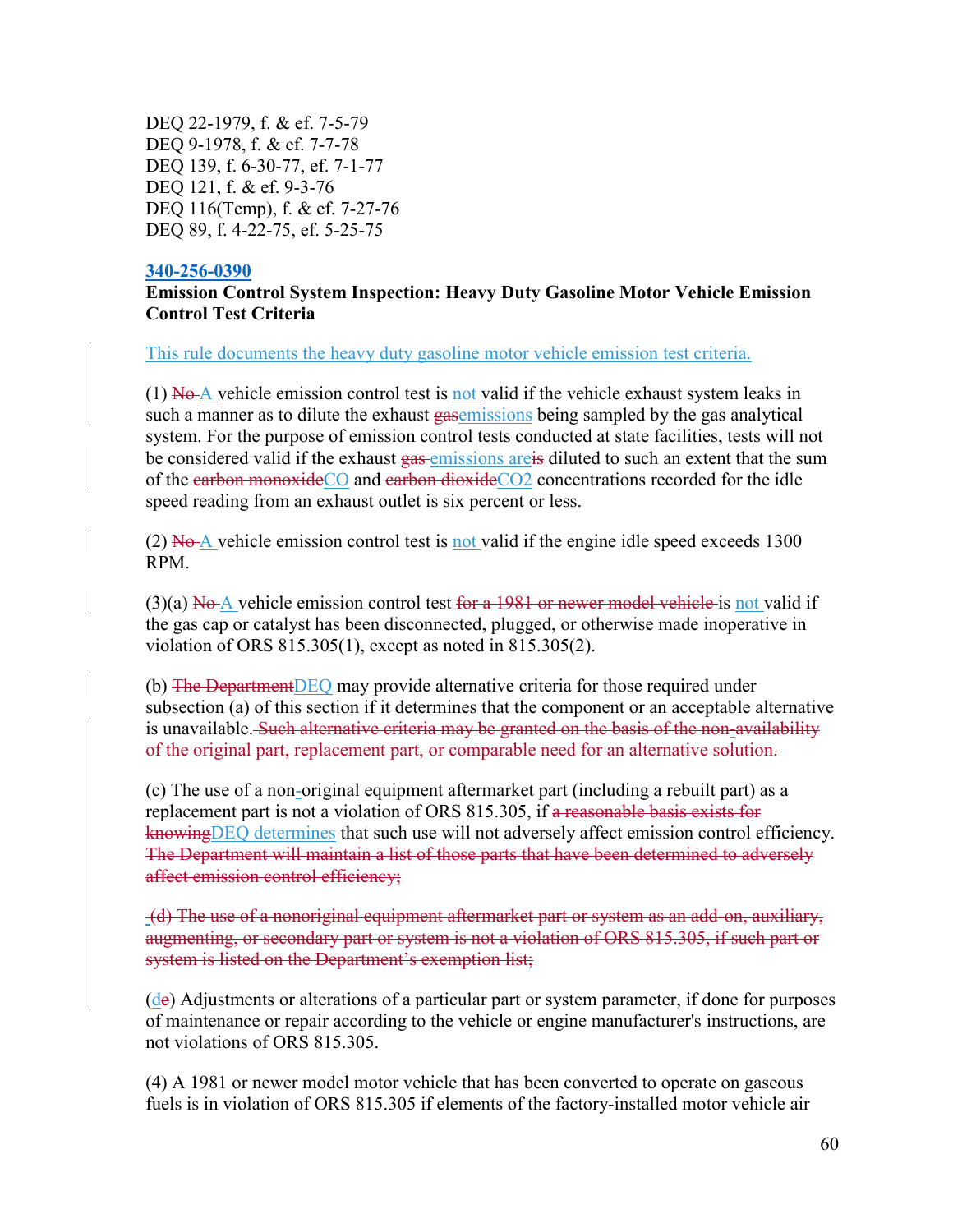DEQ 22-1979, f. & ef. 7-5-79
DEQ 9-1978, f. & ef. 7-7-78
DEQ 139, f. 6-30-77, ef. 7-1-77
DEQ 121, f. & ef. 9-3-76
DEQ 116(Temp), f. & ef. 7-27-76
DEQ 89, f. 4-22-75, ef. 5-25-75

**340-256-0390**

**Emission Control System Inspection: Heavy Duty Gasoline Motor Vehicle Emission Control Test Criteria**

This rule documents the heavy duty gasoline motor vehicle emission test criteria.

(1) ~~No~~ A vehicle emission control test is not valid if the vehicle exhaust system leaks in such a manner as to dilute the exhaust ~~gas~~emissions being sampled by the gas analytical system. For the purpose of emission control tests conducted at state facilities, tests will not be considered valid if the exhaust ~~gas~~ emissions are~~is~~ diluted to such an extent that the sum of the ~~carbon monoxide~~CO and ~~carbon dioxide~~CO2 concentrations recorded for the idle speed reading from an exhaust outlet is six percent or less.

(2) ~~No~~ A vehicle emission control test is not valid if the engine idle speed exceeds 1300 RPM.

(3)(a) ~~No~~ A vehicle emission control test ~~for a 1981 or newer model vehicle~~ is not valid if the gas cap or catalyst has been disconnected, plugged, or otherwise made inoperative in violation of ORS 815.305(1), except as noted in 815.305(2).

(b) ~~The Department~~DEQ may provide alternative criteria for those required under subsection (a) of this section if it determines that the component or an acceptable alternative is unavailable. ~~Such alternative criteria may be granted on the basis of the non-availability of the original part, replacement part, or comparable need for an alternative solution.~~

(c) The use of a non-original equipment aftermarket part (including a rebuilt part) as a replacement part is not a violation of ORS 815.305, if ~~a reasonable basis exists for knowing~~DEQ determines that such use will not adversely affect emission control efficiency. ~~The Department will maintain a list of those parts that have been determined to adversely affect emission control efficiency;~~

~~(d) The use of a nonoriginal equipment aftermarket part or system as an add-on, auxiliary, augmenting, or secondary part or system is not a violation of ORS 815.305, if such part or system is listed on the Department's exemption list;~~

(d~~e~~) Adjustments or alterations of a particular part or system parameter, if done for purposes of maintenance or repair according to the vehicle or engine manufacturer's instructions, are not violations of ORS 815.305.

(4) A 1981 or newer model motor vehicle that has been converted to operate on gaseous fuels is in violation of ORS 815.305 if elements of the factory-installed motor vehicle air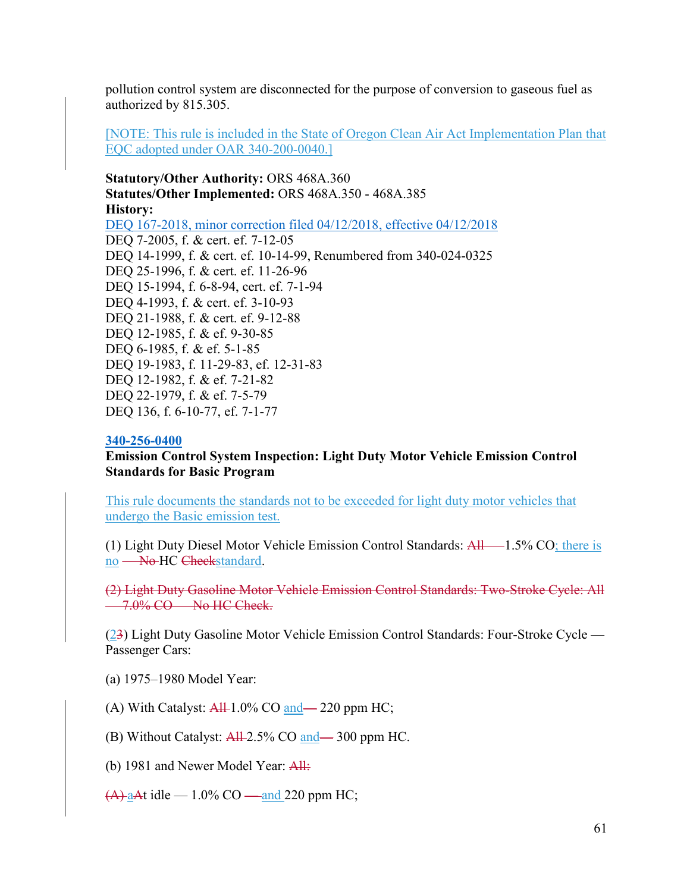pollution control system are disconnected for the purpose of conversion to gaseous fuel as authorized by 815.305.

[NOTE: This rule is included in the State of Oregon Clean Air Act Implementation Plan that EQC adopted under OAR 340-200-0040.]

**Statutory/Other Authority:** ORS 468A.360
**Statutes/Other Implemented:** ORS 468A.350 - 468A.385
**History:**
DEQ 167-2018, minor correction filed 04/12/2018, effective 04/12/2018
DEQ 7-2005, f. & cert. ef. 7-12-05
DEQ 14-1999, f. & cert. ef. 10-14-99, Renumbered from 340-024-0325
DEQ 25-1996, f. & cert. ef. 11-26-96
DEQ 15-1994, f. 6-8-94, cert. ef. 7-1-94
DEQ 4-1993, f. & cert. ef. 3-10-93
DEQ 21-1988, f. & cert. ef. 9-12-88
DEQ 12-1985, f. & ef. 9-30-85
DEQ 6-1985, f. & ef. 5-1-85
DEQ 19-1983, f. 11-29-83, ef. 12-31-83
DEQ 12-1982, f. & ef. 7-21-82
DEQ 22-1979, f. & ef. 7-5-79
DEQ 136, f. 6-10-77, ef. 7-1-77

**340-256-0400**
**Emission Control System Inspection: Light Duty Motor Vehicle Emission Control Standards for Basic Program**

This rule documents the standards not to be exceeded for light duty motor vehicles that undergo the Basic emission test.

(1) Light Duty Diesel Motor Vehicle Emission Control Standards: ~~All —~~ 1.5% CO; there is no ~~— No~~ HC ~~Check~~standard.

~~(2) Light Duty Gasoline Motor Vehicle Emission Control Standards: Two-Stroke Cycle: All — 7.0% CO — No HC Check.~~

(2~~3~~) Light Duty Gasoline Motor Vehicle Emission Control Standards: Four-Stroke Cycle — Passenger Cars:

(a) 1975–1980 Model Year:

(A) With Catalyst: ~~All~~ 1.0% CO and~~—~~ 220 ppm HC;

(B) Without Catalyst: ~~All~~ 2.5% CO and~~—~~ 300 ppm HC.

(b) 1981 and Newer Model Year: ~~All:~~

~~(A)~~ a~~A~~t idle — 1.0% CO ~~—~~ and 220 ppm HC;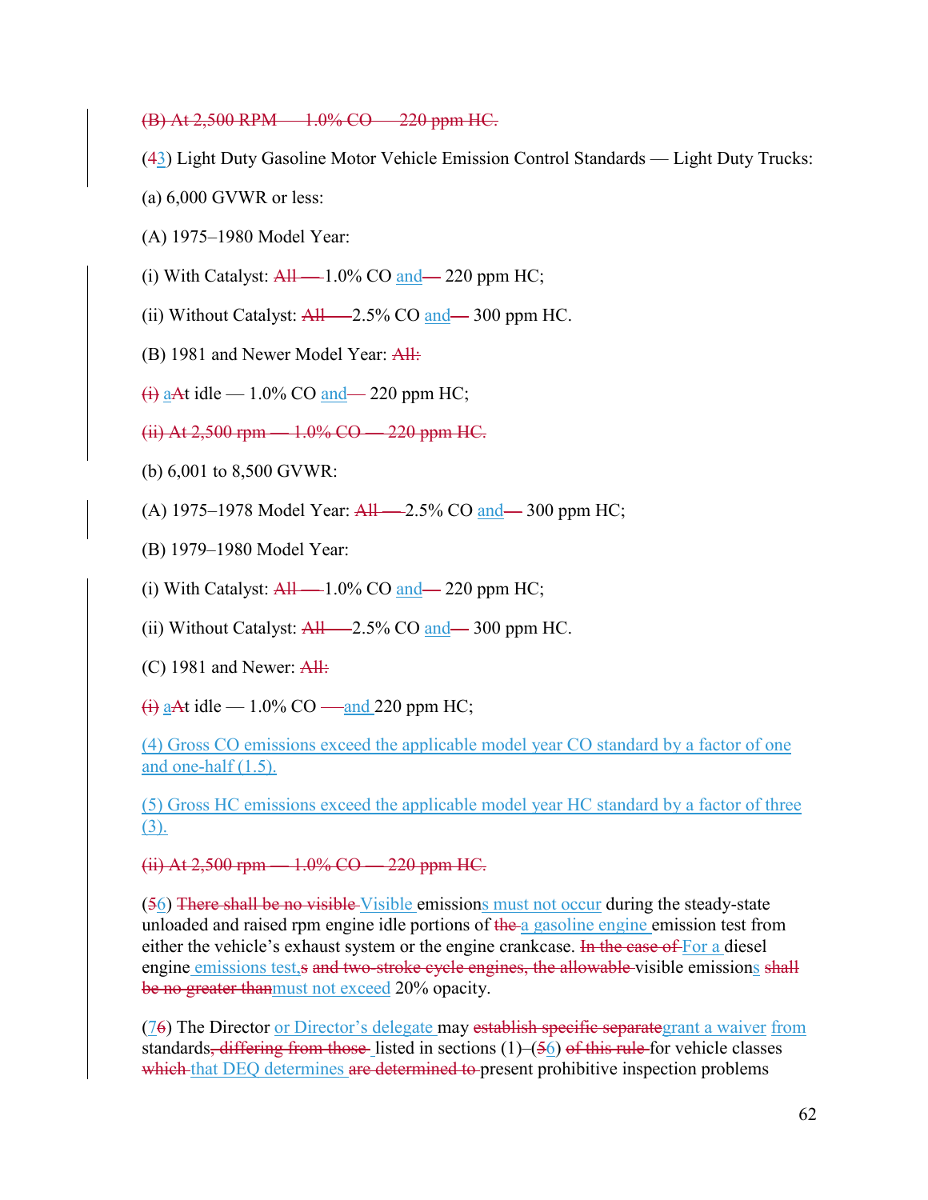(B) At 2,500 RPM — 1.0% CO — 220 ppm HC.

(43) Light Duty Gasoline Motor Vehicle Emission Control Standards — Light Duty Trucks:

(a) 6,000 GVWR or less:

(A) 1975–1980 Model Year:

(i) With Catalyst: All — 1.0% CO and— 220 ppm HC;

(ii) Without Catalyst: All — 2.5% CO and— 300 ppm HC.

(B) 1981 and Newer Model Year: All:

(i) aAt idle — 1.0% CO and— 220 ppm HC;

(ii) At 2,500 rpm — 1.0% CO — 220 ppm HC.

(b) 6,001 to 8,500 GVWR:

(A) 1975–1978 Model Year: All — 2.5% CO and— 300 ppm HC;

(B) 1979–1980 Model Year:

(i) With Catalyst: All — 1.0% CO and— 220 ppm HC;

(ii) Without Catalyst: All — 2.5% CO and— 300 ppm HC.

(C) 1981 and Newer: All:

(i) aAt idle — 1.0% CO — and 220 ppm HC;

(4) Gross CO emissions exceed the applicable model year CO standard by a factor of one and one-half (1.5).

(5) Gross HC emissions exceed the applicable model year HC standard by a factor of three (3).

(ii) At 2,500 rpm — 1.0% CO — 220 ppm HC.

(56) There shall be no visible Visible emissions must not occur during the steady-state unloaded and raised rpm engine idle portions of the a gasoline engine emission test from either the vehicle's exhaust system or the engine crankcase. In the case of For a diesel engine emissions test,s and two-stroke cycle engines, the allowable visible emissions shall be no greater thanmust not exceed 20% opacity.

(76) The Director or Director's delegate may establish specific separategrant a waiver from standards, differing from those listed in sections (1)–(56) of this rule for vehicle classes which that DEQ determines are determined to present prohibitive inspection problems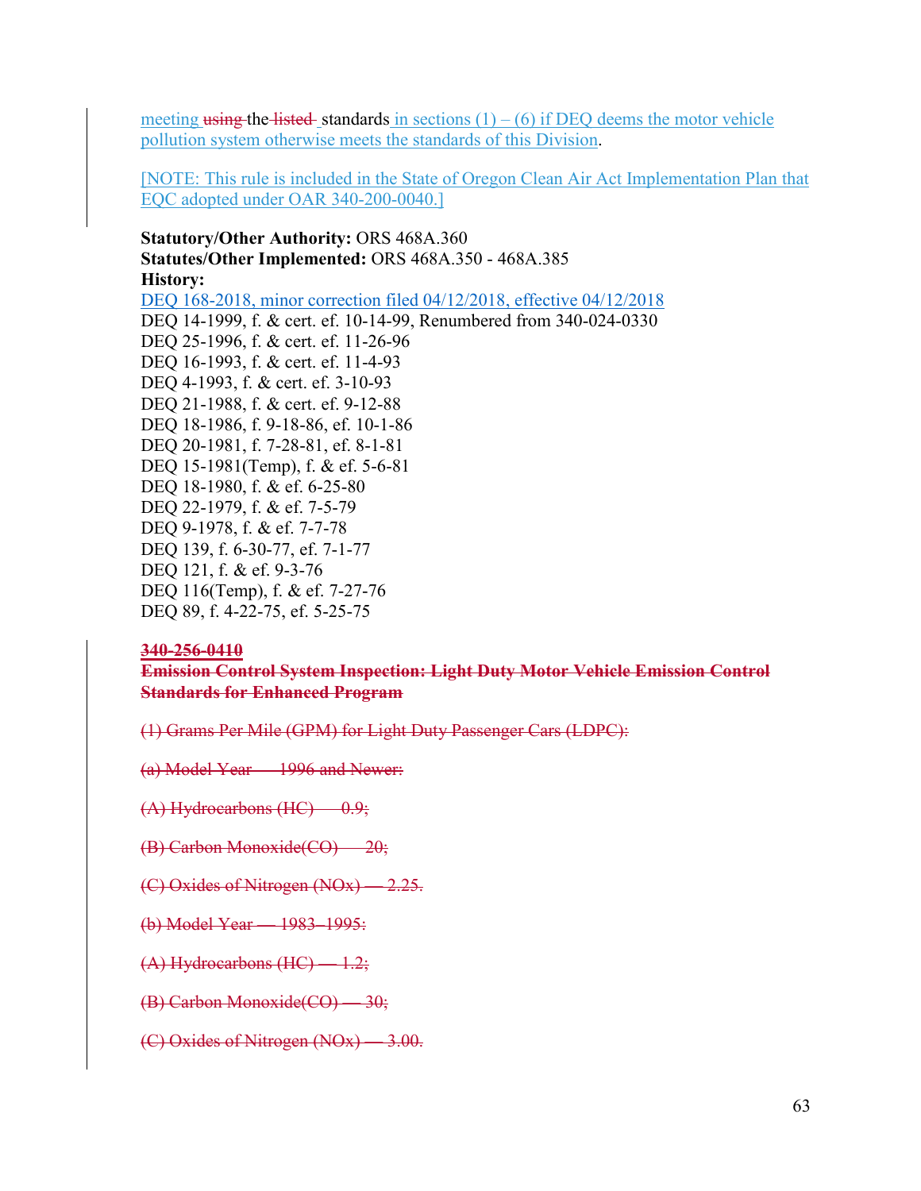meeting ~~using~~ the ~~listed~~ standards in sections (1) – (6) if DEQ deems the motor vehicle pollution system otherwise meets the standards of this Division.

[NOTE: This rule is included in the State of Oregon Clean Air Act Implementation Plan that EQC adopted under OAR 340-200-0040.]

**Statutory/Other Authority:** ORS 468A.360
**Statutes/Other Implemented:** ORS 468A.350 - 468A.385
**History:**
DEQ 168-2018, minor correction filed 04/12/2018, effective 04/12/2018
DEQ 14-1999, f. & cert. ef. 10-14-99, Renumbered from 340-024-0330
DEQ 25-1996, f. & cert. ef. 11-26-96
DEQ 16-1993, f. & cert. ef. 11-4-93
DEQ 4-1993, f. & cert. ef. 3-10-93
DEQ 21-1988, f. & cert. ef. 9-12-88
DEQ 18-1986, f. 9-18-86, ef. 10-1-86
DEQ 20-1981, f. 7-28-81, ef. 8-1-81
DEQ 15-1981(Temp), f. & ef. 5-6-81
DEQ 18-1980, f. & ef. 6-25-80
DEQ 22-1979, f. & ef. 7-5-79
DEQ 9-1978, f. & ef. 7-7-78
DEQ 139, f. 6-30-77, ef. 7-1-77
DEQ 121, f. & ef. 9-3-76
DEQ 116(Temp), f. & ef. 7-27-76
DEQ 89, f. 4-22-75, ef. 5-25-75

~~**340-256-0410**~~
~~**Emission Control System Inspection: Light Duty Motor Vehicle Emission Control Standards for Enhanced Program**~~

~~(1) Grams Per Mile (GPM) for Light Duty Passenger Cars (LDPC):~~

~~(a) Model Year — 1996 and Newer:~~

~~(A) Hydrocarbons (HC) — 0.9;~~

~~(B) Carbon Monoxide(CO) — 20;~~

~~(C) Oxides of Nitrogen (NOx) — 2.25.~~

~~(b) Model Year — 1983–1995:~~

~~(A) Hydrocarbons (HC) — 1.2;~~

~~(B) Carbon Monoxide(CO) — 30;~~

~~(C) Oxides of Nitrogen (NOx) — 3.00.~~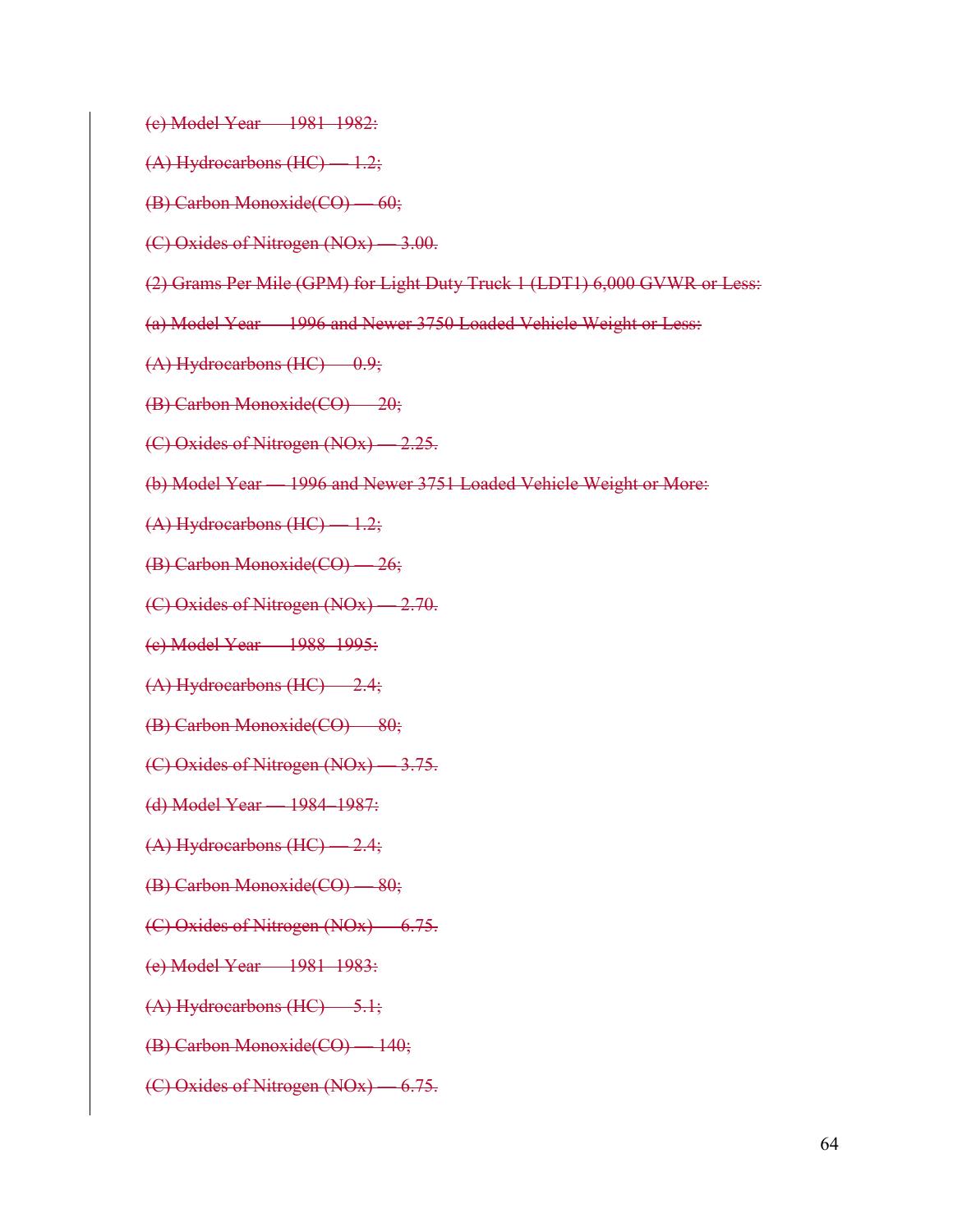~~(c) Model Year — 1981–1982:~~

~~(A) Hydrocarbons (HC) — 1.2;~~

~~(B) Carbon Monoxide(CO) — 60;~~

~~(C) Oxides of Nitrogen (NOx) — 3.00.~~

~~(2) Grams Per Mile (GPM) for Light Duty Truck 1 (LDT1) 6,000 GVWR or Less:~~

~~(a) Model Year — 1996 and Newer 3750 Loaded Vehicle Weight or Less:~~

~~(A) Hydrocarbons (HC) — 0.9;~~

~~(B) Carbon Monoxide(CO) — 20;~~

~~(C) Oxides of Nitrogen (NOx) — 2.25.~~

~~(b) Model Year — 1996 and Newer 3751 Loaded Vehicle Weight or More:~~

~~(A) Hydrocarbons (HC) — 1.2;~~

~~(B) Carbon Monoxide(CO) — 26;~~

~~(C) Oxides of Nitrogen (NOx) — 2.70.~~

~~(c) Model Year — 1988–1995:~~

~~(A) Hydrocarbons (HC) — 2.4;~~

~~(B) Carbon Monoxide(CO) — 80;~~

~~(C) Oxides of Nitrogen (NOx) — 3.75.~~

~~(d) Model Year — 1984–1987:~~

~~(A) Hydrocarbons (HC) — 2.4;~~

~~(B) Carbon Monoxide(CO) — 80;~~

~~(C) Oxides of Nitrogen (NOx) — 6.75.~~

~~(e) Model Year — 1981–1983:~~

~~(A) Hydrocarbons (HC) — 5.1;~~

~~(B) Carbon Monoxide(CO) — 140;~~

~~(C) Oxides of Nitrogen (NOx) — 6.75.~~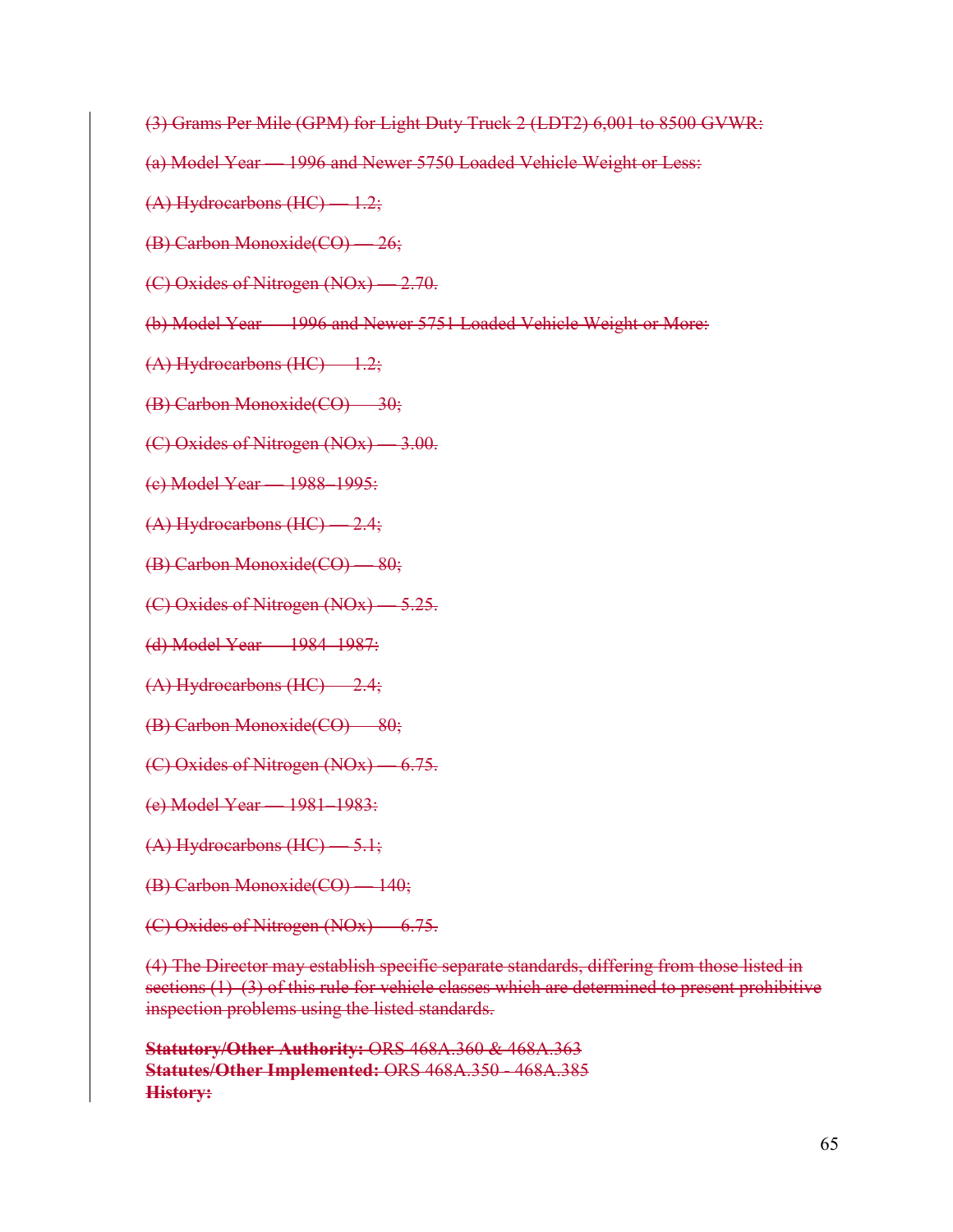~~(3) Grams Per Mile (GPM) for Light Duty Truck 2 (LDT2) 6,001 to 8500 GVWR:~~

~~(a) Model Year — 1996 and Newer 5750 Loaded Vehicle Weight or Less:~~

~~(A) Hydrocarbons (HC) — 1.2;~~

~~(B) Carbon Monoxide(CO) — 26;~~

~~(C) Oxides of Nitrogen (NOx) — 2.70.~~

~~(b) Model Year — 1996 and Newer 5751 Loaded Vehicle Weight or More:~~

~~(A) Hydrocarbons (HC) — 1.2;~~

~~(B) Carbon Monoxide(CO) — 30;~~

~~(C) Oxides of Nitrogen (NOx) — 3.00.~~

~~(c) Model Year — 1988–1995:~~

~~(A) Hydrocarbons (HC) — 2.4;~~

~~(B) Carbon Monoxide(CO) — 80;~~

~~(C) Oxides of Nitrogen (NOx) — 5.25.~~

~~(d) Model Year — 1984–1987:~~

~~(A) Hydrocarbons (HC) — 2.4;~~

~~(B) Carbon Monoxide(CO) — 80;~~

~~(C) Oxides of Nitrogen (NOx) — 6.75.~~

~~(e) Model Year — 1981–1983:~~

~~(A) Hydrocarbons (HC) — 5.1;~~

~~(B) Carbon Monoxide(CO) — 140;~~

~~(C) Oxides of Nitrogen (NOx) — 6.75.~~

~~(4) The Director may establish specific separate standards, differing from those listed in sections (1)–(3) of this rule for vehicle classes which are determined to present prohibitive inspection problems using the listed standards.~~

~~**Statutory/Other Authority:** ORS 468A.360 & 468A.363~~
~~**Statutes/Other Implemented:** ORS 468A.350 - 468A.385~~
~~**History:**~~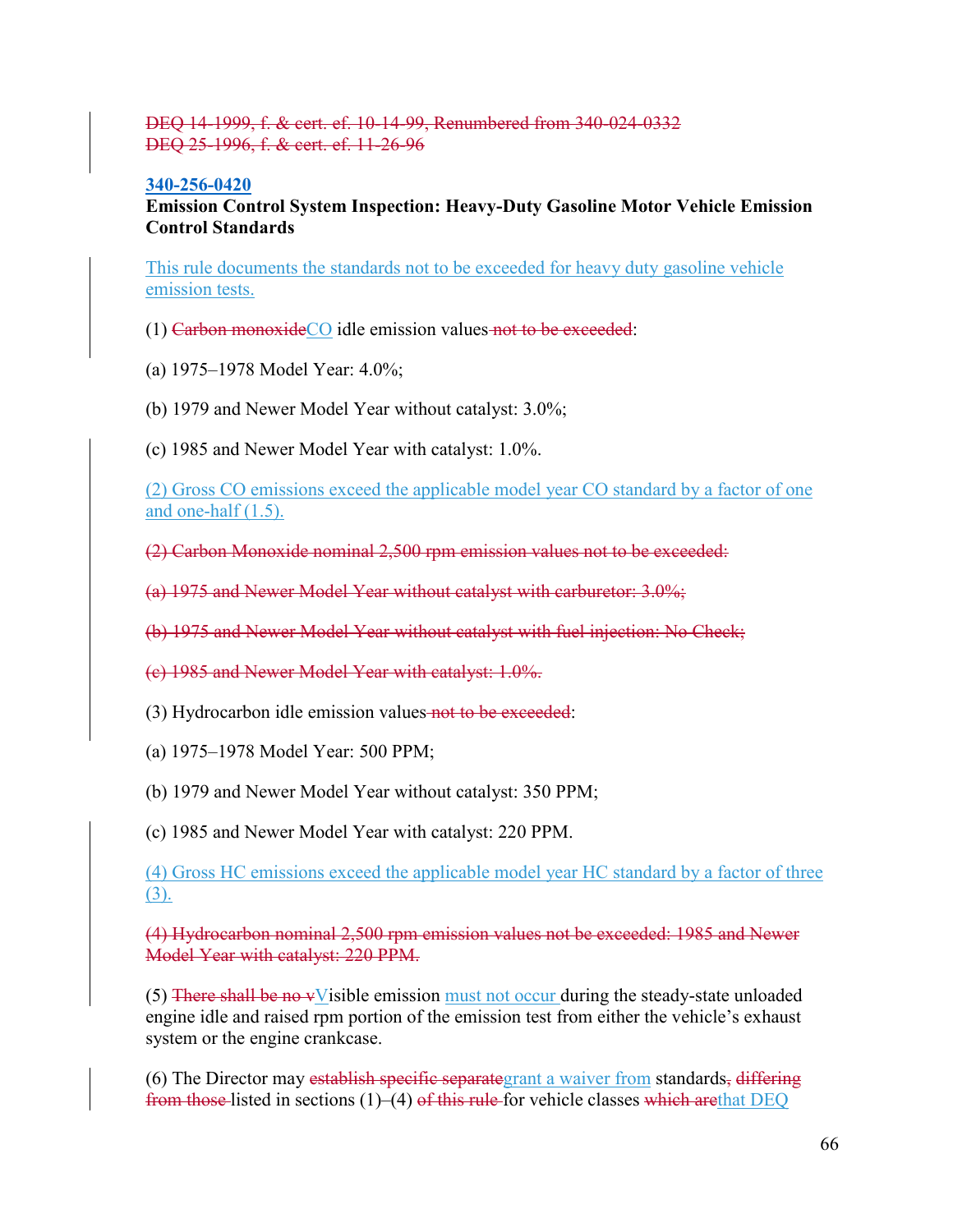~~DEQ 14-1999, f. & cert. ef. 10-14-99, Renumbered from 340-024-0332~~
~~DEQ 25-1996, f. & cert. ef. 11-26-96~~

**340-256-0420**

**Emission Control System Inspection: Heavy-Duty Gasoline Motor Vehicle Emission Control Standards**

This rule documents the standards not to be exceeded for heavy duty gasoline vehicle emission tests.

(1) ~~Carbon monoxide~~CO idle emission values~~ not to be exceeded~~:

(a) 1975–1978 Model Year: 4.0%;

(b) 1979 and Newer Model Year without catalyst: 3.0%;

(c) 1985 and Newer Model Year with catalyst: 1.0%.

(2) Gross CO emissions exceed the applicable model year CO standard by a factor of one and one-half (1.5).

~~(2) Carbon Monoxide nominal 2,500 rpm emission values not to be exceeded:~~

~~(a) 1975 and Newer Model Year without catalyst with carburetor: 3.0%;~~

~~(b) 1975 and Newer Model Year without catalyst with fuel injection: No Check;~~

~~(c) 1985 and Newer Model Year with catalyst: 1.0%.~~

(3) Hydrocarbon idle emission values~~ not to be exceeded~~:

(a) 1975–1978 Model Year: 500 PPM;

(b) 1979 and Newer Model Year without catalyst: 350 PPM;

(c) 1985 and Newer Model Year with catalyst: 220 PPM.

(4) Gross HC emissions exceed the applicable model year HC standard by a factor of three (3).

~~(4) Hydrocarbon nominal 2,500 rpm emission values not be exceeded: 1985 and Newer Model Year with catalyst: 220 PPM.~~

(5) ~~There shall be no v~~Visible emission must not occur during the steady-state unloaded engine idle and raised rpm portion of the emission test from either the vehicle's exhaust system or the engine crankcase.

(6) The Director may ~~establish specific separate~~grant a waiver from standards~~, differing from those~~ listed in sections (1)–(4) ~~of this rule~~ for vehicle classes ~~which are~~that DEQ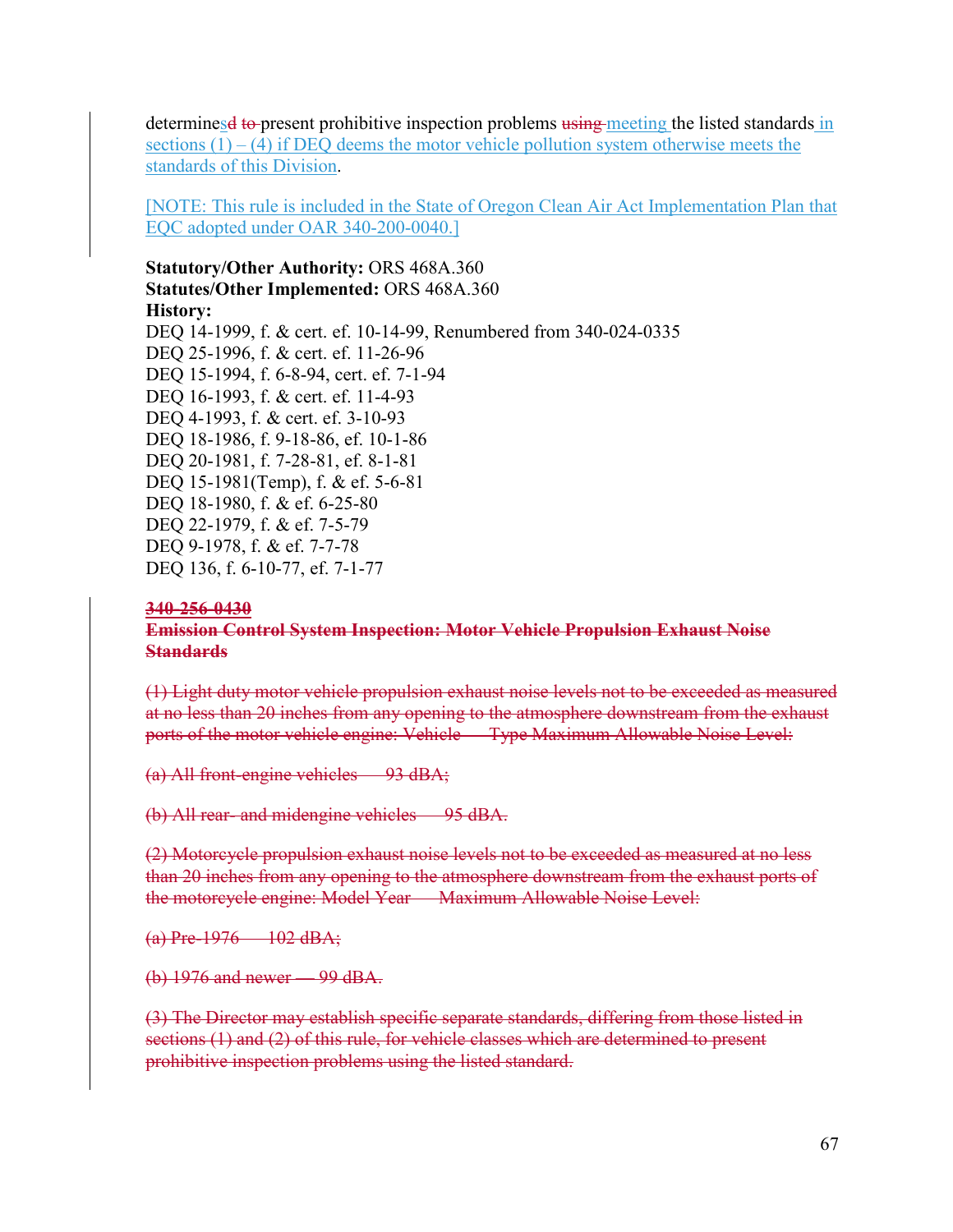determinesd to present prohibitive inspection problems using meeting the listed standards in sections (1) – (4) if DEQ deems the motor vehicle pollution system otherwise meets the standards of this Division.

[NOTE: This rule is included in the State of Oregon Clean Air Act Implementation Plan that EQC adopted under OAR 340-200-0040.]

**Statutory/Other Authority:** ORS 468A.360
**Statutes/Other Implemented:** ORS 468A.360
**History:**
DEQ 14-1999, f. & cert. ef. 10-14-99, Renumbered from 340-024-0335
DEQ 25-1996, f. & cert. ef. 11-26-96
DEQ 15-1994, f. 6-8-94, cert. ef. 7-1-94
DEQ 16-1993, f. & cert. ef. 11-4-93
DEQ 4-1993, f. & cert. ef. 3-10-93
DEQ 18-1986, f. 9-18-86, ef. 10-1-86
DEQ 20-1981, f. 7-28-81, ef. 8-1-81
DEQ 15-1981(Temp), f. & ef. 5-6-81
DEQ 18-1980, f. & ef. 6-25-80
DEQ 22-1979, f. & ef. 7-5-79
DEQ 9-1978, f. & ef. 7-7-78
DEQ 136, f. 6-10-77, ef. 7-1-77

~~**340-256-0430**~~
~~**Emission Control System Inspection: Motor Vehicle Propulsion Exhaust Noise Standards**~~

~~(1) Light duty motor vehicle propulsion exhaust noise levels not to be exceeded as measured at no less than 20 inches from any opening to the atmosphere downstream from the exhaust ports of the motor vehicle engine: Vehicle — Type Maximum Allowable Noise Level:~~

~~(a) All front-engine vehicles — 93 dBA;~~

~~(b) All rear- and midengine vehicles — 95 dBA.~~

~~(2) Motorcycle propulsion exhaust noise levels not to be exceeded as measured at no less than 20 inches from any opening to the atmosphere downstream from the exhaust ports of the motorcycle engine: Model Year — Maximum Allowable Noise Level:~~

~~(a) Pre-1976 — 102 dBA;~~

~~(b) 1976 and newer — 99 dBA.~~

~~(3) The Director may establish specific separate standards, differing from those listed in sections (1) and (2) of this rule, for vehicle classes which are determined to present prohibitive inspection problems using the listed standard.~~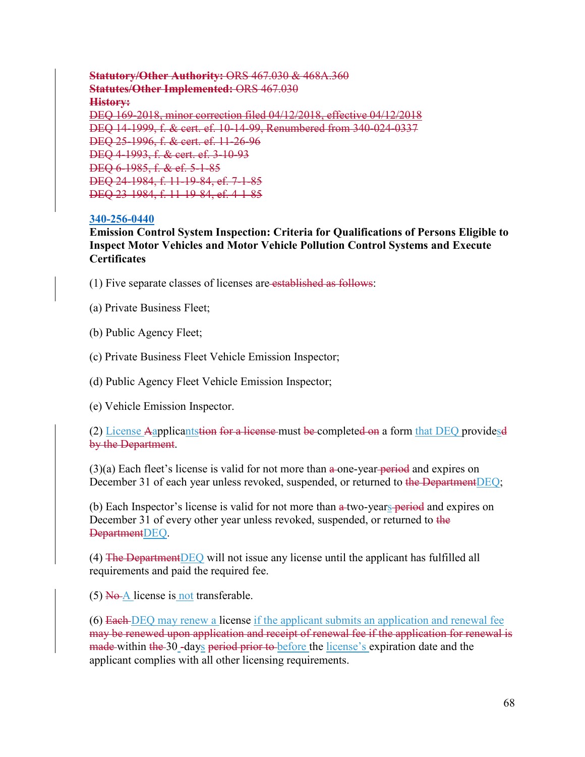~~**Statutory/Other Authority:** ORS 467.030 & 468A.360~~
~~**Statutes/Other Implemented:** ORS 467.030~~
~~**History:**~~
~~DEQ 169-2018, minor correction filed 04/12/2018, effective 04/12/2018~~
~~DEQ 14-1999, f. & cert. ef. 10-14-99, Renumbered from 340-024-0337~~
~~DEQ 25-1996, f. & cert. ef. 11-26-96~~
~~DEQ 4-1993, f. & cert. ef. 3-10-93~~
~~DEQ 6-1985, f. & ef. 5-1-85~~
~~DEQ 24-1984, f. 11-19-84, ef. 7-1-85~~
~~DEQ 23-1984, f. 11-19-84, ef. 4-1-85~~

**340-256-0440**

**Emission Control System Inspection: Criteria for Qualifications of Persons Eligible to Inspect Motor Vehicles and Motor Vehicle Pollution Control Systems and Execute Certificates**

(1) Five separate classes of licenses are ~~established as follows~~:

(a) Private Business Fleet;

(b) Public Agency Fleet;

(c) Private Business Fleet Vehicle Emission Inspector;

(d) Public Agency Fleet Vehicle Emission Inspector;

(e) Vehicle Emission Inspector.

(2) License ~~A~~applica~~tion for a license~~nts must ~~be~~ complete~~d on~~ a form that DEQ provide~~d~~s ~~by the Department~~.

(3)(a) Each fleet's license is valid for not more than ~~a~~ one-year ~~period~~ and expires on December 31 of each year unless revoked, suspended, or returned to ~~the Department~~DEQ;

(b) Each Inspector's license is valid for not more than ~~a~~ two-years ~~period~~ and expires on December 31 of every other year unless revoked, suspended, or returned to ~~the Department~~DEQ.

(4) ~~The Department~~DEQ will not issue any license until the applicant has fulfilled all requirements and paid the required fee.

(5) ~~No~~ A license is not transferable.

(6) ~~Each~~ DEQ may renew a license if the applicant submits an application and renewal fee ~~may be renewed upon application and receipt of renewal fee if the application for renewal is made~~ within ~~the~~ 30 days ~~period prior to~~ before the license's expiration date and the applicant complies with all other licensing requirements.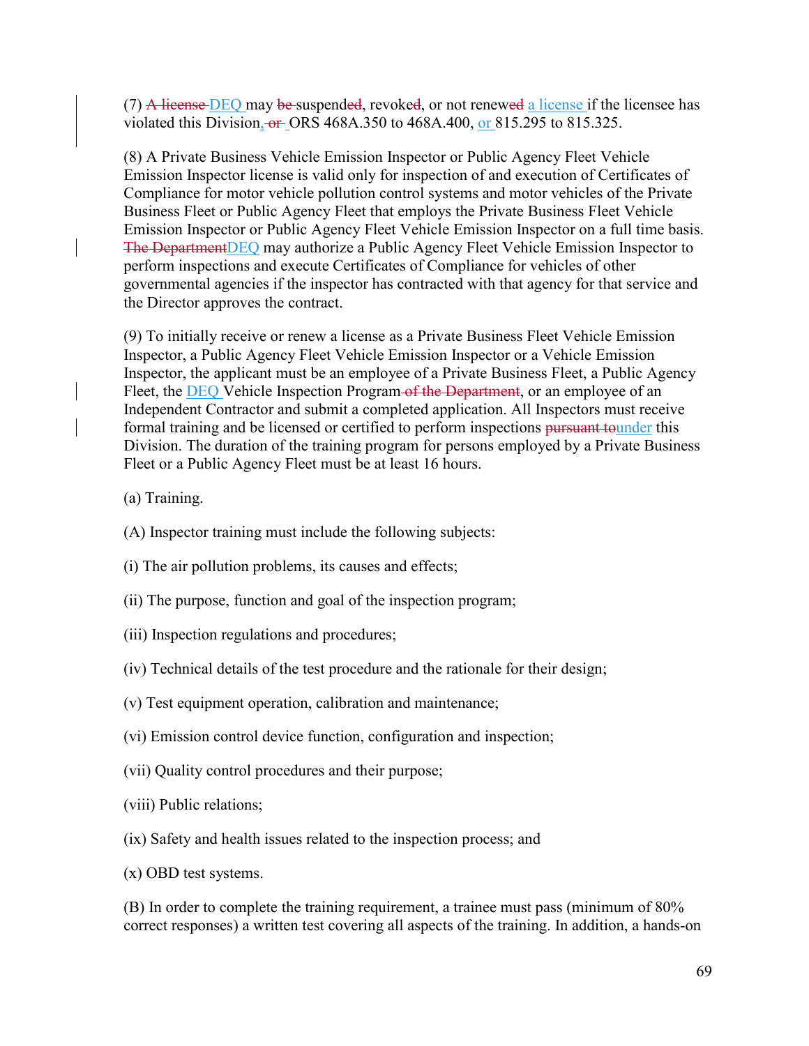(7) ~~A license~~ DEQ may ~~be~~ suspend~~ed~~, revoke~~d~~, or not renew~~ed~~ a license if the licensee has violated this Division~~, or~~ ORS 468A.350 to 468A.400, or 815.295 to 815.325.

(8) A Private Business Vehicle Emission Inspector or Public Agency Fleet Vehicle Emission Inspector license is valid only for inspection of and execution of Certificates of Compliance for motor vehicle pollution control systems and motor vehicles of the Private Business Fleet or Public Agency Fleet that employs the Private Business Fleet Vehicle Emission Inspector or Public Agency Fleet Vehicle Emission Inspector on a full time basis. ~~The Department~~DEQ may authorize a Public Agency Fleet Vehicle Emission Inspector to perform inspections and execute Certificates of Compliance for vehicles of other governmental agencies if the inspector has contracted with that agency for that service and the Director approves the contract.

(9) To initially receive or renew a license as a Private Business Fleet Vehicle Emission Inspector, a Public Agency Fleet Vehicle Emission Inspector or a Vehicle Emission Inspector, the applicant must be an employee of a Private Business Fleet, a Public Agency Fleet, the DEQ Vehicle Inspection Program ~~of the Department~~, or an employee of an Independent Contractor and submit a completed application. All Inspectors must receive formal training and be licensed or certified to perform inspections ~~pursuant to~~under this Division. The duration of the training program for persons employed by a Private Business Fleet or a Public Agency Fleet must be at least 16 hours.

(a) Training.

(A) Inspector training must include the following subjects:

(i) The air pollution problems, its causes and effects;

(ii) The purpose, function and goal of the inspection program;

(iii) Inspection regulations and procedures;

(iv) Technical details of the test procedure and the rationale for their design;

(v) Test equipment operation, calibration and maintenance;

(vi) Emission control device function, configuration and inspection;

(vii) Quality control procedures and their purpose;

(viii) Public relations;

(ix) Safety and health issues related to the inspection process; and

(x) OBD test systems.

(B) In order to complete the training requirement, a trainee must pass (minimum of 80% correct responses) a written test covering all aspects of the training. In addition, a hands-on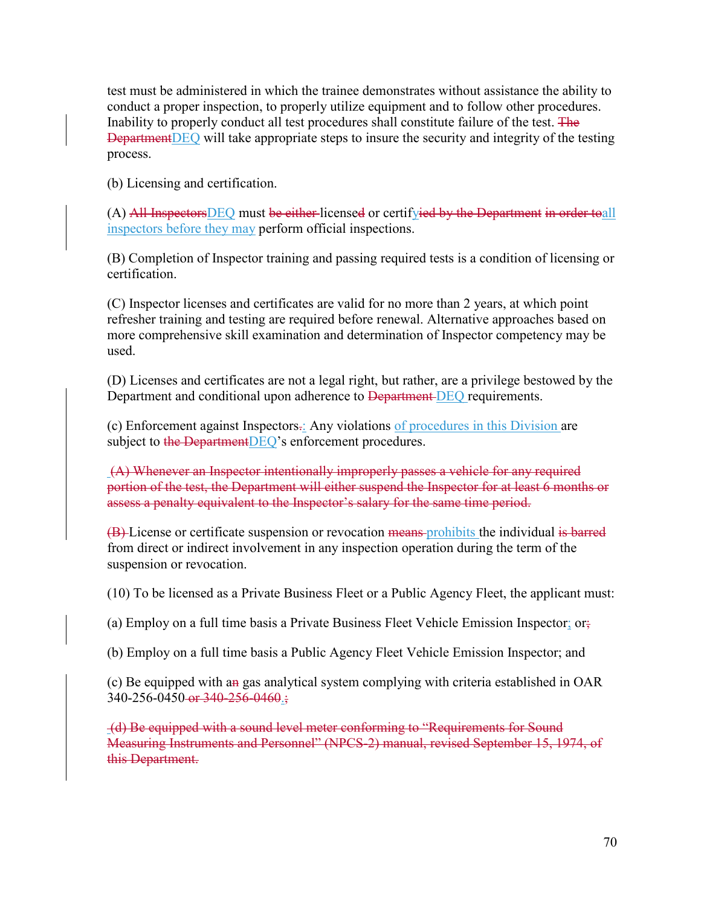test must be administered in which the trainee demonstrates without assistance the ability to conduct a proper inspection, to properly utilize equipment and to follow other procedures. Inability to properly conduct all test procedures shall constitute failure of the test. ~~The Department~~DEQ will take appropriate steps to insure the security and integrity of the testing process.

(b) Licensing and certification.

(A) ~~All Inspectors~~DEQ must ~~be either~~ license~~d~~ or certif~~ied by the Department~~y ~~in order to~~all inspectors before they may perform official inspections.

(B) Completion of Inspector training and passing required tests is a condition of licensing or certification.

(C) Inspector licenses and certificates are valid for no more than 2 years, at which point refresher training and testing are required before renewal. Alternative approaches based on more comprehensive skill examination and determination of Inspector competency may be used.

(D) Licenses and certificates are not a legal right, but rather, are a privilege bestowed by the Department and conditional upon adherence to ~~Department~~ DEQ requirements.

(c) Enforcement against Inspectors~~.~~: Any violations of procedures in this Division are subject to ~~the Department~~DEQ's enforcement procedures.

~~(A) Whenever an Inspector intentionally improperly passes a vehicle for any required portion of the test, the Department will either suspend the Inspector for at least 6 months or assess a penalty equivalent to the Inspector's salary for the same time period.~~

~~(B)~~ License or certificate suspension or revocation ~~means~~ prohibits the individual ~~is barred~~ from direct or indirect involvement in any inspection operation during the term of the suspension or revocation.

(10) To be licensed as a Private Business Fleet or a Public Agency Fleet, the applicant must:

(a) Employ on a full time basis a Private Business Fleet Vehicle Emission Inspector; or~~;~~

(b) Employ on a full time basis a Public Agency Fleet Vehicle Emission Inspector; and

(c) Be equipped with a~~n~~ gas analytical system complying with criteria established in OAR 340-256-0450 ~~or 340-256-0460~~.~~;~~

~~(d) Be equipped with a sound level meter conforming to "Requirements for Sound Measuring Instruments and Personnel" (NPCS-2) manual, revised September 15, 1974, of this Department.~~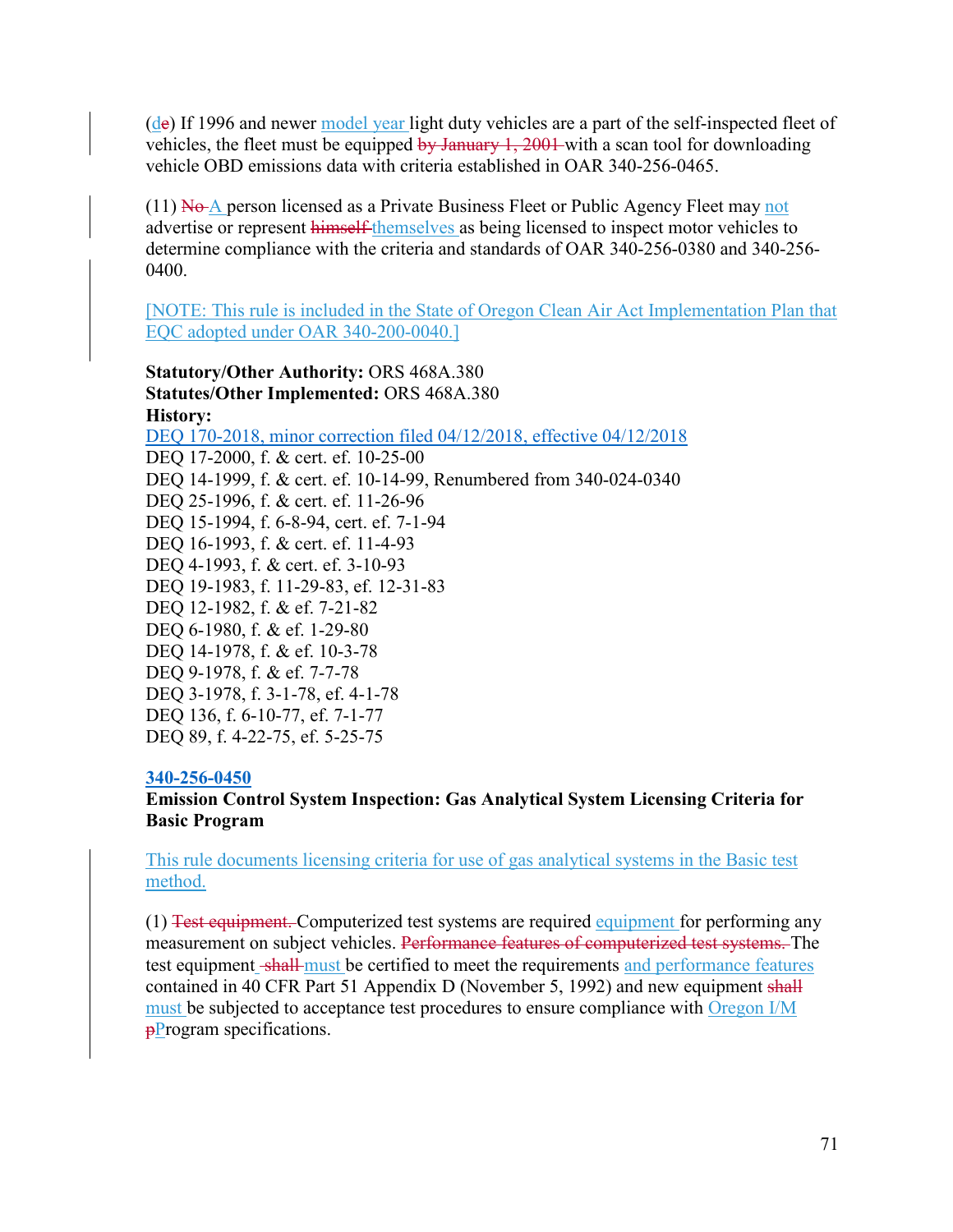(de) If 1996 and newer model year light duty vehicles are a part of the self-inspected fleet of vehicles, the fleet must be equipped by January 1, 2001 with a scan tool for downloading vehicle OBD emissions data with criteria established in OAR 340-256-0465.

(11) No A person licensed as a Private Business Fleet or Public Agency Fleet may not advertise or represent himself themselves as being licensed to inspect motor vehicles to determine compliance with the criteria and standards of OAR 340-256-0380 and 340-256-0400.

[NOTE: This rule is included in the State of Oregon Clean Air Act Implementation Plan that EQC adopted under OAR 340-200-0040.]

**Statutory/Other Authority:** ORS 468A.380
**Statutes/Other Implemented:** ORS 468A.380
**History:**
DEQ 170-2018, minor correction filed 04/12/2018, effective 04/12/2018
DEQ 17-2000, f. & cert. ef. 10-25-00
DEQ 14-1999, f. & cert. ef. 10-14-99, Renumbered from 340-024-0340
DEQ 25-1996, f. & cert. ef. 11-26-96
DEQ 15-1994, f. 6-8-94, cert. ef. 7-1-94
DEQ 16-1993, f. & cert. ef. 11-4-93
DEQ 4-1993, f. & cert. ef. 3-10-93
DEQ 19-1983, f. 11-29-83, ef. 12-31-83
DEQ 12-1982, f. & ef. 7-21-82
DEQ 6-1980, f. & ef. 1-29-80
DEQ 14-1978, f. & ef. 10-3-78
DEQ 9-1978, f. & ef. 7-7-78
DEQ 3-1978, f. 3-1-78, ef. 4-1-78
DEQ 136, f. 6-10-77, ef. 7-1-77
DEQ 89, f. 4-22-75, ef. 5-25-75

**340-256-0450**
**Emission Control System Inspection: Gas Analytical System Licensing Criteria for Basic Program**

This rule documents licensing criteria for use of gas analytical systems in the Basic test method.

(1) Test equipment. Computerized test systems are required equipment for performing any measurement on subject vehicles. Performance features of computerized test systems. The test equipment shall must be certified to meet the requirements and performance features contained in 40 CFR Part 51 Appendix D (November 5, 1992) and new equipment shall must be subjected to acceptance test procedures to ensure compliance with Oregon I/M pProgram specifications.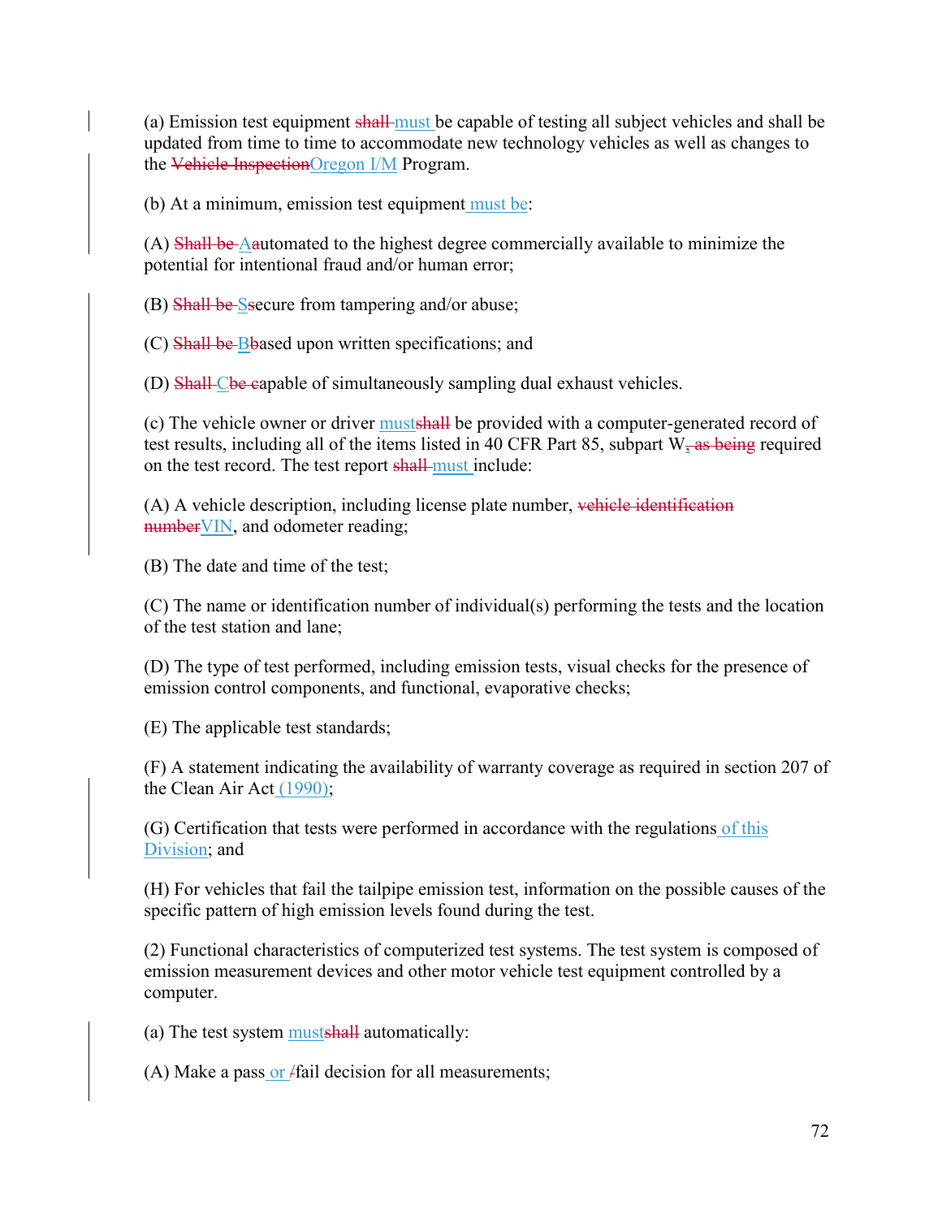(a) Emission test equipment ~~shall~~ must be capable of testing all subject vehicles and shall be updated from time to time to accommodate new technology vehicles as well as changes to the ~~Vehicle Inspection~~Oregon I/M Program.

(b) At a minimum, emission test equipment must be:

(A) ~~Shall be~~ A~~a~~utomated to the highest degree commercially available to minimize the potential for intentional fraud and/or human error;

(B) ~~Shall be~~ S~~s~~ecure from tampering and/or abuse;

(C) ~~Shall be~~ B~~b~~ased upon written specifications; and

(D) ~~Shall~~ C~~be c~~apable of simultaneously sampling dual exhaust vehicles.

(c) The vehicle owner or driver must~~shall~~ be provided with a computer-generated record of test results, including all of the items listed in 40 CFR Part 85, subpart W~~, as being~~ required on the test record. The test report ~~shall~~ must include:

(A) A vehicle description, including license plate number, ~~vehicle identification number~~VIN, and odometer reading;

(B) The date and time of the test;

(C) The name or identification number of individual(s) performing the tests and the location of the test station and lane;

(D) The type of test performed, including emission tests, visual checks for the presence of emission control components, and functional, evaporative checks;

(E) The applicable test standards;

(F) A statement indicating the availability of warranty coverage as required in section 207 of the Clean Air Act (1990);

(G) Certification that tests were performed in accordance with the regulations of this Division; and

(H) For vehicles that fail the tailpipe emission test, information on the possible causes of the specific pattern of high emission levels found during the test.

(2) Functional characteristics of computerized test systems. The test system is composed of emission measurement devices and other motor vehicle test equipment controlled by a computer.

(a) The test system must~~shall~~ automatically:

(A) Make a pass or ~~/~~fail decision for all measurements;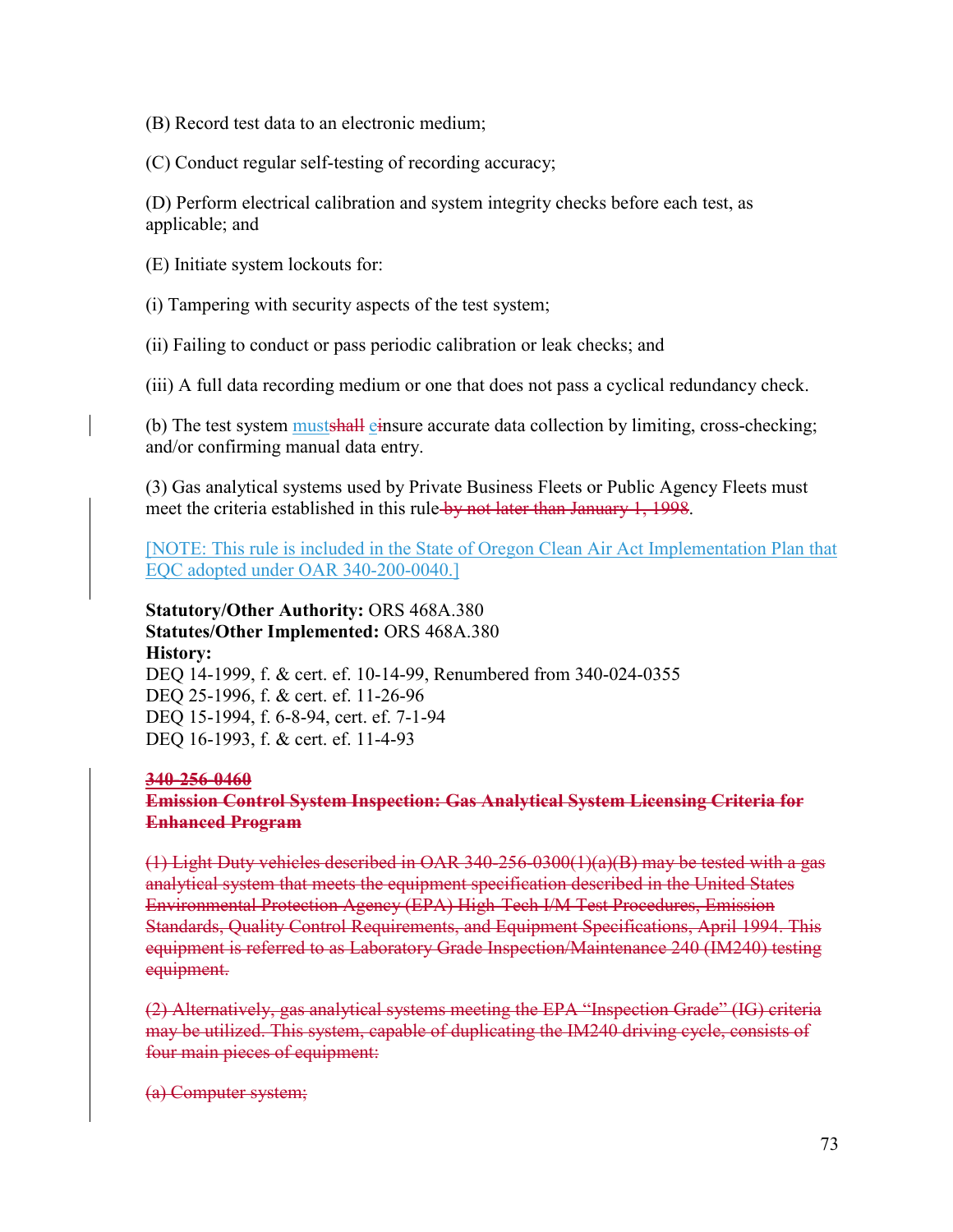(B) Record test data to an electronic medium;

(C) Conduct regular self-testing of recording accuracy;

(D) Perform electrical calibration and system integrity checks before each test, as applicable; and

(E) Initiate system lockouts for:

(i) Tampering with security aspects of the test system;

(ii) Failing to conduct or pass periodic calibration or leak checks; and

(iii) A full data recording medium or one that does not pass a cyclical redundancy check.

(b) The test system must~~shall~~ e~~i~~nsure accurate data collection by limiting, cross-checking; and/or confirming manual data entry.

(3) Gas analytical systems used by Private Business Fleets or Public Agency Fleets must meet the criteria established in this rule~~ by not later than January 1, 1998~~.

[NOTE: This rule is included in the State of Oregon Clean Air Act Implementation Plan that EQC adopted under OAR 340-200-0040.]

**Statutory/Other Authority:** ORS 468A.380
**Statutes/Other Implemented:** ORS 468A.380
**History:**
DEQ 14-1999, f. & cert. ef. 10-14-99, Renumbered from 340-024-0355
DEQ 25-1996, f. & cert. ef. 11-26-96
DEQ 15-1994, f. 6-8-94, cert. ef. 7-1-94
DEQ 16-1993, f. & cert. ef. 11-4-93

**~~340-256-0460~~**
**~~Emission Control System Inspection: Gas Analytical System Licensing Criteria for Enhanced Program~~**

~~(1) Light Duty vehicles described in OAR 340-256-0300(1)(a)(B) may be tested with a gas analytical system that meets the equipment specification described in the United States Environmental Protection Agency (EPA) High-Tech I/M Test Procedures, Emission Standards, Quality Control Requirements, and Equipment Specifications, April 1994. This equipment is referred to as Laboratory Grade Inspection/Maintenance 240 (IM240) testing equipment.~~

~~(2) Alternatively, gas analytical systems meeting the EPA "Inspection Grade" (IG) criteria may be utilized. This system, capable of duplicating the IM240 driving cycle, consists of four main pieces of equipment:~~

~~(a) Computer system;~~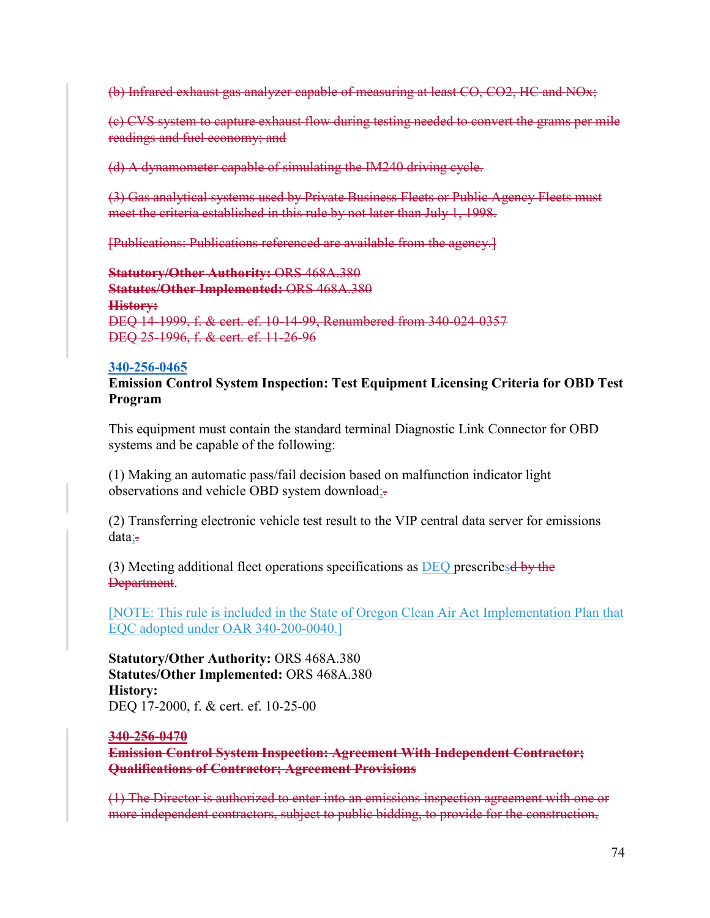~~(b) Infrared exhaust gas analyzer capable of measuring at least CO, CO2, HC and NOx;~~

~~(c) CVS system to capture exhaust flow during testing needed to convert the grams per mile readings and fuel economy; and~~

~~(d) A dynamometer capable of simulating the IM240 driving cycle.~~

~~(3) Gas analytical systems used by Private Business Fleets or Public Agency Fleets must meet the criteria established in this rule by not later than July 1, 1998.~~

~~[Publications: Publications referenced are available from the agency.]~~

~~**Statutory/Other Authority:** ORS 468A.380~~
~~**Statutes/Other Implemented:** ORS 468A.380~~
~~**History:**~~
~~DEQ 14-1999, f. & cert. ef. 10-14-99, Renumbered from 340-024-0357~~
~~DEQ 25-1996, f. & cert. ef. 11-26-96~~

**340-256-0465**
**Emission Control System Inspection: Test Equipment Licensing Criteria for OBD Test Program**

This equipment must contain the standard terminal Diagnostic Link Connector for OBD systems and be capable of the following:

(1) Making an automatic pass/fail decision based on malfunction indicator light observations and vehicle OBD system download;~~.~~

(2) Transferring electronic vehicle test result to the VIP central data server for emissions data;~~.~~

(3) Meeting additional fleet operations specifications as DEQ prescribes~~d by the Department~~.

[NOTE: This rule is included in the State of Oregon Clean Air Act Implementation Plan that EQC adopted under OAR 340-200-0040.]

**Statutory/Other Authority:** ORS 468A.380
**Statutes/Other Implemented:** ORS 468A.380
**History:**
DEQ 17-2000, f. & cert. ef. 10-25-00

~~**340-256-0470**~~
~~**Emission Control System Inspection: Agreement With Independent Contractor; Qualifications of Contractor; Agreement Provisions**~~

~~(1) The Director is authorized to enter into an emissions inspection agreement with one or more independent contractors, subject to public bidding, to provide for the construction,~~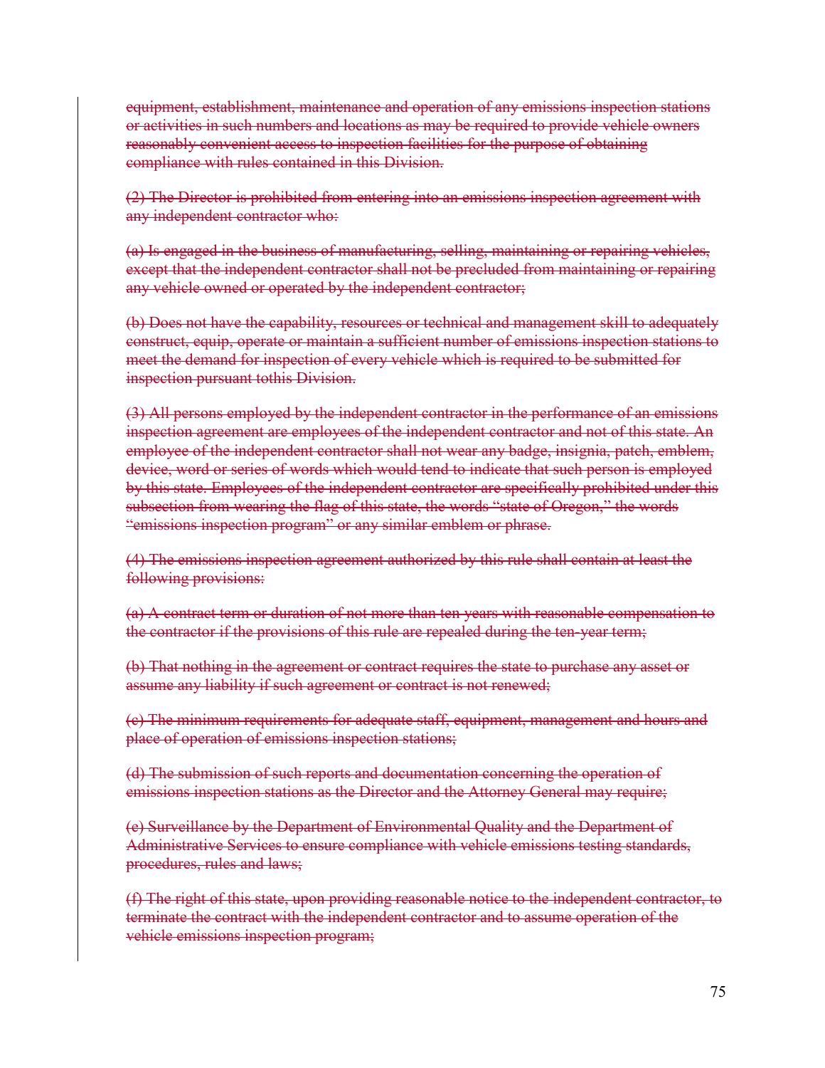~~equipment, establishment, maintenance and operation of any emissions inspection stations or activities in such numbers and locations as may be required to provide vehicle owners reasonably convenient access to inspection facilities for the purpose of obtaining compliance with rules contained in this Division.~~

~~(2) The Director is prohibited from entering into an emissions inspection agreement with any independent contractor who:~~

~~(a) Is engaged in the business of manufacturing, selling, maintaining or repairing vehicles, except that the independent contractor shall not be precluded from maintaining or repairing any vehicle owned or operated by the independent contractor;~~

~~(b) Does not have the capability, resources or technical and management skill to adequately construct, equip, operate or maintain a sufficient number of emissions inspection stations to meet the demand for inspection of every vehicle which is required to be submitted for inspection pursuant tothis Division.~~

~~(3) All persons employed by the independent contractor in the performance of an emissions inspection agreement are employees of the independent contractor and not of this state. An employee of the independent contractor shall not wear any badge, insignia, patch, emblem, device, word or series of words which would tend to indicate that such person is employed by this state. Employees of the independent contractor are specifically prohibited under this subsection from wearing the flag of this state, the words "state of Oregon," the words "emissions inspection program" or any similar emblem or phrase.~~

~~(4) The emissions inspection agreement authorized by this rule shall contain at least the following provisions:~~

~~(a) A contract term or duration of not more than ten years with reasonable compensation to the contractor if the provisions of this rule are repealed during the ten-year term;~~

~~(b) That nothing in the agreement or contract requires the state to purchase any asset or assume any liability if such agreement or contract is not renewed;~~

~~(c) The minimum requirements for adequate staff, equipment, management and hours and place of operation of emissions inspection stations;~~

~~(d) The submission of such reports and documentation concerning the operation of emissions inspection stations as the Director and the Attorney General may require;~~

~~(e) Surveillance by the Department of Environmental Quality and the Department of Administrative Services to ensure compliance with vehicle emissions testing standards, procedures, rules and laws;~~

~~(f) The right of this state, upon providing reasonable notice to the independent contractor, to terminate the contract with the independent contractor and to assume operation of the vehicle emissions inspection program;~~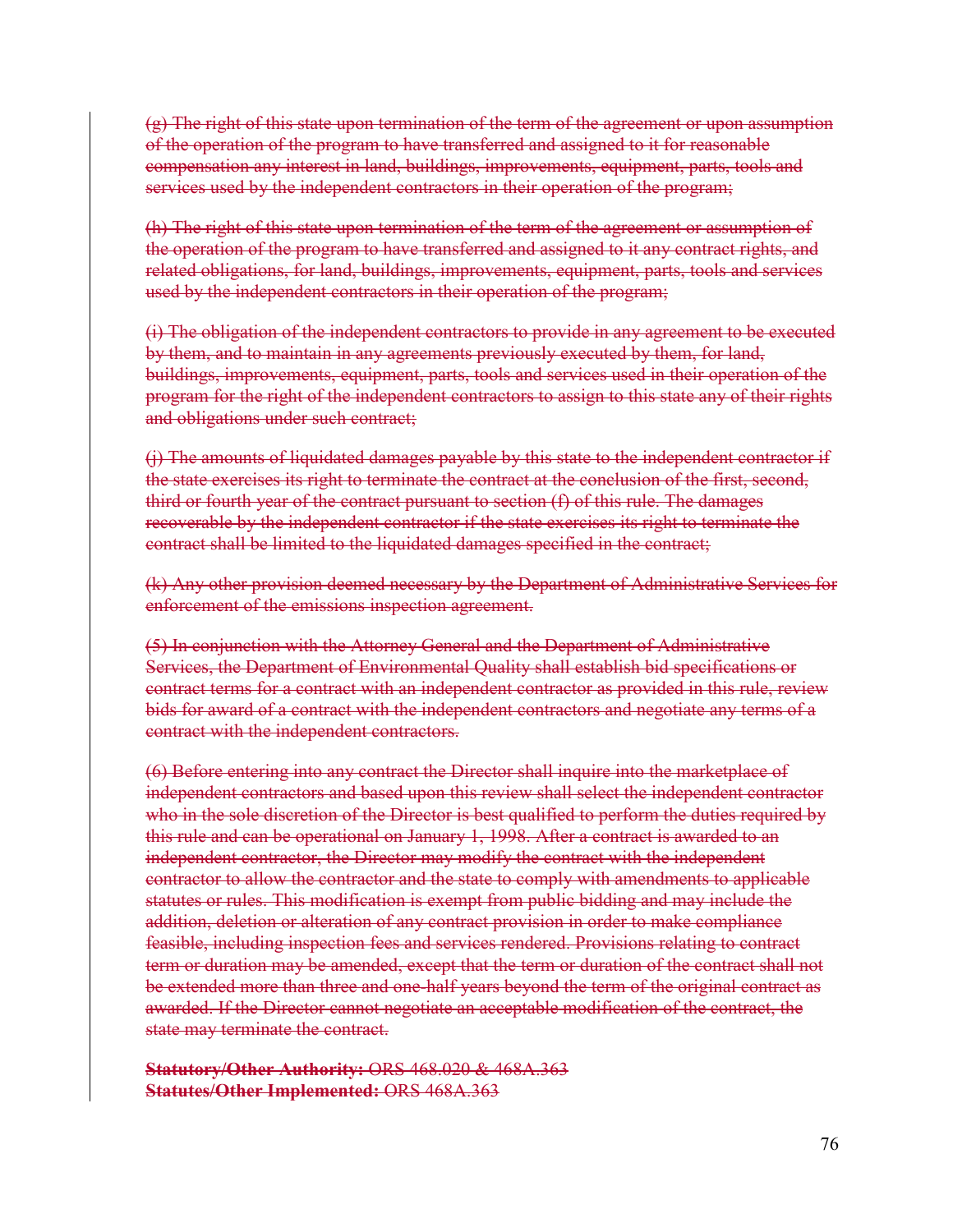~~(g) The right of this state upon termination of the term of the agreement or upon assumption of the operation of the program to have transferred and assigned to it for reasonable compensation any interest in land, buildings, improvements, equipment, parts, tools and services used by the independent contractors in their operation of the program;~~

~~(h) The right of this state upon termination of the term of the agreement or assumption of the operation of the program to have transferred and assigned to it any contract rights, and related obligations, for land, buildings, improvements, equipment, parts, tools and services used by the independent contractors in their operation of the program;~~

~~(i) The obligation of the independent contractors to provide in any agreement to be executed by them, and to maintain in any agreements previously executed by them, for land, buildings, improvements, equipment, parts, tools and services used in their operation of the program for the right of the independent contractors to assign to this state any of their rights and obligations under such contract;~~

~~(j) The amounts of liquidated damages payable by this state to the independent contractor if the state exercises its right to terminate the contract at the conclusion of the first, second, third or fourth year of the contract pursuant to section (f) of this rule. The damages recoverable by the independent contractor if the state exercises its right to terminate the contract shall be limited to the liquidated damages specified in the contract;~~

~~(k) Any other provision deemed necessary by the Department of Administrative Services for enforcement of the emissions inspection agreement.~~

~~(5) In conjunction with the Attorney General and the Department of Administrative Services, the Department of Environmental Quality shall establish bid specifications or contract terms for a contract with an independent contractor as provided in this rule, review bids for award of a contract with the independent contractors and negotiate any terms of a contract with the independent contractors.~~

~~(6) Before entering into any contract the Director shall inquire into the marketplace of independent contractors and based upon this review shall select the independent contractor who in the sole discretion of the Director is best qualified to perform the duties required by this rule and can be operational on January 1, 1998. After a contract is awarded to an independent contractor, the Director may modify the contract with the independent contractor to allow the contractor and the state to comply with amendments to applicable statutes or rules. This modification is exempt from public bidding and may include the addition, deletion or alteration of any contract provision in order to make compliance feasible, including inspection fees and services rendered. Provisions relating to contract term or duration may be amended, except that the term or duration of the contract shall not be extended more than three and one-half years beyond the term of the original contract as awarded. If the Director cannot negotiate an acceptable modification of the contract, the state may terminate the contract.~~

~~**Statutory/Other Authority:** ORS 468.020 & 468A.363~~
~~**Statutes/Other Implemented:** ORS 468A.363~~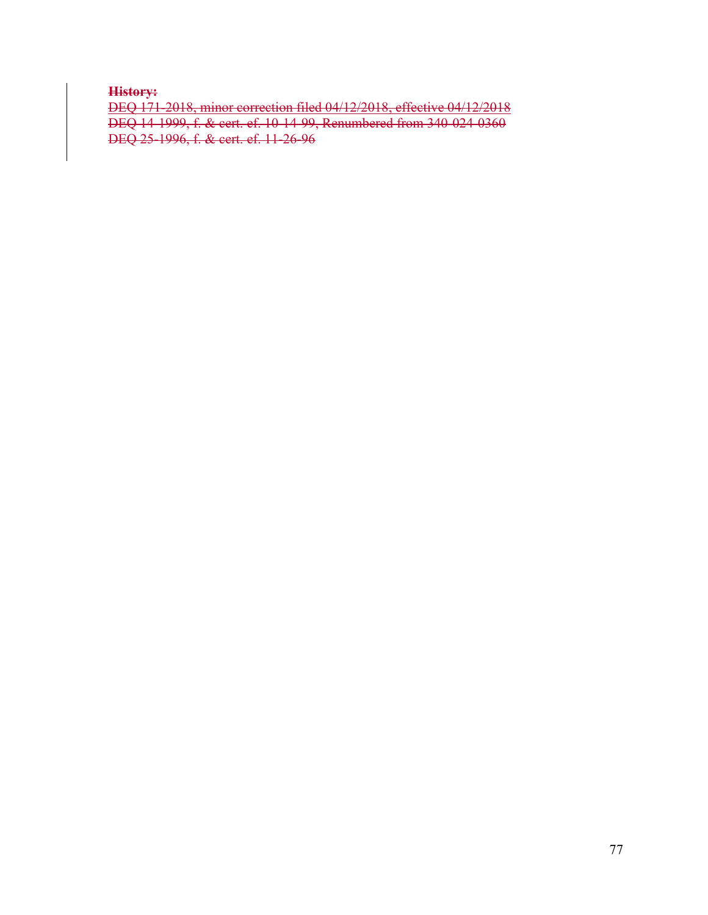~~**History:**~~
~~DEQ 171-2018, minor correction filed 04/12/2018, effective 04/12/2018~~
~~DEQ 14-1999, f. & cert. ef. 10-14-99, Renumbered from 340-024-0360~~
~~DEQ 25-1996, f. & cert. ef. 11-26-96~~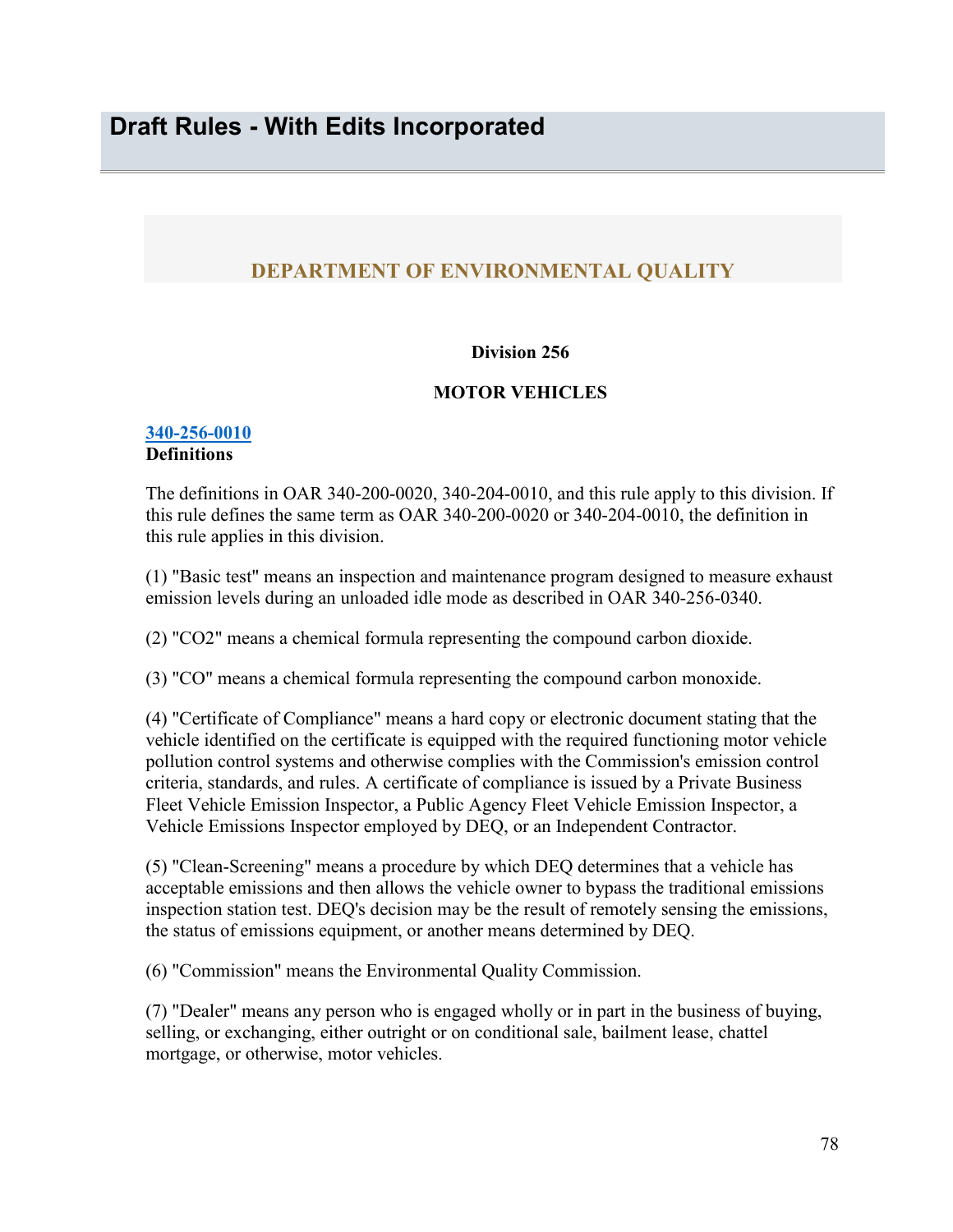# Draft Rules - With Edits Incorporated

## DEPARTMENT OF ENVIRONMENTAL QUALITY

**Division 256**

**MOTOR VEHICLES**

**340-256-0010**
**Definitions**

The definitions in OAR 340-200-0020, 340-204-0010, and this rule apply to this division. If this rule defines the same term as OAR 340-200-0020 or 340-204-0010, the definition in this rule applies in this division.

(1) "Basic test" means an inspection and maintenance program designed to measure exhaust emission levels during an unloaded idle mode as described in OAR 340-256-0340.

(2) "CO2" means a chemical formula representing the compound carbon dioxide.

(3) "CO" means a chemical formula representing the compound carbon monoxide.

(4) "Certificate of Compliance" means a hard copy or electronic document stating that the vehicle identified on the certificate is equipped with the required functioning motor vehicle pollution control systems and otherwise complies with the Commission's emission control criteria, standards, and rules. A certificate of compliance is issued by a Private Business Fleet Vehicle Emission Inspector, a Public Agency Fleet Vehicle Emission Inspector, a Vehicle Emissions Inspector employed by DEQ, or an Independent Contractor.

(5) "Clean-Screening" means a procedure by which DEQ determines that a vehicle has acceptable emissions and then allows the vehicle owner to bypass the traditional emissions inspection station test. DEQ's decision may be the result of remotely sensing the emissions, the status of emissions equipment, or another means determined by DEQ.

(6) "Commission" means the Environmental Quality Commission.

(7) "Dealer" means any person who is engaged wholly or in part in the business of buying, selling, or exchanging, either outright or on conditional sale, bailment lease, chattel mortgage, or otherwise, motor vehicles.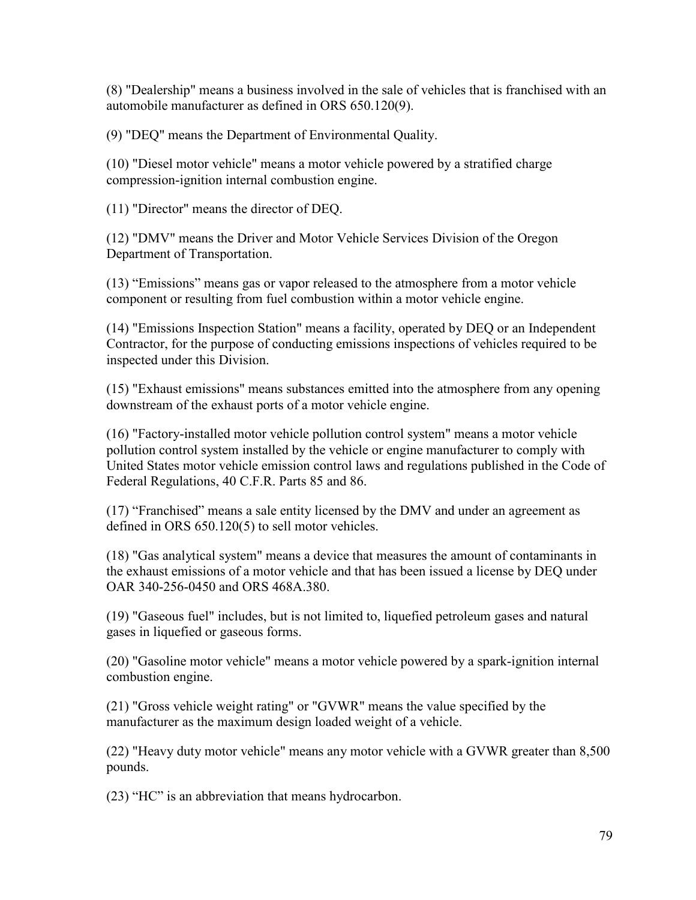(8) "Dealership" means a business involved in the sale of vehicles that is franchised with an automobile manufacturer as defined in ORS 650.120(9).

(9) "DEQ" means the Department of Environmental Quality.

(10) "Diesel motor vehicle" means a motor vehicle powered by a stratified charge compression-ignition internal combustion engine.

(11) "Director" means the director of DEQ.

(12) "DMV" means the Driver and Motor Vehicle Services Division of the Oregon Department of Transportation.

(13) “Emissions” means gas or vapor released to the atmosphere from a motor vehicle component or resulting from fuel combustion within a motor vehicle engine.

(14) "Emissions Inspection Station" means a facility, operated by DEQ or an Independent Contractor, for the purpose of conducting emissions inspections of vehicles required to be inspected under this Division.

(15) "Exhaust emissions" means substances emitted into the atmosphere from any opening downstream of the exhaust ports of a motor vehicle engine.

(16) "Factory-installed motor vehicle pollution control system" means a motor vehicle pollution control system installed by the vehicle or engine manufacturer to comply with United States motor vehicle emission control laws and regulations published in the Code of Federal Regulations, 40 C.F.R. Parts 85 and 86.

(17) “Franchised” means a sale entity licensed by the DMV and under an agreement as defined in ORS 650.120(5) to sell motor vehicles.

(18) "Gas analytical system" means a device that measures the amount of contaminants in the exhaust emissions of a motor vehicle and that has been issued a license by DEQ under OAR 340-256-0450 and ORS 468A.380.

(19) "Gaseous fuel" includes, but is not limited to, liquefied petroleum gases and natural gases in liquefied or gaseous forms.

(20) "Gasoline motor vehicle" means a motor vehicle powered by a spark-ignition internal combustion engine.

(21) "Gross vehicle weight rating" or "GVWR" means the value specified by the manufacturer as the maximum design loaded weight of a vehicle.

(22) "Heavy duty motor vehicle" means any motor vehicle with a GVWR greater than 8,500 pounds.

(23) “HC” is an abbreviation that means hydrocarbon.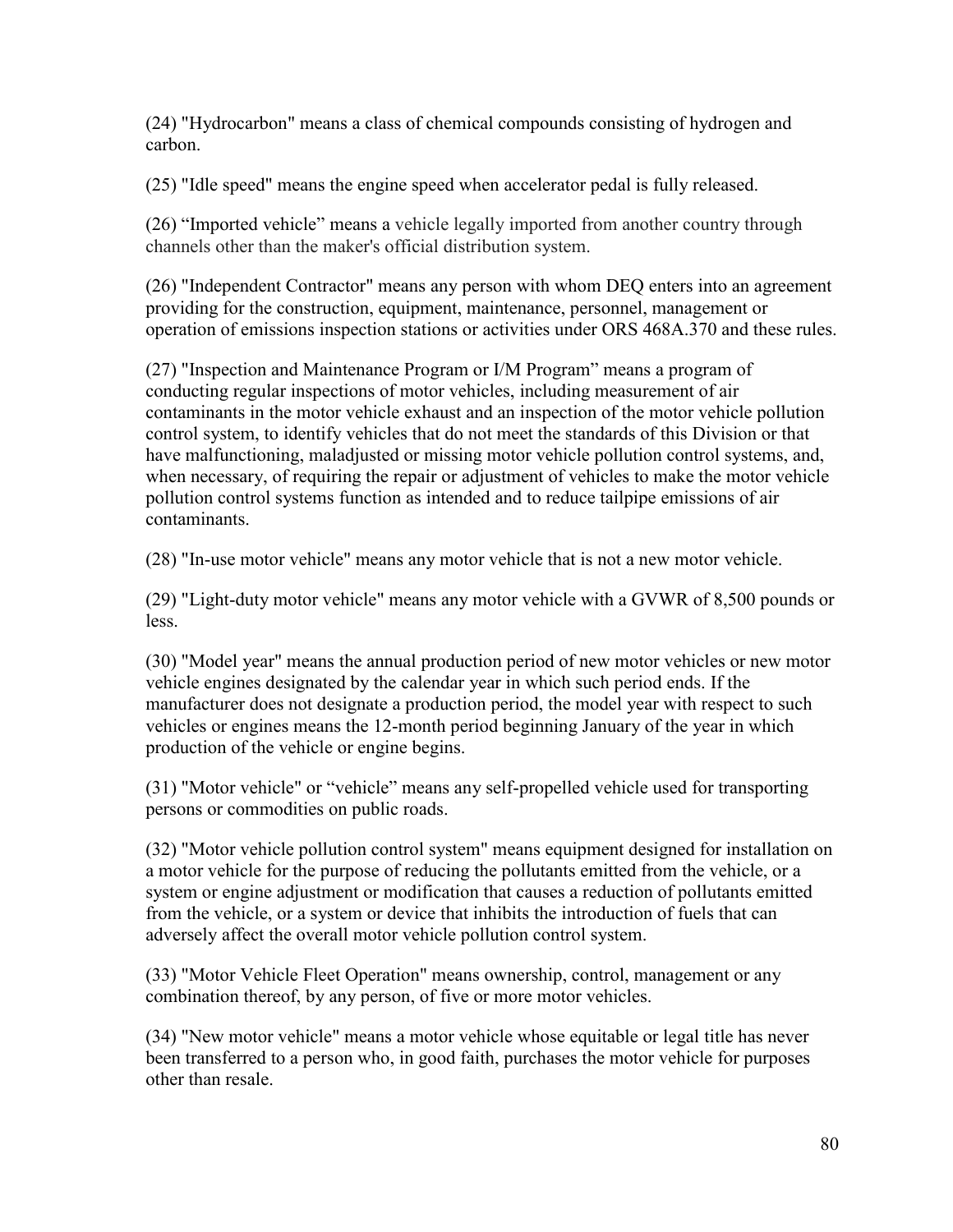(24) "Hydrocarbon" means a class of chemical compounds consisting of hydrogen and carbon.

(25) "Idle speed" means the engine speed when accelerator pedal is fully released.

(26) “Imported vehicle” means a vehicle legally imported from another country through channels other than the maker's official distribution system.

(26) "Independent Contractor" means any person with whom DEQ enters into an agreement providing for the construction, equipment, maintenance, personnel, management or operation of emissions inspection stations or activities under ORS 468A.370 and these rules.

(27) "Inspection and Maintenance Program or I/M Program” means a program of conducting regular inspections of motor vehicles, including measurement of air contaminants in the motor vehicle exhaust and an inspection of the motor vehicle pollution control system, to identify vehicles that do not meet the standards of this Division or that have malfunctioning, maladjusted or missing motor vehicle pollution control systems, and, when necessary, of requiring the repair or adjustment of vehicles to make the motor vehicle pollution control systems function as intended and to reduce tailpipe emissions of air contaminants.

(28) "In-use motor vehicle" means any motor vehicle that is not a new motor vehicle.

(29) "Light-duty motor vehicle" means any motor vehicle with a GVWR of 8,500 pounds or less.

(30) "Model year" means the annual production period of new motor vehicles or new motor vehicle engines designated by the calendar year in which such period ends. If the manufacturer does not designate a production period, the model year with respect to such vehicles or engines means the 12-month period beginning January of the year in which production of the vehicle or engine begins.

(31) "Motor vehicle" or “vehicle” means any self-propelled vehicle used for transporting persons or commodities on public roads.

(32) "Motor vehicle pollution control system" means equipment designed for installation on a motor vehicle for the purpose of reducing the pollutants emitted from the vehicle, or a system or engine adjustment or modification that causes a reduction of pollutants emitted from the vehicle, or a system or device that inhibits the introduction of fuels that can adversely affect the overall motor vehicle pollution control system.

(33) "Motor Vehicle Fleet Operation" means ownership, control, management or any combination thereof, by any person, of five or more motor vehicles.

(34) "New motor vehicle" means a motor vehicle whose equitable or legal title has never been transferred to a person who, in good faith, purchases the motor vehicle for purposes other than resale.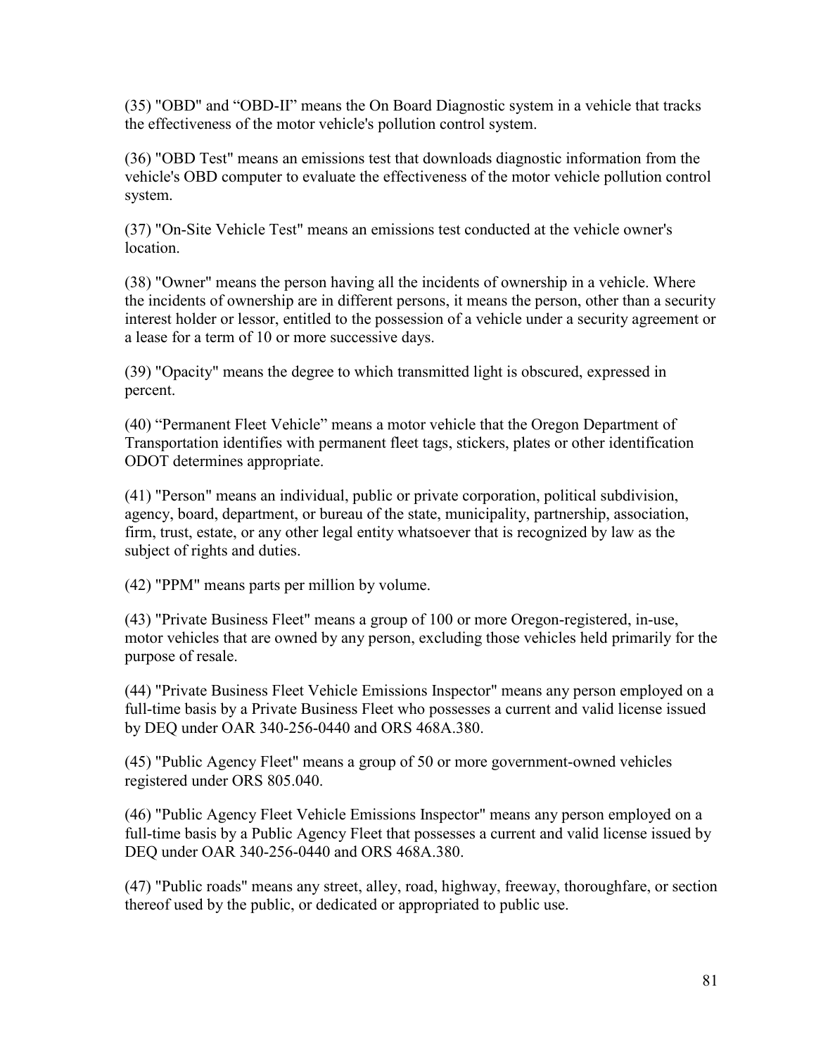(35) "OBD" and “OBD-II” means the On Board Diagnostic system in a vehicle that tracks the effectiveness of the motor vehicle's pollution control system.

(36) "OBD Test" means an emissions test that downloads diagnostic information from the vehicle's OBD computer to evaluate the effectiveness of the motor vehicle pollution control system.

(37) "On-Site Vehicle Test" means an emissions test conducted at the vehicle owner's location.

(38) "Owner" means the person having all the incidents of ownership in a vehicle. Where the incidents of ownership are in different persons, it means the person, other than a security interest holder or lessor, entitled to the possession of a vehicle under a security agreement or a lease for a term of 10 or more successive days.

(39) "Opacity" means the degree to which transmitted light is obscured, expressed in percent.

(40) “Permanent Fleet Vehicle” means a motor vehicle that the Oregon Department of Transportation identifies with permanent fleet tags, stickers, plates or other identification ODOT determines appropriate.

(41) "Person" means an individual, public or private corporation, political subdivision, agency, board, department, or bureau of the state, municipality, partnership, association, firm, trust, estate, or any other legal entity whatsoever that is recognized by law as the subject of rights and duties.

(42) "PPM" means parts per million by volume.

(43) "Private Business Fleet" means a group of 100 or more Oregon-registered, in-use, motor vehicles that are owned by any person, excluding those vehicles held primarily for the purpose of resale.

(44) "Private Business Fleet Vehicle Emissions Inspector" means any person employed on a full-time basis by a Private Business Fleet who possesses a current and valid license issued by DEQ under OAR 340-256-0440 and ORS 468A.380.

(45) "Public Agency Fleet" means a group of 50 or more government-owned vehicles registered under ORS 805.040.

(46) "Public Agency Fleet Vehicle Emissions Inspector" means any person employed on a full-time basis by a Public Agency Fleet that possesses a current and valid license issued by DEQ under OAR 340-256-0440 and ORS 468A.380.

(47) "Public roads" means any street, alley, road, highway, freeway, thoroughfare, or section thereof used by the public, or dedicated or appropriated to public use.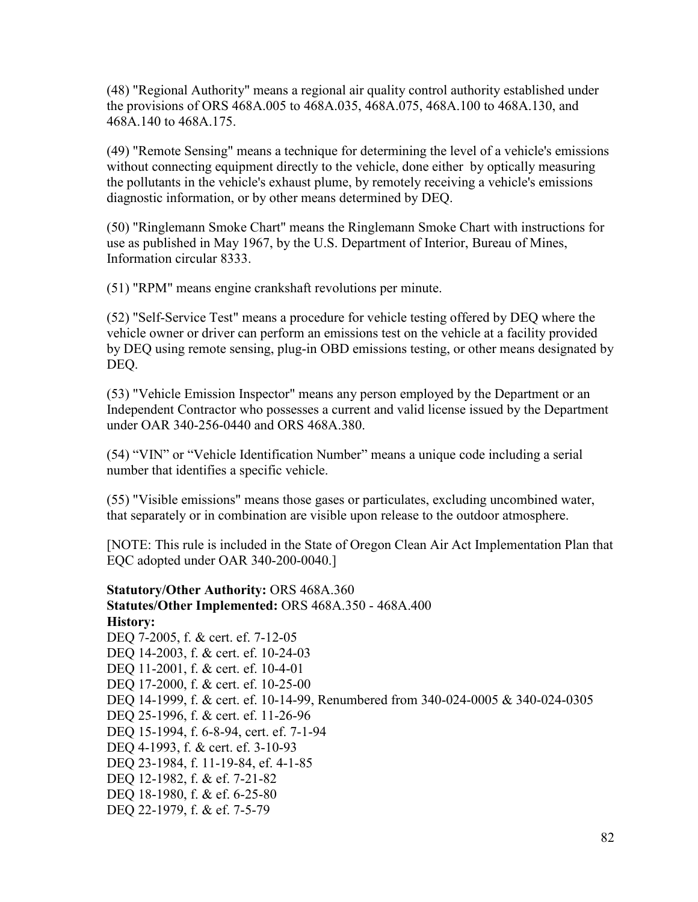(48) "Regional Authority" means a regional air quality control authority established under the provisions of ORS 468A.005 to 468A.035, 468A.075, 468A.100 to 468A.130, and 468A.140 to 468A.175.

(49) "Remote Sensing" means a technique for determining the level of a vehicle's emissions without connecting equipment directly to the vehicle, done either by optically measuring the pollutants in the vehicle's exhaust plume, by remotely receiving a vehicle's emissions diagnostic information, or by other means determined by DEQ.

(50) "Ringlemann Smoke Chart" means the Ringlemann Smoke Chart with instructions for use as published in May 1967, by the U.S. Department of Interior, Bureau of Mines, Information circular 8333.

(51) "RPM" means engine crankshaft revolutions per minute.

(52) "Self-Service Test" means a procedure for vehicle testing offered by DEQ where the vehicle owner or driver can perform an emissions test on the vehicle at a facility provided by DEQ using remote sensing, plug-in OBD emissions testing, or other means designated by DEQ.

(53) "Vehicle Emission Inspector" means any person employed by the Department or an Independent Contractor who possesses a current and valid license issued by the Department under OAR 340-256-0440 and ORS 468A.380.

(54) “VIN” or “Vehicle Identification Number” means a unique code including a serial number that identifies a specific vehicle.

(55) "Visible emissions" means those gases or particulates, excluding uncombined water, that separately or in combination are visible upon release to the outdoor atmosphere.

[NOTE: This rule is included in the State of Oregon Clean Air Act Implementation Plan that EQC adopted under OAR 340-200-0040.]

**Statutory/Other Authority:** ORS 468A.360
**Statutes/Other Implemented:** ORS 468A.350 - 468A.400
**History:**
DEQ 7-2005, f. & cert. ef. 7-12-05
DEQ 14-2003, f. & cert. ef. 10-24-03
DEQ 11-2001, f. & cert. ef. 10-4-01
DEQ 17-2000, f. & cert. ef. 10-25-00
DEQ 14-1999, f. & cert. ef. 10-14-99, Renumbered from 340-024-0005 & 340-024-0305
DEQ 25-1996, f. & cert. ef. 11-26-96
DEQ 15-1994, f. 6-8-94, cert. ef. 7-1-94
DEQ 4-1993, f. & cert. ef. 3-10-93
DEQ 23-1984, f. 11-19-84, ef. 4-1-85
DEQ 12-1982, f. & ef. 7-21-82
DEQ 18-1980, f. & ef. 6-25-80
DEQ 22-1979, f. & ef. 7-5-79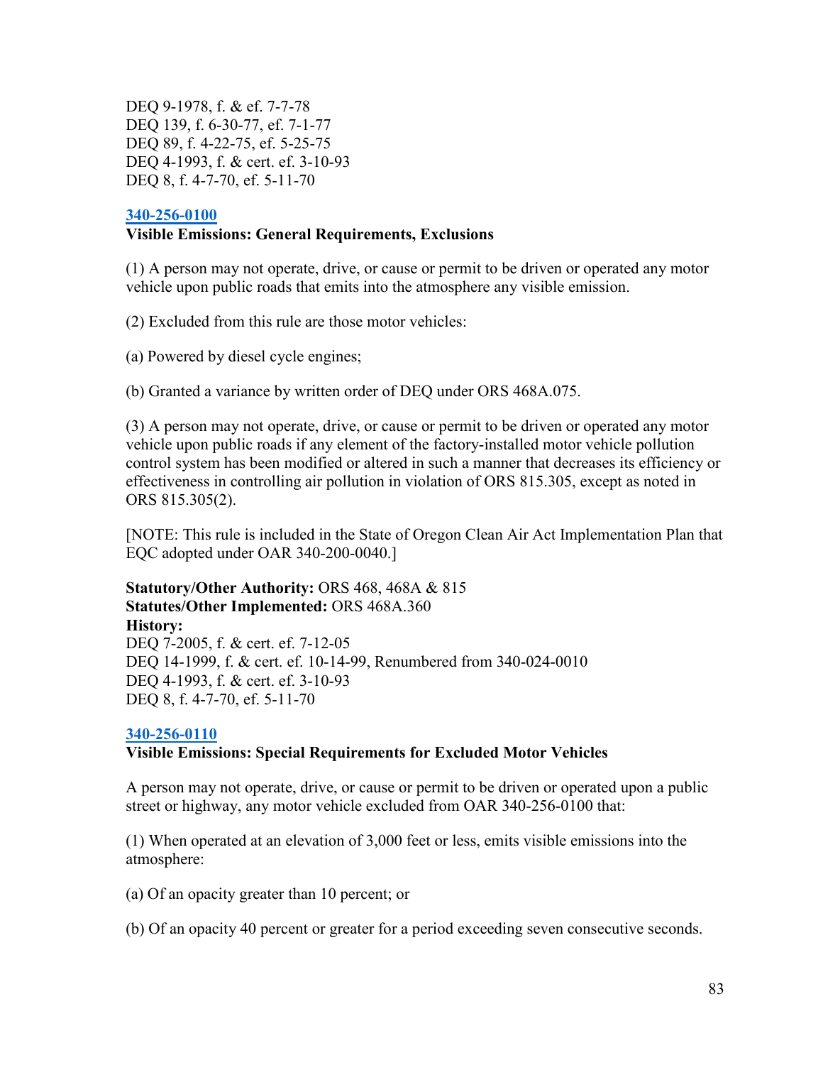DEQ 9-1978, f. & ef. 7-7-78
DEQ 139, f. 6-30-77, ef. 7-1-77
DEQ 89, f. 4-22-75, ef. 5-25-75
DEQ 4-1993, f. & cert. ef. 3-10-93
DEQ 8, f. 4-7-70, ef. 5-11-70

### [340-256-0100](#)

**Visible Emissions: General Requirements, Exclusions**

(1) A person may not operate, drive, or cause or permit to be driven or operated any motor vehicle upon public roads that emits into the atmosphere any visible emission.

(2) Excluded from this rule are those motor vehicles:

(a) Powered by diesel cycle engines;

(b) Granted a variance by written order of DEQ under ORS 468A.075.

(3) A person may not operate, drive, or cause or permit to be driven or operated any motor vehicle upon public roads if any element of the factory-installed motor vehicle pollution control system has been modified or altered in such a manner that decreases its efficiency or effectiveness in controlling air pollution in violation of ORS 815.305, except as noted in ORS 815.305(2).

[NOTE: This rule is included in the State of Oregon Clean Air Act Implementation Plan that EQC adopted under OAR 340-200-0040.]

**Statutory/Other Authority:** ORS 468, 468A & 815
**Statutes/Other Implemented:** ORS 468A.360
**History:**
DEQ 7-2005, f. & cert. ef. 7-12-05
DEQ 14-1999, f. & cert. ef. 10-14-99, Renumbered from 340-024-0010
DEQ 4-1993, f. & cert. ef. 3-10-93
DEQ 8, f. 4-7-70, ef. 5-11-70

### [340-256-0110](#)

**Visible Emissions: Special Requirements for Excluded Motor Vehicles**

A person may not operate, drive, or cause or permit to be driven or operated upon a public street or highway, any motor vehicle excluded from OAR 340-256-0100 that:

(1) When operated at an elevation of 3,000 feet or less, emits visible emissions into the atmosphere:

(a) Of an opacity greater than 10 percent; or

(b) Of an opacity 40 percent or greater for a period exceeding seven consecutive seconds.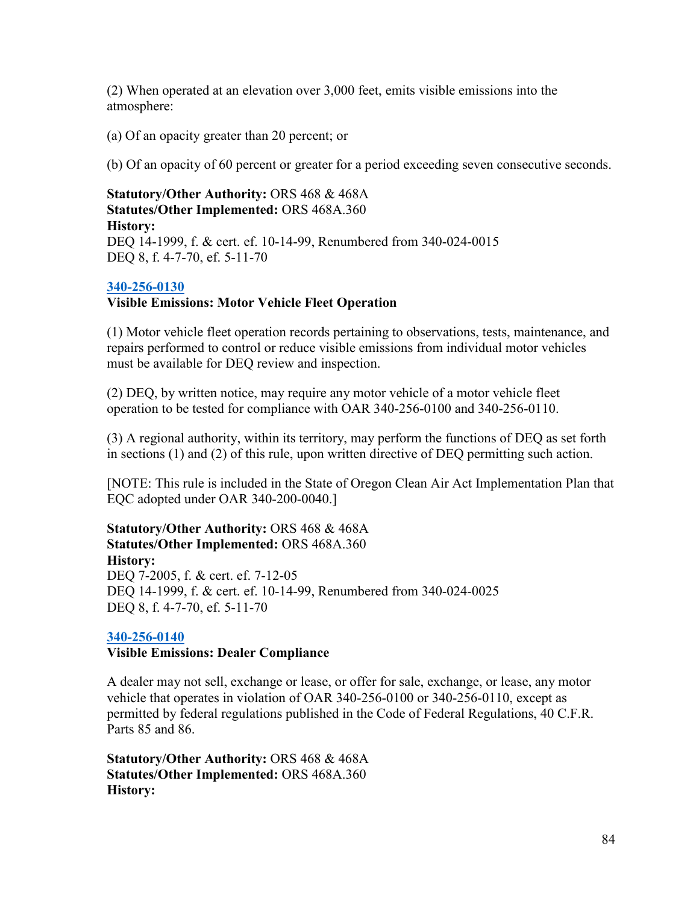(2) When operated at an elevation over 3,000 feet, emits visible emissions into the atmosphere:

(a) Of an opacity greater than 20 percent; or

(b) Of an opacity of 60 percent or greater for a period exceeding seven consecutive seconds.

**Statutory/Other Authority:** ORS 468 & 468A
**Statutes/Other Implemented:** ORS 468A.360
**History:**
DEQ 14-1999, f. & cert. ef. 10-14-99, Renumbered from 340-024-0015
DEQ 8, f. 4-7-70, ef. 5-11-70

### 340-256-0130
**Visible Emissions: Motor Vehicle Fleet Operation**

(1) Motor vehicle fleet operation records pertaining to observations, tests, maintenance, and repairs performed to control or reduce visible emissions from individual motor vehicles must be available for DEQ review and inspection.

(2) DEQ, by written notice, may require any motor vehicle of a motor vehicle fleet operation to be tested for compliance with OAR 340-256-0100 and 340-256-0110.

(3) A regional authority, within its territory, may perform the functions of DEQ as set forth in sections (1) and (2) of this rule, upon written directive of DEQ permitting such action.

[NOTE: This rule is included in the State of Oregon Clean Air Act Implementation Plan that EQC adopted under OAR 340-200-0040.]

**Statutory/Other Authority:** ORS 468 & 468A
**Statutes/Other Implemented:** ORS 468A.360
**History:**
DEQ 7-2005, f. & cert. ef. 7-12-05
DEQ 14-1999, f. & cert. ef. 10-14-99, Renumbered from 340-024-0025
DEQ 8, f. 4-7-70, ef. 5-11-70

### 340-256-0140
**Visible Emissions: Dealer Compliance**

A dealer may not sell, exchange or lease, or offer for sale, exchange, or lease, any motor vehicle that operates in violation of OAR 340-256-0100 or 340-256-0110, except as permitted by federal regulations published in the Code of Federal Regulations, 40 C.F.R. Parts 85 and 86.

**Statutory/Other Authority:** ORS 468 & 468A
**Statutes/Other Implemented:** ORS 468A.360
**History:**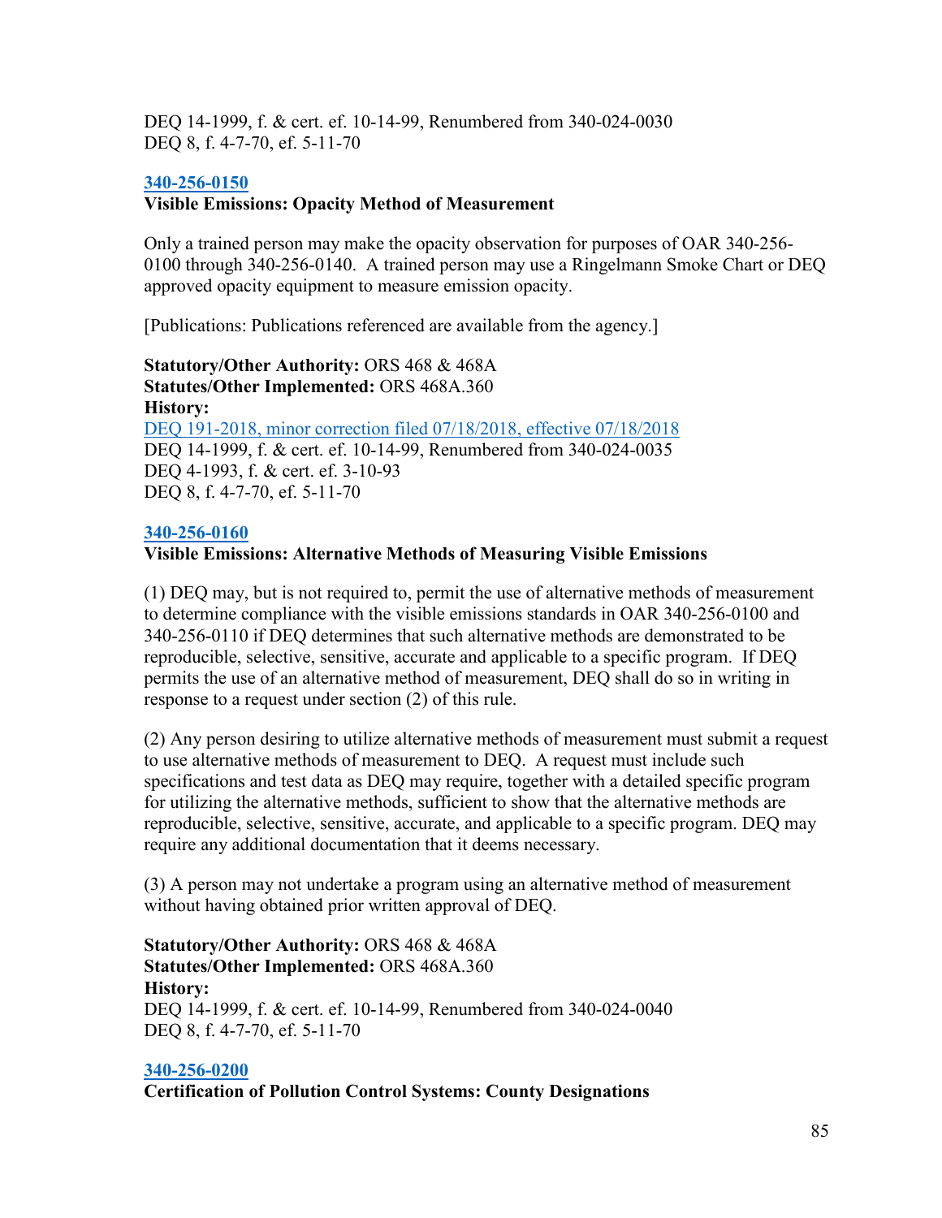DEQ 14-1999, f. & cert. ef. 10-14-99, Renumbered from 340-024-0030
DEQ 8, f. 4-7-70, ef. 5-11-70

### [340-256-0150](#)
**Visible Emissions: Opacity Method of Measurement**

Only a trained person may make the opacity observation for purposes of OAR 340-256-0100 through 340-256-0140. A trained person may use a Ringelmann Smoke Chart or DEQ approved opacity equipment to measure emission opacity.

[Publications: Publications referenced are available from the agency.]

**Statutory/Other Authority:** ORS 468 & 468A
**Statutes/Other Implemented:** ORS 468A.360
**History:**
[DEQ 191-2018, minor correction filed 07/18/2018, effective 07/18/2018](#)
DEQ 14-1999, f. & cert. ef. 10-14-99, Renumbered from 340-024-0035
DEQ 4-1993, f. & cert. ef. 3-10-93
DEQ 8, f. 4-7-70, ef. 5-11-70

### [340-256-0160](#)
**Visible Emissions: Alternative Methods of Measuring Visible Emissions**

(1) DEQ may, but is not required to, permit the use of alternative methods of measurement to determine compliance with the visible emissions standards in OAR 340-256-0100 and 340-256-0110 if DEQ determines that such alternative methods are demonstrated to be reproducible, selective, sensitive, accurate and applicable to a specific program. If DEQ permits the use of an alternative method of measurement, DEQ shall do so in writing in response to a request under section (2) of this rule.

(2) Any person desiring to utilize alternative methods of measurement must submit a request to use alternative methods of measurement to DEQ. A request must include such specifications and test data as DEQ may require, together with a detailed specific program for utilizing the alternative methods, sufficient to show that the alternative methods are reproducible, selective, sensitive, accurate, and applicable to a specific program. DEQ may require any additional documentation that it deems necessary.

(3) A person may not undertake a program using an alternative method of measurement without having obtained prior written approval of DEQ.

**Statutory/Other Authority:** ORS 468 & 468A
**Statutes/Other Implemented:** ORS 468A.360
**History:**
DEQ 14-1999, f. & cert. ef. 10-14-99, Renumbered from 340-024-0040
DEQ 8, f. 4-7-70, ef. 5-11-70

### [340-256-0200](#)
**Certification of Pollution Control Systems: County Designations**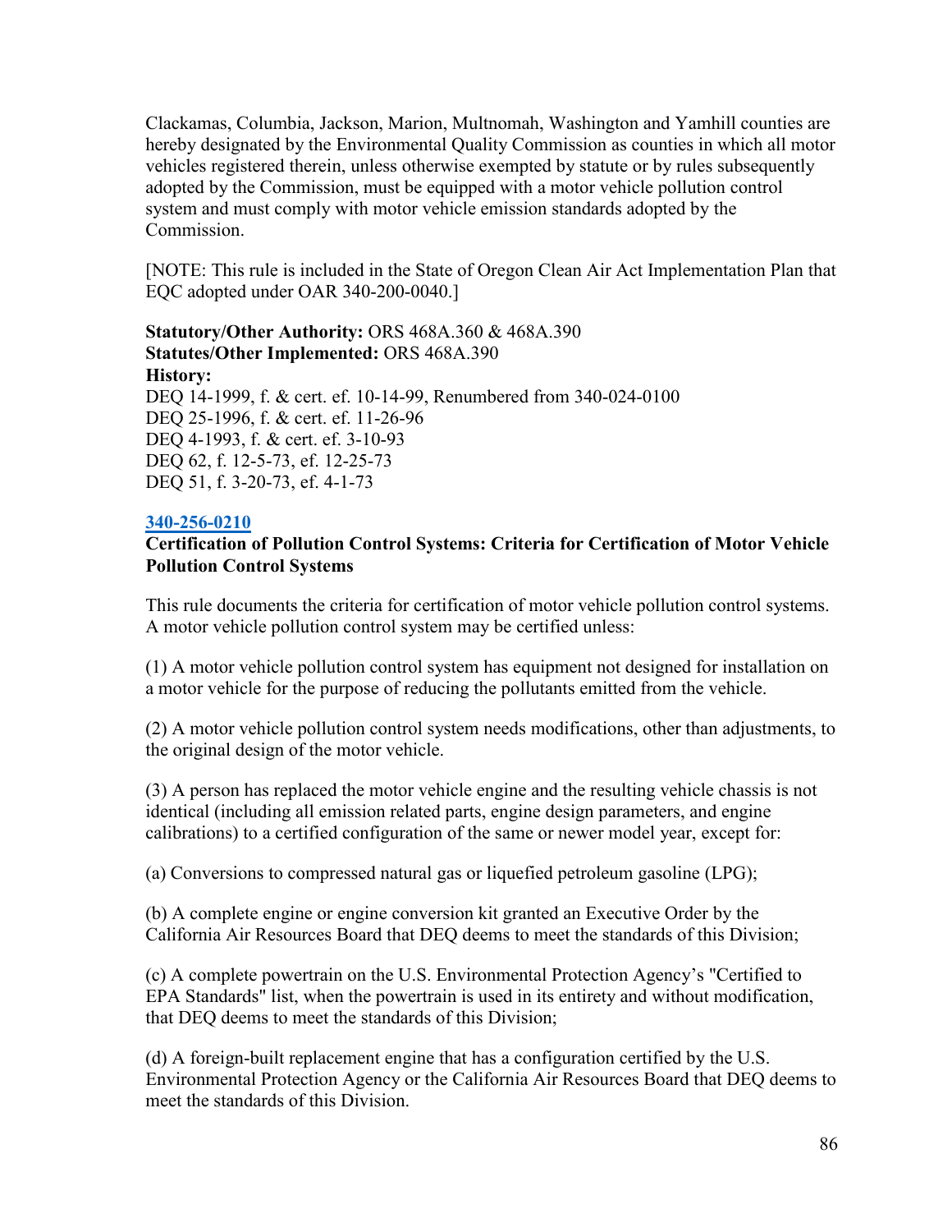Clackamas, Columbia, Jackson, Marion, Multnomah, Washington and Yamhill counties are hereby designated by the Environmental Quality Commission as counties in which all motor vehicles registered therein, unless otherwise exempted by statute or by rules subsequently adopted by the Commission, must be equipped with a motor vehicle pollution control system and must comply with motor vehicle emission standards adopted by the Commission.

[NOTE: This rule is included in the State of Oregon Clean Air Act Implementation Plan that EQC adopted under OAR 340-200-0040.]

**Statutory/Other Authority:** ORS 468A.360 & 468A.390
**Statutes/Other Implemented:** ORS 468A.390
**History:**
DEQ 14-1999, f. & cert. ef. 10-14-99, Renumbered from 340-024-0100
DEQ 25-1996, f. & cert. ef. 11-26-96
DEQ 4-1993, f. & cert. ef. 3-10-93
DEQ 62, f. 12-5-73, ef. 12-25-73
DEQ 51, f. 3-20-73, ef. 4-1-73

**340-256-0210**
**Certification of Pollution Control Systems: Criteria for Certification of Motor Vehicle Pollution Control Systems**

This rule documents the criteria for certification of motor vehicle pollution control systems. A motor vehicle pollution control system may be certified unless:

(1) A motor vehicle pollution control system has equipment not designed for installation on a motor vehicle for the purpose of reducing the pollutants emitted from the vehicle.

(2) A motor vehicle pollution control system needs modifications, other than adjustments, to the original design of the motor vehicle.

(3) A person has replaced the motor vehicle engine and the resulting vehicle chassis is not identical (including all emission related parts, engine design parameters, and engine calibrations) to a certified configuration of the same or newer model year, except for:

(a) Conversions to compressed natural gas or liquefied petroleum gasoline (LPG);

(b) A complete engine or engine conversion kit granted an Executive Order by the California Air Resources Board that DEQ deems to meet the standards of this Division;

(c) A complete powertrain on the U.S. Environmental Protection Agency's "Certified to EPA Standards" list, when the powertrain is used in its entirety and without modification, that DEQ deems to meet the standards of this Division;

(d) A foreign-built replacement engine that has a configuration certified by the U.S. Environmental Protection Agency or the California Air Resources Board that DEQ deems to meet the standards of this Division.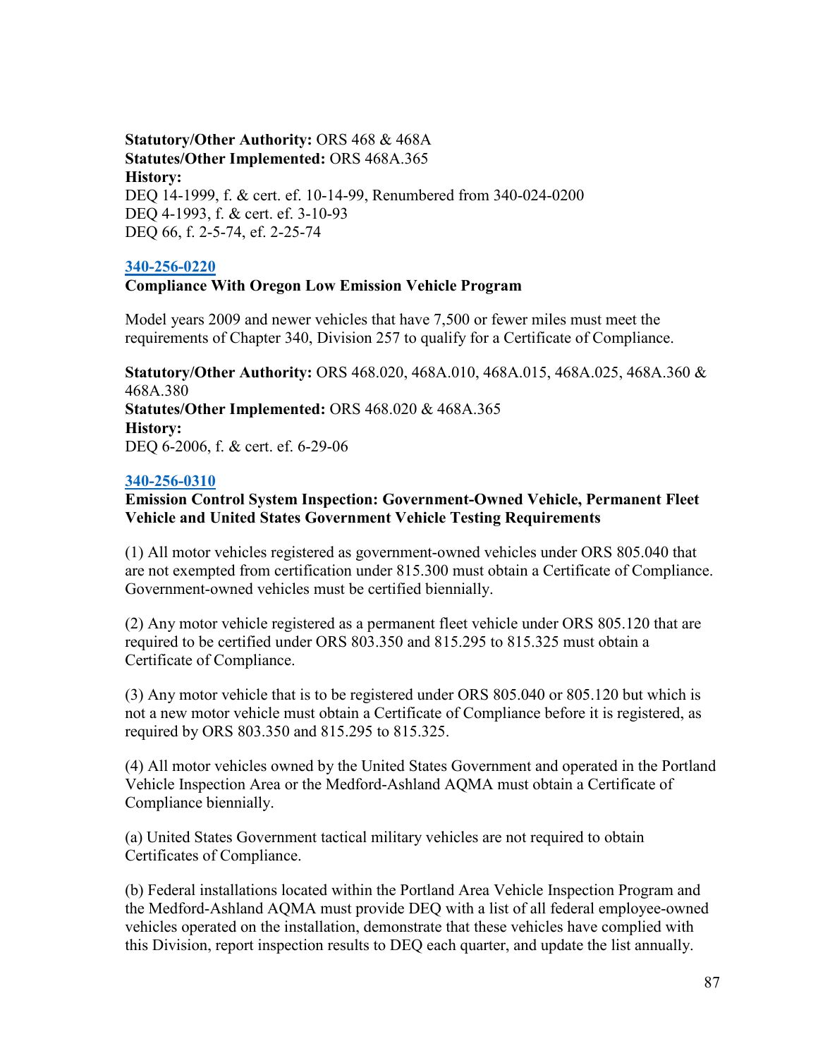**Statutory/Other Authority:** ORS 468 & 468A
**Statutes/Other Implemented:** ORS 468A.365
**History:**
DEQ 14-1999, f. & cert. ef. 10-14-99, Renumbered from 340-024-0200
DEQ 4-1993, f. & cert. ef. 3-10-93
DEQ 66, f. 2-5-74, ef. 2-25-74

### 340-256-0220
**Compliance With Oregon Low Emission Vehicle Program**

Model years 2009 and newer vehicles that have 7,500 or fewer miles must meet the requirements of Chapter 340, Division 257 to qualify for a Certificate of Compliance.

**Statutory/Other Authority:** ORS 468.020, 468A.010, 468A.015, 468A.025, 468A.360 & 468A.380
**Statutes/Other Implemented:** ORS 468.020 & 468A.365
**History:**
DEQ 6-2006, f. & cert. ef. 6-29-06

### 340-256-0310
**Emission Control System Inspection: Government-Owned Vehicle, Permanent Fleet Vehicle and United States Government Vehicle Testing Requirements**

(1) All motor vehicles registered as government-owned vehicles under ORS 805.040 that are not exempted from certification under 815.300 must obtain a Certificate of Compliance. Government-owned vehicles must be certified biennially.

(2) Any motor vehicle registered as a permanent fleet vehicle under ORS 805.120 that are required to be certified under ORS 803.350 and 815.295 to 815.325 must obtain a Certificate of Compliance.

(3) Any motor vehicle that is to be registered under ORS 805.040 or 805.120 but which is not a new motor vehicle must obtain a Certificate of Compliance before it is registered, as required by ORS 803.350 and 815.295 to 815.325.

(4) All motor vehicles owned by the United States Government and operated in the Portland Vehicle Inspection Area or the Medford-Ashland AQMA must obtain a Certificate of Compliance biennially.

(a) United States Government tactical military vehicles are not required to obtain Certificates of Compliance.

(b) Federal installations located within the Portland Area Vehicle Inspection Program and the Medford-Ashland AQMA must provide DEQ with a list of all federal employee-owned vehicles operated on the installation, demonstrate that these vehicles have complied with this Division, report inspection results to DEQ each quarter, and update the list annually.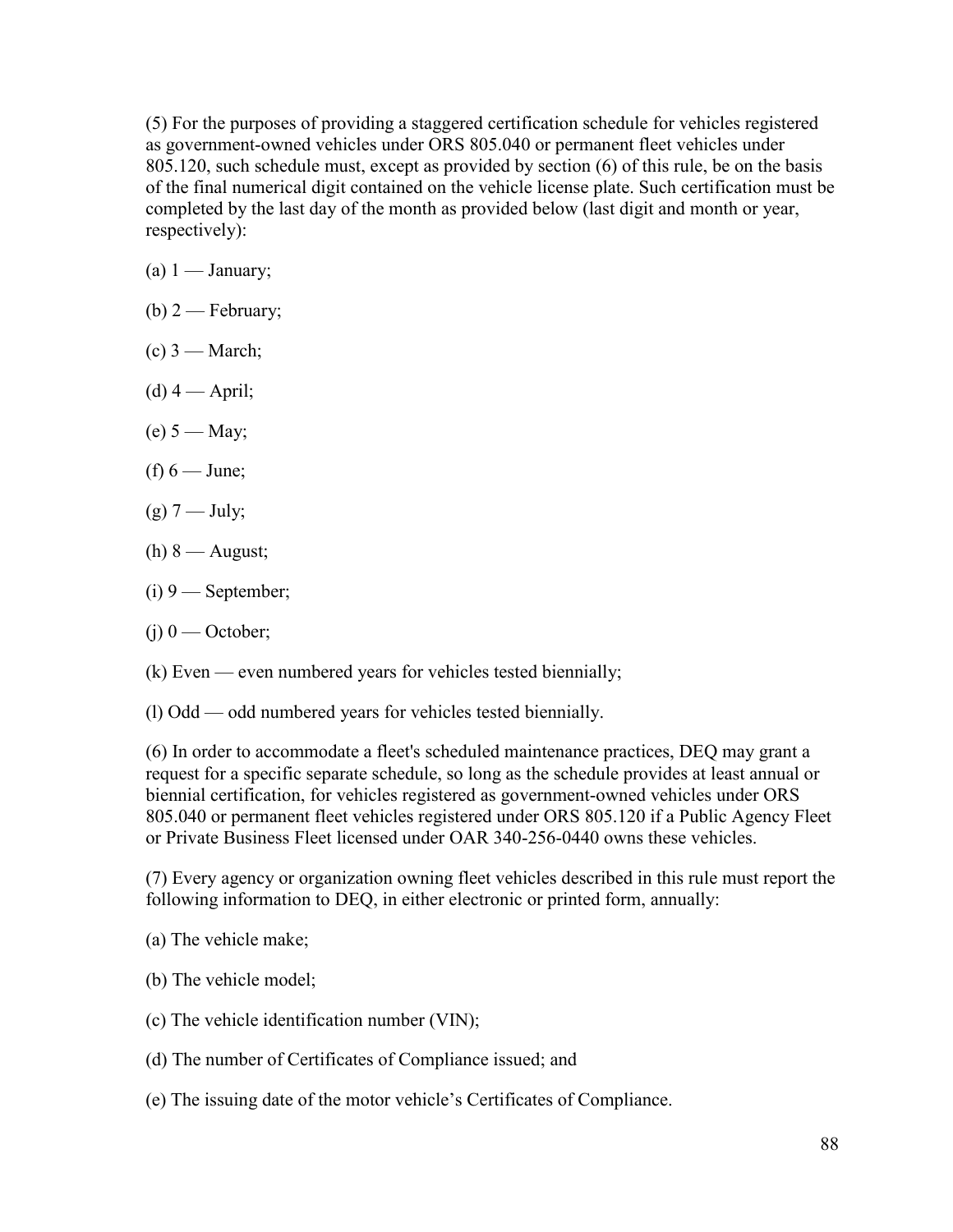(5) For the purposes of providing a staggered certification schedule for vehicles registered as government-owned vehicles under ORS 805.040 or permanent fleet vehicles under 805.120, such schedule must, except as provided by section (6) of this rule, be on the basis of the final numerical digit contained on the vehicle license plate. Such certification must be completed by the last day of the month as provided below (last digit and month or year, respectively):

(a) 1 — January;

(b) 2 — February;

(c) 3 — March;

(d) 4 — April;

(e) 5 — May;

(f) 6 — June;

(g) 7 — July;

(h) 8 — August;

(i) 9 — September;

(j) 0 — October;

(k) Even — even numbered years for vehicles tested biennially;

(l) Odd — odd numbered years for vehicles tested biennially.

(6) In order to accommodate a fleet's scheduled maintenance practices, DEQ may grant a request for a specific separate schedule, so long as the schedule provides at least annual or biennial certification, for vehicles registered as government-owned vehicles under ORS 805.040 or permanent fleet vehicles registered under ORS 805.120 if a Public Agency Fleet or Private Business Fleet licensed under OAR 340-256-0440 owns these vehicles.

(7) Every agency or organization owning fleet vehicles described in this rule must report the following information to DEQ, in either electronic or printed form, annually:

(a) The vehicle make;

(b) The vehicle model;

(c) The vehicle identification number (VIN);

(d) The number of Certificates of Compliance issued; and

(e) The issuing date of the motor vehicle's Certificates of Compliance.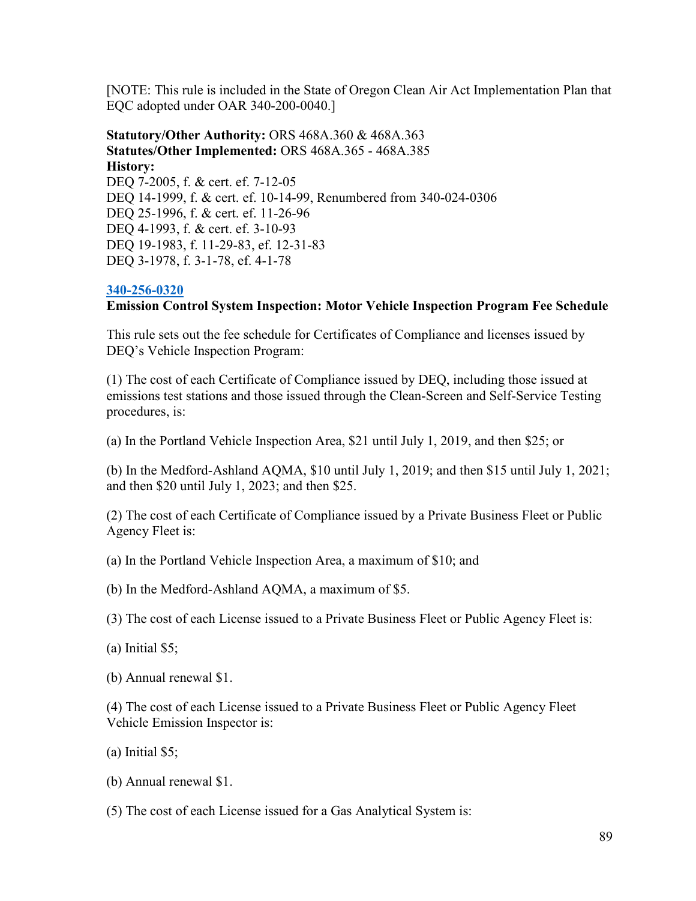[NOTE: This rule is included in the State of Oregon Clean Air Act Implementation Plan that EQC adopted under OAR 340-200-0040.]

**Statutory/Other Authority:** ORS 468A.360 & 468A.363
**Statutes/Other Implemented:** ORS 468A.365 - 468A.385
**History:**
DEQ 7-2005, f. & cert. ef. 7-12-05
DEQ 14-1999, f. & cert. ef. 10-14-99, Renumbered from 340-024-0306
DEQ 25-1996, f. & cert. ef. 11-26-96
DEQ 4-1993, f. & cert. ef. 3-10-93
DEQ 19-1983, f. 11-29-83, ef. 12-31-83
DEQ 3-1978, f. 3-1-78, ef. 4-1-78

**340-256-0320**
**Emission Control System Inspection: Motor Vehicle Inspection Program Fee Schedule**

This rule sets out the fee schedule for Certificates of Compliance and licenses issued by DEQ's Vehicle Inspection Program:

(1) The cost of each Certificate of Compliance issued by DEQ, including those issued at emissions test stations and those issued through the Clean-Screen and Self-Service Testing procedures, is:

(a) In the Portland Vehicle Inspection Area, $21 until July 1, 2019, and then $25; or

(b) In the Medford-Ashland AQMA, $10 until July 1, 2019; and then $15 until July 1, 2021; and then $20 until July 1, 2023; and then $25.

(2) The cost of each Certificate of Compliance issued by a Private Business Fleet or Public Agency Fleet is:

(a) In the Portland Vehicle Inspection Area, a maximum of $10; and

(b) In the Medford-Ashland AQMA, a maximum of $5.

(3) The cost of each License issued to a Private Business Fleet or Public Agency Fleet is:

(a) Initial $5;

(b) Annual renewal $1.

(4) The cost of each License issued to a Private Business Fleet or Public Agency Fleet Vehicle Emission Inspector is:

(a) Initial $5;

(b) Annual renewal $1.

(5) The cost of each License issued for a Gas Analytical System is: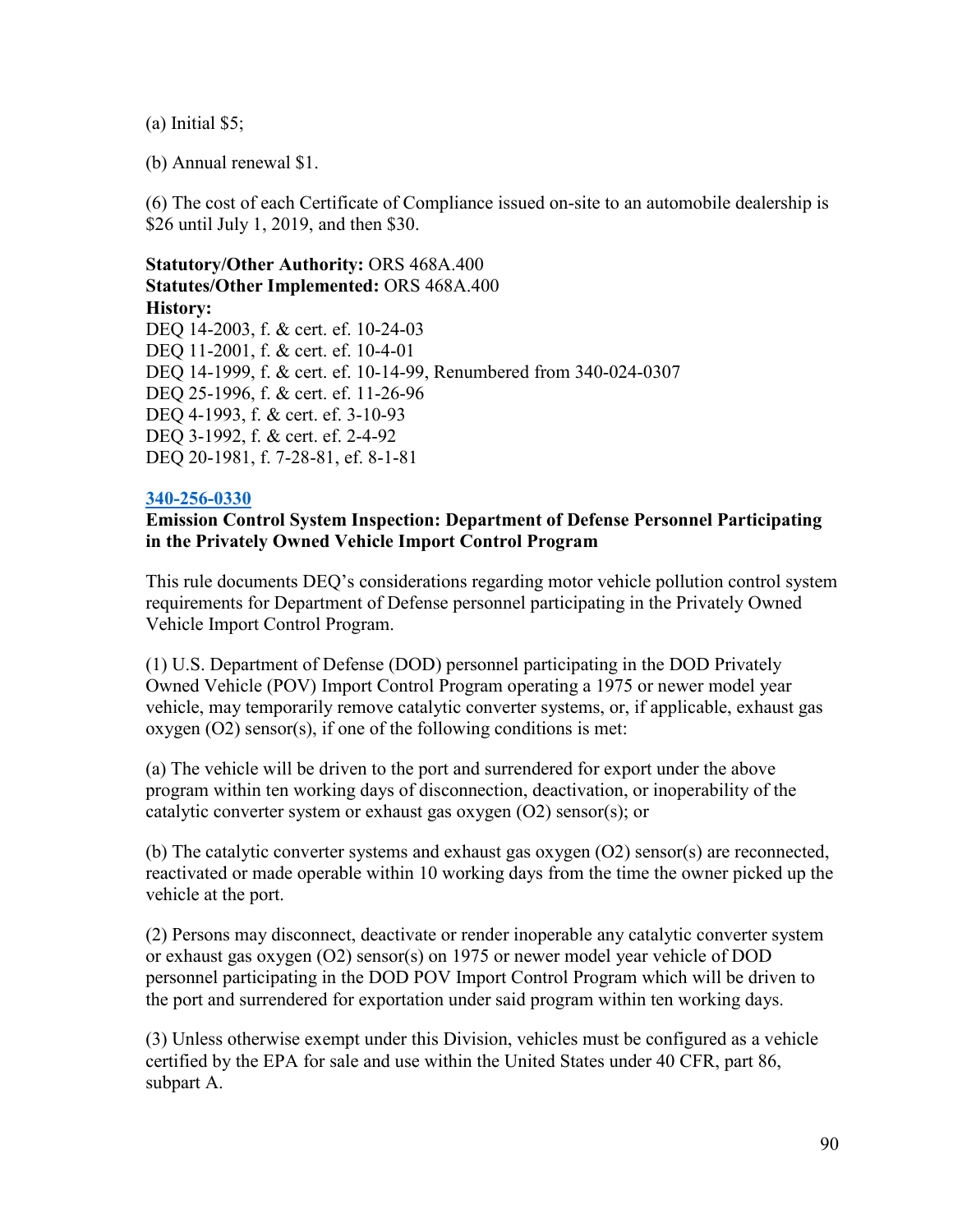(a) Initial $5;

(b) Annual renewal $1.

(6) The cost of each Certificate of Compliance issued on-site to an automobile dealership is $26 until July 1, 2019, and then $30.

**Statutory/Other Authority:** ORS 468A.400
**Statutes/Other Implemented:** ORS 468A.400
**History:**
DEQ 14-2003, f. & cert. ef. 10-24-03
DEQ 11-2001, f. & cert. ef. 10-4-01
DEQ 14-1999, f. & cert. ef. 10-14-99, Renumbered from 340-024-0307
DEQ 25-1996, f. & cert. ef. 11-26-96
DEQ 4-1993, f. & cert. ef. 3-10-93
DEQ 3-1992, f. & cert. ef. 2-4-92
DEQ 20-1981, f. 7-28-81, ef. 8-1-81

**340-256-0330**
**Emission Control System Inspection: Department of Defense Personnel Participating in the Privately Owned Vehicle Import Control Program**

This rule documents DEQ's considerations regarding motor vehicle pollution control system requirements for Department of Defense personnel participating in the Privately Owned Vehicle Import Control Program.

(1) U.S. Department of Defense (DOD) personnel participating in the DOD Privately Owned Vehicle (POV) Import Control Program operating a 1975 or newer model year vehicle, may temporarily remove catalytic converter systems, or, if applicable, exhaust gas oxygen ($O_2$) sensor(s), if one of the following conditions is met:

(a) The vehicle will be driven to the port and surrendered for export under the above program within ten working days of disconnection, deactivation, or inoperability of the catalytic converter system or exhaust gas oxygen ($O_2$) sensor(s); or

(b) The catalytic converter systems and exhaust gas oxygen ($O_2$) sensor(s) are reconnected, reactivated or made operable within 10 working days from the time the owner picked up the vehicle at the port.

(2) Persons may disconnect, deactivate or render inoperable any catalytic converter system or exhaust gas oxygen ($O_2$) sensor(s) on 1975 or newer model year vehicle of DOD personnel participating in the DOD POV Import Control Program which will be driven to the port and surrendered for exportation under said program within ten working days.

(3) Unless otherwise exempt under this Division, vehicles must be configured as a vehicle certified by the EPA for sale and use within the United States under 40 CFR, part 86, subpart A.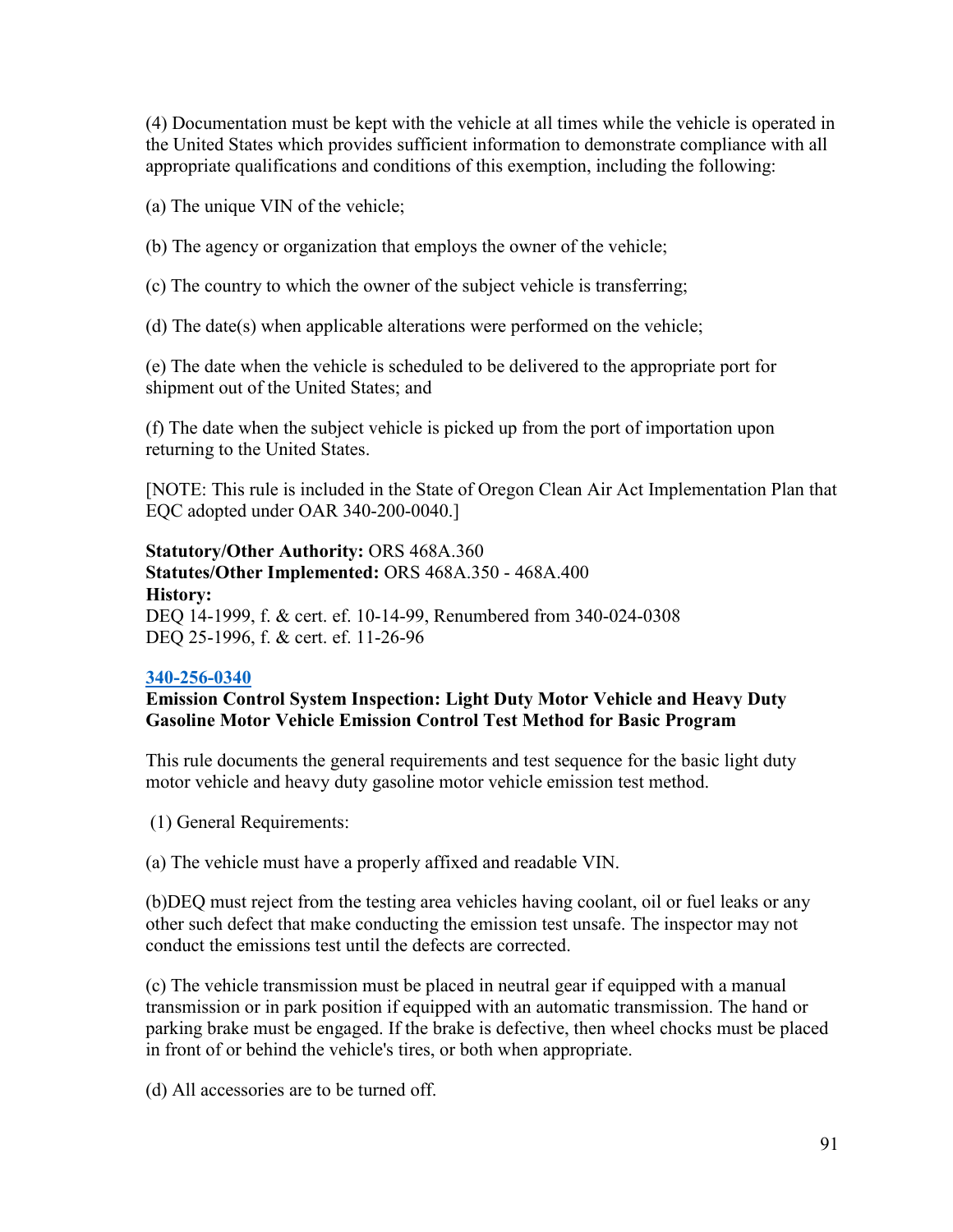(4) Documentation must be kept with the vehicle at all times while the vehicle is operated in the United States which provides sufficient information to demonstrate compliance with all appropriate qualifications and conditions of this exemption, including the following:

(a) The unique VIN of the vehicle;

(b) The agency or organization that employs the owner of the vehicle;

(c) The country to which the owner of the subject vehicle is transferring;

(d) The date(s) when applicable alterations were performed on the vehicle;

(e) The date when the vehicle is scheduled to be delivered to the appropriate port for shipment out of the United States; and

(f) The date when the subject vehicle is picked up from the port of importation upon returning to the United States.

[NOTE: This rule is included in the State of Oregon Clean Air Act Implementation Plan that EQC adopted under OAR 340-200-0040.]

**Statutory/Other Authority:** ORS 468A.360
**Statutes/Other Implemented:** ORS 468A.350 - 468A.400
**History:**
DEQ 14-1999, f. & cert. ef. 10-14-99, Renumbered from 340-024-0308
DEQ 25-1996, f. & cert. ef. 11-26-96

**340-256-0340**
**Emission Control System Inspection: Light Duty Motor Vehicle and Heavy Duty Gasoline Motor Vehicle Emission Control Test Method for Basic Program**

This rule documents the general requirements and test sequence for the basic light duty motor vehicle and heavy duty gasoline motor vehicle emission test method.

(1) General Requirements:

(a) The vehicle must have a properly affixed and readable VIN.

(b)DEQ must reject from the testing area vehicles having coolant, oil or fuel leaks or any other such defect that make conducting the emission test unsafe. The inspector may not conduct the emissions test until the defects are corrected.

(c) The vehicle transmission must be placed in neutral gear if equipped with a manual transmission or in park position if equipped with an automatic transmission. The hand or parking brake must be engaged. If the brake is defective, then wheel chocks must be placed in front of or behind the vehicle's tires, or both when appropriate.

(d) All accessories are to be turned off.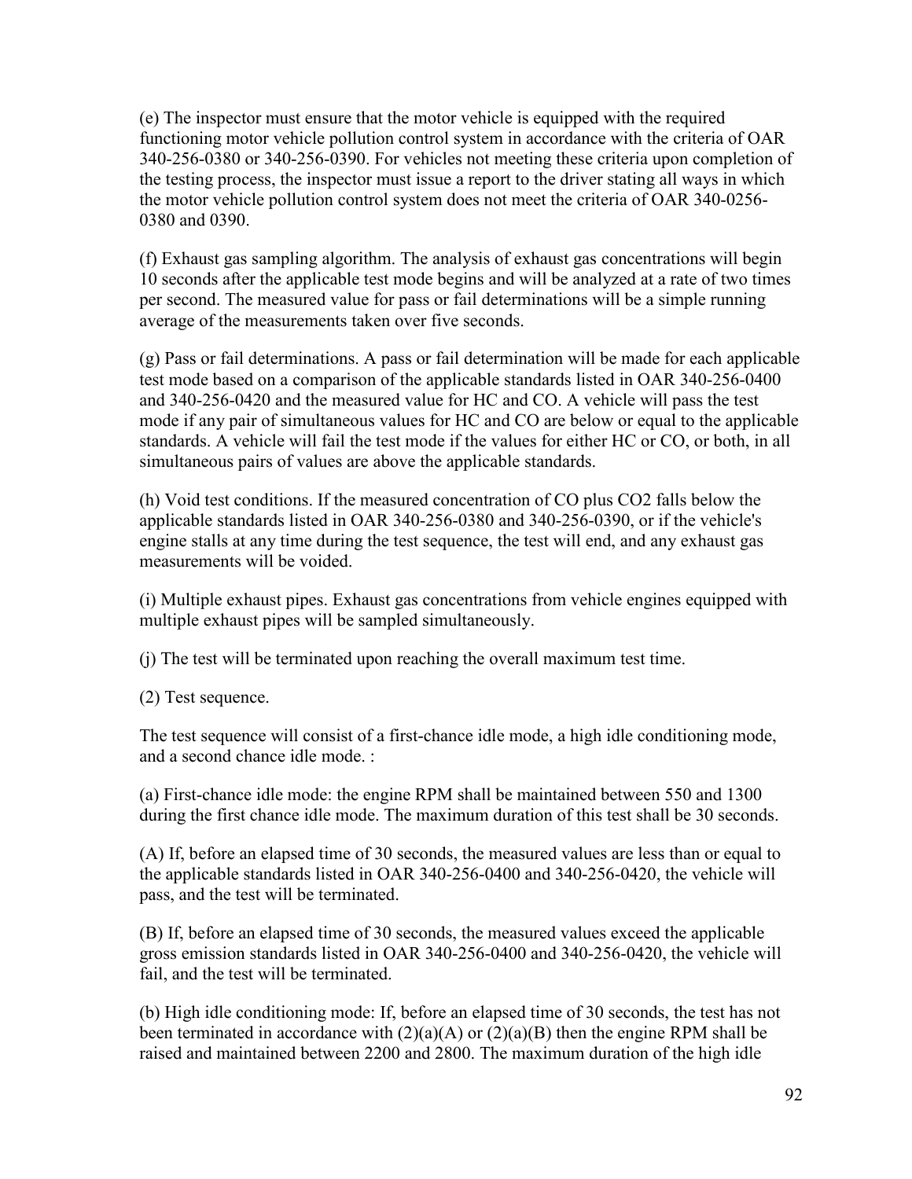(e) The inspector must ensure that the motor vehicle is equipped with the required functioning motor vehicle pollution control system in accordance with the criteria of OAR 340-256-0380 or 340-256-0390. For vehicles not meeting these criteria upon completion of the testing process, the inspector must issue a report to the driver stating all ways in which the motor vehicle pollution control system does not meet the criteria of OAR 340-0256-0380 and 0390.

(f) Exhaust gas sampling algorithm. The analysis of exhaust gas concentrations will begin 10 seconds after the applicable test mode begins and will be analyzed at a rate of two times per second. The measured value for pass or fail determinations will be a simple running average of the measurements taken over five seconds.

(g) Pass or fail determinations. A pass or fail determination will be made for each applicable test mode based on a comparison of the applicable standards listed in OAR 340-256-0400 and 340-256-0420 and the measured value for HC and CO. A vehicle will pass the test mode if any pair of simultaneous values for HC and CO are below or equal to the applicable standards. A vehicle will fail the test mode if the values for either HC or CO, or both, in all simultaneous pairs of values are above the applicable standards.

(h) Void test conditions. If the measured concentration of CO plus $CO_2$ falls below the applicable standards listed in OAR 340-256-0380 and 340-256-0390, or if the vehicle's engine stalls at any time during the test sequence, the test will end, and any exhaust gas measurements will be voided.

(i) Multiple exhaust pipes. Exhaust gas concentrations from vehicle engines equipped with multiple exhaust pipes will be sampled simultaneously.

(j) The test will be terminated upon reaching the overall maximum test time.

(2) Test sequence.

The test sequence will consist of a first-chance idle mode, a high idle conditioning mode, and a second chance idle mode. :

(a) First-chance idle mode: the engine RPM shall be maintained between 550 and 1300 during the first chance idle mode. The maximum duration of this test shall be 30 seconds.

(A) If, before an elapsed time of 30 seconds, the measured values are less than or equal to the applicable standards listed in OAR 340-256-0400 and 340-256-0420, the vehicle will pass, and the test will be terminated.

(B) If, before an elapsed time of 30 seconds, the measured values exceed the applicable gross emission standards listed in OAR 340-256-0400 and 340-256-0420, the vehicle will fail, and the test will be terminated.

(b) High idle conditioning mode: If, before an elapsed time of 30 seconds, the test has not been terminated in accordance with (2)(a)(A) or (2)(a)(B) then the engine RPM shall be raised and maintained between 2200 and 2800. The maximum duration of the high idle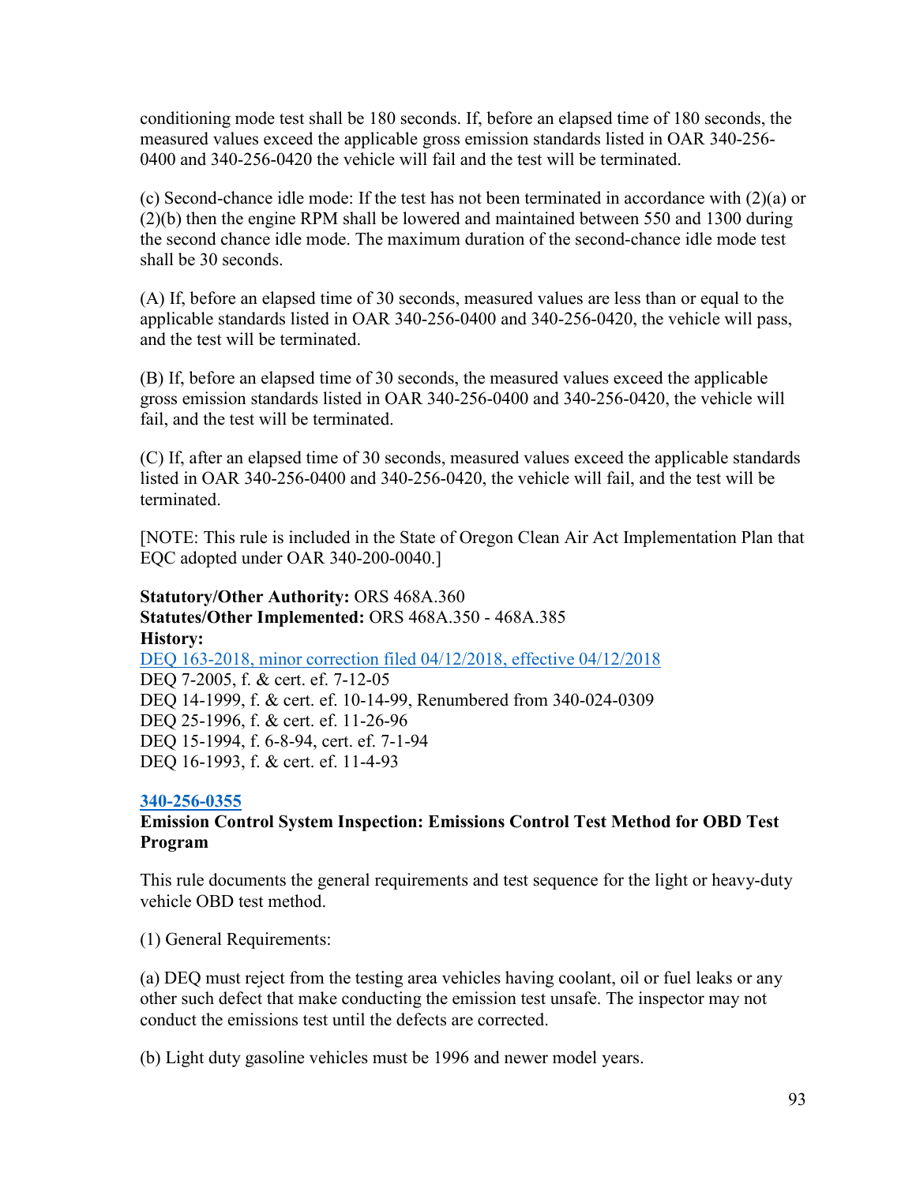conditioning mode test shall be 180 seconds. If, before an elapsed time of 180 seconds, the measured values exceed the applicable gross emission standards listed in OAR 340-256-0400 and 340-256-0420 the vehicle will fail and the test will be terminated.

(c) Second-chance idle mode: If the test has not been terminated in accordance with (2)(a) or (2)(b) then the engine RPM shall be lowered and maintained between 550 and 1300 during the second chance idle mode. The maximum duration of the second-chance idle mode test shall be 30 seconds.

(A) If, before an elapsed time of 30 seconds, measured values are less than or equal to the applicable standards listed in OAR 340-256-0400 and 340-256-0420, the vehicle will pass, and the test will be terminated.

(B) If, before an elapsed time of 30 seconds, the measured values exceed the applicable gross emission standards listed in OAR 340-256-0400 and 340-256-0420, the vehicle will fail, and the test will be terminated.

(C) If, after an elapsed time of 30 seconds, measured values exceed the applicable standards listed in OAR 340-256-0400 and 340-256-0420, the vehicle will fail, and the test will be terminated.

[NOTE: This rule is included in the State of Oregon Clean Air Act Implementation Plan that EQC adopted under OAR 340-200-0040.]

**Statutory/Other Authority:** ORS 468A.360
**Statutes/Other Implemented:** ORS 468A.350 - 468A.385
**History:**
DEQ 163-2018, minor correction filed 04/12/2018, effective 04/12/2018
DEQ 7-2005, f. & cert. ef. 7-12-05
DEQ 14-1999, f. & cert. ef. 10-14-99, Renumbered from 340-024-0309
DEQ 25-1996, f. & cert. ef. 11-26-96
DEQ 15-1994, f. 6-8-94, cert. ef. 7-1-94
DEQ 16-1993, f. & cert. ef. 11-4-93

**340-256-0355**
**Emission Control System Inspection: Emissions Control Test Method for OBD Test Program**

This rule documents the general requirements and test sequence for the light or heavy-duty vehicle OBD test method.

(1) General Requirements:

(a) DEQ must reject from the testing area vehicles having coolant, oil or fuel leaks or any other such defect that make conducting the emission test unsafe. The inspector may not conduct the emissions test until the defects are corrected.

(b) Light duty gasoline vehicles must be 1996 and newer model years.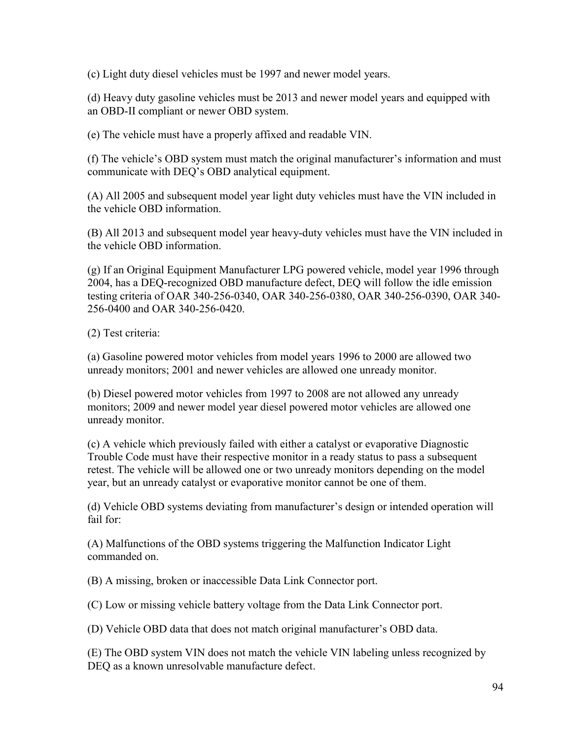(c) Light duty diesel vehicles must be 1997 and newer model years.

(d) Heavy duty gasoline vehicles must be 2013 and newer model years and equipped with an OBD-II compliant or newer OBD system.

(e) The vehicle must have a properly affixed and readable VIN.

(f) The vehicle's OBD system must match the original manufacturer's information and must communicate with DEQ's OBD analytical equipment.

(A) All 2005 and subsequent model year light duty vehicles must have the VIN included in the vehicle OBD information.

(B) All 2013 and subsequent model year heavy-duty vehicles must have the VIN included in the vehicle OBD information.

(g) If an Original Equipment Manufacturer LPG powered vehicle, model year 1996 through 2004, has a DEQ-recognized OBD manufacture defect, DEQ will follow the idle emission testing criteria of OAR 340-256-0340, OAR 340-256-0380, OAR 340-256-0390, OAR 340-256-0400 and OAR 340-256-0420.

(2) Test criteria:

(a) Gasoline powered motor vehicles from model years 1996 to 2000 are allowed two unready monitors; 2001 and newer vehicles are allowed one unready monitor.

(b) Diesel powered motor vehicles from 1997 to 2008 are not allowed any unready monitors; 2009 and newer model year diesel powered motor vehicles are allowed one unready monitor.

(c) A vehicle which previously failed with either a catalyst or evaporative Diagnostic Trouble Code must have their respective monitor in a ready status to pass a subsequent retest. The vehicle will be allowed one or two unready monitors depending on the model year, but an unready catalyst or evaporative monitor cannot be one of them.

(d) Vehicle OBD systems deviating from manufacturer's design or intended operation will fail for:

(A) Malfunctions of the OBD systems triggering the Malfunction Indicator Light commanded on.

(B) A missing, broken or inaccessible Data Link Connector port.

(C) Low or missing vehicle battery voltage from the Data Link Connector port.

(D) Vehicle OBD data that does not match original manufacturer's OBD data.

(E) The OBD system VIN does not match the vehicle VIN labeling unless recognized by DEQ as a known unresolvable manufacture defect.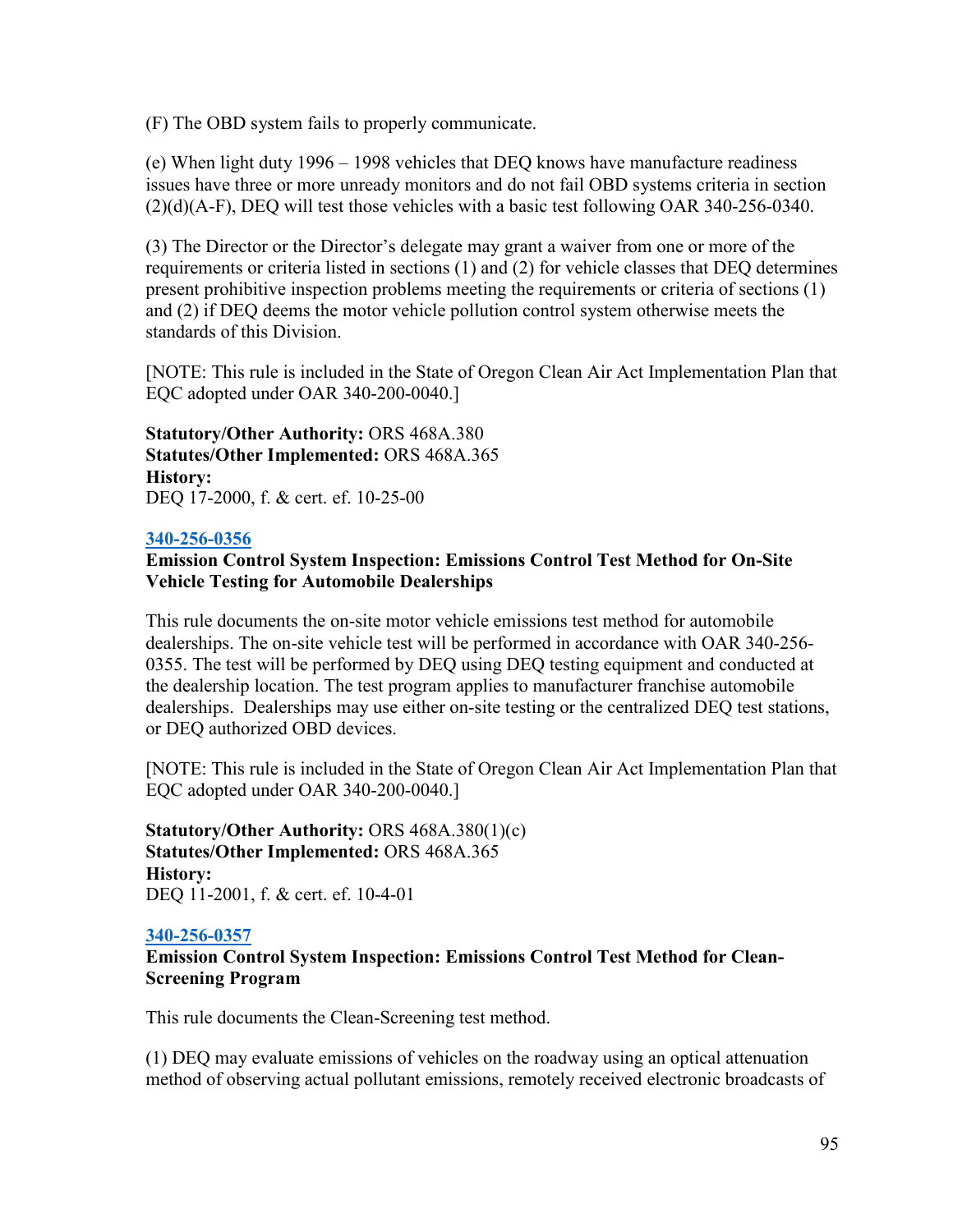(F) The OBD system fails to properly communicate.

(e) When light duty 1996 – 1998 vehicles that DEQ knows have manufacture readiness issues have three or more unready monitors and do not fail OBD systems criteria in section (2)(d)(A-F), DEQ will test those vehicles with a basic test following OAR 340-256-0340.

(3) The Director or the Director's delegate may grant a waiver from one or more of the requirements or criteria listed in sections (1) and (2) for vehicle classes that DEQ determines present prohibitive inspection problems meeting the requirements or criteria of sections (1) and (2) if DEQ deems the motor vehicle pollution control system otherwise meets the standards of this Division.

[NOTE: This rule is included in the State of Oregon Clean Air Act Implementation Plan that EQC adopted under OAR 340-200-0040.]

**Statutory/Other Authority:** ORS 468A.380
**Statutes/Other Implemented:** ORS 468A.365
**History:**
DEQ 17-2000, f. & cert. ef. 10-25-00

### 340-256-0356

**Emission Control System Inspection: Emissions Control Test Method for On-Site Vehicle Testing for Automobile Dealerships**

This rule documents the on-site motor vehicle emissions test method for automobile dealerships. The on-site vehicle test will be performed in accordance with OAR 340-256-0355. The test will be performed by DEQ using DEQ testing equipment and conducted at the dealership location. The test program applies to manufacturer franchise automobile dealerships. Dealerships may use either on-site testing or the centralized DEQ test stations, or DEQ authorized OBD devices.

[NOTE: This rule is included in the State of Oregon Clean Air Act Implementation Plan that EQC adopted under OAR 340-200-0040.]

**Statutory/Other Authority:** ORS 468A.380(1)(c)
**Statutes/Other Implemented:** ORS 468A.365
**History:**
DEQ 11-2001, f. & cert. ef. 10-4-01

### 340-256-0357

**Emission Control System Inspection: Emissions Control Test Method for Clean-Screening Program**

This rule documents the Clean-Screening test method.

(1) DEQ may evaluate emissions of vehicles on the roadway using an optical attenuation method of observing actual pollutant emissions, remotely received electronic broadcasts of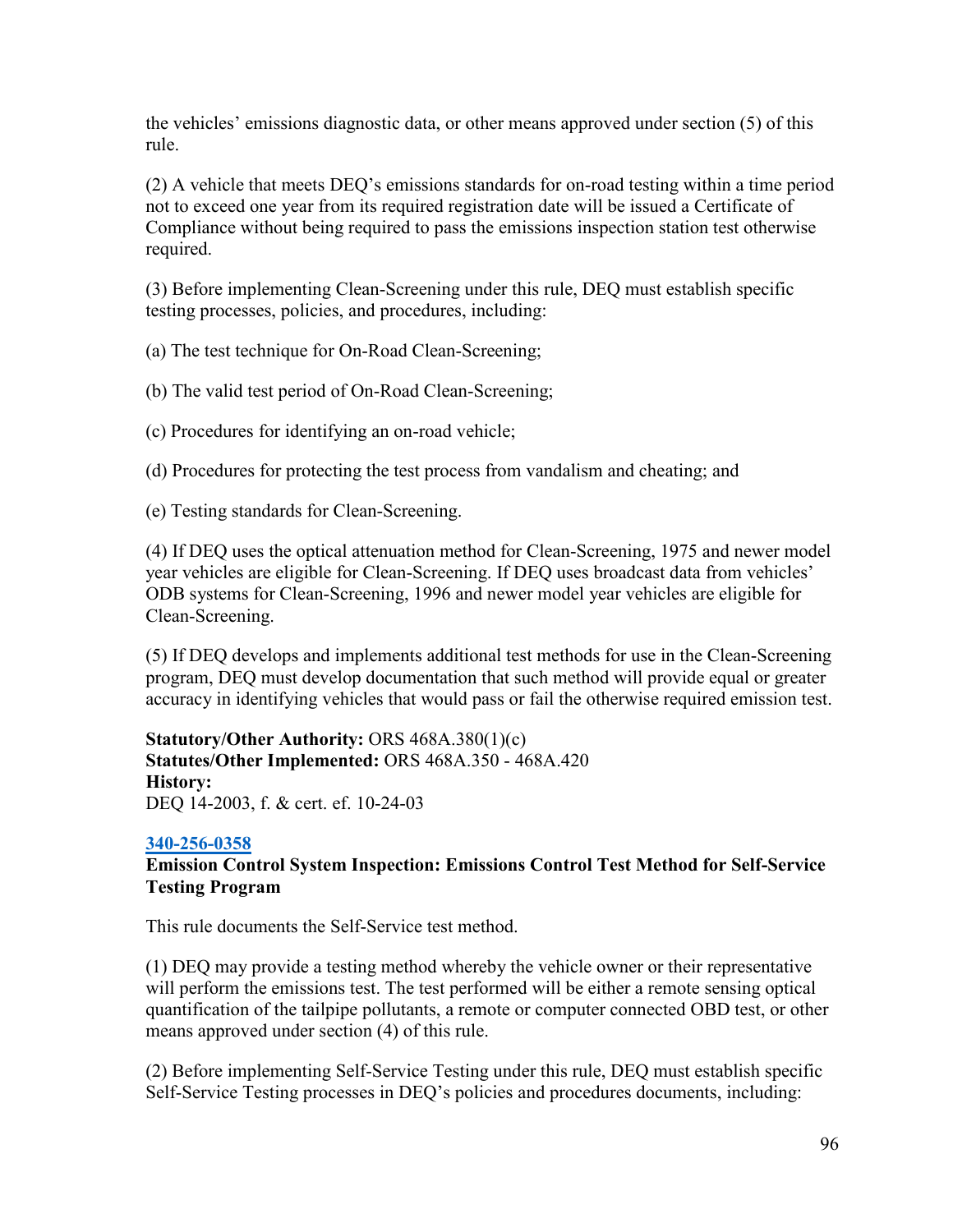the vehicles' emissions diagnostic data, or other means approved under section (5) of this rule.

(2) A vehicle that meets DEQ's emissions standards for on-road testing within a time period not to exceed one year from its required registration date will be issued a Certificate of Compliance without being required to pass the emissions inspection station test otherwise required.

(3) Before implementing Clean-Screening under this rule, DEQ must establish specific testing processes, policies, and procedures, including:

(a) The test technique for On-Road Clean-Screening;

(b) The valid test period of On-Road Clean-Screening;

(c) Procedures for identifying an on-road vehicle;

(d) Procedures for protecting the test process from vandalism and cheating; and

(e) Testing standards for Clean-Screening.

(4) If DEQ uses the optical attenuation method for Clean-Screening, 1975 and newer model year vehicles are eligible for Clean-Screening. If DEQ uses broadcast data from vehicles' ODB systems for Clean-Screening, 1996 and newer model year vehicles are eligible for Clean-Screening.

(5) If DEQ develops and implements additional test methods for use in the Clean-Screening program, DEQ must develop documentation that such method will provide equal or greater accuracy in identifying vehicles that would pass or fail the otherwise required emission test.

**Statutory/Other Authority:** ORS 468A.380(1)(c)
**Statutes/Other Implemented:** ORS 468A.350 - 468A.420
**History:**
DEQ 14-2003, f. & cert. ef. 10-24-03

**340-256-0358**
**Emission Control System Inspection: Emissions Control Test Method for Self-Service Testing Program**

This rule documents the Self-Service test method.

(1) DEQ may provide a testing method whereby the vehicle owner or their representative will perform the emissions test. The test performed will be either a remote sensing optical quantification of the tailpipe pollutants, a remote or computer connected OBD test, or other means approved under section (4) of this rule.

(2) Before implementing Self-Service Testing under this rule, DEQ must establish specific Self-Service Testing processes in DEQ's policies and procedures documents, including: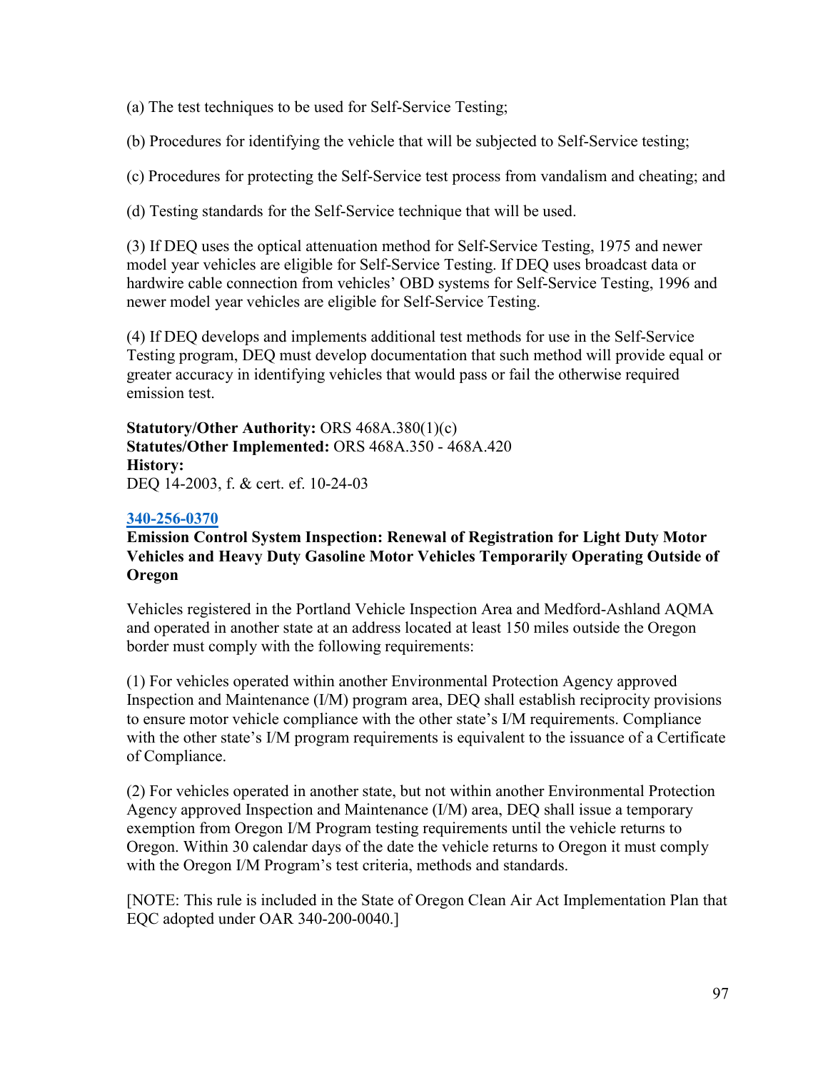(a) The test techniques to be used for Self-Service Testing;

(b) Procedures for identifying the vehicle that will be subjected to Self-Service testing;

(c) Procedures for protecting the Self-Service test process from vandalism and cheating; and

(d) Testing standards for the Self-Service technique that will be used.

(3) If DEQ uses the optical attenuation method for Self-Service Testing, 1975 and newer model year vehicles are eligible for Self-Service Testing. If DEQ uses broadcast data or hardwire cable connection from vehicles' OBD systems for Self-Service Testing, 1996 and newer model year vehicles are eligible for Self-Service Testing.

(4) If DEQ develops and implements additional test methods for use in the Self-Service Testing program, DEQ must develop documentation that such method will provide equal or greater accuracy in identifying vehicles that would pass or fail the otherwise required emission test.

**Statutory/Other Authority:** ORS 468A.380(1)(c)
**Statutes/Other Implemented:** ORS 468A.350 - 468A.420
**History:**
DEQ 14-2003, f. & cert. ef. 10-24-03

**340-256-0370**
**Emission Control System Inspection: Renewal of Registration for Light Duty Motor Vehicles and Heavy Duty Gasoline Motor Vehicles Temporarily Operating Outside of Oregon**

Vehicles registered in the Portland Vehicle Inspection Area and Medford-Ashland AQMA and operated in another state at an address located at least 150 miles outside the Oregon border must comply with the following requirements:

(1) For vehicles operated within another Environmental Protection Agency approved Inspection and Maintenance (I/M) program area, DEQ shall establish reciprocity provisions to ensure motor vehicle compliance with the other state's I/M requirements. Compliance with the other state's I/M program requirements is equivalent to the issuance of a Certificate of Compliance.

(2) For vehicles operated in another state, but not within another Environmental Protection Agency approved Inspection and Maintenance (I/M) area, DEQ shall issue a temporary exemption from Oregon I/M Program testing requirements until the vehicle returns to Oregon. Within 30 calendar days of the date the vehicle returns to Oregon it must comply with the Oregon I/M Program's test criteria, methods and standards.

[NOTE: This rule is included in the State of Oregon Clean Air Act Implementation Plan that EQC adopted under OAR 340-200-0040.]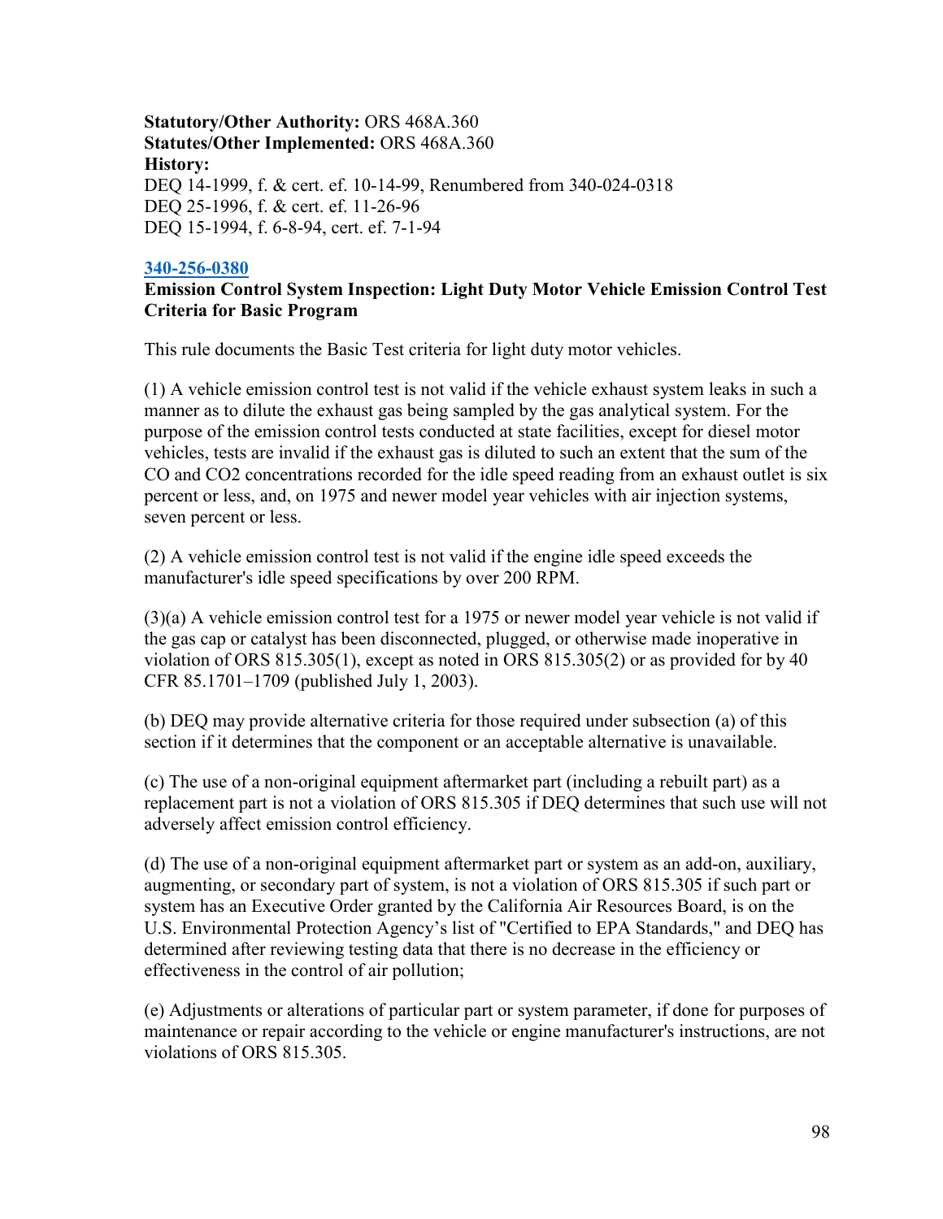**Statutory/Other Authority:** ORS 468A.360
**Statutes/Other Implemented:** ORS 468A.360
**History:**
DEQ 14-1999, f. & cert. ef. 10-14-99, Renumbered from 340-024-0318
DEQ 25-1996, f. & cert. ef. 11-26-96
DEQ 15-1994, f. 6-8-94, cert. ef. 7-1-94

**340-256-0380**

**Emission Control System Inspection: Light Duty Motor Vehicle Emission Control Test Criteria for Basic Program**

This rule documents the Basic Test criteria for light duty motor vehicles.

(1) A vehicle emission control test is not valid if the vehicle exhaust system leaks in such a manner as to dilute the exhaust gas being sampled by the gas analytical system. For the purpose of the emission control tests conducted at state facilities, except for diesel motor vehicles, tests are invalid if the exhaust gas is diluted to such an extent that the sum of the CO and $CO_2$ concentrations recorded for the idle speed reading from an exhaust outlet is six percent or less, and, on 1975 and newer model year vehicles with air injection systems, seven percent or less.

(2) A vehicle emission control test is not valid if the engine idle speed exceeds the manufacturer's idle speed specifications by over 200 RPM.

(3)(a) A vehicle emission control test for a 1975 or newer model year vehicle is not valid if the gas cap or catalyst has been disconnected, plugged, or otherwise made inoperative in violation of ORS 815.305(1), except as noted in ORS 815.305(2) or as provided for by 40 CFR 85.1701–1709 (published July 1, 2003).

(b) DEQ may provide alternative criteria for those required under subsection (a) of this section if it determines that the component or an acceptable alternative is unavailable.

(c) The use of a non-original equipment aftermarket part (including a rebuilt part) as a replacement part is not a violation of ORS 815.305 if DEQ determines that such use will not adversely affect emission control efficiency.

(d) The use of a non-original equipment aftermarket part or system as an add-on, auxiliary, augmenting, or secondary part of system, is not a violation of ORS 815.305 if such part or system has an Executive Order granted by the California Air Resources Board, is on the U.S. Environmental Protection Agency's list of "Certified to EPA Standards," and DEQ has determined after reviewing testing data that there is no decrease in the efficiency or effectiveness in the control of air pollution;

(e) Adjustments or alterations of particular part or system parameter, if done for purposes of maintenance or repair according to the vehicle or engine manufacturer's instructions, are not violations of ORS 815.305.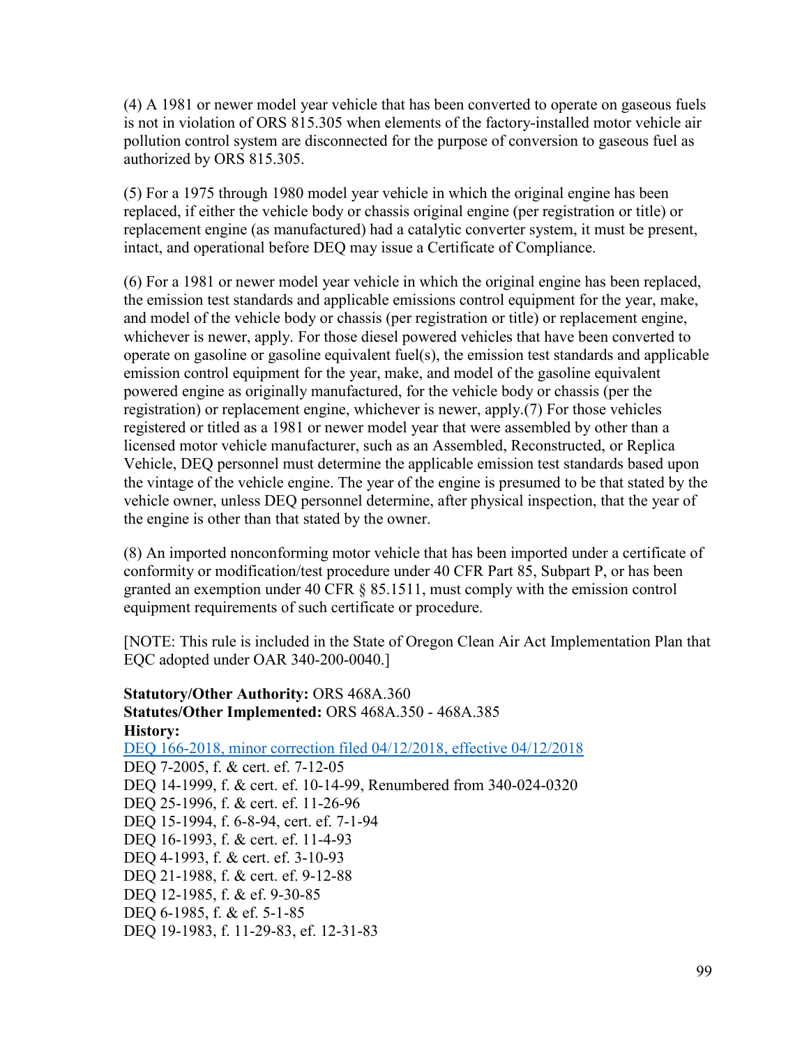(4) A 1981 or newer model year vehicle that has been converted to operate on gaseous fuels is not in violation of ORS 815.305 when elements of the factory-installed motor vehicle air pollution control system are disconnected for the purpose of conversion to gaseous fuel as authorized by ORS 815.305.

(5) For a 1975 through 1980 model year vehicle in which the original engine has been replaced, if either the vehicle body or chassis original engine (per registration or title) or replacement engine (as manufactured) had a catalytic converter system, it must be present, intact, and operational before DEQ may issue a Certificate of Compliance.

(6) For a 1981 or newer model year vehicle in which the original engine has been replaced, the emission test standards and applicable emissions control equipment for the year, make, and model of the vehicle body or chassis (per registration or title) or replacement engine, whichever is newer, apply. For those diesel powered vehicles that have been converted to operate on gasoline or gasoline equivalent fuel(s), the emission test standards and applicable emission control equipment for the year, make, and model of the gasoline equivalent powered engine as originally manufactured, for the vehicle body or chassis (per the registration) or replacement engine, whichever is newer, apply.(7) For those vehicles registered or titled as a 1981 or newer model year that were assembled by other than a licensed motor vehicle manufacturer, such as an Assembled, Reconstructed, or Replica Vehicle, DEQ personnel must determine the applicable emission test standards based upon the vintage of the vehicle engine. The year of the engine is presumed to be that stated by the vehicle owner, unless DEQ personnel determine, after physical inspection, that the year of the engine is other than that stated by the owner.

(8) An imported nonconforming motor vehicle that has been imported under a certificate of conformity or modification/test procedure under 40 CFR Part 85, Subpart P, or has been granted an exemption under 40 CFR § 85.1511, must comply with the emission control equipment requirements of such certificate or procedure.

[NOTE: This rule is included in the State of Oregon Clean Air Act Implementation Plan that EQC adopted under OAR 340-200-0040.]

**Statutory/Other Authority:** ORS 468A.360
**Statutes/Other Implemented:** ORS 468A.350 - 468A.385
**History:**
DEQ 166-2018, minor correction filed 04/12/2018, effective 04/12/2018
DEQ 7-2005, f. & cert. ef. 7-12-05
DEQ 14-1999, f. & cert. ef. 10-14-99, Renumbered from 340-024-0320
DEQ 25-1996, f. & cert. ef. 11-26-96
DEQ 15-1994, f. 6-8-94, cert. ef. 7-1-94
DEQ 16-1993, f. & cert. ef. 11-4-93
DEQ 4-1993, f. & cert. ef. 3-10-93
DEQ 21-1988, f. & cert. ef. 9-12-88
DEQ 12-1985, f. & ef. 9-30-85
DEQ 6-1985, f. & ef. 5-1-85
DEQ 19-1983, f. 11-29-83, ef. 12-31-83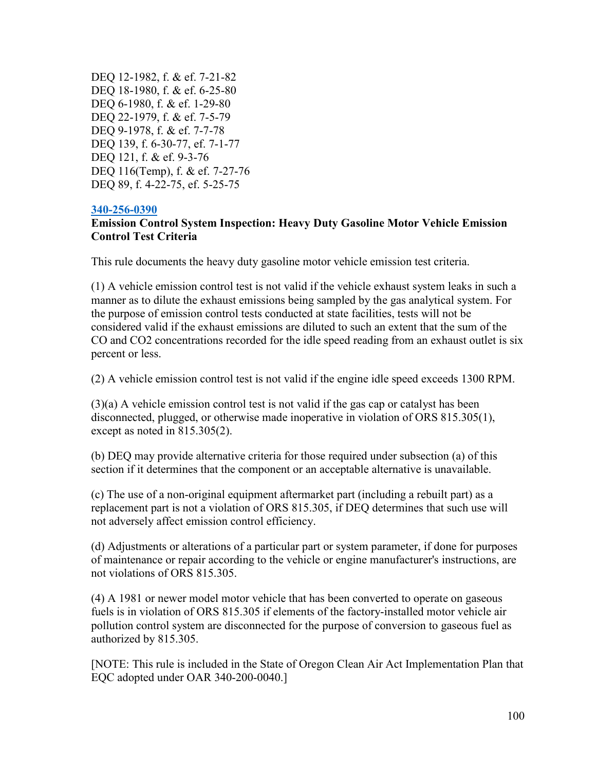DEQ 12-1982, f. & ef. 7-21-82
DEQ 18-1980, f. & ef. 6-25-80
DEQ 6-1980, f. & ef. 1-29-80
DEQ 22-1979, f. & ef. 7-5-79
DEQ 9-1978, f. & ef. 7-7-78
DEQ 139, f. 6-30-77, ef. 7-1-77
DEQ 121, f. & ef. 9-3-76
DEQ 116(Temp), f. & ef. 7-27-76
DEQ 89, f. 4-22-75, ef. 5-25-75

**340-256-0390**

**Emission Control System Inspection: Heavy Duty Gasoline Motor Vehicle Emission Control Test Criteria**

This rule documents the heavy duty gasoline motor vehicle emission test criteria.

(1) A vehicle emission control test is not valid if the vehicle exhaust system leaks in such a manner as to dilute the exhaust emissions being sampled by the gas analytical system. For the purpose of emission control tests conducted at state facilities, tests will not be considered valid if the exhaust emissions are diluted to such an extent that the sum of the CO and $CO_2$ concentrations recorded for the idle speed reading from an exhaust outlet is six percent or less.

(2) A vehicle emission control test is not valid if the engine idle speed exceeds 1300 RPM.

(3)(a) A vehicle emission control test is not valid if the gas cap or catalyst has been disconnected, plugged, or otherwise made inoperative in violation of ORS 815.305(1), except as noted in 815.305(2).

(b) DEQ may provide alternative criteria for those required under subsection (a) of this section if it determines that the component or an acceptable alternative is unavailable.

(c) The use of a non-original equipment aftermarket part (including a rebuilt part) as a replacement part is not a violation of ORS 815.305, if DEQ determines that such use will not adversely affect emission control efficiency.

(d) Adjustments or alterations of a particular part or system parameter, if done for purposes of maintenance or repair according to the vehicle or engine manufacturer's instructions, are not violations of ORS 815.305.

(4) A 1981 or newer model motor vehicle that has been converted to operate on gaseous fuels is in violation of ORS 815.305 if elements of the factory-installed motor vehicle air pollution control system are disconnected for the purpose of conversion to gaseous fuel as authorized by 815.305.

[NOTE: This rule is included in the State of Oregon Clean Air Act Implementation Plan that EQC adopted under OAR 340-200-0040.]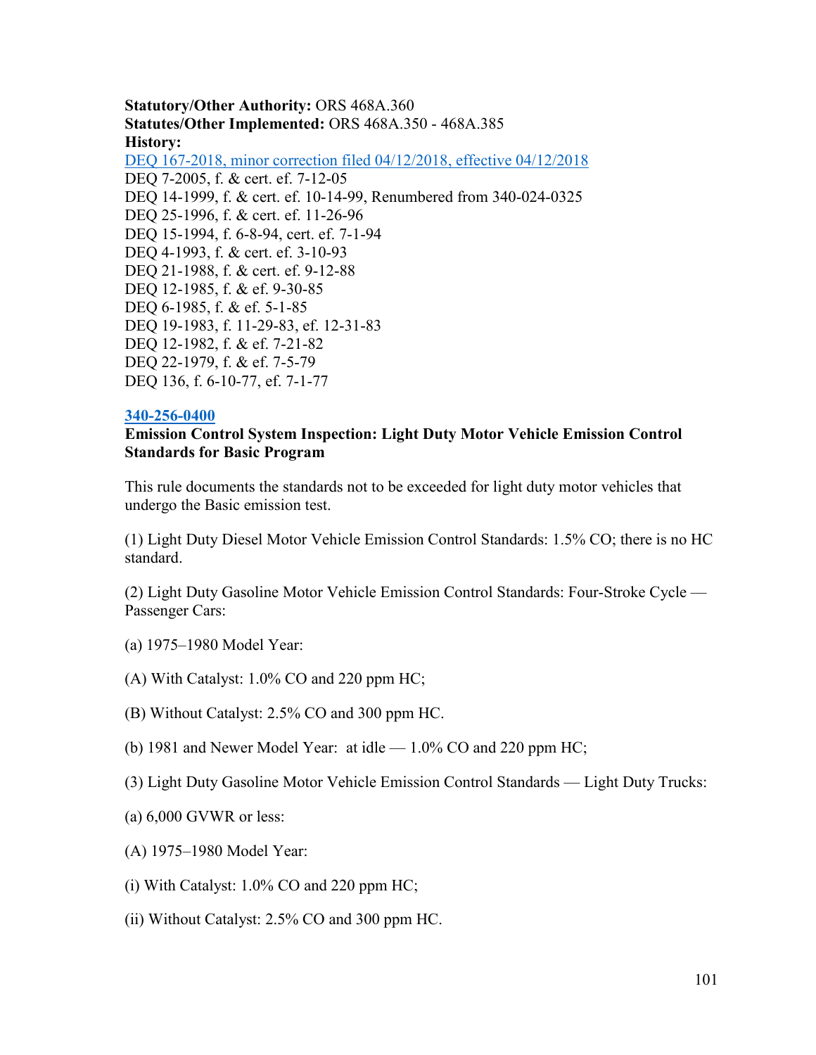**Statutory/Other Authority:** ORS 468A.360
**Statutes/Other Implemented:** ORS 468A.350 - 468A.385
**History:**
DEQ 167-2018, minor correction filed 04/12/2018, effective 04/12/2018
DEQ 7-2005, f. & cert. ef. 7-12-05
DEQ 14-1999, f. & cert. ef. 10-14-99, Renumbered from 340-024-0325
DEQ 25-1996, f. & cert. ef. 11-26-96
DEQ 15-1994, f. 6-8-94, cert. ef. 7-1-94
DEQ 4-1993, f. & cert. ef. 3-10-93
DEQ 21-1988, f. & cert. ef. 9-12-88
DEQ 12-1985, f. & ef. 9-30-85
DEQ 6-1985, f. & ef. 5-1-85
DEQ 19-1983, f. 11-29-83, ef. 12-31-83
DEQ 12-1982, f. & ef. 7-21-82
DEQ 22-1979, f. & ef. 7-5-79
DEQ 136, f. 6-10-77, ef. 7-1-77

**340-256-0400**
**Emission Control System Inspection: Light Duty Motor Vehicle Emission Control Standards for Basic Program**

This rule documents the standards not to be exceeded for light duty motor vehicles that undergo the Basic emission test.

(1) Light Duty Diesel Motor Vehicle Emission Control Standards: 1.5% CO; there is no HC standard.

(2) Light Duty Gasoline Motor Vehicle Emission Control Standards: Four-Stroke Cycle — Passenger Cars:

(a) 1975–1980 Model Year:

(A) With Catalyst: 1.0% CO and 220 ppm HC;

(B) Without Catalyst: 2.5% CO and 300 ppm HC.

(b) 1981 and Newer Model Year: at idle — 1.0% CO and 220 ppm HC;

(3) Light Duty Gasoline Motor Vehicle Emission Control Standards — Light Duty Trucks:

(a) 6,000 GVWR or less:

(A) 1975–1980 Model Year:

(i) With Catalyst: 1.0% CO and 220 ppm HC;

(ii) Without Catalyst: 2.5% CO and 300 ppm HC.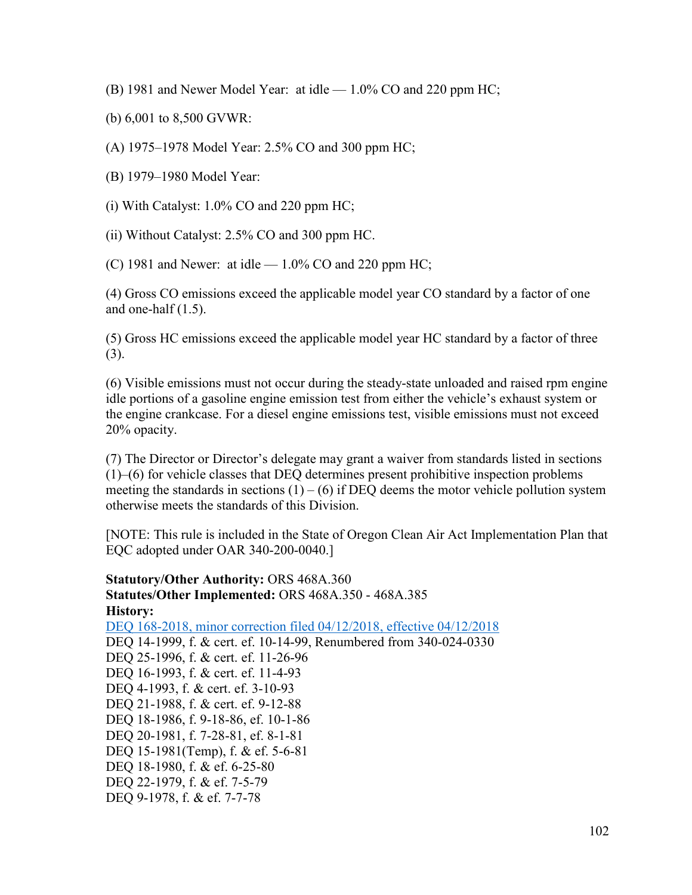(B) 1981 and Newer Model Year: at idle — 1.0% CO and 220 ppm HC;

(b) 6,001 to 8,500 GVWR:

(A) 1975–1978 Model Year: 2.5% CO and 300 ppm HC;

(B) 1979–1980 Model Year:

(i) With Catalyst: 1.0% CO and 220 ppm HC;

(ii) Without Catalyst: 2.5% CO and 300 ppm HC.

(C) 1981 and Newer: at idle — 1.0% CO and 220 ppm HC;

(4) Gross CO emissions exceed the applicable model year CO standard by a factor of one and one-half (1.5).

(5) Gross HC emissions exceed the applicable model year HC standard by a factor of three (3).

(6) Visible emissions must not occur during the steady-state unloaded and raised rpm engine idle portions of a gasoline engine emission test from either the vehicle's exhaust system or the engine crankcase. For a diesel engine emissions test, visible emissions must not exceed 20% opacity.

(7) The Director or Director's delegate may grant a waiver from standards listed in sections (1)–(6) for vehicle classes that DEQ determines present prohibitive inspection problems meeting the standards in sections (1) – (6) if DEQ deems the motor vehicle pollution system otherwise meets the standards of this Division.

[NOTE: This rule is included in the State of Oregon Clean Air Act Implementation Plan that EQC adopted under OAR 340-200-0040.]

**Statutory/Other Authority:** ORS 468A.360
**Statutes/Other Implemented:** ORS 468A.350 - 468A.385
**History:**
DEQ 168-2018, minor correction filed 04/12/2018, effective 04/12/2018
DEQ 14-1999, f. & cert. ef. 10-14-99, Renumbered from 340-024-0330
DEQ 25-1996, f. & cert. ef. 11-26-96
DEQ 16-1993, f. & cert. ef. 11-4-93
DEQ 4-1993, f. & cert. ef. 3-10-93
DEQ 21-1988, f. & cert. ef. 9-12-88
DEQ 18-1986, f. 9-18-86, ef. 10-1-86
DEQ 20-1981, f. 7-28-81, ef. 8-1-81
DEQ 15-1981(Temp), f. & ef. 5-6-81
DEQ 18-1980, f. & ef. 6-25-80
DEQ 22-1979, f. & ef. 7-5-79
DEQ 9-1978, f. & ef. 7-7-78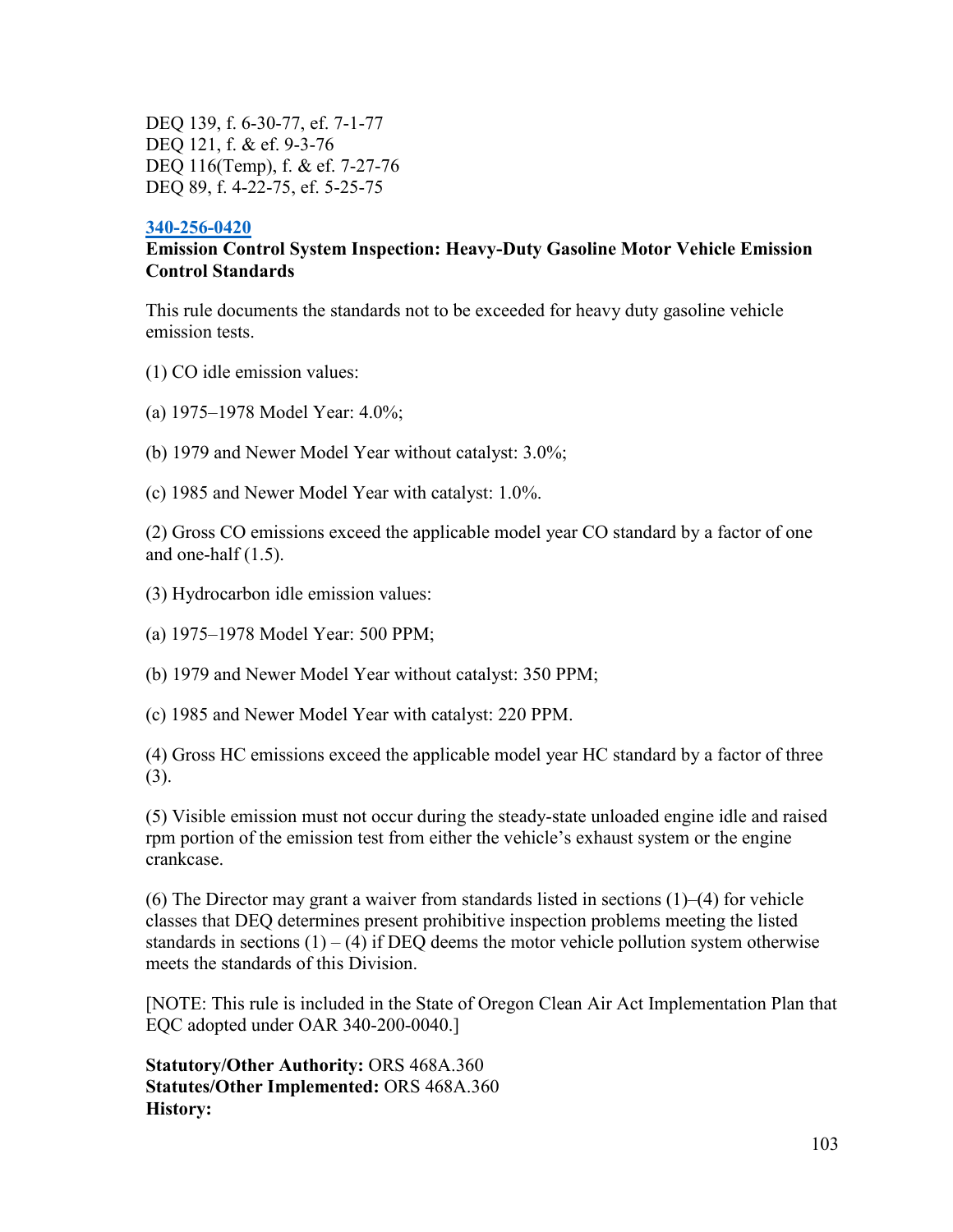DEQ 139, f. 6-30-77, ef. 7-1-77
DEQ 121, f. & ef. 9-3-76
DEQ 116(Temp), f. & ef. 7-27-76
DEQ 89, f. 4-22-75, ef. 5-25-75

### 340-256-0420

**Emission Control System Inspection: Heavy-Duty Gasoline Motor Vehicle Emission Control Standards**

This rule documents the standards not to be exceeded for heavy duty gasoline vehicle emission tests.

(1) CO idle emission values:

(a) 1975–1978 Model Year: 4.0%;

(b) 1979 and Newer Model Year without catalyst: 3.0%;

(c) 1985 and Newer Model Year with catalyst: 1.0%.

(2) Gross CO emissions exceed the applicable model year CO standard by a factor of one and one-half (1.5).

(3) Hydrocarbon idle emission values:

(a) 1975–1978 Model Year: 500 PPM;

(b) 1979 and Newer Model Year without catalyst: 350 PPM;

(c) 1985 and Newer Model Year with catalyst: 220 PPM.

(4) Gross HC emissions exceed the applicable model year HC standard by a factor of three (3).

(5) Visible emission must not occur during the steady-state unloaded engine idle and raised rpm portion of the emission test from either the vehicle's exhaust system or the engine crankcase.

(6) The Director may grant a waiver from standards listed in sections (1)–(4) for vehicle classes that DEQ determines present prohibitive inspection problems meeting the listed standards in sections (1) – (4) if DEQ deems the motor vehicle pollution system otherwise meets the standards of this Division.

[NOTE: This rule is included in the State of Oregon Clean Air Act Implementation Plan that EQC adopted under OAR 340-200-0040.]

**Statutory/Other Authority:** ORS 468A.360
**Statutes/Other Implemented:** ORS 468A.360
**History:**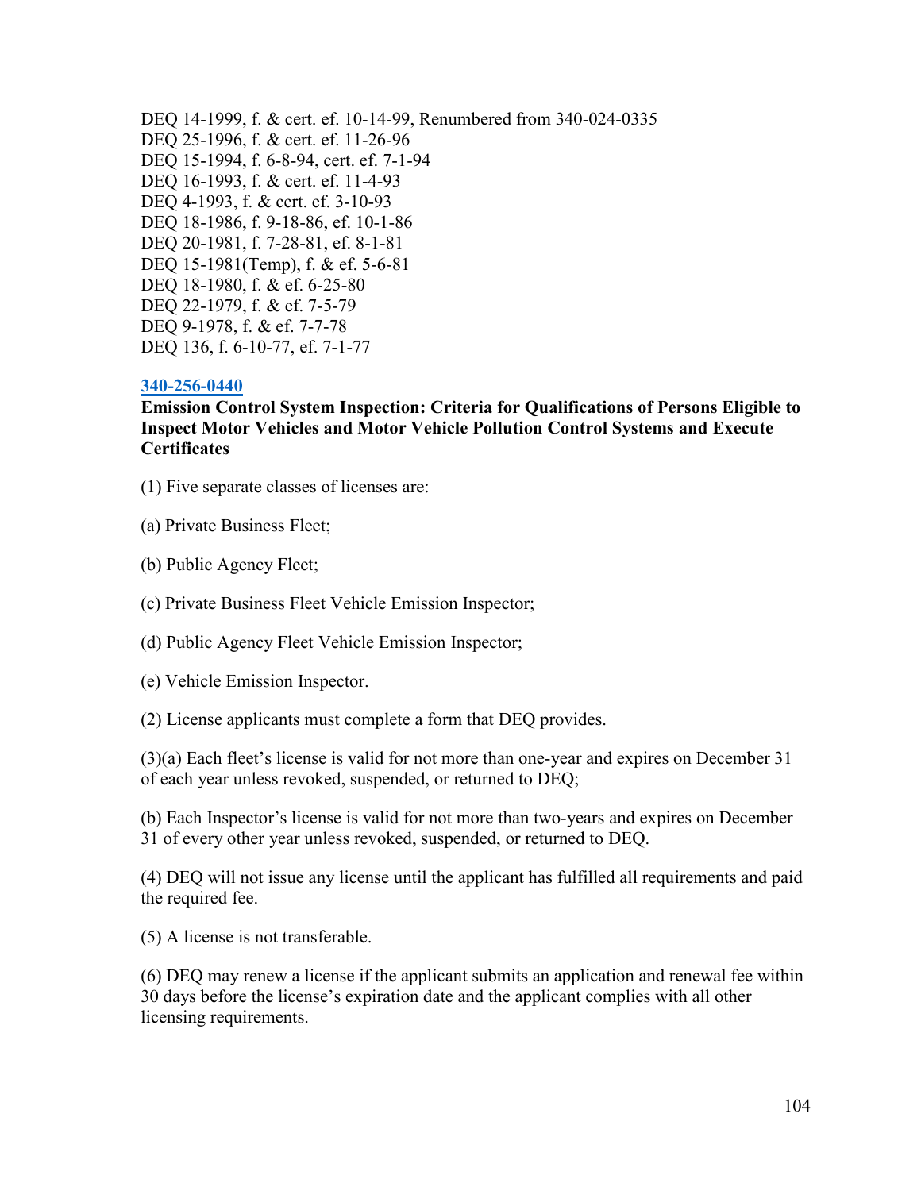DEQ 14-1999, f. & cert. ef. 10-14-99, Renumbered from 340-024-0335
DEQ 25-1996, f. & cert. ef. 11-26-96
DEQ 15-1994, f. 6-8-94, cert. ef. 7-1-94
DEQ 16-1993, f. & cert. ef. 11-4-93
DEQ 4-1993, f. & cert. ef. 3-10-93
DEQ 18-1986, f. 9-18-86, ef. 10-1-86
DEQ 20-1981, f. 7-28-81, ef. 8-1-81
DEQ 15-1981(Temp), f. & ef. 5-6-81
DEQ 18-1980, f. & ef. 6-25-80
DEQ 22-1979, f. & ef. 7-5-79
DEQ 9-1978, f. & ef. 7-7-78
DEQ 136, f. 6-10-77, ef. 7-1-77

**340-256-0440**

**Emission Control System Inspection: Criteria for Qualifications of Persons Eligible to Inspect Motor Vehicles and Motor Vehicle Pollution Control Systems and Execute Certificates**

(1) Five separate classes of licenses are:

(a) Private Business Fleet;

(b) Public Agency Fleet;

(c) Private Business Fleet Vehicle Emission Inspector;

(d) Public Agency Fleet Vehicle Emission Inspector;

(e) Vehicle Emission Inspector.

(2) License applicants must complete a form that DEQ provides.

(3)(a) Each fleet's license is valid for not more than one-year and expires on December 31 of each year unless revoked, suspended, or returned to DEQ;

(b) Each Inspector's license is valid for not more than two-years and expires on December 31 of every other year unless revoked, suspended, or returned to DEQ.

(4) DEQ will not issue any license until the applicant has fulfilled all requirements and paid the required fee.

(5) A license is not transferable.

(6) DEQ may renew a license if the applicant submits an application and renewal fee within 30 days before the license's expiration date and the applicant complies with all other licensing requirements.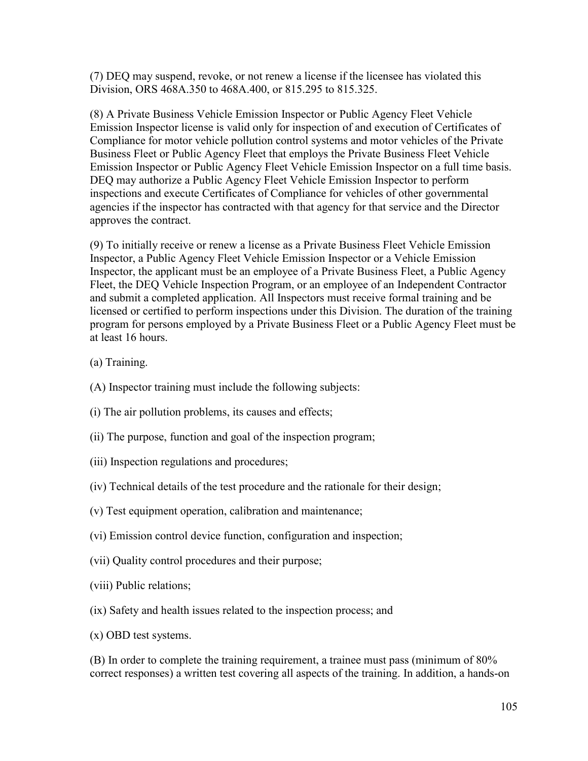(7) DEQ may suspend, revoke, or not renew a license if the licensee has violated this Division, ORS 468A.350 to 468A.400, or 815.295 to 815.325.

(8) A Private Business Vehicle Emission Inspector or Public Agency Fleet Vehicle Emission Inspector license is valid only for inspection of and execution of Certificates of Compliance for motor vehicle pollution control systems and motor vehicles of the Private Business Fleet or Public Agency Fleet that employs the Private Business Fleet Vehicle Emission Inspector or Public Agency Fleet Vehicle Emission Inspector on a full time basis. DEQ may authorize a Public Agency Fleet Vehicle Emission Inspector to perform inspections and execute Certificates of Compliance for vehicles of other governmental agencies if the inspector has contracted with that agency for that service and the Director approves the contract.

(9) To initially receive or renew a license as a Private Business Fleet Vehicle Emission Inspector, a Public Agency Fleet Vehicle Emission Inspector or a Vehicle Emission Inspector, the applicant must be an employee of a Private Business Fleet, a Public Agency Fleet, the DEQ Vehicle Inspection Program, or an employee of an Independent Contractor and submit a completed application. All Inspectors must receive formal training and be licensed or certified to perform inspections under this Division. The duration of the training program for persons employed by a Private Business Fleet or a Public Agency Fleet must be at least 16 hours.

(a) Training.

(A) Inspector training must include the following subjects:

(i) The air pollution problems, its causes and effects;

(ii) The purpose, function and goal of the inspection program;

(iii) Inspection regulations and procedures;

(iv) Technical details of the test procedure and the rationale for their design;

(v) Test equipment operation, calibration and maintenance;

(vi) Emission control device function, configuration and inspection;

(vii) Quality control procedures and their purpose;

(viii) Public relations;

(ix) Safety and health issues related to the inspection process; and

(x) OBD test systems.

(B) In order to complete the training requirement, a trainee must pass (minimum of 80% correct responses) a written test covering all aspects of the training. In addition, a hands-on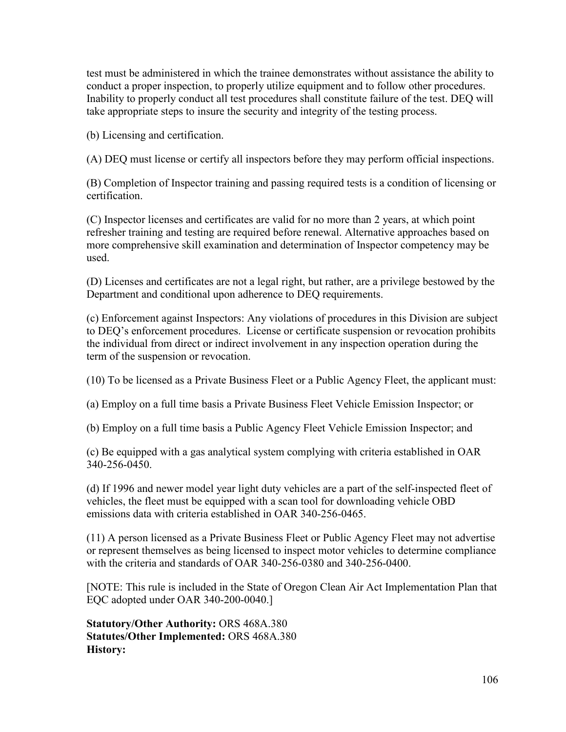test must be administered in which the trainee demonstrates without assistance the ability to conduct a proper inspection, to properly utilize equipment and to follow other procedures. Inability to properly conduct all test procedures shall constitute failure of the test. DEQ will take appropriate steps to insure the security and integrity of the testing process.

(b) Licensing and certification.

(A) DEQ must license or certify all inspectors before they may perform official inspections.

(B) Completion of Inspector training and passing required tests is a condition of licensing or certification.

(C) Inspector licenses and certificates are valid for no more than 2 years, at which point refresher training and testing are required before renewal. Alternative approaches based on more comprehensive skill examination and determination of Inspector competency may be used.

(D) Licenses and certificates are not a legal right, but rather, are a privilege bestowed by the Department and conditional upon adherence to DEQ requirements.

(c) Enforcement against Inspectors: Any violations of procedures in this Division are subject to DEQ's enforcement procedures. License or certificate suspension or revocation prohibits the individual from direct or indirect involvement in any inspection operation during the term of the suspension or revocation.

(10) To be licensed as a Private Business Fleet or a Public Agency Fleet, the applicant must:

(a) Employ on a full time basis a Private Business Fleet Vehicle Emission Inspector; or

(b) Employ on a full time basis a Public Agency Fleet Vehicle Emission Inspector; and

(c) Be equipped with a gas analytical system complying with criteria established in OAR 340-256-0450.

(d) If 1996 and newer model year light duty vehicles are a part of the self-inspected fleet of vehicles, the fleet must be equipped with a scan tool for downloading vehicle OBD emissions data with criteria established in OAR 340-256-0465.

(11) A person licensed as a Private Business Fleet or Public Agency Fleet may not advertise or represent themselves as being licensed to inspect motor vehicles to determine compliance with the criteria and standards of OAR 340-256-0380 and 340-256-0400.

[NOTE: This rule is included in the State of Oregon Clean Air Act Implementation Plan that EQC adopted under OAR 340-200-0040.]

**Statutory/Other Authority:** ORS 468A.380
**Statutes/Other Implemented:** ORS 468A.380
**History:**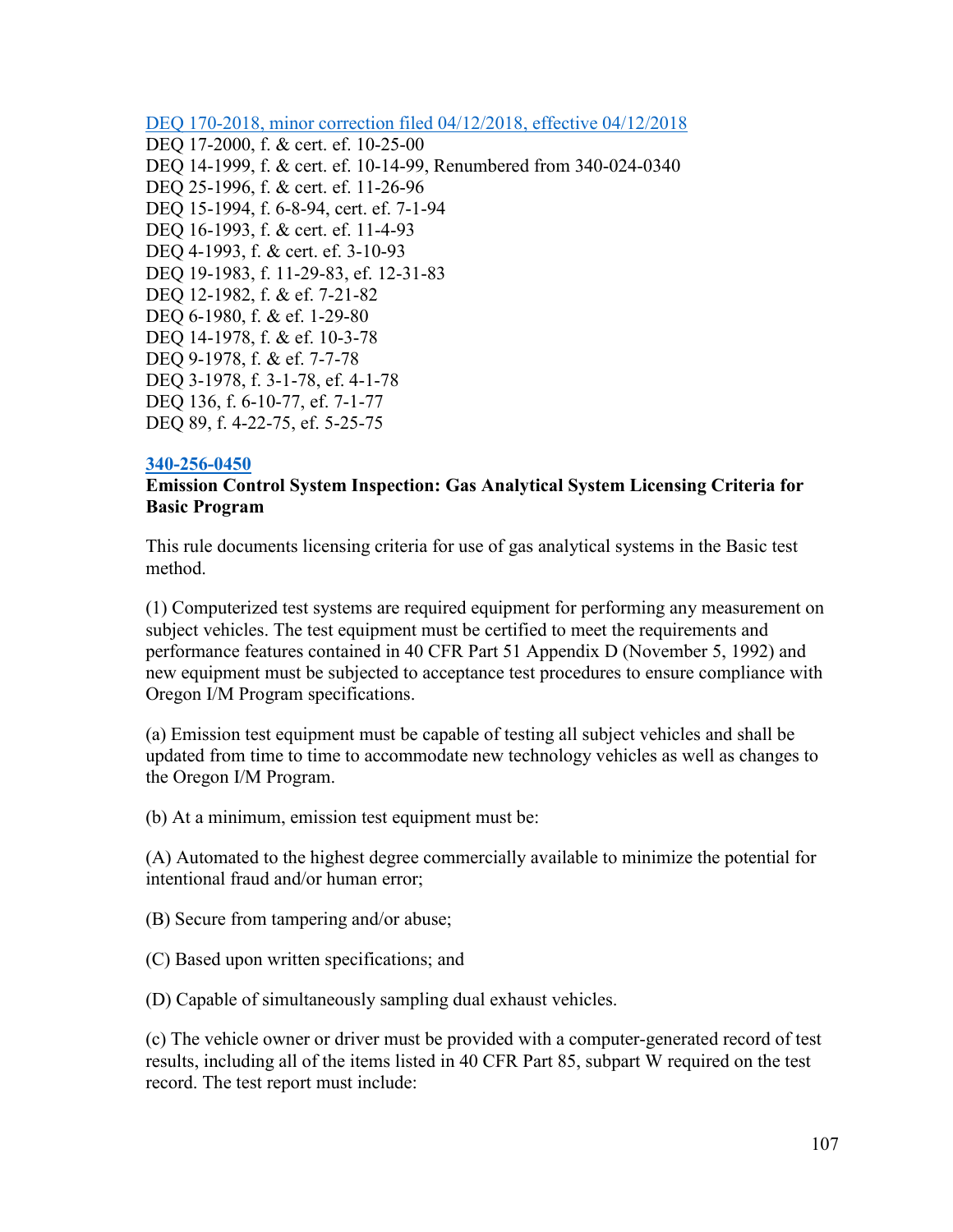[DEQ 170-2018, minor correction filed 04/12/2018, effective 04/12/2018]
DEQ 17-2000, f. & cert. ef. 10-25-00
DEQ 14-1999, f. & cert. ef. 10-14-99, Renumbered from 340-024-0340
DEQ 25-1996, f. & cert. ef. 11-26-96
DEQ 15-1994, f. 6-8-94, cert. ef. 7-1-94
DEQ 16-1993, f. & cert. ef. 11-4-93
DEQ 4-1993, f. & cert. ef. 3-10-93
DEQ 19-1983, f. 11-29-83, ef. 12-31-83
DEQ 12-1982, f. & ef. 7-21-82
DEQ 6-1980, f. & ef. 1-29-80
DEQ 14-1978, f. & ef. 10-3-78
DEQ 9-1978, f. & ef. 7-7-78
DEQ 3-1978, f. 3-1-78, ef. 4-1-78
DEQ 136, f. 6-10-77, ef. 7-1-77
DEQ 89, f. 4-22-75, ef. 5-25-75

**340-256-0450**
**Emission Control System Inspection: Gas Analytical System Licensing Criteria for Basic Program**

This rule documents licensing criteria for use of gas analytical systems in the Basic test method.

(1) Computerized test systems are required equipment for performing any measurement on subject vehicles. The test equipment must be certified to meet the requirements and performance features contained in 40 CFR Part 51 Appendix D (November 5, 1992) and new equipment must be subjected to acceptance test procedures to ensure compliance with Oregon I/M Program specifications.

(a) Emission test equipment must be capable of testing all subject vehicles and shall be updated from time to time to accommodate new technology vehicles as well as changes to the Oregon I/M Program.

(b) At a minimum, emission test equipment must be:

(A) Automated to the highest degree commercially available to minimize the potential for intentional fraud and/or human error;

(B) Secure from tampering and/or abuse;

(C) Based upon written specifications; and

(D) Capable of simultaneously sampling dual exhaust vehicles.

(c) The vehicle owner or driver must be provided with a computer-generated record of test results, including all of the items listed in 40 CFR Part 85, subpart W required on the test record. The test report must include: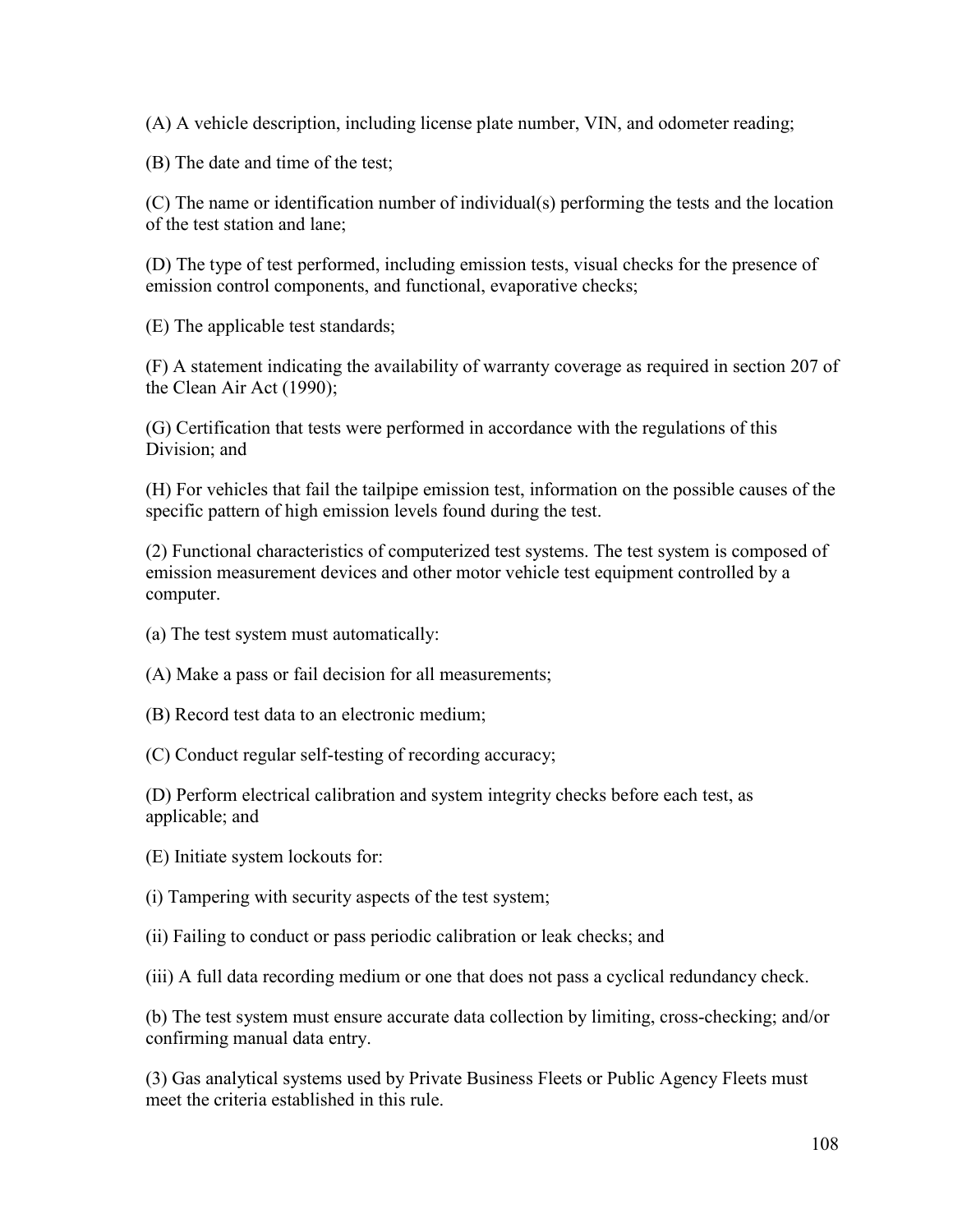(A) A vehicle description, including license plate number, VIN, and odometer reading;

(B) The date and time of the test;

(C) The name or identification number of individual(s) performing the tests and the location of the test station and lane;

(D) The type of test performed, including emission tests, visual checks for the presence of emission control components, and functional, evaporative checks;

(E) The applicable test standards;

(F) A statement indicating the availability of warranty coverage as required in section 207 of the Clean Air Act (1990);

(G) Certification that tests were performed in accordance with the regulations of this Division; and

(H) For vehicles that fail the tailpipe emission test, information on the possible causes of the specific pattern of high emission levels found during the test.

(2) Functional characteristics of computerized test systems. The test system is composed of emission measurement devices and other motor vehicle test equipment controlled by a computer.

(a) The test system must automatically:

(A) Make a pass or fail decision for all measurements;

(B) Record test data to an electronic medium;

(C) Conduct regular self-testing of recording accuracy;

(D) Perform electrical calibration and system integrity checks before each test, as applicable; and

(E) Initiate system lockouts for:

(i) Tampering with security aspects of the test system;

(ii) Failing to conduct or pass periodic calibration or leak checks; and

(iii) A full data recording medium or one that does not pass a cyclical redundancy check.

(b) The test system must ensure accurate data collection by limiting, cross-checking; and/or confirming manual data entry.

(3) Gas analytical systems used by Private Business Fleets or Public Agency Fleets must meet the criteria established in this rule.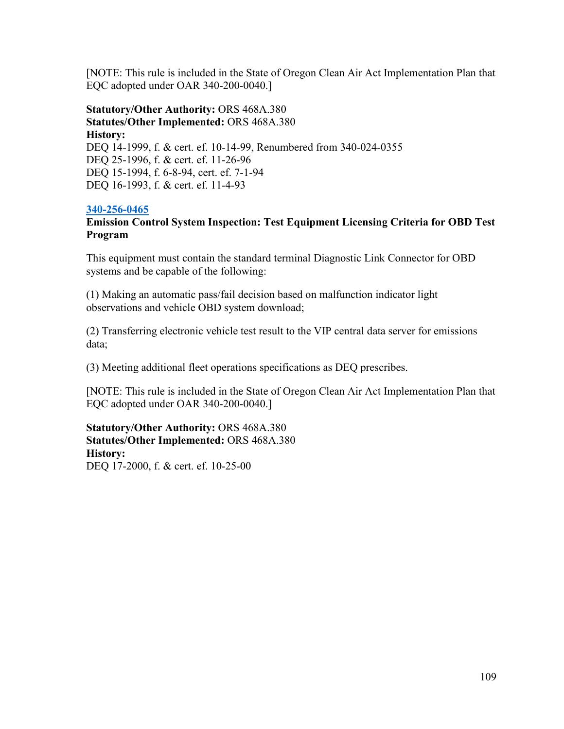[NOTE: This rule is included in the State of Oregon Clean Air Act Implementation Plan that EQC adopted under OAR 340-200-0040.]

**Statutory/Other Authority:** ORS 468A.380
**Statutes/Other Implemented:** ORS 468A.380
**History:**
DEQ 14-1999, f. & cert. ef. 10-14-99, Renumbered from 340-024-0355
DEQ 25-1996, f. & cert. ef. 11-26-96
DEQ 15-1994, f. 6-8-94, cert. ef. 7-1-94
DEQ 16-1993, f. & cert. ef. 11-4-93

**340-256-0465**

**Emission Control System Inspection: Test Equipment Licensing Criteria for OBD Test Program**

This equipment must contain the standard terminal Diagnostic Link Connector for OBD systems and be capable of the following:

(1) Making an automatic pass/fail decision based on malfunction indicator light observations and vehicle OBD system download;

(2) Transferring electronic vehicle test result to the VIP central data server for emissions data;

(3) Meeting additional fleet operations specifications as DEQ prescribes.

[NOTE: This rule is included in the State of Oregon Clean Air Act Implementation Plan that EQC adopted under OAR 340-200-0040.]

**Statutory/Other Authority:** ORS 468A.380
**Statutes/Other Implemented:** ORS 468A.380
**History:**
DEQ 17-2000, f. & cert. ef. 10-25-00